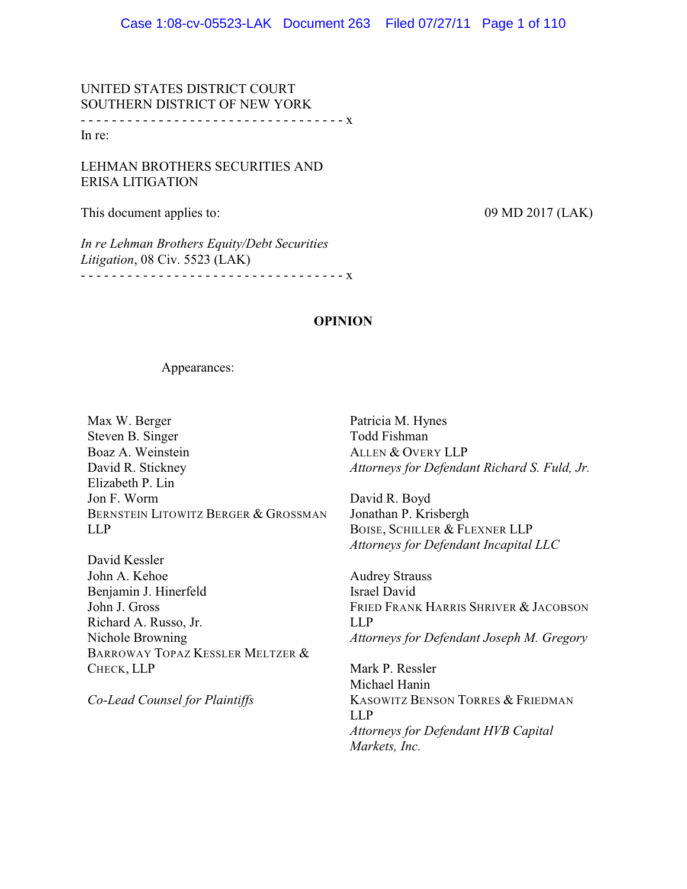UNITED STATES DISTRICT COURT
SOUTHERN DISTRICT OF NEW YORK

- - - - - - - - - - - - - - - - - - - - - - - - - - - - - - - - - - x

In re:

LEHMAN BROTHERS SECURITIES AND ERISA LITIGATION

This document applies to: 09 MD 2017 (LAK)

*In re Lehman Brothers Equity/Debt Securities Litigation*, 08 Civ. 5523 (LAK)

- - - - - - - - - - - - - - - - - - - - - - - - - - - - - - - - - - x

**OPINION**

Appearances:

Max W. Berger
Steven B. Singer
Boaz A. Weinstein
David R. Stickney
Elizabeth P. Lin
Jon F. Worm
BERNSTEIN LITOWITZ BERGER & GROSSMAN LLP

David Kessler
John A. Kehoe
Benjamin J. Hinerfeld
John J. Gross
Richard A. Russo, Jr.
Nichole Browning
BARROWAY TOPAZ KESSLER MELTZER & CHECK, LLP

*Co-Lead Counsel for Plaintiffs*

Patricia M. Hynes
Todd Fishman
ALLEN & OVERY LLP
*Attorneys for Defendant Richard S. Fuld, Jr.*

David R. Boyd
Jonathan P. Krisbergh
BOISE, SCHILLER & FLEXNER LLP
*Attorneys for Defendant Incapital LLC*

Audrey Strauss
Israel David
FRIED FRANK HARRIS SHRIVER & JACOBSON LLP
*Attorneys for Defendant Joseph M. Gregory*

Mark P. Ressler
Michael Hanin
KASOWITZ BENSON TORRES & FRIEDMAN LLP
*Attorneys for Defendant HVB Capital Markets, Inc.*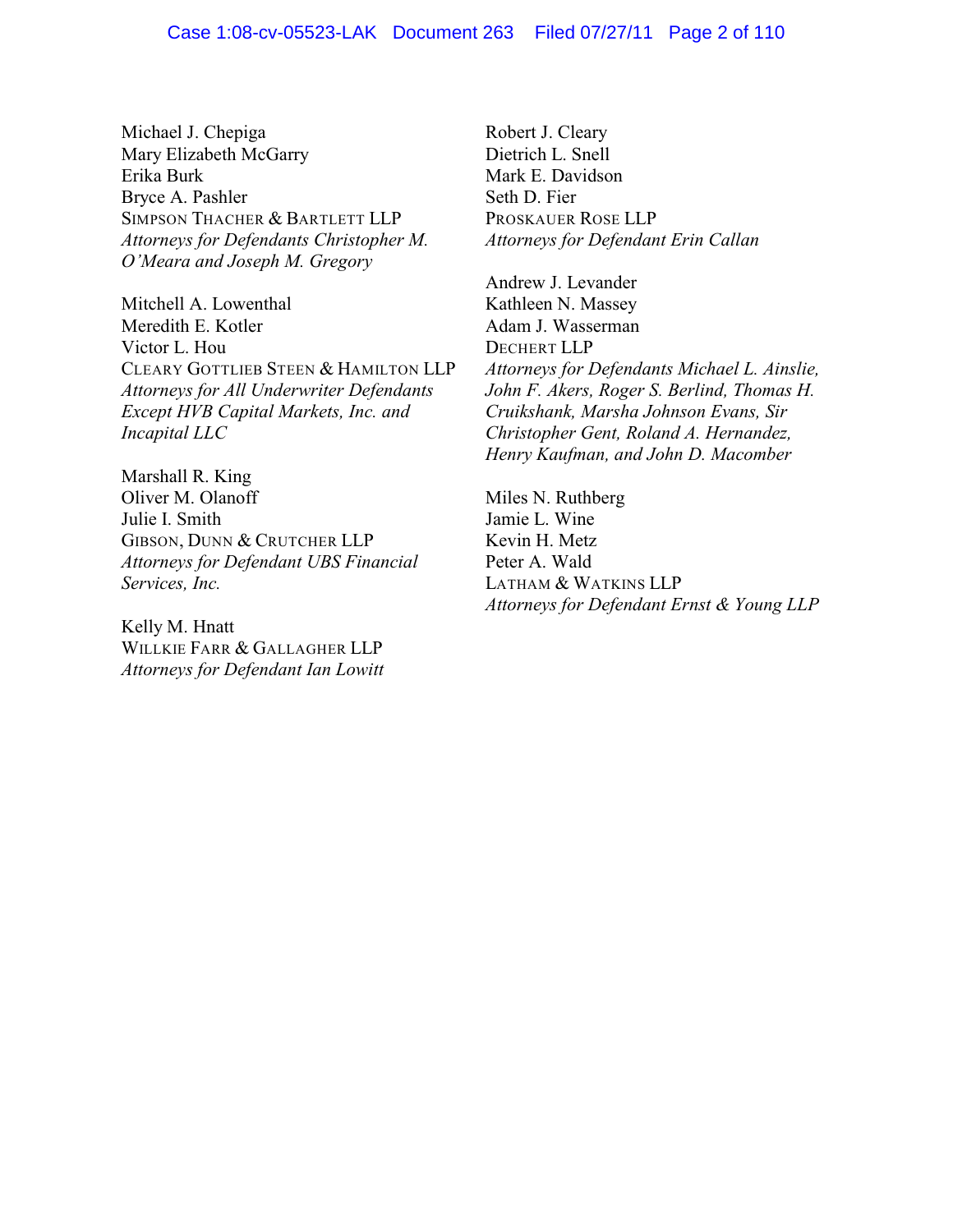Michael J. Chepiga
Mary Elizabeth McGarry
Erika Burk
Bryce A. Pashler
SIMPSON THACHER & BARTLETT LLP
*Attorneys for Defendants Christopher M. O'Meara and Joseph M. Gregory*

Mitchell A. Lowenthal
Meredith E. Kotler
Victor L. Hou
CLEARY GOTTLIEB STEEN & HAMILTON LLP
*Attorneys for All Underwriter Defendants Except HVB Capital Markets, Inc. and Incapital LLC*

Marshall R. King
Oliver M. Olanoff
Julie I. Smith
GIBSON, DUNN & CRUTCHER LLP
*Attorneys for Defendant UBS Financial Services, Inc.*

Kelly M. Hnatt
WILLKIE FARR & GALLAGHER LLP
*Attorneys for Defendant Ian Lowitt*

Robert J. Cleary
Dietrich L. Snell
Mark E. Davidson
Seth D. Fier
PROSKAUER ROSE LLP
*Attorneys for Defendant Erin Callan*

Andrew J. Levander
Kathleen N. Massey
Adam J. Wasserman
DECHERT LLP
*Attorneys for Defendants Michael L. Ainslie, John F. Akers, Roger S. Berlind, Thomas H. Cruikshank, Marsha Johnson Evans, Sir Christopher Gent, Roland A. Hernandez, Henry Kaufman, and John D. Macomber*

Miles N. Ruthberg
Jamie L. Wine
Kevin H. Metz
Peter A. Wald
LATHAM & WATKINS LLP
*Attorneys for Defendant Ernst & Young LLP*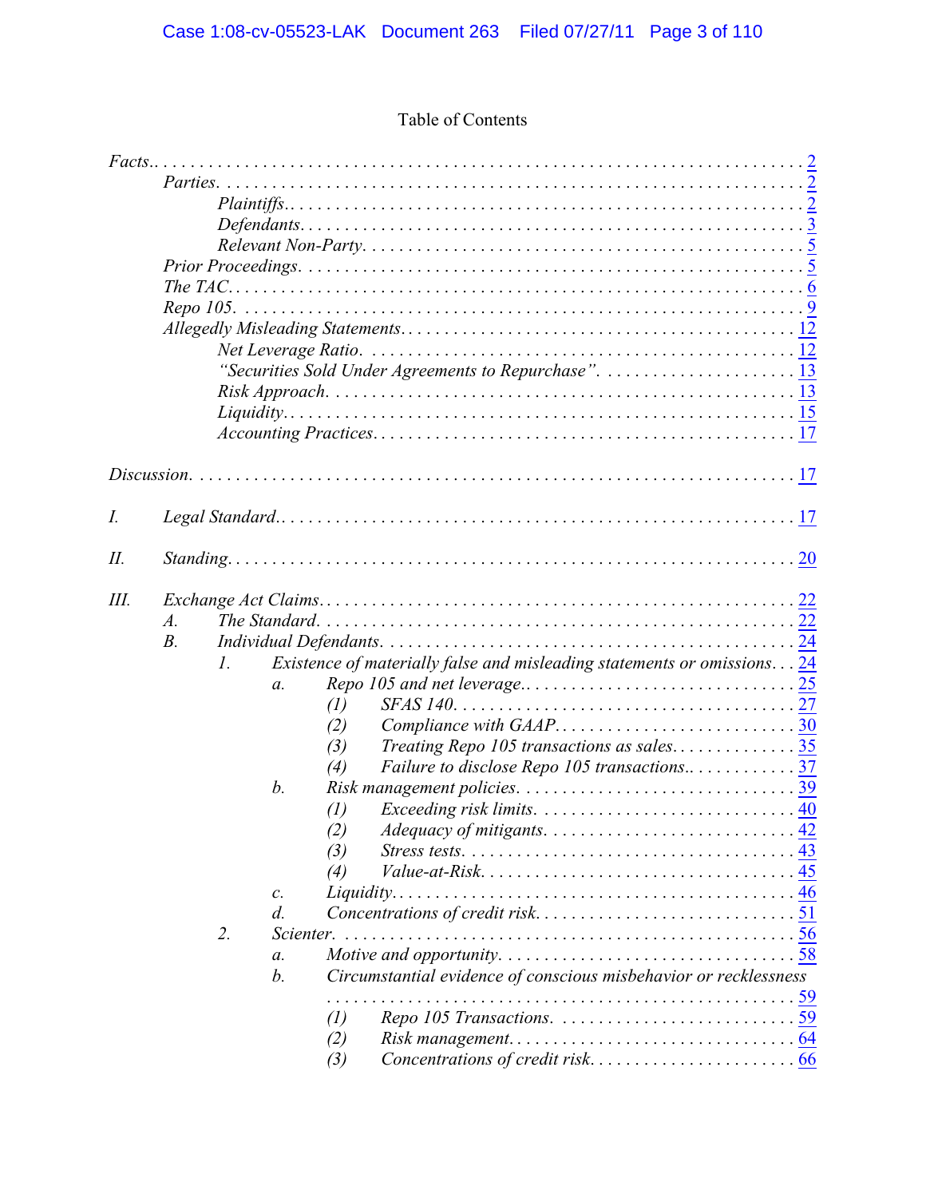Table of Contents

*Facts*.. . . . . . . . . . . . . . . . . . . . . . . . . . . . . . . . . . . . . . . . . . . . . . . . . . . . . . . . . . . . . . . . . . 2
- *Parties*. . . . . . . . . . . . . . . . . . . . . . . . . . . . . . . . . . . . . . . . . . . . . . . . . . . . . . . . . . . . . . . 2
  - *Plaintiffs*.. . . . . . . . . . . . . . . . . . . . . . . . . . . . . . . . . . . . . . . . . . . . . . . . . . . . . . . . 2
  - *Defendants*. . . . . . . . . . . . . . . . . . . . . . . . . . . . . . . . . . . . . . . . . . . . . . . . . . . . . . . 3
  - *Relevant Non-Party*. . . . . . . . . . . . . . . . . . . . . . . . . . . . . . . . . . . . . . . . . . . . . . . . . 5
- *Prior Proceedings*. . . . . . . . . . . . . . . . . . . . . . . . . . . . . . . . . . . . . . . . . . . . . . . . . . . . . 5
- *The TAC*. . . . . . . . . . . . . . . . . . . . . . . . . . . . . . . . . . . . . . . . . . . . . . . . . . . . . . . . . . . . 6
- *Repo 105*. . . . . . . . . . . . . . . . . . . . . . . . . . . . . . . . . . . . . . . . . . . . . . . . . . . . . . . . . . . 9
- *Allegedly Misleading Statements*. . . . . . . . . . . . . . . . . . . . . . . . . . . . . . . . . . . . . . . . . . 12
  - *Net Leverage Ratio*. . . . . . . . . . . . . . . . . . . . . . . . . . . . . . . . . . . . . . . . . . . . . . . . 12
  - *"Securities Sold Under Agreements to Repurchase"*. . . . . . . . . . . . . . . . . . . . . . . 13
  - *Risk Approach*. . . . . . . . . . . . . . . . . . . . . . . . . . . . . . . . . . . . . . . . . . . . . . . . . . . . 13
  - *Liquidity*. . . . . . . . . . . . . . . . . . . . . . . . . . . . . . . . . . . . . . . . . . . . . . . . . . . . . . . . 15
  - *Accounting Practices*. . . . . . . . . . . . . . . . . . . . . . . . . . . . . . . . . . . . . . . . . . . . . . . 17

*Discussion*. . . . . . . . . . . . . . . . . . . . . . . . . . . . . . . . . . . . . . . . . . . . . . . . . . . . . . . . . . . . . . . . 17

*I.* *Legal Standard*.. . . . . . . . . . . . . . . . . . . . . . . . . . . . . . . . . . . . . . . . . . . . . . . . . . . . . . . . . . 17

*II.* *Standing*. . . . . . . . . . . . . . . . . . . . . . . . . . . . . . . . . . . . . . . . . . . . . . . . . . . . . . . . . . . . . . . . 20

*III.* *Exchange Act Claims*. . . . . . . . . . . . . . . . . . . . . . . . . . . . . . . . . . . . . . . . . . . . . . . . . . . . . . 22
- *A.* *The Standard*. . . . . . . . . . . . . . . . . . . . . . . . . . . . . . . . . . . . . . . . . . . . . . . . . . . . . . . . 22
- *B.* *Individual Defendants*. . . . . . . . . . . . . . . . . . . . . . . . . . . . . . . . . . . . . . . . . . . . . . . . . 24
  - *1.* *Existence of materially false and misleading statements or omissions*. . . 24
    - *a.* *Repo 105 and net leverage*.. . . . . . . . . . . . . . . . . . . . . . . . . . . . . . . . 25
      - *(1)* *SFAS 140*. . . . . . . . . . . . . . . . . . . . . . . . . . . . . . . . . . . . . . . . . 27
      - *(2)* *Compliance with GAAP*. . . . . . . . . . . . . . . . . . . . . . . . . . . . . . . 30
      - *(3)* *Treating Repo 105 transactions as sales*. . . . . . . . . . . . . . . 35
      - *(4)* *Failure to disclose Repo 105 transactions*.. . . . . . . . . . . . . 37
    - *b.* *Risk management policies*. . . . . . . . . . . . . . . . . . . . . . . . . . . . . . . . 39
      - *(1)* *Exceeding risk limits*. . . . . . . . . . . . . . . . . . . . . . . . . . . . . . . . 40
      - *(2)* *Adequacy of mitigants*. . . . . . . . . . . . . . . . . . . . . . . . . . . . . . . 42
      - *(3)* *Stress tests*. . . . . . . . . . . . . . . . . . . . . . . . . . . . . . . . . . . . . . . . 43
      - *(4)* *Value-at-Risk*. . . . . . . . . . . . . . . . . . . . . . . . . . . . . . . . . . . . . . 45
    - *c.* *Liquidity*. . . . . . . . . . . . . . . . . . . . . . . . . . . . . . . . . . . . . . . . . . . . . . 46
    - *d.* *Concentrations of credit risk*. . . . . . . . . . . . . . . . . . . . . . . . . . . . . . 51
  - *2.* *Scienter*. . . . . . . . . . . . . . . . . . . . . . . . . . . . . . . . . . . . . . . . . . . . . . . . . . . . . 56
    - *a.* *Motive and opportunity*. . . . . . . . . . . . . . . . . . . . . . . . . . . . . . . . . . . 58
    - *b.* *Circumstantial evidence of conscious misbehavior or recklessness* . . . . . . . . . . . . . . . . . . . . . . . . . . . . . . . . . . . . . . . . . . . . . . . . . . . . . 59
      - *(1)* *Repo 105 Transactions*. . . . . . . . . . . . . . . . . . . . . . . . . . . . . . . 59
      - *(2)* *Risk management*. . . . . . . . . . . . . . . . . . . . . . . . . . . . . . . . . . . 64
      - *(3)* *Concentrations of credit risk*. . . . . . . . . . . . . . . . . . . . . . . . 66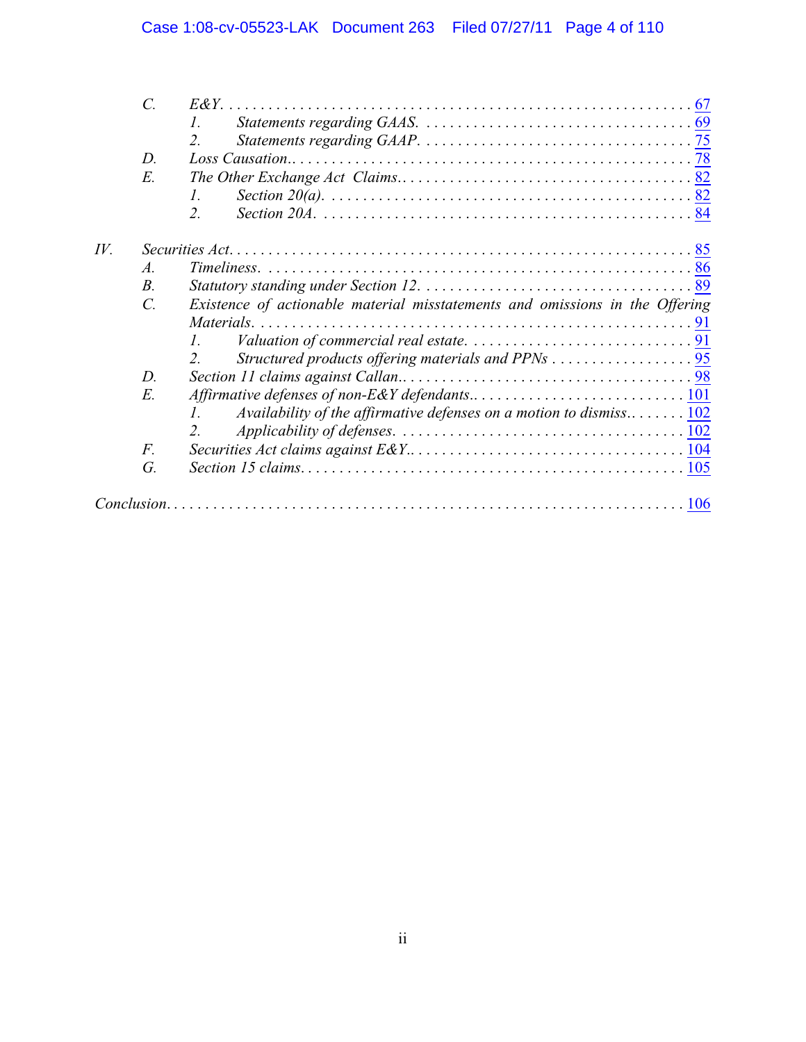- C. *E&Y.* .......... 67
  - 1. *Statements regarding GAAS.* .......... 69
  - 2. *Statements regarding GAAP.* .......... 75
- D. *Loss Causation.* .......... 78
- E. *The Other Exchange Act Claims.* .......... 82
  - 1. *Section 20(a).* .......... 82
  - 2. *Section 20A.* .......... 84

IV. *Securities Act.* .......... 85

- A. *Timeliness.* .......... 86
- B. *Statutory standing under Section 12.* .......... 89
- C. *Existence of actionable material misstatements and omissions in the Offering Materials.* .......... 91
  - 1. *Valuation of commercial real estate.* .......... 91
  - 2. *Structured products offering materials and PPNs* .......... 95
- D. *Section 11 claims against Callan.* .......... 98
- E. *Affirmative defenses of non-E&Y defendants.* .......... 101
  - 1. *Availability of the affirmative defenses on a motion to dismiss.* .......... 102
  - 2. *Applicability of defenses.* .......... 102
- F. *Securities Act claims against E&Y.* .......... 104
- G. *Section 15 claims.* .......... 105

*Conclusion.* .......... 106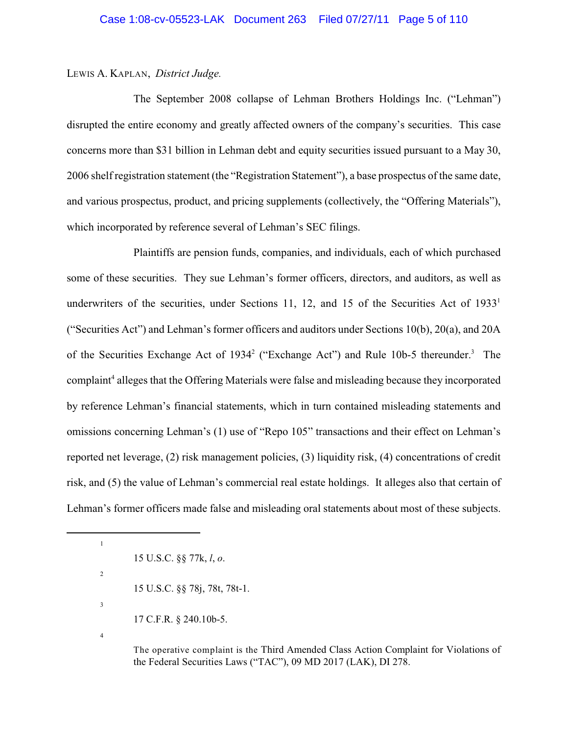LEWIS A. KAPLAN, *District Judge.*

The September 2008 collapse of Lehman Brothers Holdings Inc. ("Lehman") disrupted the entire economy and greatly affected owners of the company's securities. This case concerns more than $31 billion in Lehman debt and equity securities issued pursuant to a May 30, 2006 shelf registration statement (the "Registration Statement"), a base prospectus of the same date, and various prospectus, product, and pricing supplements (collectively, the "Offering Materials"), which incorporated by reference several of Lehman's SEC filings.

Plaintiffs are pension funds, companies, and individuals, each of which purchased some of these securities. They sue Lehman's former officers, directors, and auditors, as well as underwriters of the securities, under Sections 11, 12, and 15 of the Securities Act of 1933[1] ("Securities Act") and Lehman's former officers and auditors under Sections 10(b), 20(a), and 20A of the Securities Exchange Act of 1934[2] ("Exchange Act") and Rule 10b-5 thereunder.[3] The complaint[4] alleges that the Offering Materials were false and misleading because they incorporated by reference Lehman's financial statements, which in turn contained misleading statements and omissions concerning Lehman's (1) use of "Repo 105" transactions and their effect on Lehman's reported net leverage, (2) risk management policies, (3) liquidity risk, (4) concentrations of credit risk, and (5) the value of Lehman's commercial real estate holdings. It alleges also that certain of Lehman's former officers made false and misleading oral statements about most of these subjects.

---

[1] 15 U.S.C. §§ 77k, *l*, *o*.

[2] 15 U.S.C. §§ 78j, 78t, 78t-1.

[3] 17 C.F.R. § 240.10b-5.

[4] The operative complaint is the Third Amended Class Action Complaint for Violations of the Federal Securities Laws ("TAC"), 09 MD 2017 (LAK), DI 278.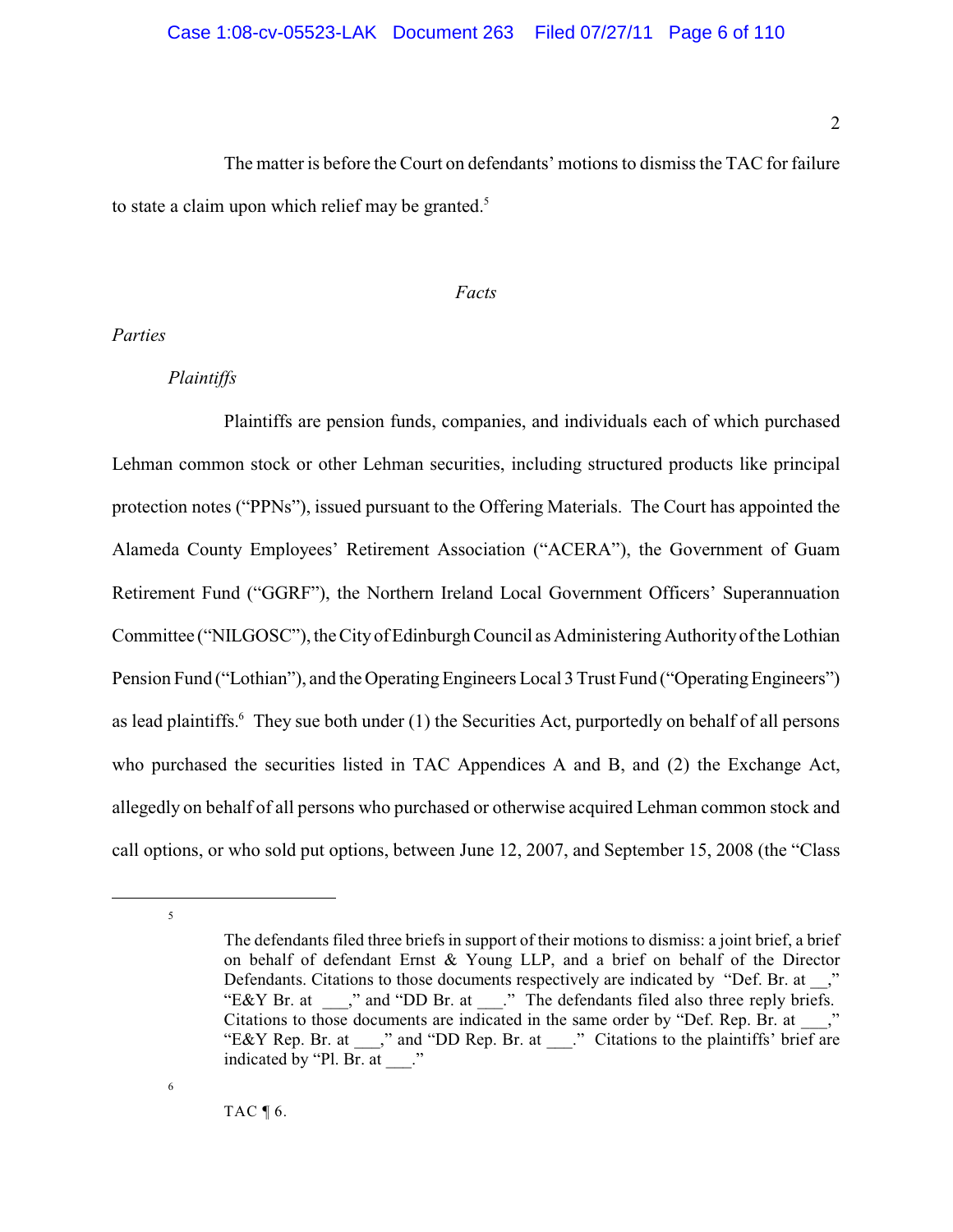The matter is before the Court on defendants' motions to dismiss the TAC for failure to state a claim upon which relief may be granted.[5]

## *Facts*

### *Parties*

#### *Plaintiffs*

Plaintiffs are pension funds, companies, and individuals each of which purchased Lehman common stock or other Lehman securities, including structured products like principal protection notes ("PPNs"), issued pursuant to the Offering Materials. The Court has appointed the Alameda County Employees' Retirement Association ("ACERA"), the Government of Guam Retirement Fund ("GGRF"), the Northern Ireland Local Government Officers' Superannuation Committee ("NILGOSC"), the City of Edinburgh Council as Administering Authority of the Lothian Pension Fund ("Lothian"), and the Operating Engineers Local 3 Trust Fund ("Operating Engineers") as lead plaintiffs.[6] They sue both under (1) the Securities Act, purportedly on behalf of all persons who purchased the securities listed in TAC Appendices A and B, and (2) the Exchange Act, allegedly on behalf of all persons who purchased or otherwise acquired Lehman common stock and call options, or who sold put options, between June 12, 2007, and September 15, 2008 (the "Class

---

[5] The defendants filed three briefs in support of their motions to dismiss: a joint brief, a brief on behalf of defendant Ernst & Young LLP, and a brief on behalf of the Director Defendants. Citations to those documents respectively are indicated by "Def. Br. at __," "E&Y Br. at ___," and "DD Br. at ___." The defendants filed also three reply briefs. Citations to those documents are indicated in the same order by "Def. Rep. Br. at ___," "E&Y Rep. Br. at ___," and "DD Rep. Br. at ___." Citations to the plaintiffs' brief are indicated by "Pl. Br. at ___."

[6] TAC ¶ 6.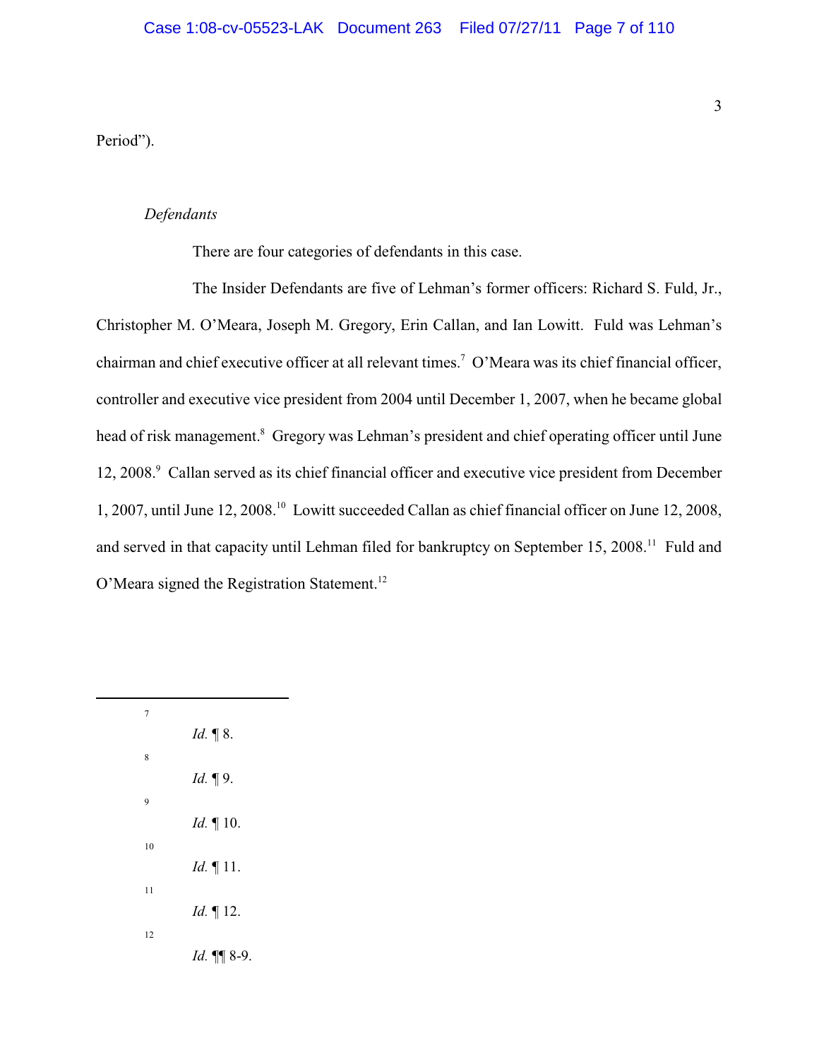Period").

*Defendants*

There are four categories of defendants in this case.

The Insider Defendants are five of Lehman's former officers: Richard S. Fuld, Jr., Christopher M. O'Meara, Joseph M. Gregory, Erin Callan, and Ian Lowitt. Fuld was Lehman's chairman and chief executive officer at all relevant times.[7] O'Meara was its chief financial officer, controller and executive vice president from 2004 until December 1, 2007, when he became global head of risk management.[8] Gregory was Lehman's president and chief operating officer until June 12, 2008.[9] Callan served as its chief financial officer and executive vice president from December 1, 2007, until June 12, 2008.[10] Lowitt succeeded Callan as chief financial officer on June 12, 2008, and served in that capacity until Lehman filed for bankruptcy on September 15, 2008.[11] Fuld and O'Meara signed the Registration Statement.[12]

---

[7] *Id.* ¶ 8.

[8] *Id.* ¶ 9.

[9] *Id.* ¶ 10.

[10] *Id.* ¶ 11.

[11] *Id.* ¶ 12.

[12] *Id.* ¶¶ 8-9.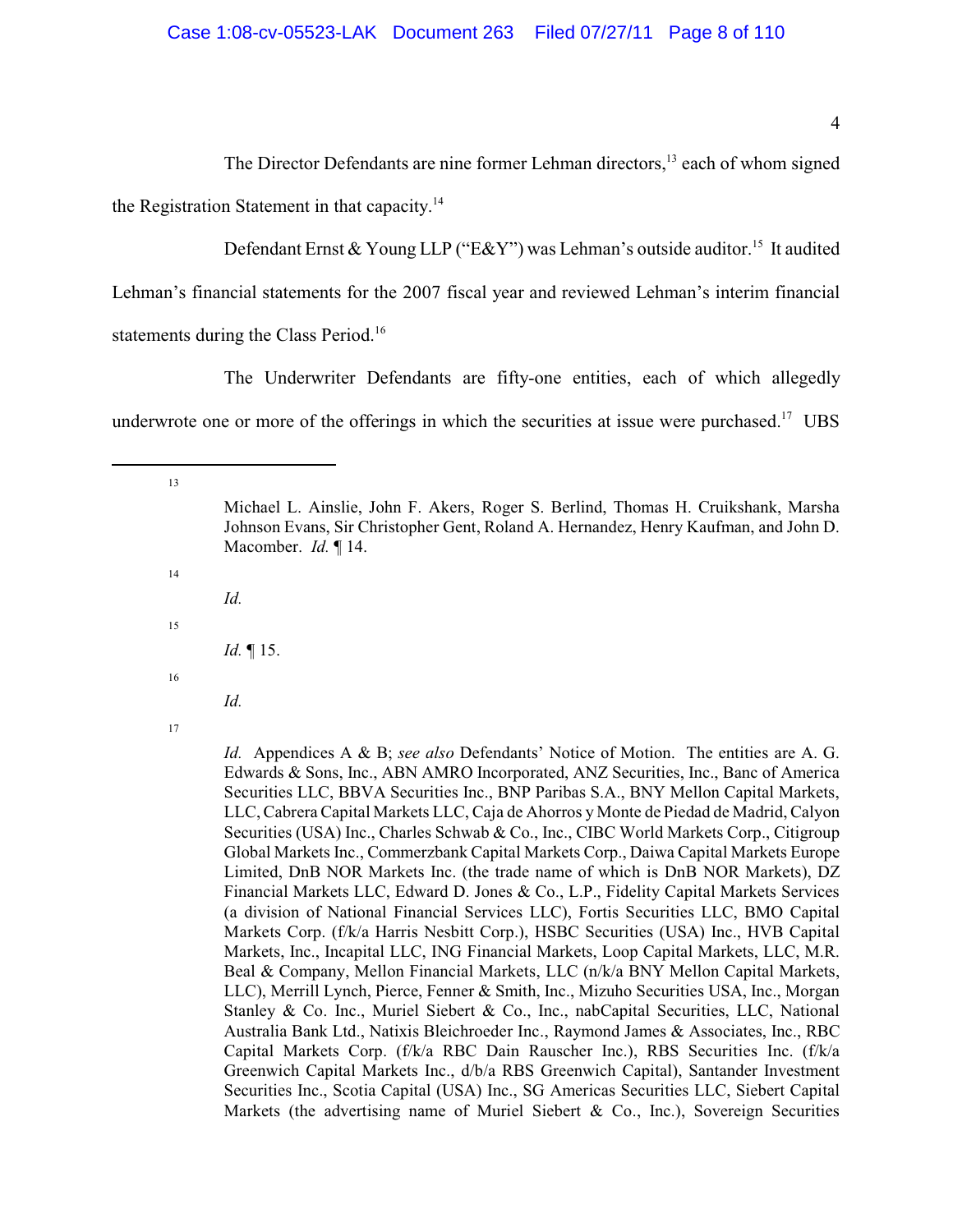The Director Defendants are nine former Lehman directors,[13] each of whom signed the Registration Statement in that capacity.[14]

Defendant Ernst & Young LLP ("E&Y") was Lehman's outside auditor.[15] It audited Lehman's financial statements for the 2007 fiscal year and reviewed Lehman's interim financial statements during the Class Period.[16]

The Underwriter Defendants are fifty-one entities, each of which allegedly underwrote one or more of the offerings in which the securities at issue were purchased.[17] UBS

---

[13] Michael L. Ainslie, John F. Akers, Roger S. Berlind, Thomas H. Cruikshank, Marsha Johnson Evans, Sir Christopher Gent, Roland A. Hernandez, Henry Kaufman, and John D. Macomber. *Id.* ¶ 14.

[14] *Id.*

[15] *Id.* ¶ 15.

[16] *Id.*

[17] *Id.* Appendices A & B; *see also* Defendants' Notice of Motion. The entities are A. G. Edwards & Sons, Inc., ABN AMRO Incorporated, ANZ Securities, Inc., Banc of America Securities LLC, BBVA Securities Inc., BNP Paribas S.A., BNY Mellon Capital Markets, LLC, Cabrera Capital Markets LLC, Caja de Ahorros y Monte de Piedad de Madrid, Calyon Securities (USA) Inc., Charles Schwab & Co., Inc., CIBC World Markets Corp., Citigroup Global Markets Inc., Commerzbank Capital Markets Corp., Daiwa Capital Markets Europe Limited, DnB NOR Markets Inc. (the trade name of which is DnB NOR Markets), DZ Financial Markets LLC, Edward D. Jones & Co., L.P., Fidelity Capital Markets Services (a division of National Financial Services LLC), Fortis Securities LLC, BMO Capital Markets Corp. (f/k/a Harris Nesbitt Corp.), HSBC Securities (USA) Inc., HVB Capital Markets, Inc., Incapital LLC, ING Financial Markets, Loop Capital Markets, LLC, M.R. Beal & Company, Mellon Financial Markets, LLC (n/k/a BNY Mellon Capital Markets, LLC), Merrill Lynch, Pierce, Fenner & Smith, Inc., Mizuho Securities USA, Inc., Morgan Stanley & Co. Inc., Muriel Siebert & Co., Inc., nabCapital Securities, LLC, National Australia Bank Ltd., Natixis Bleichroeder Inc., Raymond James & Associates, Inc., RBC Capital Markets Corp. (f/k/a RBC Dain Rauscher Inc.), RBS Securities Inc. (f/k/a Greenwich Capital Markets Inc., d/b/a RBS Greenwich Capital), Santander Investment Securities Inc., Scotia Capital (USA) Inc., SG Americas Securities LLC, Siebert Capital Markets (the advertising name of Muriel Siebert & Co., Inc.), Sovereign Securities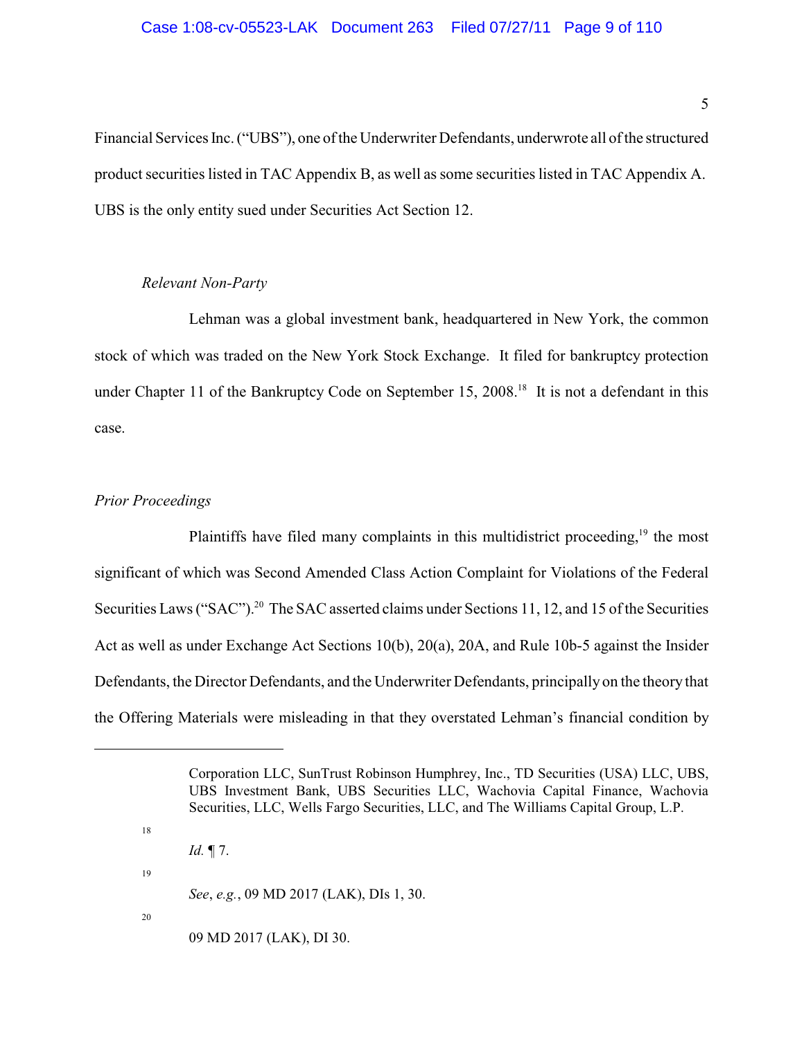Financial Services Inc. ("UBS"), one of the Underwriter Defendants, underwrote all of the structured product securities listed in TAC Appendix B, as well as some securities listed in TAC Appendix A. UBS is the only entity sued under Securities Act Section 12.

*Relevant Non-Party*

Lehman was a global investment bank, headquartered in New York, the common stock of which was traded on the New York Stock Exchange. It filed for bankruptcy protection under Chapter 11 of the Bankruptcy Code on September 15, 2008.[18] It is not a defendant in this case.

*Prior Proceedings*

Plaintiffs have filed many complaints in this multidistrict proceeding,[19] the most significant of which was Second Amended Class Action Complaint for Violations of the Federal Securities Laws ("SAC").[20] The SAC asserted claims under Sections 11, 12, and 15 of the Securities Act as well as under Exchange Act Sections 10(b), 20(a), 20A, and Rule 10b-5 against the Insider Defendants, the Director Defendants, and the Underwriter Defendants, principally on the theory that the Offering Materials were misleading in that they overstated Lehman's financial condition by

---

Corporation LLC, SunTrust Robinson Humphrey, Inc., TD Securities (USA) LLC, UBS, UBS Investment Bank, UBS Securities LLC, Wachovia Capital Finance, Wachovia Securities, LLC, Wells Fargo Securities, LLC, and The Williams Capital Group, L.P.

[18] *Id.* ¶ 7.

[19] *See*, *e.g.*, 09 MD 2017 (LAK), DIs 1, 30.

[20] 09 MD 2017 (LAK), DI 30.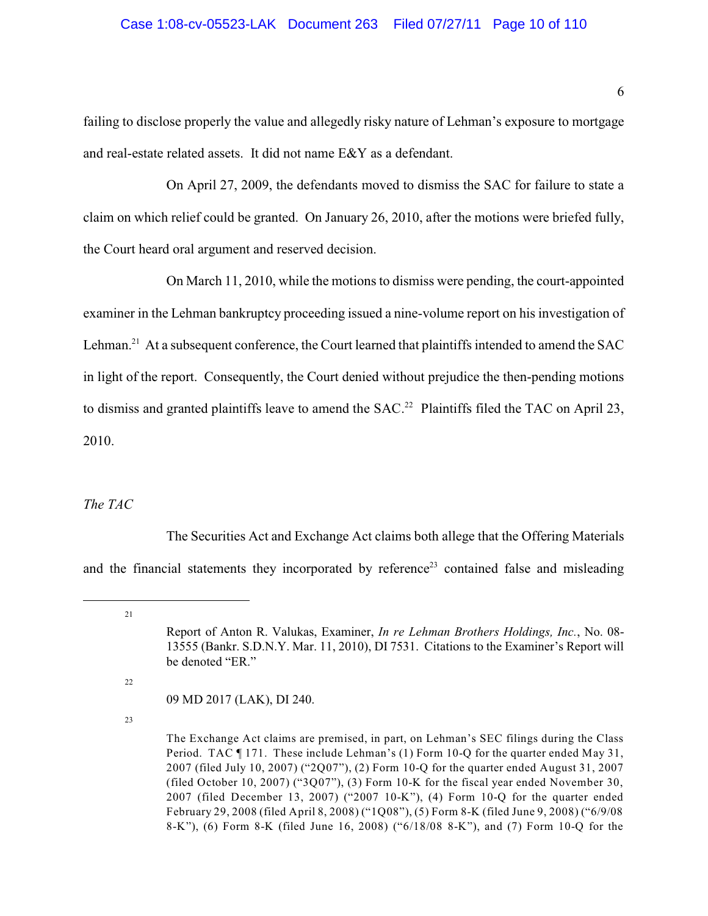failing to disclose properly the value and allegedly risky nature of Lehman's exposure to mortgage and real-estate related assets. It did not name E&Y as a defendant.

On April 27, 2009, the defendants moved to dismiss the SAC for failure to state a claim on which relief could be granted. On January 26, 2010, after the motions were briefed fully, the Court heard oral argument and reserved decision.

On March 11, 2010, while the motions to dismiss were pending, the court-appointed examiner in the Lehman bankruptcy proceeding issued a nine-volume report on his investigation of Lehman.[21] At a subsequent conference, the Court learned that plaintiffs intended to amend the SAC in light of the report. Consequently, the Court denied without prejudice the then-pending motions to dismiss and granted plaintiffs leave to amend the SAC.[22] Plaintiffs filed the TAC on April 23, 2010.

*The TAC*

The Securities Act and Exchange Act claims both allege that the Offering Materials and the financial statements they incorporated by reference[23] contained false and misleading

---

[21] Report of Anton R. Valukas, Examiner, *In re Lehman Brothers Holdings, Inc.*, No. 08-13555 (Bankr. S.D.N.Y. Mar. 11, 2010), DI 7531. Citations to the Examiner's Report will be denoted "ER."

[22] 09 MD 2017 (LAK), DI 240.

[23] The Exchange Act claims are premised, in part, on Lehman's SEC filings during the Class Period. TAC ¶ 171. These include Lehman's (1) Form 10-Q for the quarter ended May 31, 2007 (filed July 10, 2007) ("2Q07"), (2) Form 10-Q for the quarter ended August 31, 2007 (filed October 10, 2007) ("3Q07"), (3) Form 10-K for the fiscal year ended November 30, 2007 (filed December 13, 2007) ("2007 10-K"), (4) Form 10-Q for the quarter ended February 29, 2008 (filed April 8, 2008) ("1Q08"), (5) Form 8-K (filed June 9, 2008) ("6/9/08 8-K"), (6) Form 8-K (filed June 16, 2008) ("6/18/08 8-K"), and (7) Form 10-Q for the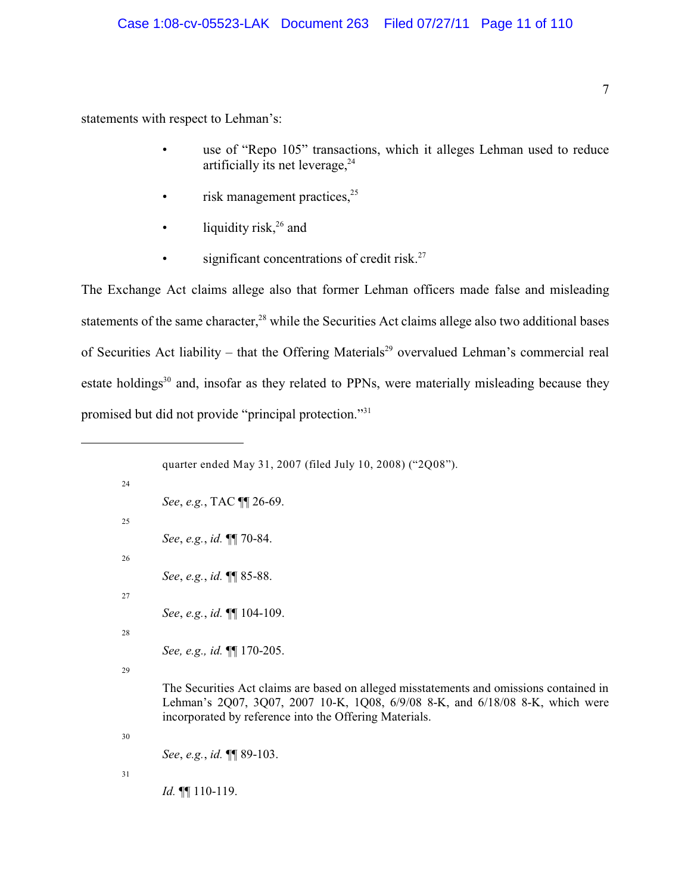statements with respect to Lehman's:

- use of "Repo 105" transactions, which it alleges Lehman used to reduce artificially its net leverage,[24]
- risk management practices,[25]
- liquidity risk,[26] and
- significant concentrations of credit risk.[27]

The Exchange Act claims allege also that former Lehman officers made false and misleading statements of the same character,[28] while the Securities Act claims allege also two additional bases of Securities Act liability – that the Offering Materials[29] overvalued Lehman's commercial real estate holdings[30] and, insofar as they related to PPNs, were materially misleading because they promised but did not provide "principal protection."[31]

---

quarter ended May 31, 2007 (filed July 10, 2008) ("2Q08").

[24] *See*, *e.g.*, TAC ¶¶ 26-69.

[25] *See*, *e.g.*, *id.* ¶¶ 70-84.

[26] *See*, *e.g.*, *id.* ¶¶ 85-88.

[27] *See*, *e.g.*, *id.* ¶¶ 104-109.

[28] *See, e.g., id.* ¶¶ 170-205.

[29] The Securities Act claims are based on alleged misstatements and omissions contained in Lehman's 2Q07, 3Q07, 2007 10-K, 1Q08, 6/9/08 8-K, and 6/18/08 8-K, which were incorporated by reference into the Offering Materials.

[30] *See*, *e.g.*, *id.* ¶¶ 89-103.

[31] *Id.* ¶¶ 110-119.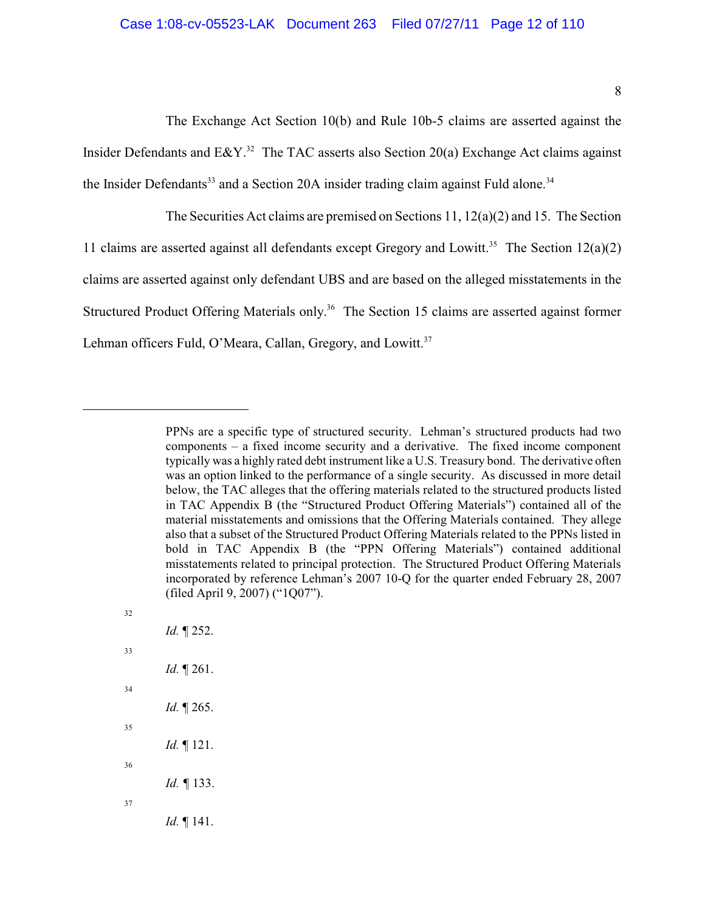The Exchange Act Section 10(b) and Rule 10b-5 claims are asserted against the Insider Defendants and E&Y.[32] The TAC asserts also Section 20(a) Exchange Act claims against the Insider Defendants[33] and a Section 20A insider trading claim against Fuld alone.[34]

The Securities Act claims are premised on Sections 11, 12(a)(2) and 15. The Section 11 claims are asserted against all defendants except Gregory and Lowitt.[35] The Section 12(a)(2) claims are asserted against only defendant UBS and are based on the alleged misstatements in the Structured Product Offering Materials only.[36] The Section 15 claims are asserted against former Lehman officers Fuld, O'Meara, Callan, Gregory, and Lowitt.[37]

---

PPNs are a specific type of structured security. Lehman's structured products had two components – a fixed income security and a derivative. The fixed income component typically was a highly rated debt instrument like a U.S. Treasury bond. The derivative often was an option linked to the performance of a single security. As discussed in more detail below, the TAC alleges that the offering materials related to the structured products listed in TAC Appendix B (the "Structured Product Offering Materials") contained all of the material misstatements and omissions that the Offering Materials contained. They allege also that a subset of the Structured Product Offering Materials related to the PPNs listed in bold in TAC Appendix B (the "PPN Offering Materials") contained additional misstatements related to principal protection. The Structured Product Offering Materials incorporated by reference Lehman's 2007 10-Q for the quarter ended February 28, 2007 (filed April 9, 2007) ("1Q07").

[32] *Id.* ¶ 252.

[33] *Id.* ¶ 261.

[34] *Id.* ¶ 265.

[35] *Id.* ¶ 121.

[36] *Id.* ¶ 133.

[37] *Id.* ¶ 141.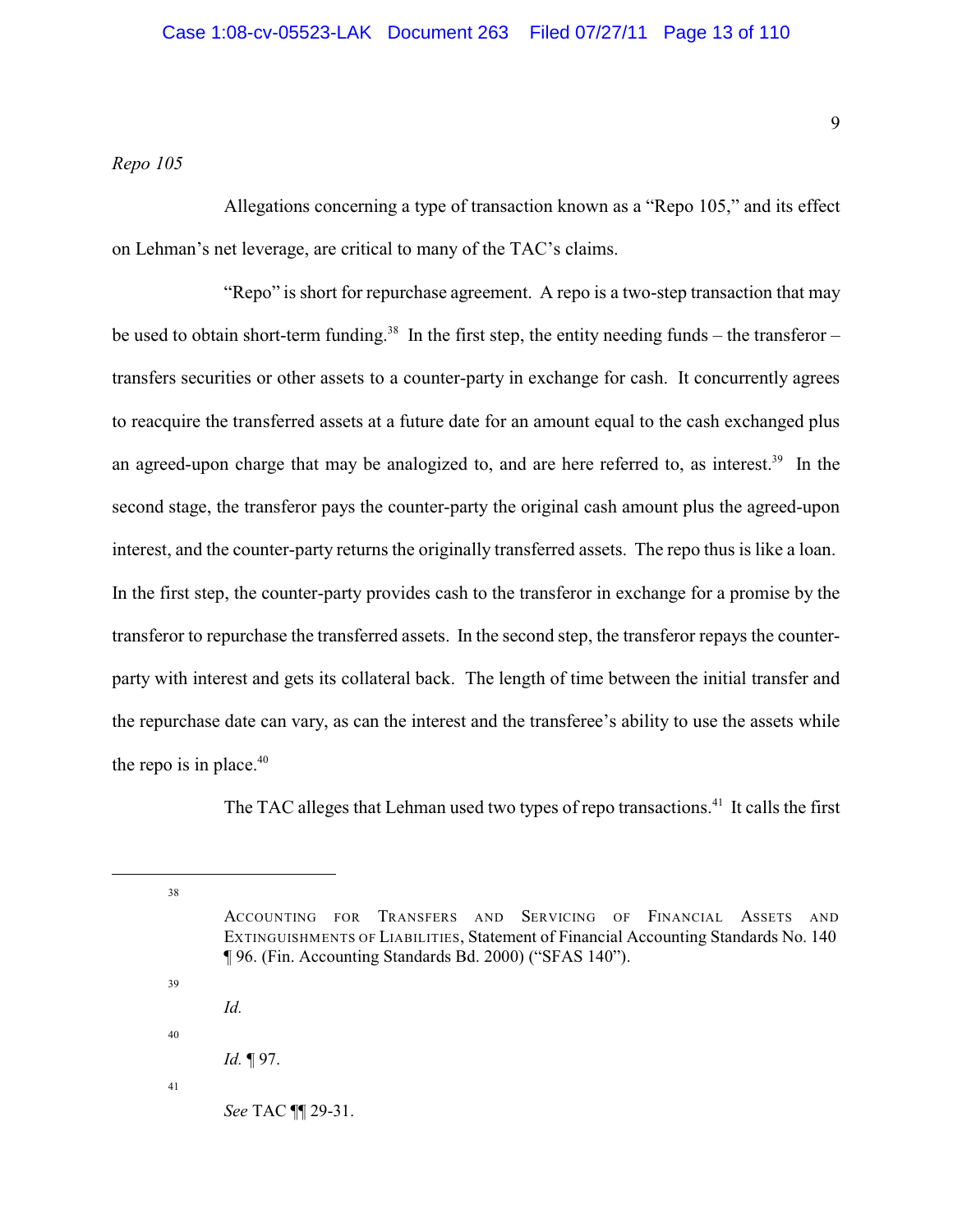*Repo 105*

Allegations concerning a type of transaction known as a "Repo 105," and its effect on Lehman's net leverage, are critical to many of the TAC's claims.

"Repo" is short for repurchase agreement. A repo is a two-step transaction that may be used to obtain short-term funding.[38] In the first step, the entity needing funds – the transferor – transfers securities or other assets to a counter-party in exchange for cash. It concurrently agrees to reacquire the transferred assets at a future date for an amount equal to the cash exchanged plus an agreed-upon charge that may be analogized to, and are here referred to, as interest.[39] In the second stage, the transferor pays the counter-party the original cash amount plus the agreed-upon interest, and the counter-party returns the originally transferred assets. The repo thus is like a loan. In the first step, the counter-party provides cash to the transferor in exchange for a promise by the transferor to repurchase the transferred assets. In the second step, the transferor repays the counter-party with interest and gets its collateral back. The length of time between the initial transfer and the repurchase date can vary, as can the interest and the transferee's ability to use the assets while the repo is in place.[40]

The TAC alleges that Lehman used two types of repo transactions.[41] It calls the first

---

[38] ACCOUNTING FOR TRANSFERS AND SERVICING OF FINANCIAL ASSETS AND EXTINGUISHMENTS OF LIABILITIES, Statement of Financial Accounting Standards No. 140 ¶ 96. (Fin. Accounting Standards Bd. 2000) ("SFAS 140").

[39] *Id.*

[40] *Id.* ¶ 97.

[41] *See* TAC ¶¶ 29-31.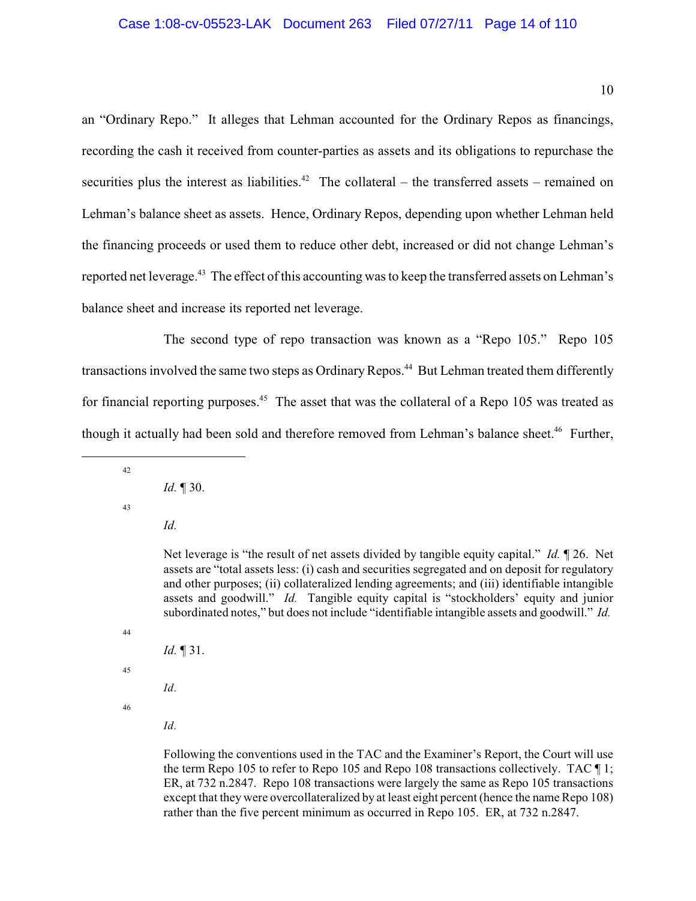an "Ordinary Repo." It alleges that Lehman accounted for the Ordinary Repos as financings, recording the cash it received from counter-parties as assets and its obligations to repurchase the securities plus the interest as liabilities.[42] The collateral – the transferred assets – remained on Lehman's balance sheet as assets. Hence, Ordinary Repos, depending upon whether Lehman held the financing proceeds or used them to reduce other debt, increased or did not change Lehman's reported net leverage.[43] The effect of this accounting was to keep the transferred assets on Lehman's balance sheet and increase its reported net leverage.

The second type of repo transaction was known as a "Repo 105." Repo 105 transactions involved the same two steps as Ordinary Repos.[44] But Lehman treated them differently for financial reporting purposes.[45] The asset that was the collateral of a Repo 105 was treated as though it actually had been sold and therefore removed from Lehman's balance sheet.[46] Further,

---

[42] *Id.* ¶ 30.

[43] *Id.*

Net leverage is "the result of net assets divided by tangible equity capital." *Id.* ¶ 26. Net assets are "total assets less: (i) cash and securities segregated and on deposit for regulatory and other purposes; (ii) collateralized lending agreements; and (iii) identifiable intangible assets and goodwill." *Id.* Tangible equity capital is "stockholders' equity and junior subordinated notes," but does not include "identifiable intangible assets and goodwill." *Id.*

[44] *Id.* ¶ 31.

[45] *Id.*

[46] *Id.*

Following the conventions used in the TAC and the Examiner's Report, the Court will use the term Repo 105 to refer to Repo 105 and Repo 108 transactions collectively. TAC ¶ 1; ER, at 732 n.2847. Repo 108 transactions were largely the same as Repo 105 transactions except that they were overcollateralized by at least eight percent (hence the name Repo 108) rather than the five percent minimum as occurred in Repo 105. ER, at 732 n.2847.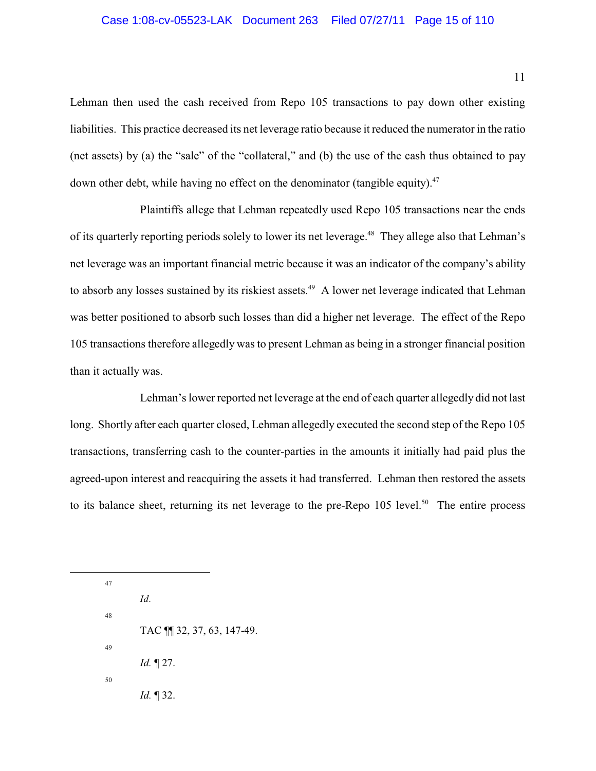Lehman then used the cash received from Repo 105 transactions to pay down other existing liabilities. This practice decreased its net leverage ratio because it reduced the numerator in the ratio (net assets) by (a) the "sale" of the "collateral," and (b) the use of the cash thus obtained to pay down other debt, while having no effect on the denominator (tangible equity).[47]

Plaintiffs allege that Lehman repeatedly used Repo 105 transactions near the ends of its quarterly reporting periods solely to lower its net leverage.[48] They allege also that Lehman's net leverage was an important financial metric because it was an indicator of the company's ability to absorb any losses sustained by its riskiest assets.[49] A lower net leverage indicated that Lehman was better positioned to absorb such losses than did a higher net leverage. The effect of the Repo 105 transactions therefore allegedly was to present Lehman as being in a stronger financial position than it actually was.

Lehman's lower reported net leverage at the end of each quarter allegedly did not last long. Shortly after each quarter closed, Lehman allegedly executed the second step of the Repo 105 transactions, transferring cash to the counter-parties in the amounts it initially had paid plus the agreed-upon interest and reacquiring the assets it had transferred. Lehman then restored the assets to its balance sheet, returning its net leverage to the pre-Repo 105 level.[50] The entire process

---

[47] *Id.*

[48] TAC ¶¶ 32, 37, 63, 147-49.

[49] *Id.* ¶ 27.

[50] *Id.* ¶ 32.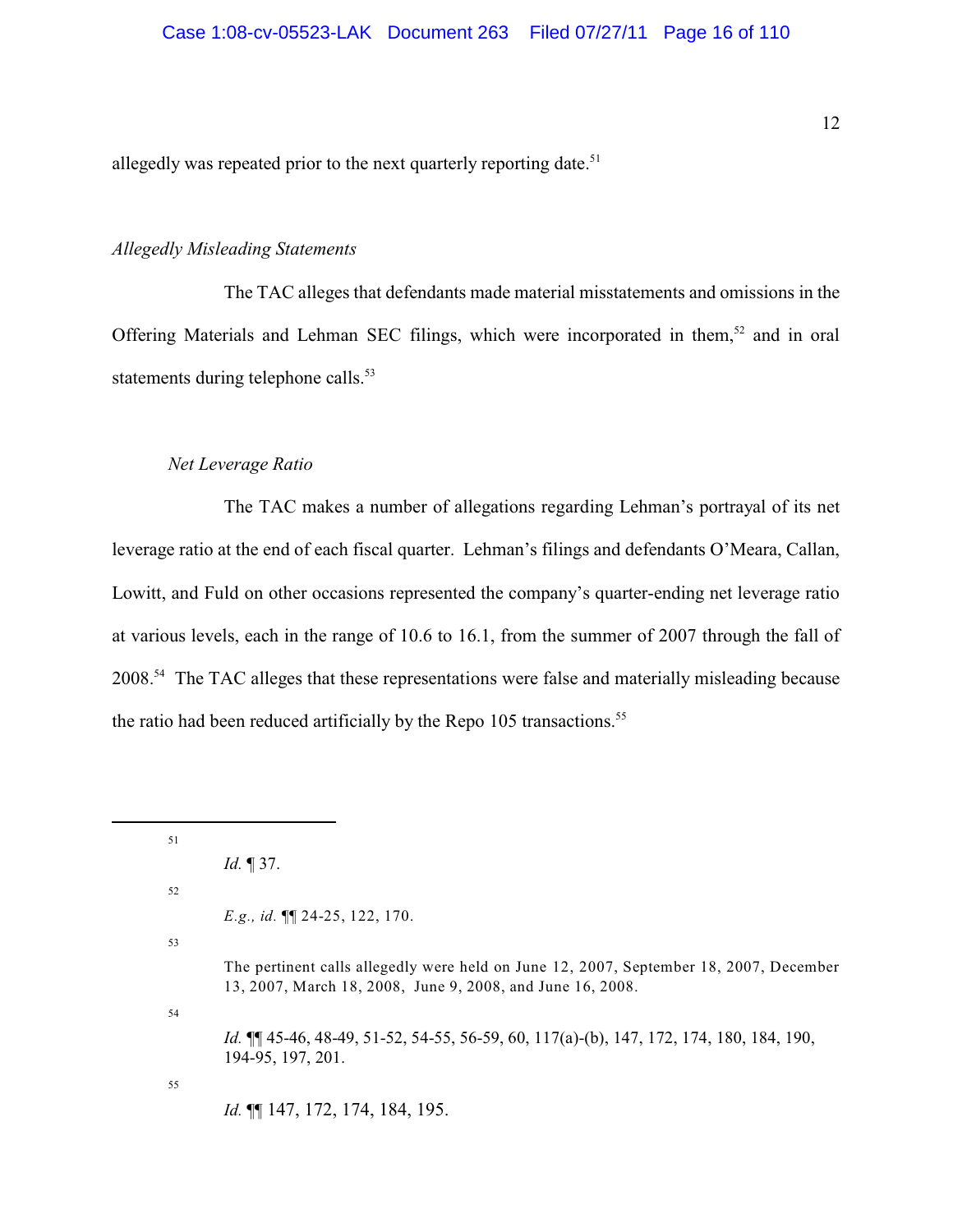allegedly was repeated prior to the next quarterly reporting date.[51]

*Allegedly Misleading Statements*

The TAC alleges that defendants made material misstatements and omissions in the Offering Materials and Lehman SEC filings, which were incorporated in them,[52] and in oral statements during telephone calls.[53]

*Net Leverage Ratio*

The TAC makes a number of allegations regarding Lehman's portrayal of its net leverage ratio at the end of each fiscal quarter. Lehman's filings and defendants O'Meara, Callan, Lowitt, and Fuld on other occasions represented the company's quarter-ending net leverage ratio at various levels, each in the range of 10.6 to 16.1, from the summer of 2007 through the fall of 2008.[54] The TAC alleges that these representations were false and materially misleading because the ratio had been reduced artificially by the Repo 105 transactions.[55]

---

[51] *Id.* ¶ 37.

[52] *E.g., id.* ¶¶ 24-25, 122, 170.

[53] The pertinent calls allegedly were held on June 12, 2007, September 18, 2007, December 13, 2007, March 18, 2008, June 9, 2008, and June 16, 2008.

[54] *Id.* ¶¶ 45-46, 48-49, 51-52, 54-55, 56-59, 60, 117(a)-(b), 147, 172, 174, 180, 184, 190, 194-95, 197, 201.

[55] *Id.* ¶¶ 147, 172, 174, 184, 195.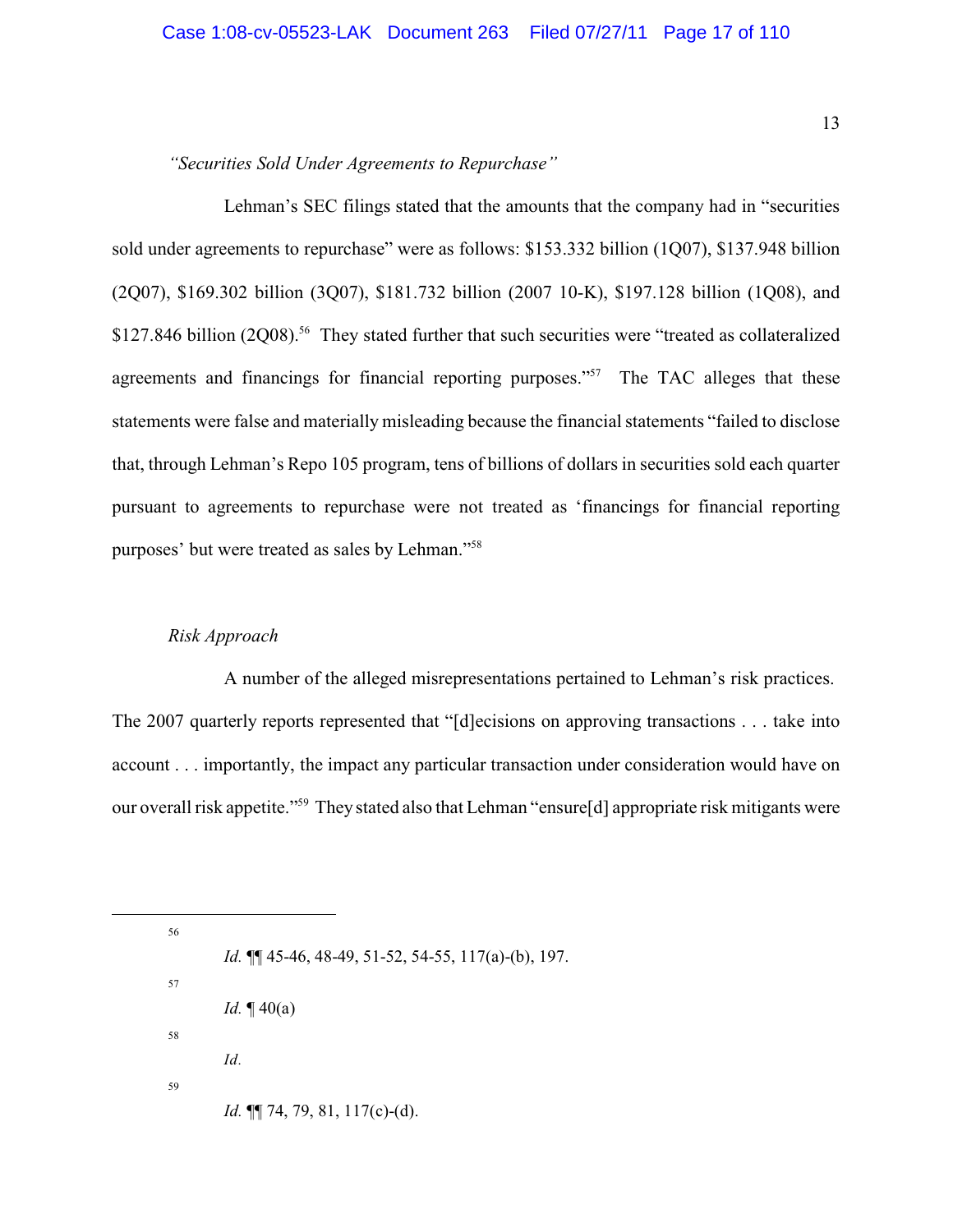*"Securities Sold Under Agreements to Repurchase"*

Lehman's SEC filings stated that the amounts that the company had in "securities sold under agreements to repurchase" were as follows: $153.332 billion (1Q07), $137.948 billion (2Q07), $169.302 billion (3Q07), $181.732 billion (2007 10-K), $197.128 billion (1Q08), and $127.846 billion (2Q08).[56] They stated further that such securities were "treated as collateralized agreements and financings for financial reporting purposes."[57] The TAC alleges that these statements were false and materially misleading because the financial statements "failed to disclose that, through Lehman's Repo 105 program, tens of billions of dollars in securities sold each quarter pursuant to agreements to repurchase were not treated as 'financings for financial reporting purposes' but were treated as sales by Lehman."[58]

*Risk Approach*

A number of the alleged misrepresentations pertained to Lehman's risk practices. The 2007 quarterly reports represented that "[d]ecisions on approving transactions . . . take into account . . . importantly, the impact any particular transaction under consideration would have on our overall risk appetite."[59] They stated also that Lehman "ensure[d] appropriate risk mitigants were

---

[56] *Id.* ¶¶ 45-46, 48-49, 51-52, 54-55, 117(a)-(b), 197.

[57] *Id.* ¶ 40(a)

[58] *Id.*

[59] *Id.* ¶¶ 74, 79, 81, 117(c)-(d).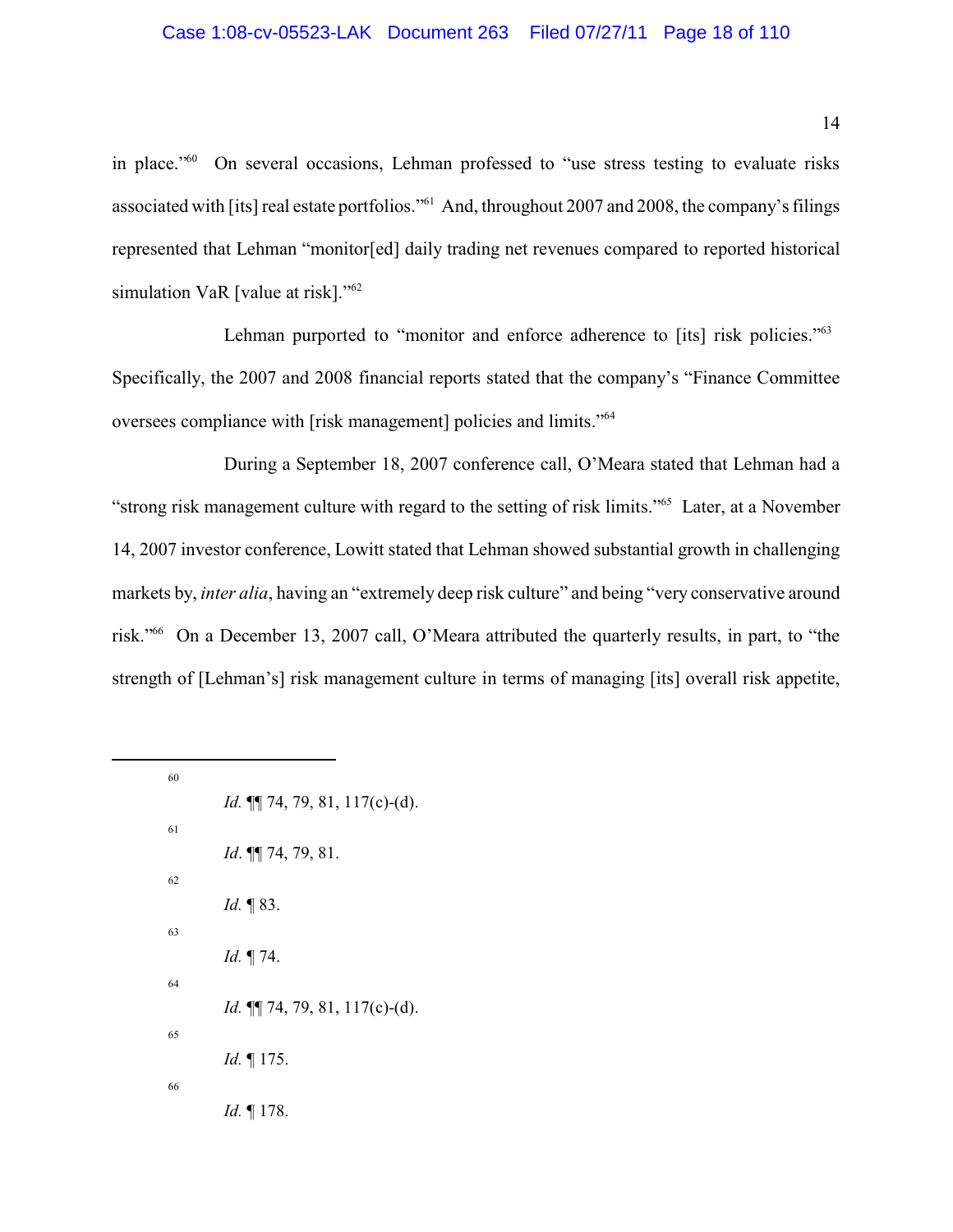in place."[60] On several occasions, Lehman professed to "use stress testing to evaluate risks associated with [its] real estate portfolios."[61] And, throughout 2007 and 2008, the company's filings represented that Lehman "monitor[ed] daily trading net revenues compared to reported historical simulation VaR [value at risk]."[62]

Lehman purported to "monitor and enforce adherence to [its] risk policies."[63] Specifically, the 2007 and 2008 financial reports stated that the company's "Finance Committee oversees compliance with [risk management] policies and limits."[64]

During a September 18, 2007 conference call, O'Meara stated that Lehman had a "strong risk management culture with regard to the setting of risk limits."[65] Later, at a November 14, 2007 investor conference, Lowitt stated that Lehman showed substantial growth in challenging markets by, *inter alia*, having an "extremely deep risk culture" and being "very conservative around risk."[66] On a December 13, 2007 call, O'Meara attributed the quarterly results, in part, to "the strength of [Lehman's] risk management culture in terms of managing [its] overall risk appetite,

---

[60] *Id.* ¶¶ 74, 79, 81, 117(c)-(d).

[61] *Id*. ¶¶ 74, 79, 81.

[62] *Id.* ¶ 83.

[63] *Id.* ¶ 74.

[64] *Id.* ¶¶ 74, 79, 81, 117(c)-(d).

[65] *Id.* ¶ 175.

[66] *Id.* ¶ 178.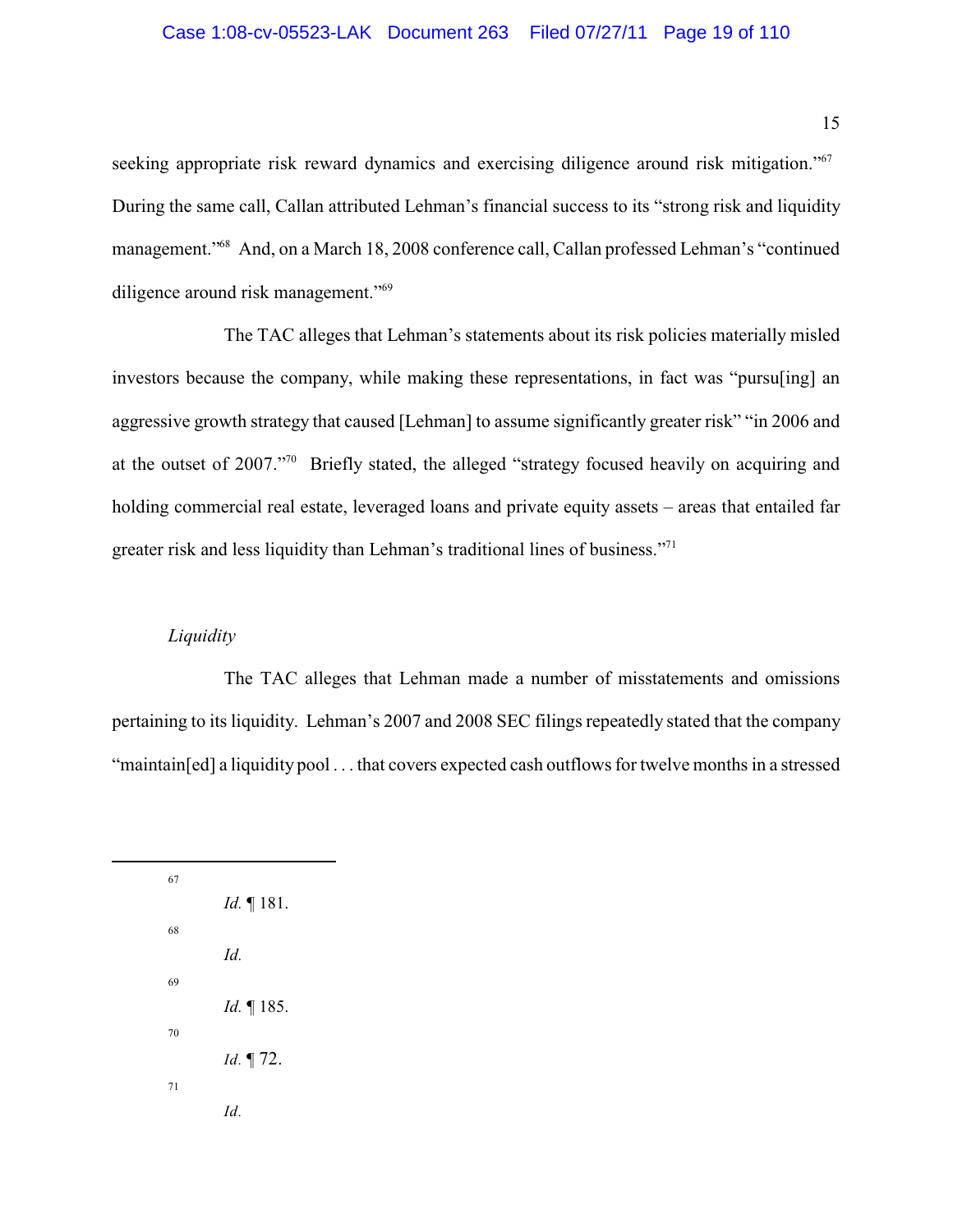seeking appropriate risk reward dynamics and exercising diligence around risk mitigation."[67] During the same call, Callan attributed Lehman's financial success to its "strong risk and liquidity management."[68] And, on a March 18, 2008 conference call, Callan professed Lehman's "continued diligence around risk management."[69]

The TAC alleges that Lehman's statements about its risk policies materially misled investors because the company, while making these representations, in fact was "pursu[ing] an aggressive growth strategy that caused [Lehman] to assume significantly greater risk" "in 2006 and at the outset of 2007."[70] Briefly stated, the alleged "strategy focused heavily on acquiring and holding commercial real estate, leveraged loans and private equity assets – areas that entailed far greater risk and less liquidity than Lehman's traditional lines of business."[71]

*Liquidity*

The TAC alleges that Lehman made a number of misstatements and omissions pertaining to its liquidity. Lehman's 2007 and 2008 SEC filings repeatedly stated that the company "maintain[ed] a liquidity pool . . . that covers expected cash outflows for twelve months in a stressed

---

[67] *Id.* ¶ 181.

[68] *Id.*

[69] *Id.* ¶ 185.

[70] *Id.* ¶ 72.

[71] *Id.*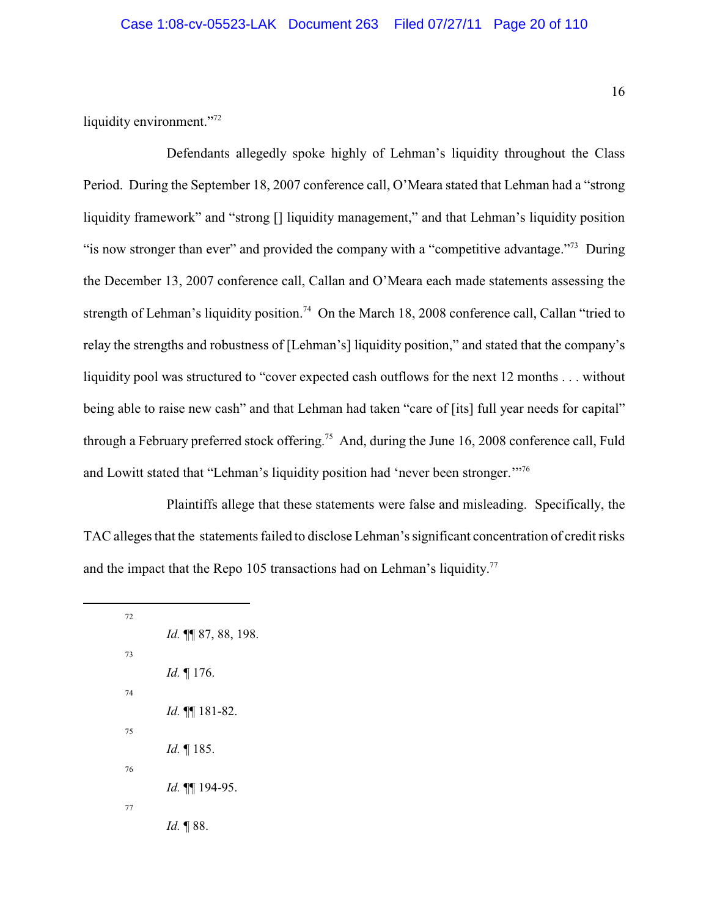liquidity environment."[72]

Defendants allegedly spoke highly of Lehman's liquidity throughout the Class Period. During the September 18, 2007 conference call, O'Meara stated that Lehman had a "strong liquidity framework" and "strong [] liquidity management," and that Lehman's liquidity position "is now stronger than ever" and provided the company with a "competitive advantage."[73] During the December 13, 2007 conference call, Callan and O'Meara each made statements assessing the strength of Lehman's liquidity position.[74] On the March 18, 2008 conference call, Callan "tried to relay the strengths and robustness of [Lehman's] liquidity position," and stated that the company's liquidity pool was structured to "cover expected cash outflows for the next 12 months . . . without being able to raise new cash" and that Lehman had taken "care of [its] full year needs for capital" through a February preferred stock offering.[75] And, during the June 16, 2008 conference call, Fuld and Lowitt stated that "Lehman's liquidity position had 'never been stronger.'"[76]

Plaintiffs allege that these statements were false and misleading. Specifically, the TAC alleges that the statements failed to disclose Lehman's significant concentration of credit risks and the impact that the Repo 105 transactions had on Lehman's liquidity.[77]

---

[72] *Id.* ¶¶ 87, 88, 198.

[73] *Id.* ¶ 176.

[74] *Id.* ¶¶ 181-82.

[75] *Id.* ¶ 185.

[76] *Id.* ¶¶ 194-95.

[77] *Id.* ¶ 88.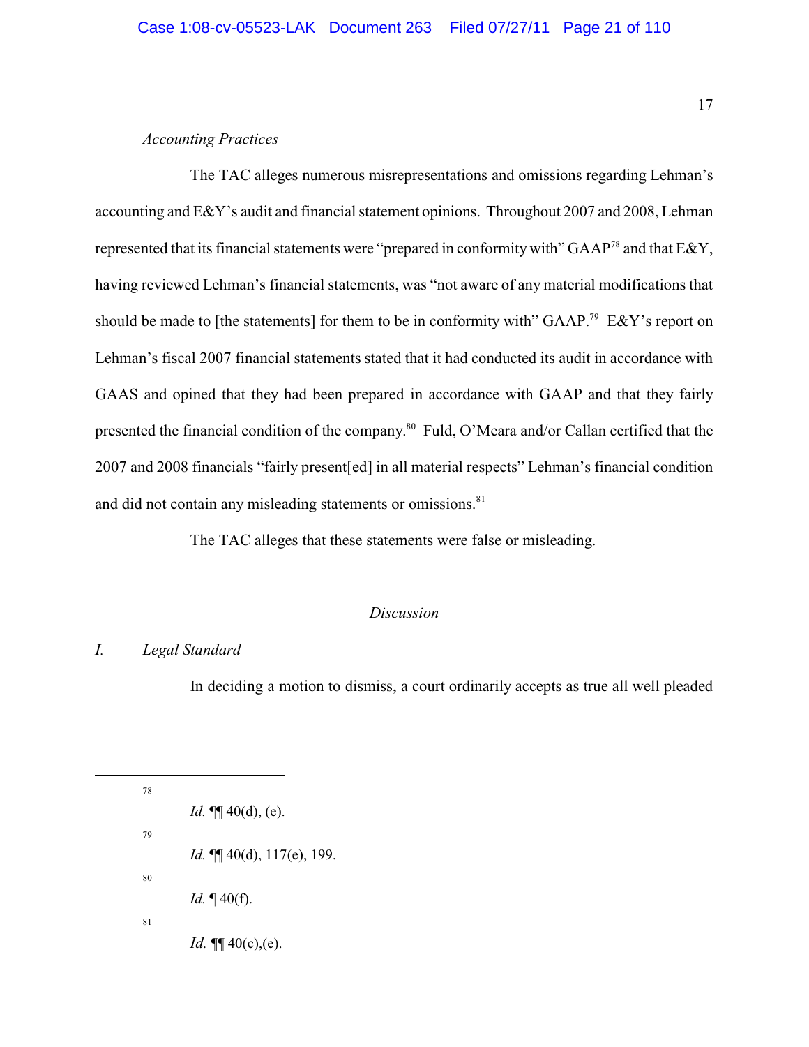*Accounting Practices*

The TAC alleges numerous misrepresentations and omissions regarding Lehman's accounting and E&Y's audit and financial statement opinions. Throughout 2007 and 2008, Lehman represented that its financial statements were "prepared in conformity with" GAAP[78] and that E&Y, having reviewed Lehman's financial statements, was "not aware of any material modifications that should be made to [the statements] for them to be in conformity with" GAAP.[79] E&Y's report on Lehman's fiscal 2007 financial statements stated that it had conducted its audit in accordance with GAAS and opined that they had been prepared in accordance with GAAP and that they fairly presented the financial condition of the company.[80] Fuld, O'Meara and/or Callan certified that the 2007 and 2008 financials "fairly present[ed] in all material respects" Lehman's financial condition and did not contain any misleading statements or omissions.[81]

The TAC alleges that these statements were false or misleading.

## *Discussion*

### *I. Legal Standard*

In deciding a motion to dismiss, a court ordinarily accepts as true all well pleaded

---

[78] *Id.* ¶¶ 40(d), (e).

[79] *Id.* ¶¶ 40(d), 117(e), 199.

[80] *Id.* ¶ 40(f).

[81] *Id.* ¶¶ 40(c),(e).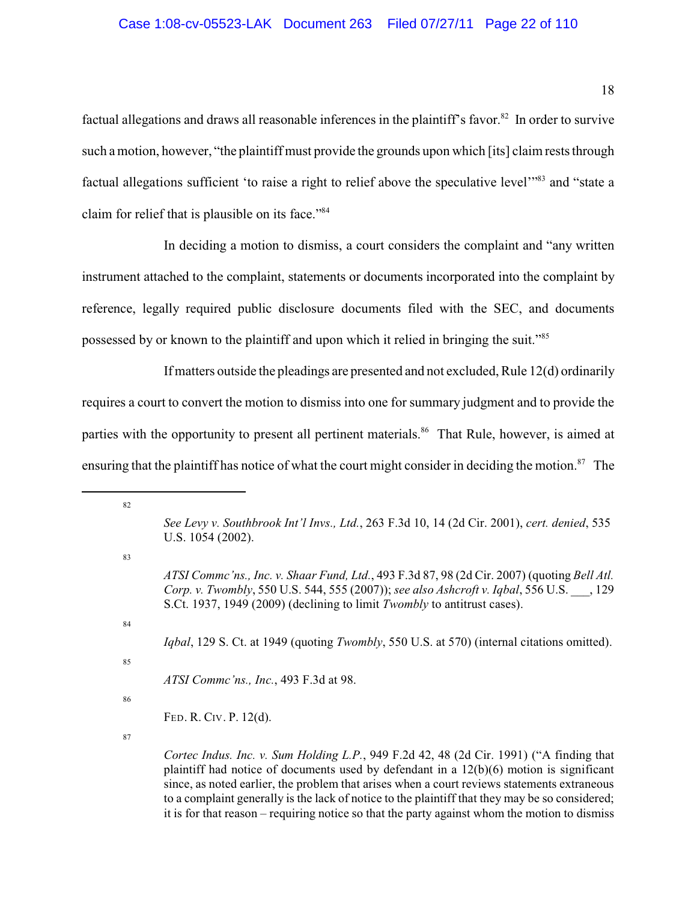factual allegations and draws all reasonable inferences in the plaintiff's favor.[82] In order to survive such a motion, however, "the plaintiff must provide the grounds upon which [its] claim rests through factual allegations sufficient 'to raise a right to relief above the speculative level'"[83] and "state a claim for relief that is plausible on its face."[84]

In deciding a motion to dismiss, a court considers the complaint and "any written instrument attached to the complaint, statements or documents incorporated into the complaint by reference, legally required public disclosure documents filed with the SEC, and documents possessed by or known to the plaintiff and upon which it relied in bringing the suit."[85]

If matters outside the pleadings are presented and not excluded, Rule 12(d) ordinarily requires a court to convert the motion to dismiss into one for summary judgment and to provide the parties with the opportunity to present all pertinent materials.[86] That Rule, however, is aimed at ensuring that the plaintiff has notice of what the court might consider in deciding the motion.[87] The

---

[82] *See Levy v. Southbrook Int'l Invs., Ltd.*, 263 F.3d 10, 14 (2d Cir. 2001), *cert. denied*, 535 U.S. 1054 (2002).

[83] *ATSI Commc'ns., Inc. v. Shaar Fund, Ltd.*, 493 F.3d 87, 98 (2d Cir. 2007) (quoting *Bell Atl. Corp. v. Twombly*, 550 U.S. 544, 555 (2007)); *see also Ashcroft v. Iqbal*, 556 U.S. ___, 129 S.Ct. 1937, 1949 (2009) (declining to limit *Twombly* to antitrust cases).

[84] *Iqbal*, 129 S. Ct. at 1949 (quoting *Twombly*, 550 U.S. at 570) (internal citations omitted).

[85] *ATSI Commc'ns., Inc.*, 493 F.3d at 98.

[86] FED. R. CIV. P. 12(d).

[87] *Cortec Indus. Inc. v. Sum Holding L.P.*, 949 F.2d 42, 48 (2d Cir. 1991) ("A finding that plaintiff had notice of documents used by defendant in a 12(b)(6) motion is significant since, as noted earlier, the problem that arises when a court reviews statements extraneous to a complaint generally is the lack of notice to the plaintiff that they may be so considered; it is for that reason – requiring notice so that the party against whom the motion to dismiss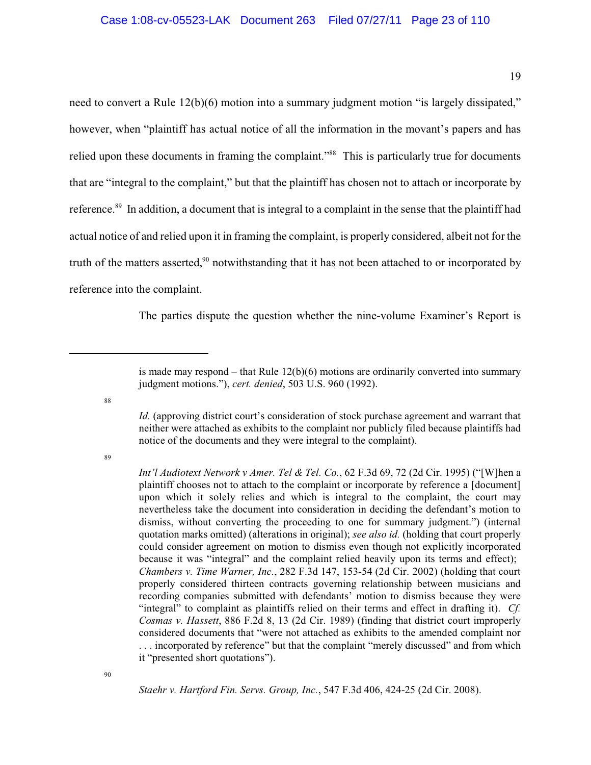need to convert a Rule 12(b)(6) motion into a summary judgment motion "is largely dissipated," however, when "plaintiff has actual notice of all the information in the movant's papers and has relied upon these documents in framing the complaint."[88] This is particularly true for documents that are "integral to the complaint," but that the plaintiff has chosen not to attach or incorporate by reference.[89] In addition, a document that is integral to a complaint in the sense that the plaintiff had actual notice of and relied upon it in framing the complaint, is properly considered, albeit not for the truth of the matters asserted,[90] notwithstanding that it has not been attached to or incorporated by reference into the complaint.

The parties dispute the question whether the nine-volume Examiner's Report is

---

is made may respond – that Rule 12(b)(6) motions are ordinarily converted into summary judgment motions."), *cert. denied*, 503 U.S. 960 (1992).

[88] *Id.* (approving district court's consideration of stock purchase agreement and warrant that neither were attached as exhibits to the complaint nor publicly filed because plaintiffs had notice of the documents and they were integral to the complaint).

[89] *Int'l Audiotext Network v Amer. Tel & Tel. Co.*, 62 F.3d 69, 72 (2d Cir. 1995) ("[W]hen a plaintiff chooses not to attach to the complaint or incorporate by reference a [document] upon which it solely relies and which is integral to the complaint, the court may nevertheless take the document into consideration in deciding the defendant's motion to dismiss, without converting the proceeding to one for summary judgment.") (internal quotation marks omitted) (alterations in original); *see also id.* (holding that court properly could consider agreement on motion to dismiss even though not explicitly incorporated because it was "integral" and the complaint relied heavily upon its terms and effect); *Chambers v. Time Warner, Inc.*, 282 F.3d 147, 153-54 (2d Cir. 2002) (holding that court properly considered thirteen contracts governing relationship between musicians and recording companies submitted with defendants' motion to dismiss because they were "integral" to complaint as plaintiffs relied on their terms and effect in drafting it). *Cf. Cosmas v. Hassett*, 886 F.2d 8, 13 (2d Cir. 1989) (finding that district court improperly considered documents that "were not attached as exhibits to the amended complaint nor . . . incorporated by reference" but that the complaint "merely discussed" and from which it "presented short quotations").

[90] *Staehr v. Hartford Fin. Servs. Group, Inc.*, 547 F.3d 406, 424-25 (2d Cir. 2008).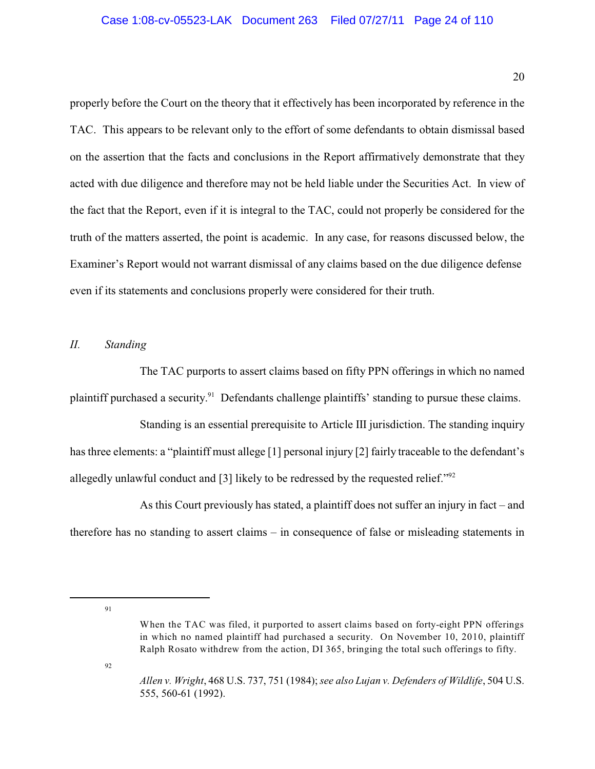properly before the Court on the theory that it effectively has been incorporated by reference in the TAC. This appears to be relevant only to the effort of some defendants to obtain dismissal based on the assertion that the facts and conclusions in the Report affirmatively demonstrate that they acted with due diligence and therefore may not be held liable under the Securities Act. In view of the fact that the Report, even if it is integral to the TAC, could not properly be considered for the truth of the matters asserted, the point is academic. In any case, for reasons discussed below, the Examiner's Report would not warrant dismissal of any claims based on the due diligence defense even if its statements and conclusions properly were considered for their truth.

## *II. Standing*

The TAC purports to assert claims based on fifty PPN offerings in which no named plaintiff purchased a security.[91] Defendants challenge plaintiffs' standing to pursue these claims.

Standing is an essential prerequisite to Article III jurisdiction. The standing inquiry has three elements: a "plaintiff must allege [1] personal injury [2] fairly traceable to the defendant's allegedly unlawful conduct and [3] likely to be redressed by the requested relief."[92]

As this Court previously has stated, a plaintiff does not suffer an injury in fact – and therefore has no standing to assert claims – in consequence of false or misleading statements in

---

[91] When the TAC was filed, it purported to assert claims based on forty-eight PPN offerings in which no named plaintiff had purchased a security. On November 10, 2010, plaintiff Ralph Rosato withdrew from the action, DI 365, bringing the total such offerings to fifty.

[92] *Allen v. Wright*, 468 U.S. 737, 751 (1984); *see also Lujan v. Defenders of Wildlife*, 504 U.S. 555, 560-61 (1992).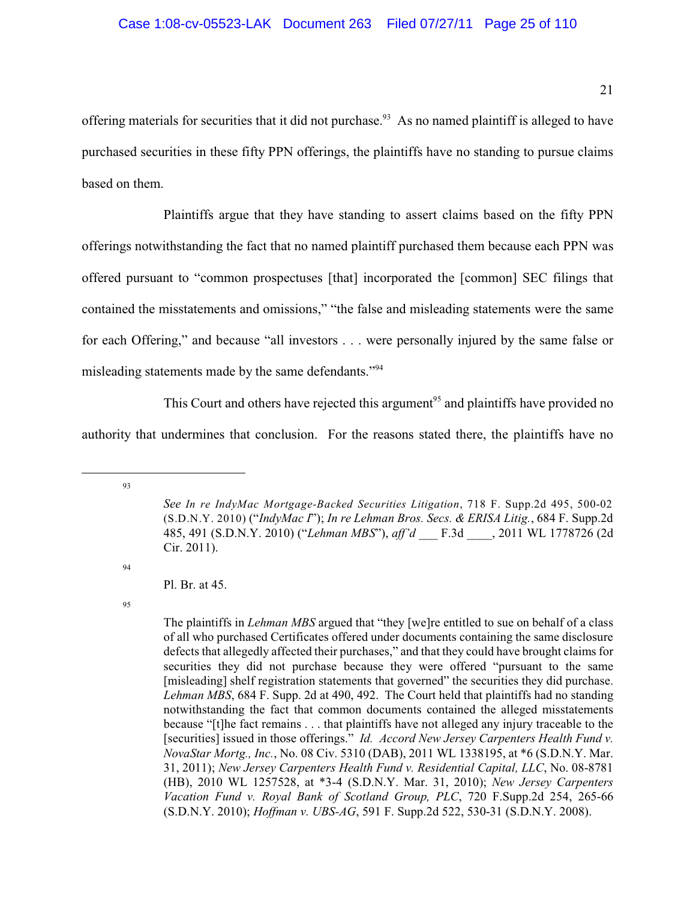offering materials for securities that it did not purchase.[93] As no named plaintiff is alleged to have purchased securities in these fifty PPN offerings, the plaintiffs have no standing to pursue claims based on them.

Plaintiffs argue that they have standing to assert claims based on the fifty PPN offerings notwithstanding the fact that no named plaintiff purchased them because each PPN was offered pursuant to "common prospectuses [that] incorporated the [common] SEC filings that contained the misstatements and omissions," "the false and misleading statements were the same for each Offering," and because "all investors . . . were personally injured by the same false or misleading statements made by the same defendants."[94]

This Court and others have rejected this argument[95] and plaintiffs have provided no authority that undermines that conclusion. For the reasons stated there, the plaintiffs have no

---

[93] *See In re IndyMac Mortgage-Backed Securities Litigation*, 718 F. Supp.2d 495, 500-02 (S.D.N.Y. 2010) ("*IndyMac I*"); *In re Lehman Bros. Secs. & ERISA Litig.*, 684 F. Supp.2d 485, 491 (S.D.N.Y. 2010) ("*Lehman MBS*"), *aff'd* ___ F.3d ____, 2011 WL 1778726 (2d Cir. 2011).

[94] Pl. Br. at 45.

[95] The plaintiffs in *Lehman MBS* argued that "they [we]re entitled to sue on behalf of a class of all who purchased Certificates offered under documents containing the same disclosure defects that allegedly affected their purchases," and that they could have brought claims for securities they did not purchase because they were offered "pursuant to the same [misleading] shelf registration statements that governed" the securities they did purchase. *Lehman MBS*, 684 F. Supp. 2d at 490, 492. The Court held that plaintiffs had no standing notwithstanding the fact that common documents contained the alleged misstatements because "[t]he fact remains . . . that plaintiffs have not alleged any injury traceable to the [securities] issued in those offerings." *Id. Accord New Jersey Carpenters Health Fund v. NovaStar Mortg., Inc.*, No. 08 Civ. 5310 (DAB), 2011 WL 1338195, at *6 (S.D.N.Y. Mar. 31, 2011); *New Jersey Carpenters Health Fund v. Residential Capital, LLC*, No. 08-8781 (HB), 2010 WL 1257528, at *3-4 (S.D.N.Y. Mar. 31, 2010); *New Jersey Carpenters Vacation Fund v. Royal Bank of Scotland Group, PLC*, 720 F.Supp.2d 254, 265-66 (S.D.N.Y. 2010); *Hoffman v. UBS-AG*, 591 F. Supp.2d 522, 530-31 (S.D.N.Y. 2008).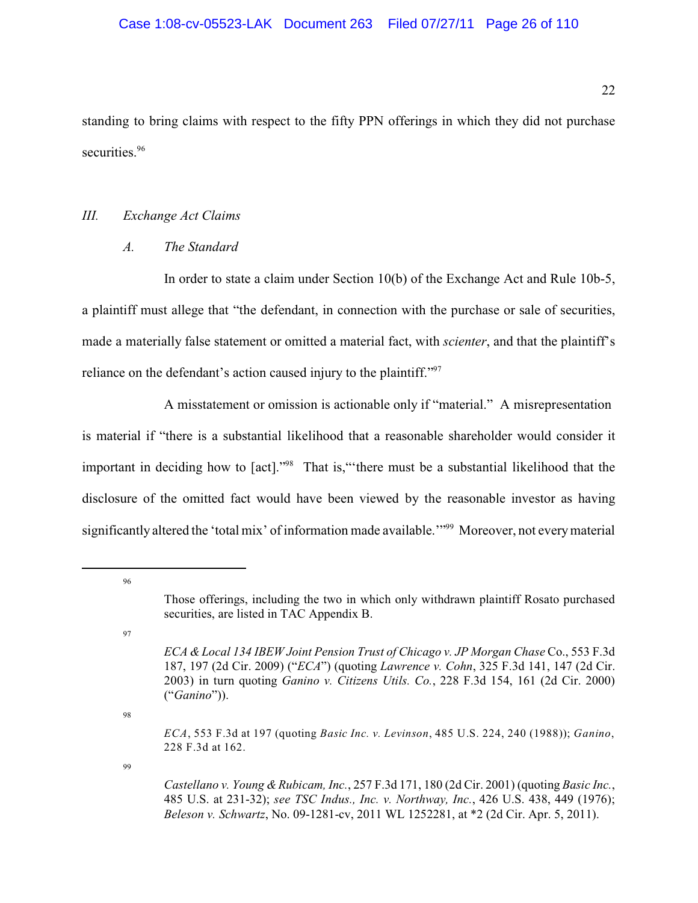standing to bring claims with respect to the fifty PPN offerings in which they did not purchase securities.[96]

### *III. Exchange Act Claims*

#### *A. The Standard*

In order to state a claim under Section 10(b) of the Exchange Act and Rule 10b-5, a plaintiff must allege that "the defendant, in connection with the purchase or sale of securities, made a materially false statement or omitted a material fact, with *scienter*, and that the plaintiff's reliance on the defendant's action caused injury to the plaintiff."[97]

A misstatement or omission is actionable only if "material." A misrepresentation is material if "there is a substantial likelihood that a reasonable shareholder would consider it important in deciding how to [act]."[98] That is,"'there must be a substantial likelihood that the disclosure of the omitted fact would have been viewed by the reasonable investor as having significantly altered the 'total mix' of information made available.'"[99] Moreover, not every material

---

[96] Those offerings, including the two in which only withdrawn plaintiff Rosato purchased securities, are listed in TAC Appendix B.

[97] *ECA & Local 134 IBEW Joint Pension Trust of Chicago v. JP Morgan Chase* Co., 553 F.3d 187, 197 (2d Cir. 2009) ("*ECA*") (quoting *Lawrence v. Cohn*, 325 F.3d 141, 147 (2d Cir. 2003) in turn quoting *Ganino v. Citizens Utils. Co.*, 228 F.3d 154, 161 (2d Cir. 2000) ("*Ganino*")).

[98] *ECA*, 553 F.3d at 197 (quoting *Basic Inc. v. Levinson*, 485 U.S. 224, 240 (1988)); *Ganino*, 228 F.3d at 162.

[99] *Castellano v. Young & Rubicam, Inc.*, 257 F.3d 171, 180 (2d Cir. 2001) (quoting *Basic Inc.*, 485 U.S. at 231-32); *see TSC Indus., Inc. v. Northway, Inc.*, 426 U.S. 438, 449 (1976); *Beleson v. Schwartz*, No. 09-1281-cv, 2011 WL 1252281, at *2 (2d Cir. Apr. 5, 2011).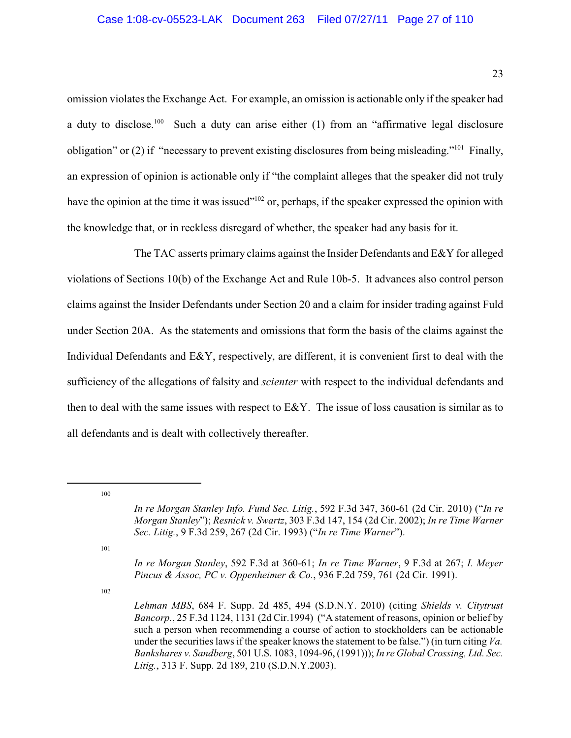omission violates the Exchange Act. For example, an omission is actionable only if the speaker had a duty to disclose.[100] Such a duty can arise either (1) from an "affirmative legal disclosure obligation" or (2) if "necessary to prevent existing disclosures from being misleading."[101] Finally, an expression of opinion is actionable only if "the complaint alleges that the speaker did not truly have the opinion at the time it was issued"[102] or, perhaps, if the speaker expressed the opinion with the knowledge that, or in reckless disregard of whether, the speaker had any basis for it.

The TAC asserts primary claims against the Insider Defendants and E&Y for alleged violations of Sections 10(b) of the Exchange Act and Rule 10b-5. It advances also control person claims against the Insider Defendants under Section 20 and a claim for insider trading against Fuld under Section 20A. As the statements and omissions that form the basis of the claims against the Individual Defendants and E&Y, respectively, are different, it is convenient first to deal with the sufficiency of the allegations of falsity and *scienter* with respect to the individual defendants and then to deal with the same issues with respect to E&Y. The issue of loss causation is similar as to all defendants and is dealt with collectively thereafter.

---

[100] *In re Morgan Stanley Info. Fund Sec. Litig.*, 592 F.3d 347, 360-61 (2d Cir. 2010) ("*In re Morgan Stanley*"); *Resnick v. Swartz*, 303 F.3d 147, 154 (2d Cir. 2002); *In re Time Warner Sec. Litig.*, 9 F.3d 259, 267 (2d Cir. 1993) ("*In re Time Warner*").

[101] *In re Morgan Stanley*, 592 F.3d at 360-61; *In re Time Warner*, 9 F.3d at 267; *I. Meyer Pincus & Assoc, PC v. Oppenheimer & Co.*, 936 F.2d 759, 761 (2d Cir. 1991).

[102] *Lehman MBS*, 684 F. Supp. 2d 485, 494 (S.D.N.Y. 2010) (citing *Shields v. Citytrust Bancorp.*, 25 F.3d 1124, 1131 (2d Cir.1994) ("A statement of reasons, opinion or belief by such a person when recommending a course of action to stockholders can be actionable under the securities laws if the speaker knows the statement to be false.") (in turn citing *Va. Bankshares v. Sandberg*, 501 U.S. 1083, 1094-96, (1991))); *In re Global Crossing, Ltd. Sec. Litig.*, 313 F. Supp. 2d 189, 210 (S.D.N.Y.2003).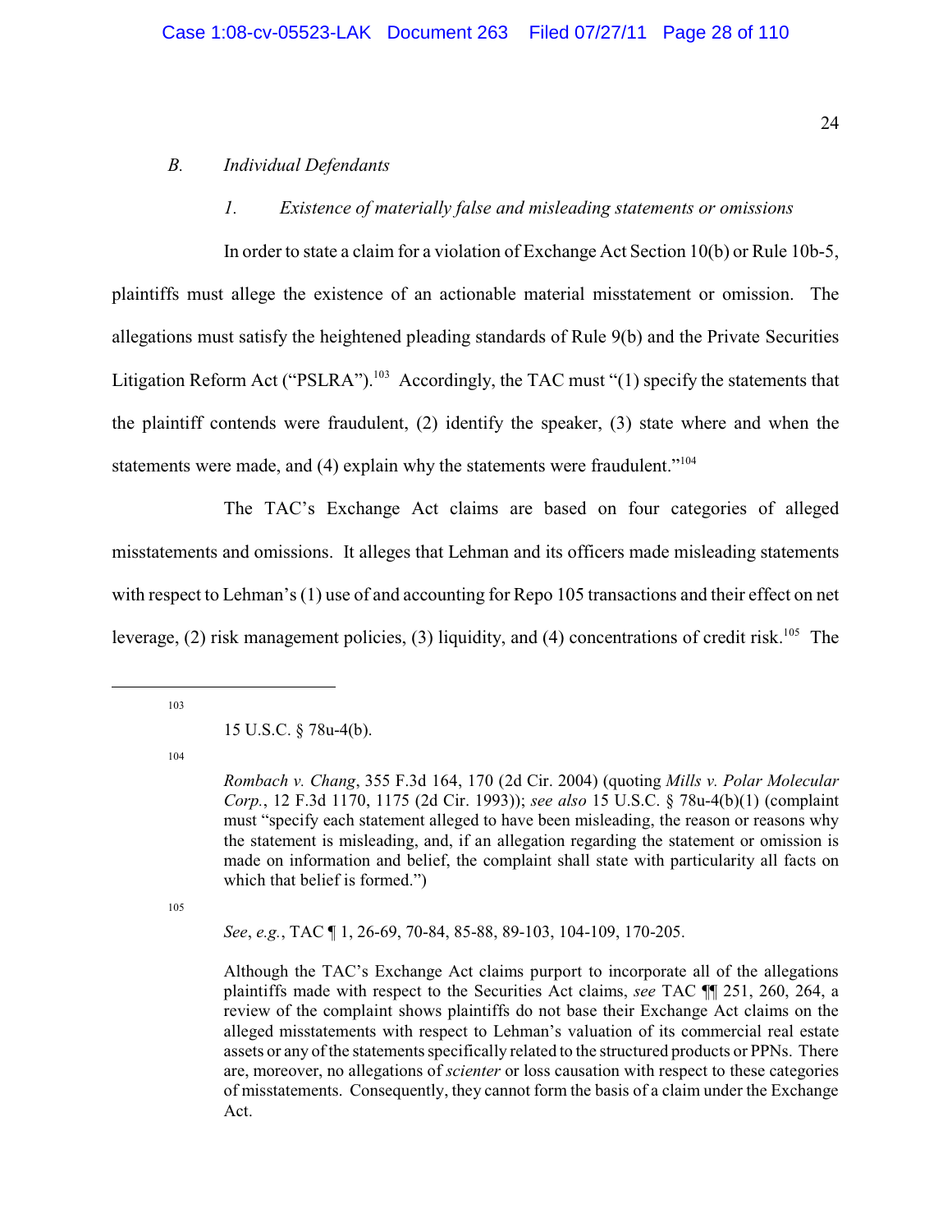*B. Individual Defendants*

*1. Existence of materially false and misleading statements or omissions*

In order to state a claim for a violation of Exchange Act Section 10(b) or Rule 10b-5, plaintiffs must allege the existence of an actionable material misstatement or omission. The allegations must satisfy the heightened pleading standards of Rule 9(b) and the Private Securities Litigation Reform Act ("PSLRA").[103] Accordingly, the TAC must "(1) specify the statements that the plaintiff contends were fraudulent, (2) identify the speaker, (3) state where and when the statements were made, and (4) explain why the statements were fraudulent."[104]

The TAC's Exchange Act claims are based on four categories of alleged misstatements and omissions. It alleges that Lehman and its officers made misleading statements with respect to Lehman's (1) use of and accounting for Repo 105 transactions and their effect on net leverage, (2) risk management policies, (3) liquidity, and (4) concentrations of credit risk.[105] The

---

[103] 15 U.S.C. § 78u-4(b).

[104] *Rombach v. Chang*, 355 F.3d 164, 170 (2d Cir. 2004) (quoting *Mills v. Polar Molecular Corp.*, 12 F.3d 1170, 1175 (2d Cir. 1993)); *see also* 15 U.S.C. § 78u-4(b)(1) (complaint must "specify each statement alleged to have been misleading, the reason or reasons why the statement is misleading, and, if an allegation regarding the statement or omission is made on information and belief, the complaint shall state with particularity all facts on which that belief is formed.")

[105] *See*, *e.g.*, TAC ¶ 1, 26-69, 70-84, 85-88, 89-103, 104-109, 170-205.

Although the TAC's Exchange Act claims purport to incorporate all of the allegations plaintiffs made with respect to the Securities Act claims, *see* TAC ¶¶ 251, 260, 264, a review of the complaint shows plaintiffs do not base their Exchange Act claims on the alleged misstatements with respect to Lehman's valuation of its commercial real estate assets or any of the statements specifically related to the structured products or PPNs. There are, moreover, no allegations of *scienter* or loss causation with respect to these categories of misstatements. Consequently, they cannot form the basis of a claim under the Exchange Act.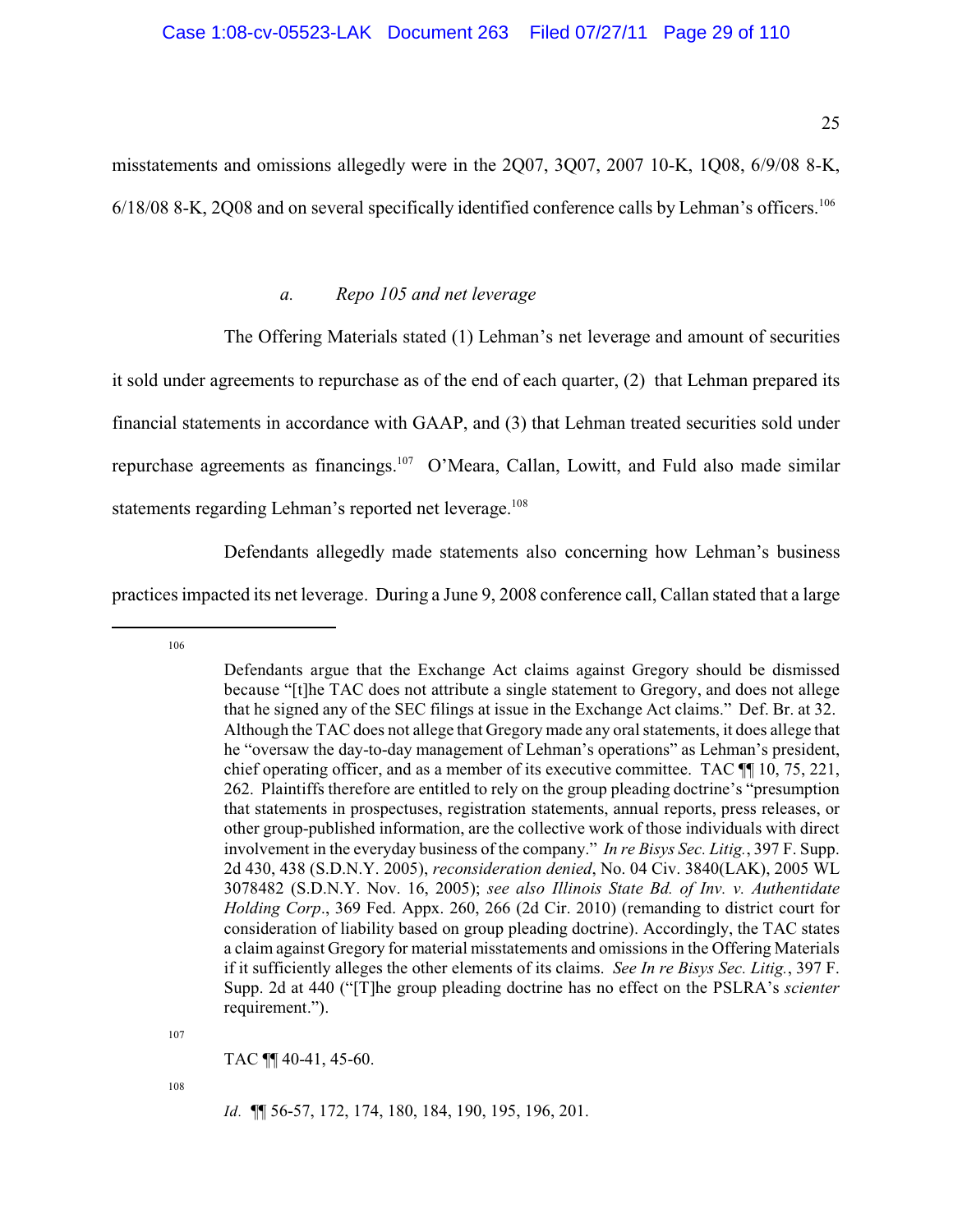misstatements and omissions allegedly were in the 2Q07, 3Q07, 2007 10-K, 1Q08, 6/9/08 8-K, 6/18/08 8-K, 2Q08 and on several specifically identified conference calls by Lehman's officers.[106]

#### *a. Repo 105 and net leverage*

The Offering Materials stated (1) Lehman's net leverage and amount of securities it sold under agreements to repurchase as of the end of each quarter, (2) that Lehman prepared its financial statements in accordance with GAAP, and (3) that Lehman treated securities sold under repurchase agreements as financings.[107] O'Meara, Callan, Lowitt, and Fuld also made similar statements regarding Lehman's reported net leverage.[108]

Defendants allegedly made statements also concerning how Lehman's business practices impacted its net leverage. During a June 9, 2008 conference call, Callan stated that a large

---

[106] Defendants argue that the Exchange Act claims against Gregory should be dismissed because "[t]he TAC does not attribute a single statement to Gregory, and does not allege that he signed any of the SEC filings at issue in the Exchange Act claims." Def. Br. at 32. Although the TAC does not allege that Gregory made any oral statements, it does allege that he "oversaw the day-to-day management of Lehman's operations" as Lehman's president, chief operating officer, and as a member of its executive committee. TAC ¶¶ 10, 75, 221, 262. Plaintiffs therefore are entitled to rely on the group pleading doctrine's "presumption that statements in prospectuses, registration statements, annual reports, press releases, or other group-published information, are the collective work of those individuals with direct involvement in the everyday business of the company." *In re Bisys Sec. Litig.*, 397 F. Supp. 2d 430, 438 (S.D.N.Y. 2005), *reconsideration denied*, No. 04 Civ. 3840(LAK), 2005 WL 3078482 (S.D.N.Y. Nov. 16, 2005); *see also Illinois State Bd. of Inv. v. Authentidate Holding Corp*., 369 Fed. Appx. 260, 266 (2d Cir. 2010) (remanding to district court for consideration of liability based on group pleading doctrine). Accordingly, the TAC states a claim against Gregory for material misstatements and omissions in the Offering Materials if it sufficiently alleges the other elements of its claims. *See In re Bisys Sec. Litig.*, 397 F. Supp. 2d at 440 ("[T]he group pleading doctrine has no effect on the PSLRA's *scienter* requirement.").

[107] TAC ¶¶ 40-41, 45-60.

[108] *Id.* ¶¶ 56-57, 172, 174, 180, 184, 190, 195, 196, 201.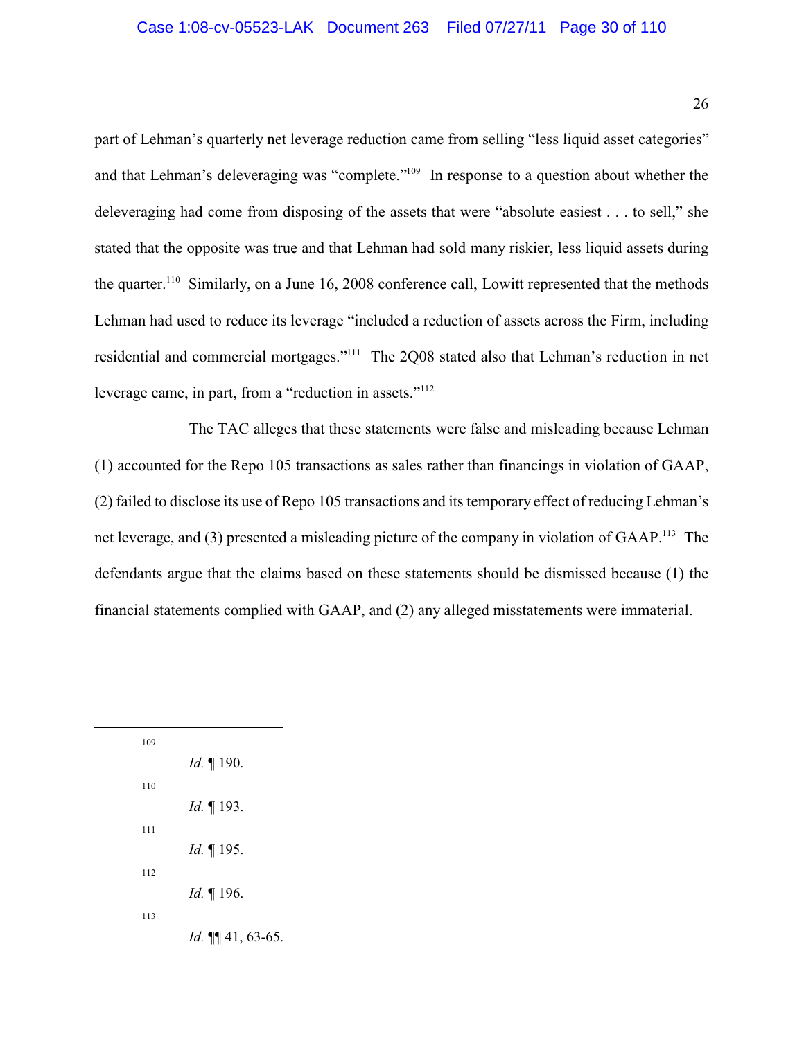part of Lehman's quarterly net leverage reduction came from selling "less liquid asset categories" and that Lehman's deleveraging was "complete."[109] In response to a question about whether the deleveraging had come from disposing of the assets that were "absolute easiest . . . to sell," she stated that the opposite was true and that Lehman had sold many riskier, less liquid assets during the quarter.[110] Similarly, on a June 16, 2008 conference call, Lowitt represented that the methods Lehman had used to reduce its leverage "included a reduction of assets across the Firm, including residential and commercial mortgages."[111] The 2Q08 stated also that Lehman's reduction in net leverage came, in part, from a "reduction in assets."[112]

The TAC alleges that these statements were false and misleading because Lehman (1) accounted for the Repo 105 transactions as sales rather than financings in violation of GAAP, (2) failed to disclose its use of Repo 105 transactions and its temporary effect of reducing Lehman's net leverage, and (3) presented a misleading picture of the company in violation of GAAP.[113] The defendants argue that the claims based on these statements should be dismissed because (1) the financial statements complied with GAAP, and (2) any alleged misstatements were immaterial.

---

[109] *Id.* ¶ 190.

[110] *Id.* ¶ 193.

[111] *Id.* ¶ 195.

[112] *Id.* ¶ 196.

[113] *Id.* ¶¶ 41, 63-65.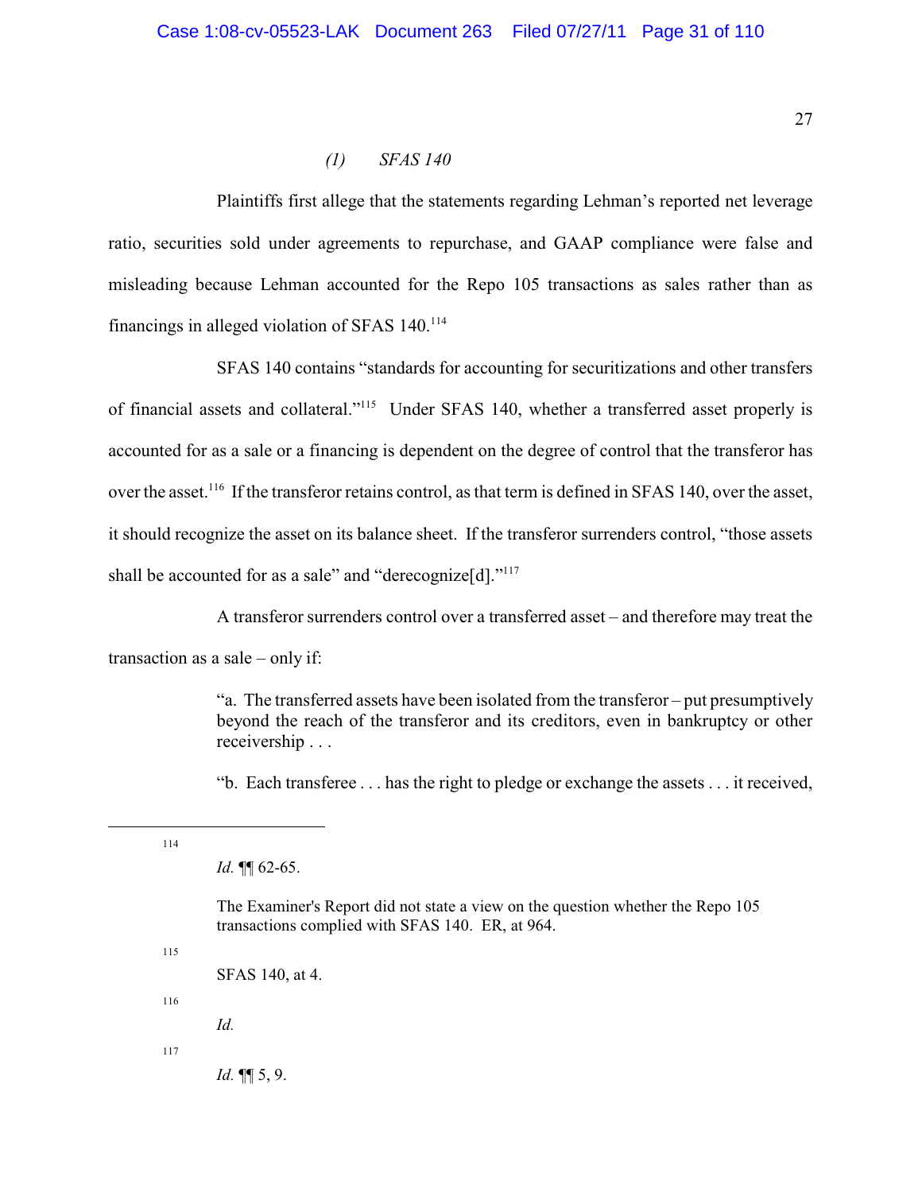*(1) SFAS 140*

Plaintiffs first allege that the statements regarding Lehman's reported net leverage ratio, securities sold under agreements to repurchase, and GAAP compliance were false and misleading because Lehman accounted for the Repo 105 transactions as sales rather than as financings in alleged violation of SFAS 140.[114]

SFAS 140 contains "standards for accounting for securitizations and other transfers of financial assets and collateral."[115] Under SFAS 140, whether a transferred asset properly is accounted for as a sale or a financing is dependent on the degree of control that the transferor has over the asset.[116] If the transferor retains control, as that term is defined in SFAS 140, over the asset, it should recognize the asset on its balance sheet. If the transferor surrenders control, "those assets shall be accounted for as a sale" and "derecognize[d]."[117]

A transferor surrenders control over a transferred asset – and therefore may treat the transaction as a sale – only if:

> "a. The transferred assets have been isolated from the transferor – put presumptively beyond the reach of the transferor and its creditors, even in bankruptcy or other receivership . . .
>
> "b. Each transferee . . . has the right to pledge or exchange the assets . . . it received,

---

[114] *Id.* ¶¶ 62-65.

The Examiner's Report did not state a view on the question whether the Repo 105 transactions complied with SFAS 140. ER, at 964.

[115] SFAS 140, at 4.

[116] *Id.*

[117] *Id.* ¶¶ 5, 9.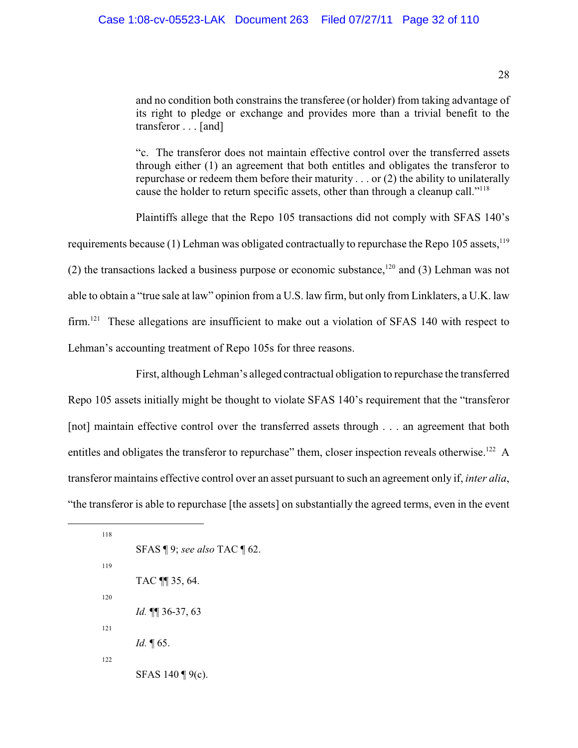and no condition both constrains the transferee (or holder) from taking advantage of its right to pledge or exchange and provides more than a trivial benefit to the transferor . . . [and]

> "c. The transferor does not maintain effective control over the transferred assets through either (1) an agreement that both entitles and obligates the transferor to repurchase or redeem them before their maturity . . . or (2) the ability to unilaterally cause the holder to return specific assets, other than through a cleanup call."[118]

Plaintiffs allege that the Repo 105 transactions did not comply with SFAS 140's requirements because (1) Lehman was obligated contractually to repurchase the Repo 105 assets,[119] (2) the transactions lacked a business purpose or economic substance,[120] and (3) Lehman was not able to obtain a "true sale at law" opinion from a U.S. law firm, but only from Linklaters, a U.K. law firm.[121] These allegations are insufficient to make out a violation of SFAS 140 with respect to Lehman's accounting treatment of Repo 105s for three reasons.

First, although Lehman's alleged contractual obligation to repurchase the transferred Repo 105 assets initially might be thought to violate SFAS 140's requirement that the "transferor [not] maintain effective control over the transferred assets through . . . an agreement that both entitles and obligates the transferor to repurchase" them, closer inspection reveals otherwise.[122] A transferor maintains effective control over an asset pursuant to such an agreement only if, *inter alia*, "the transferor is able to repurchase [the assets] on substantially the agreed terms, even in the event

---

[118] SFAS ¶ 9; *see also* TAC ¶ 62.

[119] TAC ¶¶ 35, 64.

[120] *Id.* ¶¶ 36-37, 63

[121] *Id.* ¶ 65.

[122] SFAS 140 ¶ 9(c).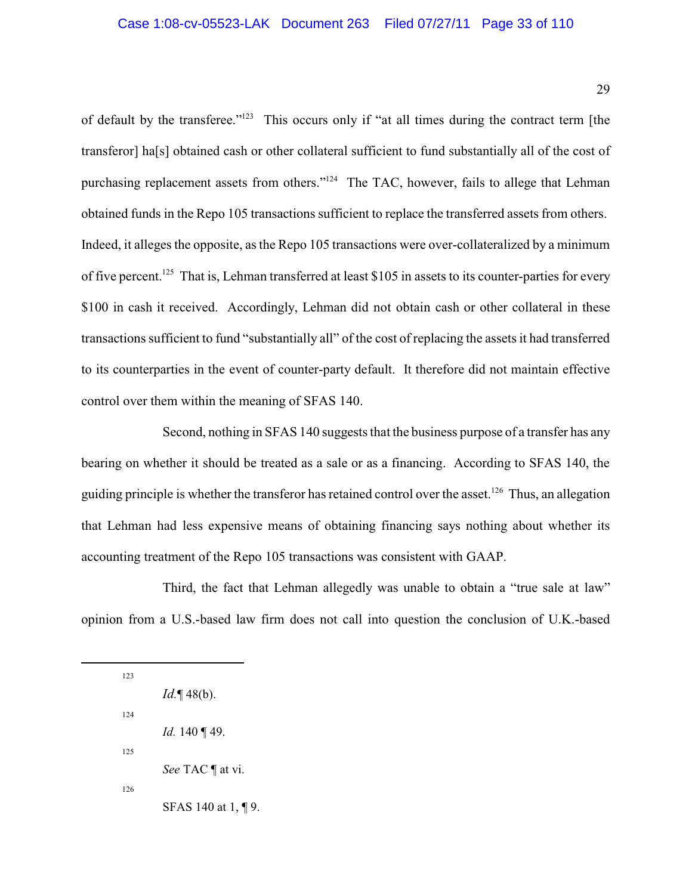of default by the transferee."[123] This occurs only if "at all times during the contract term [the transferor] ha[s] obtained cash or other collateral sufficient to fund substantially all of the cost of purchasing replacement assets from others."[124] The TAC, however, fails to allege that Lehman obtained funds in the Repo 105 transactions sufficient to replace the transferred assets from others. Indeed, it alleges the opposite, as the Repo 105 transactions were over-collateralized by a minimum of five percent.[125] That is, Lehman transferred at least $105 in assets to its counter-parties for every $100 in cash it received. Accordingly, Lehman did not obtain cash or other collateral in these transactions sufficient to fund "substantially all" of the cost of replacing the assets it had transferred to its counterparties in the event of counter-party default. It therefore did not maintain effective control over them within the meaning of SFAS 140.

Second, nothing in SFAS 140 suggests that the business purpose of a transfer has any bearing on whether it should be treated as a sale or as a financing. According to SFAS 140, the guiding principle is whether the transferor has retained control over the asset.[126] Thus, an allegation that Lehman had less expensive means of obtaining financing says nothing about whether its accounting treatment of the Repo 105 transactions was consistent with GAAP.

Third, the fact that Lehman allegedly was unable to obtain a "true sale at law" opinion from a U.S.-based law firm does not call into question the conclusion of U.K.-based

---

[123] *Id.*¶ 48(b).

[124] *Id.* 140 ¶ 49.

[125] *See* TAC ¶ at vi.

[126] SFAS 140 at 1, ¶ 9.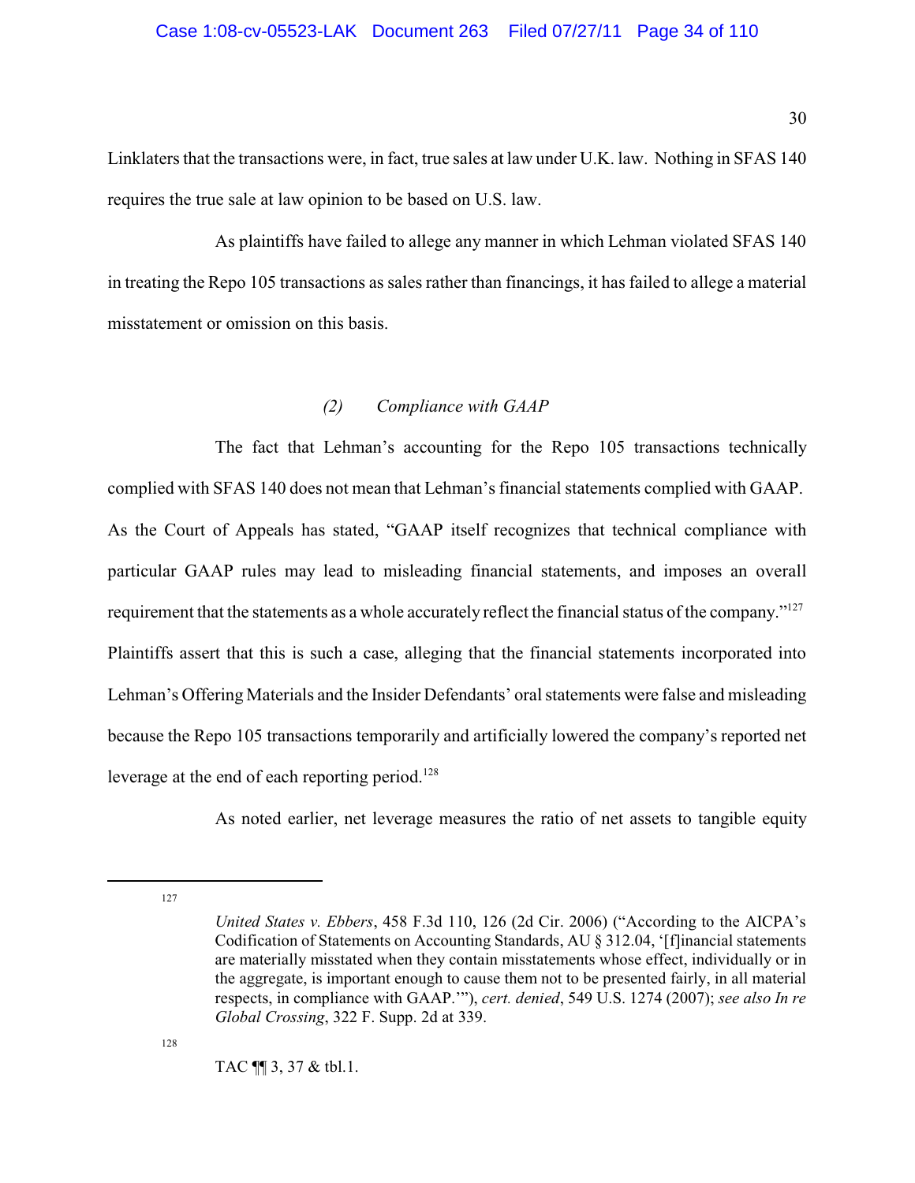Linklaters that the transactions were, in fact, true sales at law under U.K. law. Nothing in SFAS 140 requires the true sale at law opinion to be based on U.S. law.

As plaintiffs have failed to allege any manner in which Lehman violated SFAS 140 in treating the Repo 105 transactions as sales rather than financings, it has failed to allege a material misstatement or omission on this basis.

*(2) Compliance with GAAP*

The fact that Lehman's accounting for the Repo 105 transactions technically complied with SFAS 140 does not mean that Lehman's financial statements complied with GAAP. As the Court of Appeals has stated, "GAAP itself recognizes that technical compliance with particular GAAP rules may lead to misleading financial statements, and imposes an overall requirement that the statements as a whole accurately reflect the financial status of the company."[127] Plaintiffs assert that this is such a case, alleging that the financial statements incorporated into Lehman's Offering Materials and the Insider Defendants' oral statements were false and misleading because the Repo 105 transactions temporarily and artificially lowered the company's reported net leverage at the end of each reporting period.[128]

As noted earlier, net leverage measures the ratio of net assets to tangible equity

---

[127] *United States v. Ebbers*, 458 F.3d 110, 126 (2d Cir. 2006) ("According to the AICPA's Codification of Statements on Accounting Standards, AU § 312.04, '[f]inancial statements are materially misstated when they contain misstatements whose effect, individually or in the aggregate, is important enough to cause them not to be presented fairly, in all material respects, in compliance with GAAP.'"), *cert. denied*, 549 U.S. 1274 (2007); *see also In re Global Crossing*, 322 F. Supp. 2d at 339.

[128] TAC ¶¶ 3, 37 & tbl.1.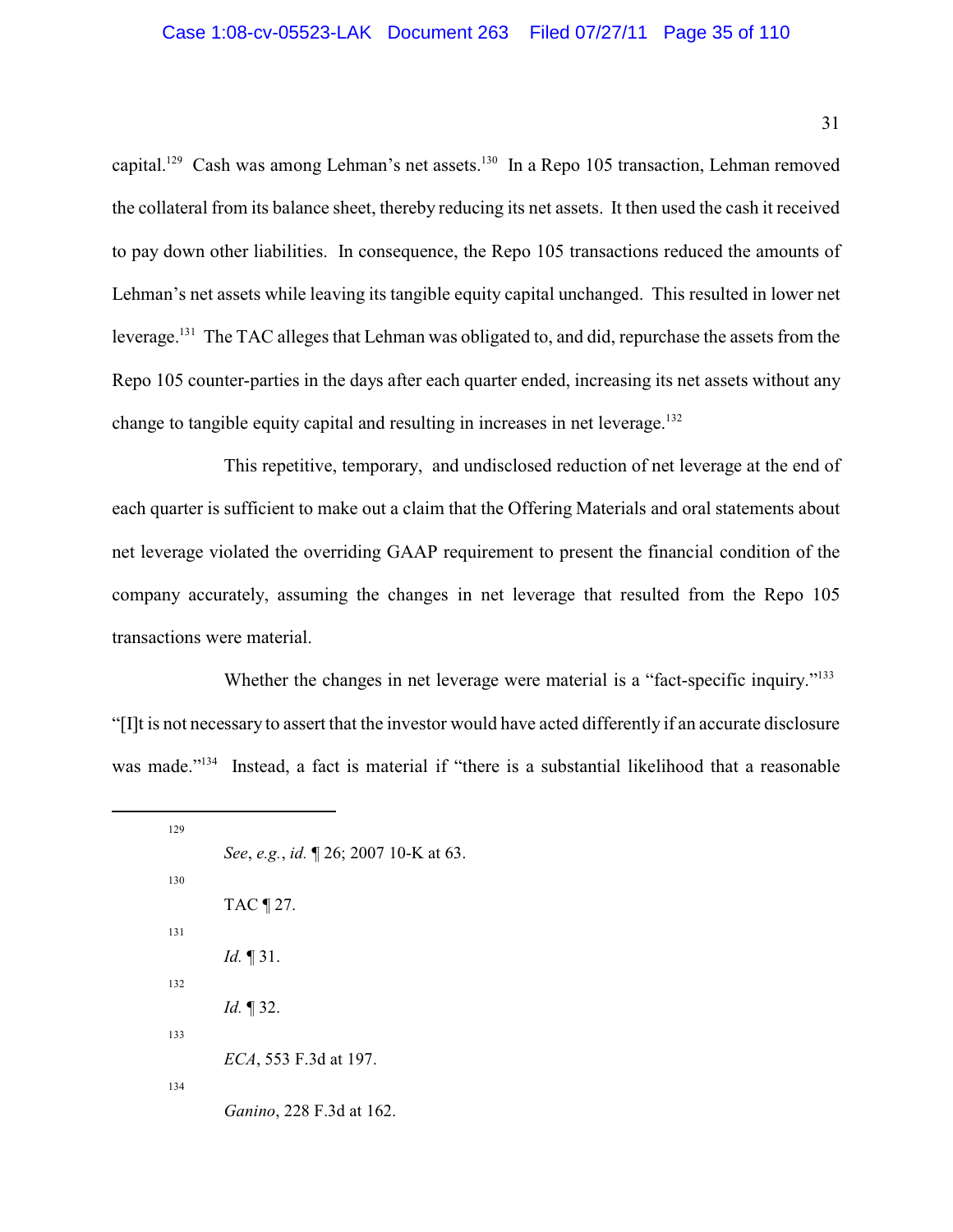capital.[129] Cash was among Lehman's net assets.[130] In a Repo 105 transaction, Lehman removed the collateral from its balance sheet, thereby reducing its net assets. It then used the cash it received to pay down other liabilities. In consequence, the Repo 105 transactions reduced the amounts of Lehman's net assets while leaving its tangible equity capital unchanged. This resulted in lower net leverage.[131] The TAC alleges that Lehman was obligated to, and did, repurchase the assets from the Repo 105 counter-parties in the days after each quarter ended, increasing its net assets without any change to tangible equity capital and resulting in increases in net leverage.[132]

This repetitive, temporary, and undisclosed reduction of net leverage at the end of each quarter is sufficient to make out a claim that the Offering Materials and oral statements about net leverage violated the overriding GAAP requirement to present the financial condition of the company accurately, assuming the changes in net leverage that resulted from the Repo 105 transactions were material.

Whether the changes in net leverage were material is a "fact-specific inquiry."[133] "[I]t is not necessary to assert that the investor would have acted differently if an accurate disclosure was made."[134] Instead, a fact is material if "there is a substantial likelihood that a reasonable

---

[129] *See*, *e.g.*, *id.* ¶ 26; 2007 10-K at 63.

[130] TAC ¶ 27.

[131] *Id.* ¶ 31.

[132] *Id.* ¶ 32.

[133] *ECA*, 553 F.3d at 197.

[134] *Ganino*, 228 F.3d at 162.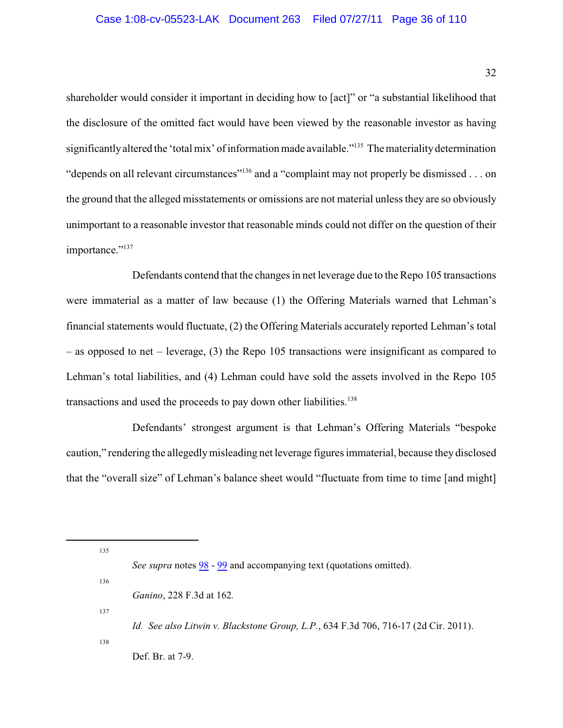shareholder would consider it important in deciding how to [act]" or "a substantial likelihood that the disclosure of the omitted fact would have been viewed by the reasonable investor as having significantly altered the 'total mix' of information made available."[135] The materiality determination "depends on all relevant circumstances"[136] and a "complaint may not properly be dismissed . . . on the ground that the alleged misstatements or omissions are not material unless they are so obviously unimportant to a reasonable investor that reasonable minds could not differ on the question of their importance."[137]

Defendants contend that the changes in net leverage due to the Repo 105 transactions were immaterial as a matter of law because (1) the Offering Materials warned that Lehman's financial statements would fluctuate, (2) the Offering Materials accurately reported Lehman's total – as opposed to net – leverage, (3) the Repo 105 transactions were insignificant as compared to Lehman's total liabilities, and (4) Lehman could have sold the assets involved in the Repo 105 transactions and used the proceeds to pay down other liabilities.[138]

Defendants' strongest argument is that Lehman's Offering Materials "bespoke caution," rendering the allegedly misleading net leverage figures immaterial, because they disclosed that the "overall size" of Lehman's balance sheet would "fluctuate from time to time [and might]

---

[135] *See supra* notes 98 - 99 and accompanying text (quotations omitted).

[136] *Ganino*, 228 F.3d at 162.

[137] *Id. See also Litwin v. Blackstone Group, L.P.*, 634 F.3d 706, 716-17 (2d Cir. 2011).

[138] Def. Br. at 7-9.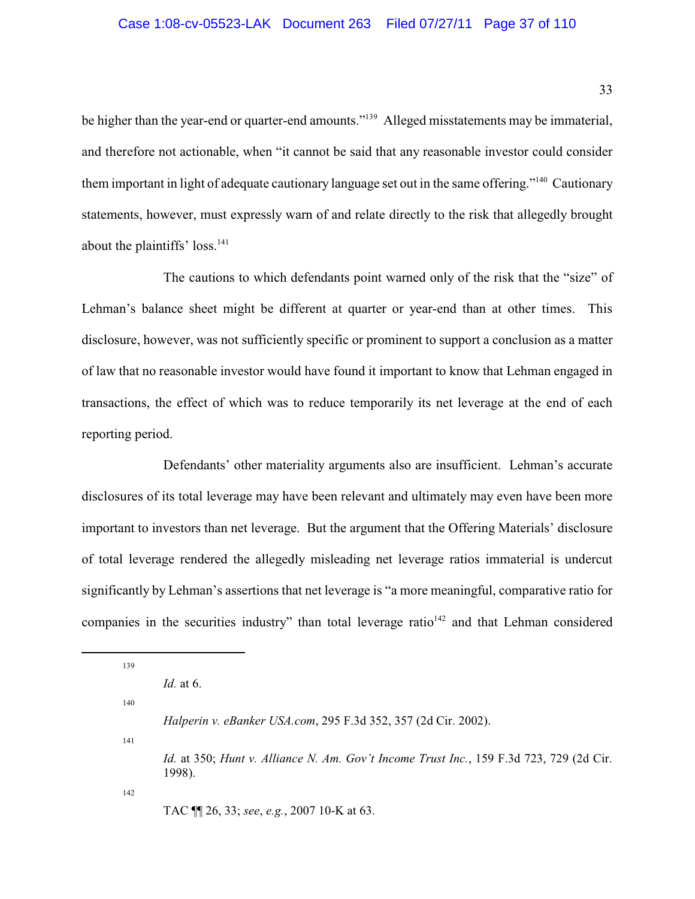be higher than the year-end or quarter-end amounts."[139] Alleged misstatements may be immaterial, and therefore not actionable, when "it cannot be said that any reasonable investor could consider them important in light of adequate cautionary language set out in the same offering."[140] Cautionary statements, however, must expressly warn of and relate directly to the risk that allegedly brought about the plaintiffs' loss.[141]

The cautions to which defendants point warned only of the risk that the "size" of Lehman's balance sheet might be different at quarter or year-end than at other times. This disclosure, however, was not sufficiently specific or prominent to support a conclusion as a matter of law that no reasonable investor would have found it important to know that Lehman engaged in transactions, the effect of which was to reduce temporarily its net leverage at the end of each reporting period.

Defendants' other materiality arguments also are insufficient. Lehman's accurate disclosures of its total leverage may have been relevant and ultimately may even have been more important to investors than net leverage. But the argument that the Offering Materials' disclosure of total leverage rendered the allegedly misleading net leverage ratios immaterial is undercut significantly by Lehman's assertions that net leverage is "a more meaningful, comparative ratio for companies in the securities industry" than total leverage ratio[142] and that Lehman considered

---

[139] *Id.* at 6.

[140] *Halperin v. eBanker USA.com*, 295 F.3d 352, 357 (2d Cir. 2002).

[141] *Id.* at 350; *Hunt v. Alliance N. Am. Gov't Income Trust Inc.*, 159 F.3d 723, 729 (2d Cir. 1998).

[142] TAC ¶¶ 26, 33; *see*, *e.g.*, 2007 10-K at 63.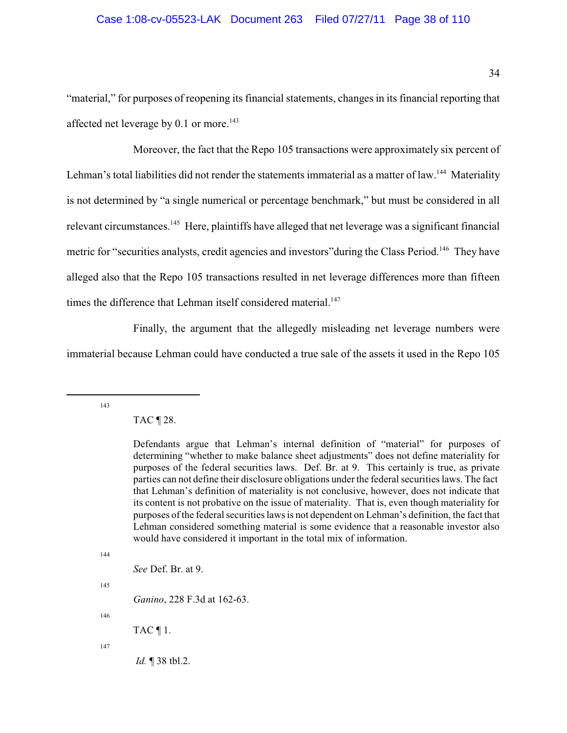"material," for purposes of reopening its financial statements, changes in its financial reporting that affected net leverage by 0.1 or more.[143]

Moreover, the fact that the Repo 105 transactions were approximately six percent of Lehman's total liabilities did not render the statements immaterial as a matter of law.[144] Materiality is not determined by "a single numerical or percentage benchmark," but must be considered in all relevant circumstances.[145] Here, plaintiffs have alleged that net leverage was a significant financial metric for "securities analysts, credit agencies and investors"during the Class Period.[146] They have alleged also that the Repo 105 transactions resulted in net leverage differences more than fifteen times the difference that Lehman itself considered material.[147]

Finally, the argument that the allegedly misleading net leverage numbers were immaterial because Lehman could have conducted a true sale of the assets it used in the Repo 105

---

[143] TAC ¶ 28.

Defendants argue that Lehman's internal definition of "material" for purposes of determining "whether to make balance sheet adjustments" does not define materiality for purposes of the federal securities laws. Def. Br. at 9. This certainly is true, as private parties can not define their disclosure obligations under the federal securities laws. The fact that Lehman's definition of materiality is not conclusive, however, does not indicate that its content is not probative on the issue of materiality. That is, even though materiality for purposes of the federal securities laws is not dependent on Lehman's definition, the fact that Lehman considered something material is some evidence that a reasonable investor also would have considered it important in the total mix of information.

[144] *See* Def. Br. at 9.

[145] *Ganino*, 228 F.3d at 162-63.

[146] TAC ¶ 1.

[147] *Id.* ¶ 38 tbl.2.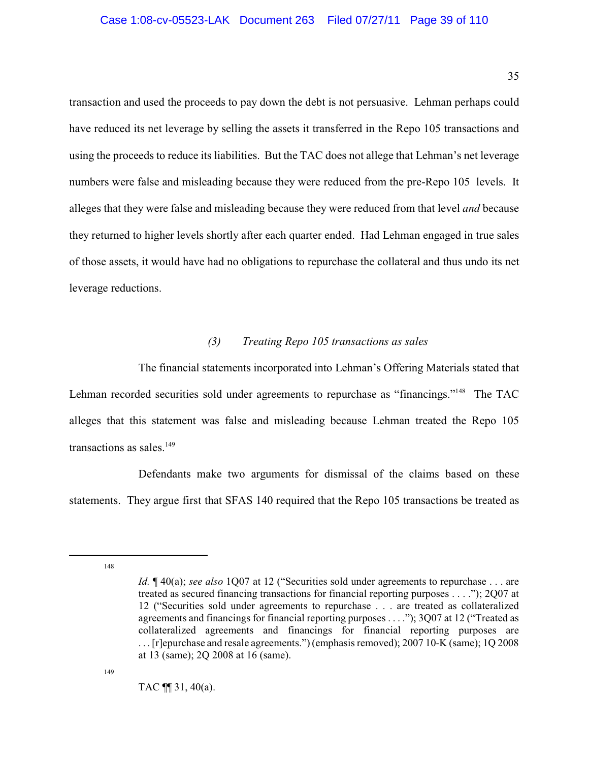transaction and used the proceeds to pay down the debt is not persuasive. Lehman perhaps could have reduced its net leverage by selling the assets it transferred in the Repo 105 transactions and using the proceeds to reduce its liabilities. But the TAC does not allege that Lehman's net leverage numbers were false and misleading because they were reduced from the pre-Repo 105 levels. It alleges that they were false and misleading because they were reduced from that level *and* because they returned to higher levels shortly after each quarter ended. Had Lehman engaged in true sales of those assets, it would have had no obligations to repurchase the collateral and thus undo its net leverage reductions.

### *(3) Treating Repo 105 transactions as sales*

The financial statements incorporated into Lehman's Offering Materials stated that Lehman recorded securities sold under agreements to repurchase as "financings."[148] The TAC alleges that this statement was false and misleading because Lehman treated the Repo 105 transactions as sales.[149]

Defendants make two arguments for dismissal of the claims based on these statements. They argue first that SFAS 140 required that the Repo 105 transactions be treated as

---

[148] *Id.* ¶ 40(a); *see also* 1Q07 at 12 ("Securities sold under agreements to repurchase . . . are treated as secured financing transactions for financial reporting purposes . . . ."); 2Q07 at 12 ("Securities sold under agreements to repurchase . . . are treated as collateralized agreements and financings for financial reporting purposes . . . ."); 3Q07 at 12 ("Treated as collateralized agreements and financings for financial reporting purposes are . . . [r]epurchase and resale agreements.") (emphasis removed); 2007 10-K (same); 1Q 2008 at 13 (same); 2Q 2008 at 16 (same).

[149] TAC ¶¶ 31, 40(a).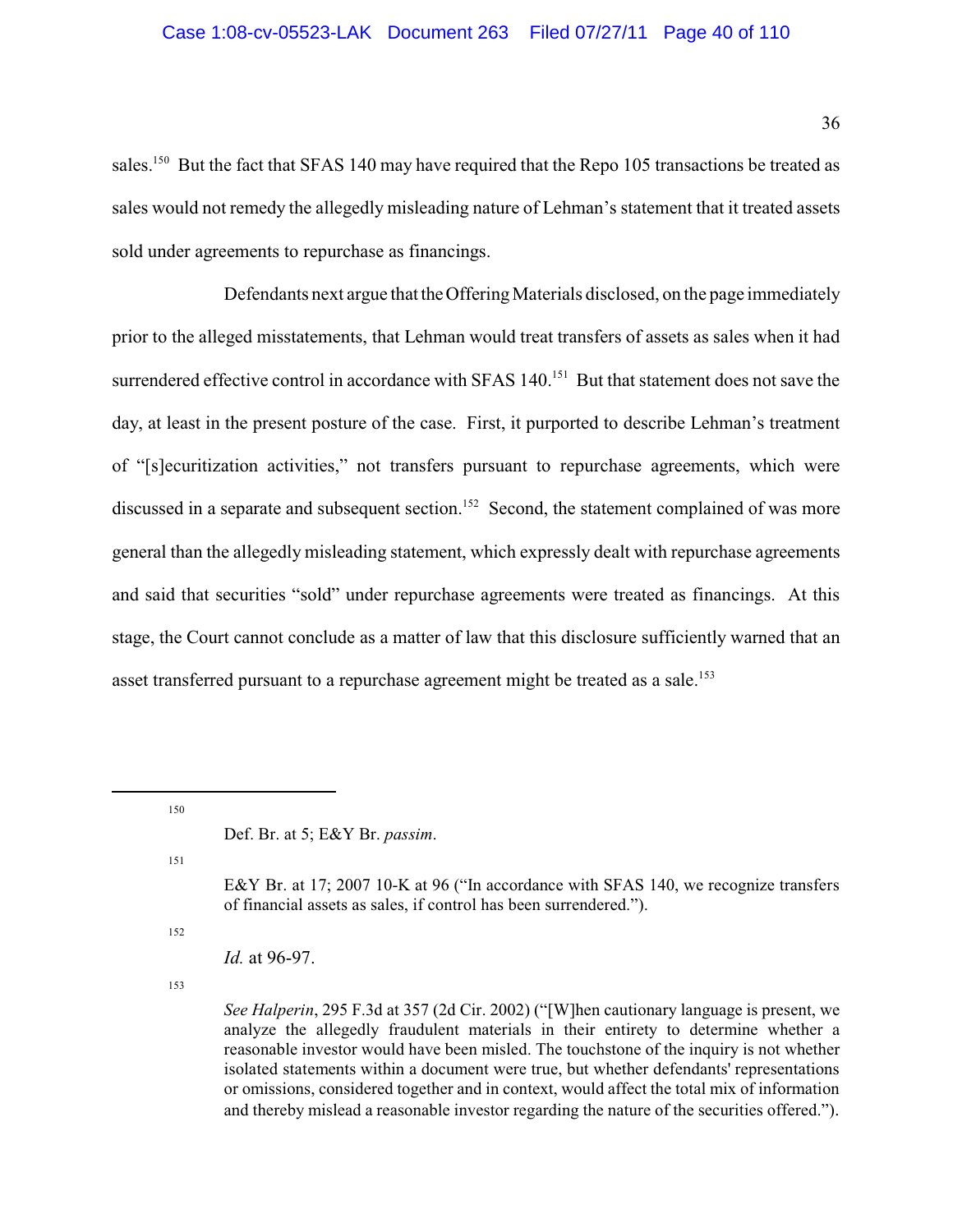sales.[150] But the fact that SFAS 140 may have required that the Repo 105 transactions be treated as sales would not remedy the allegedly misleading nature of Lehman's statement that it treated assets sold under agreements to repurchase as financings.

Defendants next argue that the Offering Materials disclosed, on the page immediately prior to the alleged misstatements, that Lehman would treat transfers of assets as sales when it had surrendered effective control in accordance with SFAS 140.[151] But that statement does not save the day, at least in the present posture of the case. First, it purported to describe Lehman's treatment of "[s]ecuritization activities," not transfers pursuant to repurchase agreements, which were discussed in a separate and subsequent section.[152] Second, the statement complained of was more general than the allegedly misleading statement, which expressly dealt with repurchase agreements and said that securities "sold" under repurchase agreements were treated as financings. At this stage, the Court cannot conclude as a matter of law that this disclosure sufficiently warned that an asset transferred pursuant to a repurchase agreement might be treated as a sale.[153]

---

[150] Def. Br. at 5; E&Y Br. *passim*.

[151] E&Y Br. at 17; 2007 10-K at 96 ("In accordance with SFAS 140, we recognize transfers of financial assets as sales, if control has been surrendered.").

[152] *Id.* at 96-97.

[153] *See Halperin*, 295 F.3d at 357 (2d Cir. 2002) ("[W]hen cautionary language is present, we analyze the allegedly fraudulent materials in their entirety to determine whether a reasonable investor would have been misled. The touchstone of the inquiry is not whether isolated statements within a document were true, but whether defendants' representations or omissions, considered together and in context, would affect the total mix of information and thereby mislead a reasonable investor regarding the nature of the securities offered.").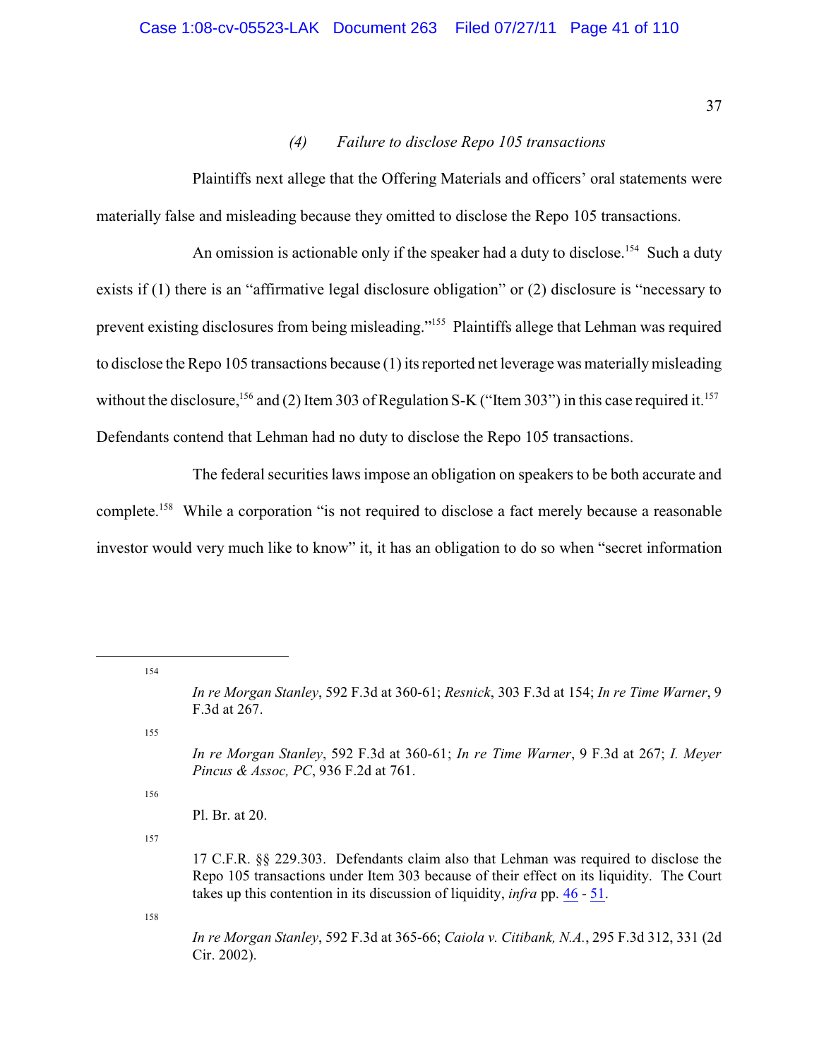### (4) *Failure to disclose Repo 105 transactions*

Plaintiffs next allege that the Offering Materials and officers' oral statements were materially false and misleading because they omitted to disclose the Repo 105 transactions.

An omission is actionable only if the speaker had a duty to disclose.[154] Such a duty exists if (1) there is an "affirmative legal disclosure obligation" or (2) disclosure is "necessary to prevent existing disclosures from being misleading."[155] Plaintiffs allege that Lehman was required to disclose the Repo 105 transactions because (1) its reported net leverage was materially misleading without the disclosure,[156] and (2) Item 303 of Regulation S-K ("Item 303") in this case required it.[157] Defendants contend that Lehman had no duty to disclose the Repo 105 transactions.

The federal securities laws impose an obligation on speakers to be both accurate and complete.[158] While a corporation "is not required to disclose a fact merely because a reasonable investor would very much like to know" it, it has an obligation to do so when "secret information

---

154 *In re Morgan Stanley*, 592 F.3d at 360-61; *Resnick*, 303 F.3d at 154; *In re Time Warner*, 9 F.3d at 267.

155 *In re Morgan Stanley*, 592 F.3d at 360-61; *In re Time Warner*, 9 F.3d at 267; *I. Meyer Pincus & Assoc, PC*, 936 F.2d at 761.

156 Pl. Br. at 20.

157 17 C.F.R. §§ 229.303. Defendants claim also that Lehman was required to disclose the Repo 105 transactions under Item 303 because of their effect on its liquidity. The Court takes up this contention in its discussion of liquidity, *infra* pp. 46 - 51.

158 *In re Morgan Stanley*, 592 F.3d at 365-66; *Caiola v. Citibank, N.A.*, 295 F.3d 312, 331 (2d Cir. 2002).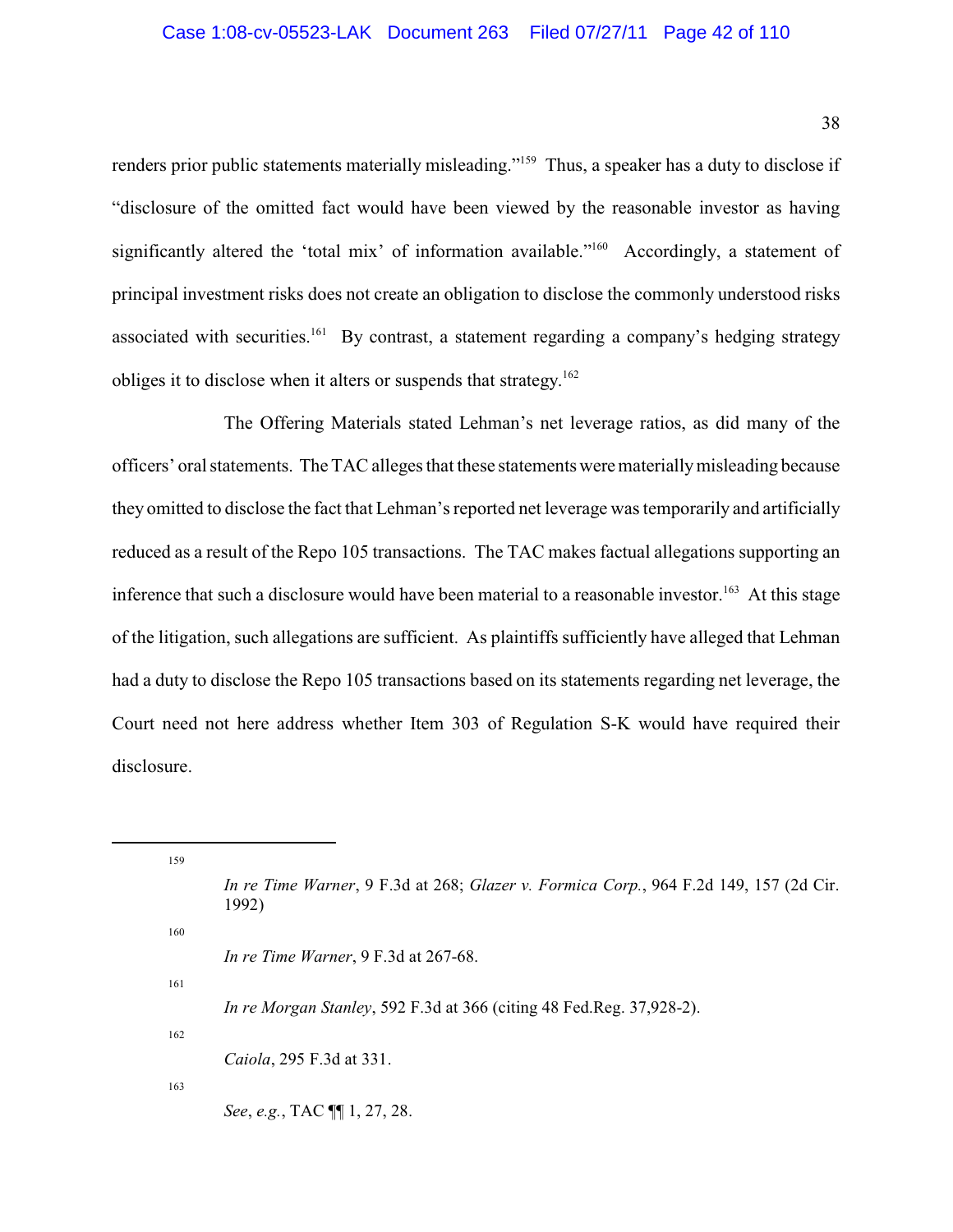renders prior public statements materially misleading."[159] Thus, a speaker has a duty to disclose if "disclosure of the omitted fact would have been viewed by the reasonable investor as having significantly altered the 'total mix' of information available."[160] Accordingly, a statement of principal investment risks does not create an obligation to disclose the commonly understood risks associated with securities.[161] By contrast, a statement regarding a company's hedging strategy obliges it to disclose when it alters or suspends that strategy.[162]

The Offering Materials stated Lehman's net leverage ratios, as did many of the officers' oral statements. The TAC alleges that these statements were materially misleading because they omitted to disclose the fact that Lehman's reported net leverage was temporarily and artificially reduced as a result of the Repo 105 transactions. The TAC makes factual allegations supporting an inference that such a disclosure would have been material to a reasonable investor.[163] At this stage of the litigation, such allegations are sufficient. As plaintiffs sufficiently have alleged that Lehman had a duty to disclose the Repo 105 transactions based on its statements regarding net leverage, the Court need not here address whether Item 303 of Regulation S-K would have required their disclosure.

---

[159] *In re Time Warner*, 9 F.3d at 268; *Glazer v. Formica Corp.*, 964 F.2d 149, 157 (2d Cir. 1992)

[160] *In re Time Warner*, 9 F.3d at 267-68.

[161] *In re Morgan Stanley*, 592 F.3d at 366 (citing 48 Fed.Reg. 37,928-2).

[162] *Caiola*, 295 F.3d at 331.

[163] *See*, *e.g.*, TAC ¶¶ 1, 27, 28.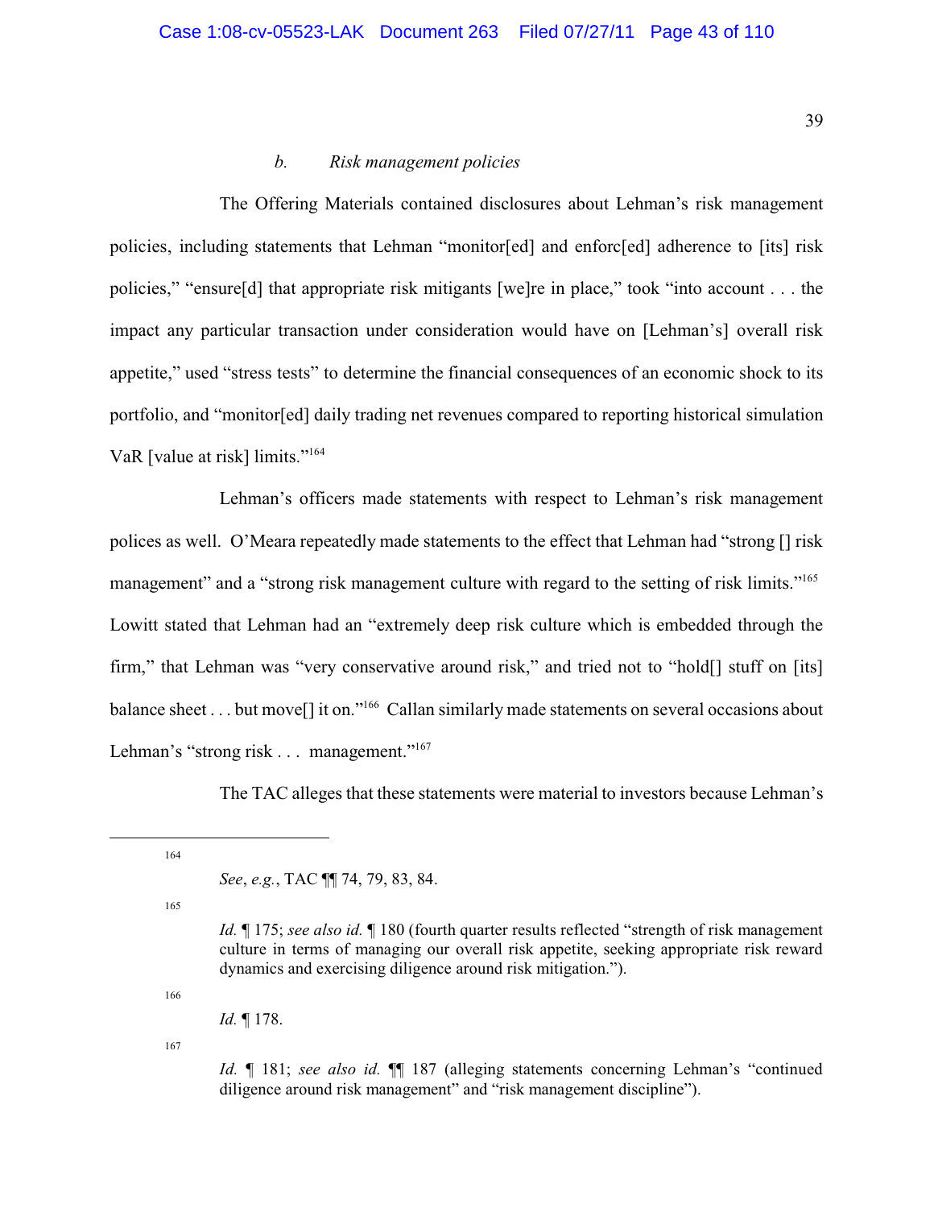### *b. Risk management policies*

The Offering Materials contained disclosures about Lehman's risk management policies, including statements that Lehman "monitor[ed] and enforc[ed] adherence to [its] risk policies," "ensure[d] that appropriate risk mitigants [we]re in place," took "into account . . . the impact any particular transaction under consideration would have on [Lehman's] overall risk appetite," used "stress tests" to determine the financial consequences of an economic shock to its portfolio, and "monitor[ed] daily trading net revenues compared to reporting historical simulation VaR [value at risk] limits."[164]

Lehman's officers made statements with respect to Lehman's risk management polices as well. O'Meara repeatedly made statements to the effect that Lehman had "strong [] risk management" and a "strong risk management culture with regard to the setting of risk limits."[165] Lowitt stated that Lehman had an "extremely deep risk culture which is embedded through the firm," that Lehman was "very conservative around risk," and tried not to "hold[] stuff on [its] balance sheet . . . but move[] it on."[166] Callan similarly made statements on several occasions about Lehman's "strong risk . . . management."[167]

The TAC alleges that these statements were material to investors because Lehman's

---

[164] *See*, *e.g.*, TAC ¶¶ 74, 79, 83, 84.

[165] *Id.* ¶ 175; *see also id.* ¶ 180 (fourth quarter results reflected "strength of risk management culture in terms of managing our overall risk appetite, seeking appropriate risk reward dynamics and exercising diligence around risk mitigation.").

[166] *Id.* ¶ 178.

[167] *Id.* ¶ 181; *see also id.* ¶¶ 187 (alleging statements concerning Lehman's "continued diligence around risk management" and "risk management discipline").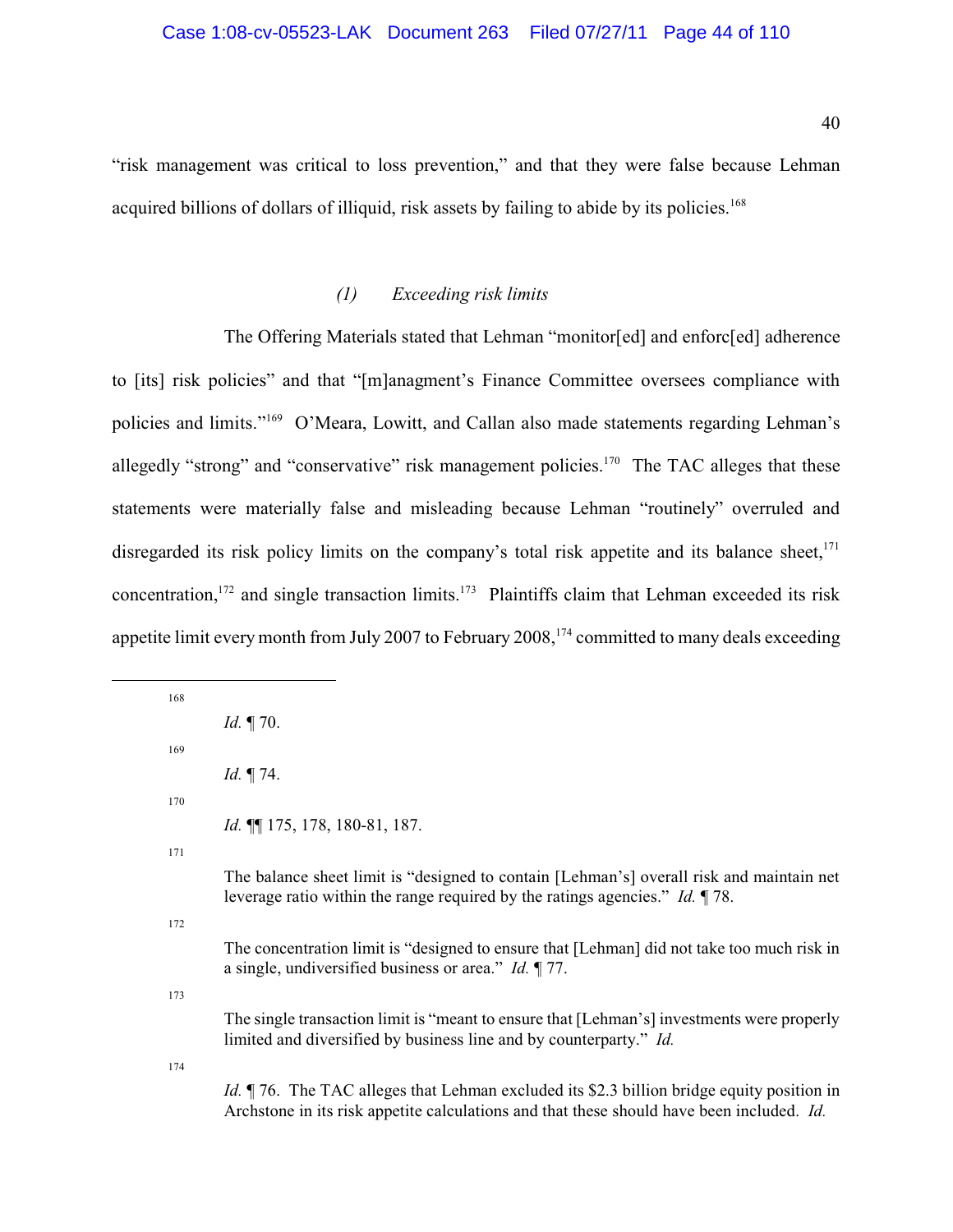"risk management was critical to loss prevention," and that they were false because Lehman acquired billions of dollars of illiquid, risk assets by failing to abide by its policies.[168]

*(1) Exceeding risk limits*

The Offering Materials stated that Lehman "monitor[ed] and enforc[ed] adherence to [its] risk policies" and that "[m]anagment's Finance Committee oversees compliance with policies and limits."[169] O'Meara, Lowitt, and Callan also made statements regarding Lehman's allegedly "strong" and "conservative" risk management policies.[170] The TAC alleges that these statements were materially false and misleading because Lehman "routinely" overruled and disregarded its risk policy limits on the company's total risk appetite and its balance sheet,[171] concentration,[172] and single transaction limits.[173] Plaintiffs claim that Lehman exceeded its risk appetite limit every month from July 2007 to February 2008,[174] committed to many deals exceeding

---

[168] *Id.* ¶ 70.

[169] *Id.* ¶ 74.

[170] *Id.* ¶¶ 175, 178, 180-81, 187.

[171] The balance sheet limit is "designed to contain [Lehman's] overall risk and maintain net leverage ratio within the range required by the ratings agencies." *Id.* ¶ 78.

[172] The concentration limit is "designed to ensure that [Lehman] did not take too much risk in a single, undiversified business or area." *Id.* ¶ 77.

[173] The single transaction limit is "meant to ensure that [Lehman's] investments were properly limited and diversified by business line and by counterparty." *Id.*

[174] *Id.* ¶ 76. The TAC alleges that Lehman excluded its $2.3 billion bridge equity position in Archstone in its risk appetite calculations and that these should have been included. *Id.*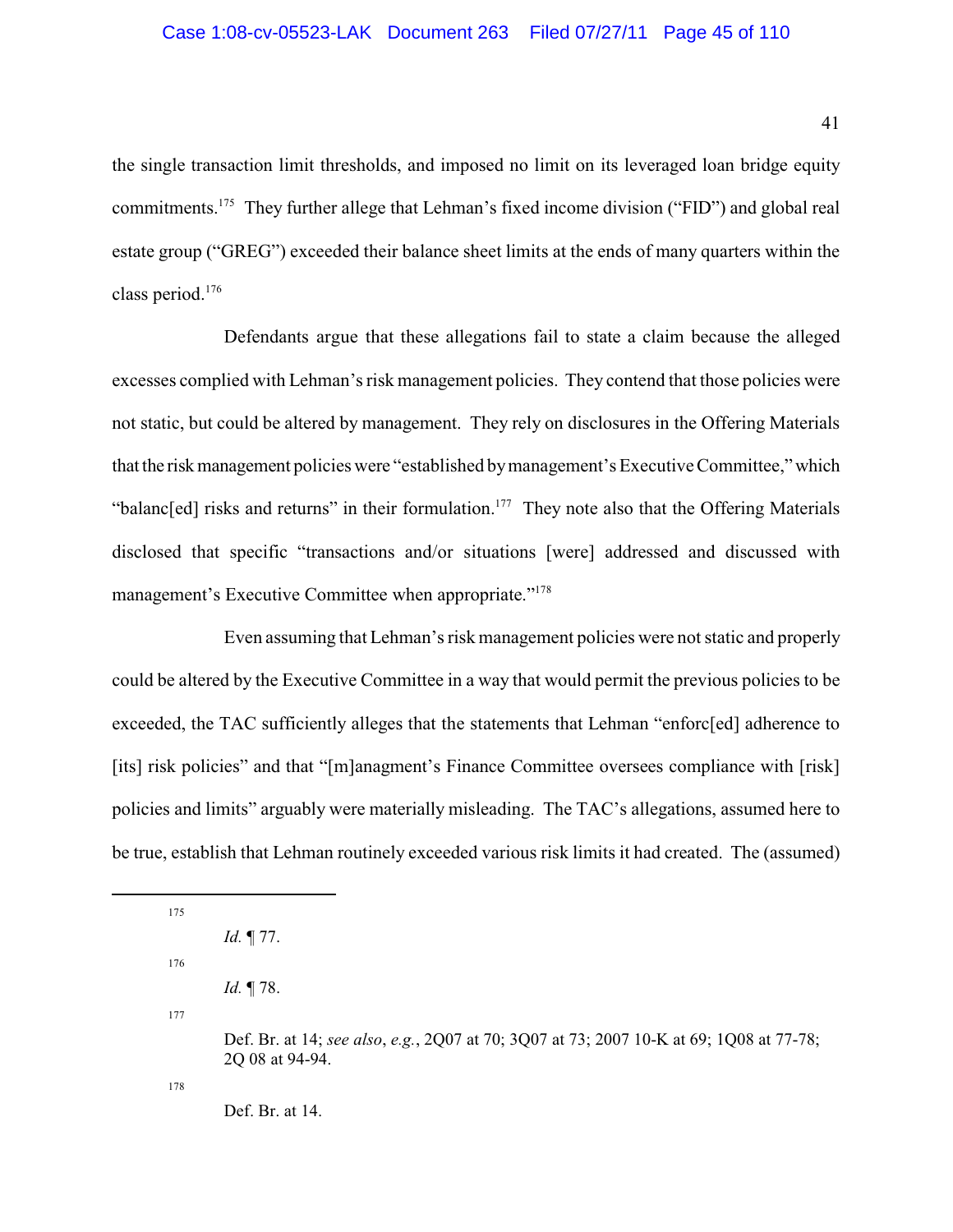the single transaction limit thresholds, and imposed no limit on its leveraged loan bridge equity commitments.[175] They further allege that Lehman's fixed income division ("FID") and global real estate group ("GREG") exceeded their balance sheet limits at the ends of many quarters within the class period.[176]

Defendants argue that these allegations fail to state a claim because the alleged excesses complied with Lehman's risk management policies. They contend that those policies were not static, but could be altered by management. They rely on disclosures in the Offering Materials that the risk management policies were "established by management's Executive Committee," which "balanc[ed] risks and returns" in their formulation.[177] They note also that the Offering Materials disclosed that specific "transactions and/or situations [were] addressed and discussed with management's Executive Committee when appropriate."[178]

Even assuming that Lehman's risk management policies were not static and properly could be altered by the Executive Committee in a way that would permit the previous policies to be exceeded, the TAC sufficiently alleges that the statements that Lehman "enforc[ed] adherence to [its] risk policies" and that "[m]anagment's Finance Committee oversees compliance with [risk] policies and limits" arguably were materially misleading. The TAC's allegations, assumed here to be true, establish that Lehman routinely exceeded various risk limits it had created. The (assumed)

---

[175] *Id.* ¶ 77.

[176] *Id.* ¶ 78.

[177] Def. Br. at 14; *see also*, *e.g.*, 2Q07 at 70; 3Q07 at 73; 2007 10-K at 69; 1Q08 at 77-78; 2Q 08 at 94-94.

[178] Def. Br. at 14.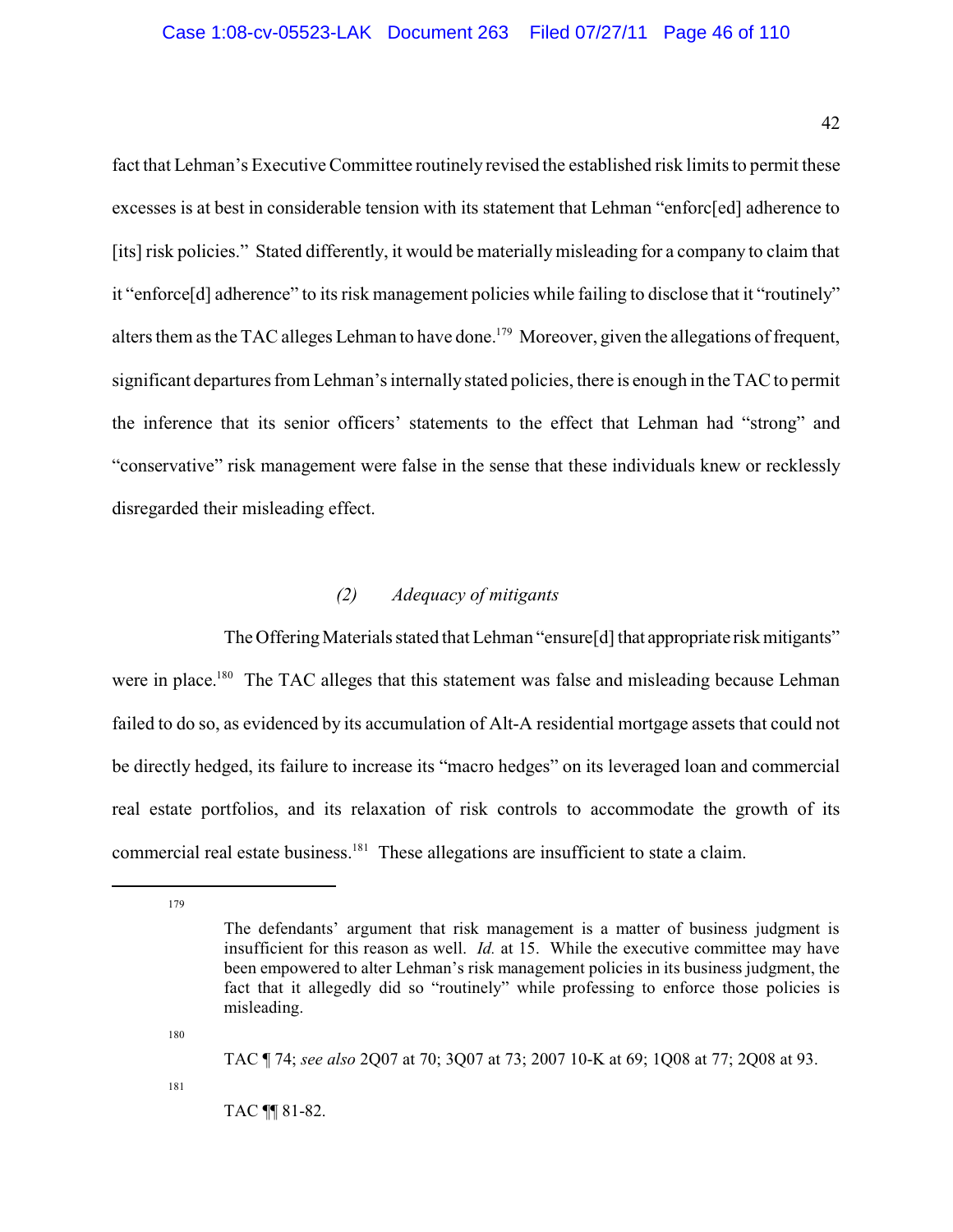fact that Lehman's Executive Committee routinely revised the established risk limits to permit these excesses is at best in considerable tension with its statement that Lehman "enforc[ed] adherence to [its] risk policies." Stated differently, it would be materially misleading for a company to claim that it "enforce[d] adherence" to its risk management policies while failing to disclose that it "routinely" alters them as the TAC alleges Lehman to have done.[179] Moreover, given the allegations of frequent, significant departures from Lehman's internally stated policies, there is enough in the TAC to permit the inference that its senior officers' statements to the effect that Lehman had "strong" and "conservative" risk management were false in the sense that these individuals knew or recklessly disregarded their misleading effect.

### *(2) Adequacy of mitigants*

The Offering Materials stated that Lehman "ensure[d] that appropriate risk mitigants" were in place.[180] The TAC alleges that this statement was false and misleading because Lehman failed to do so, as evidenced by its accumulation of Alt-A residential mortgage assets that could not be directly hedged, its failure to increase its "macro hedges" on its leveraged loan and commercial real estate portfolios, and its relaxation of risk controls to accommodate the growth of its commercial real estate business.[181] These allegations are insufficient to state a claim.

---

[179] The defendants' argument that risk management is a matter of business judgment is insufficient for this reason as well. *Id.* at 15. While the executive committee may have been empowered to alter Lehman's risk management policies in its business judgment, the fact that it allegedly did so "routinely" while professing to enforce those policies is misleading.

[180] TAC ¶ 74; *see also* 2Q07 at 70; 3Q07 at 73; 2007 10-K at 69; 1Q08 at 77; 2Q08 at 93.

[181] TAC ¶¶ 81-82.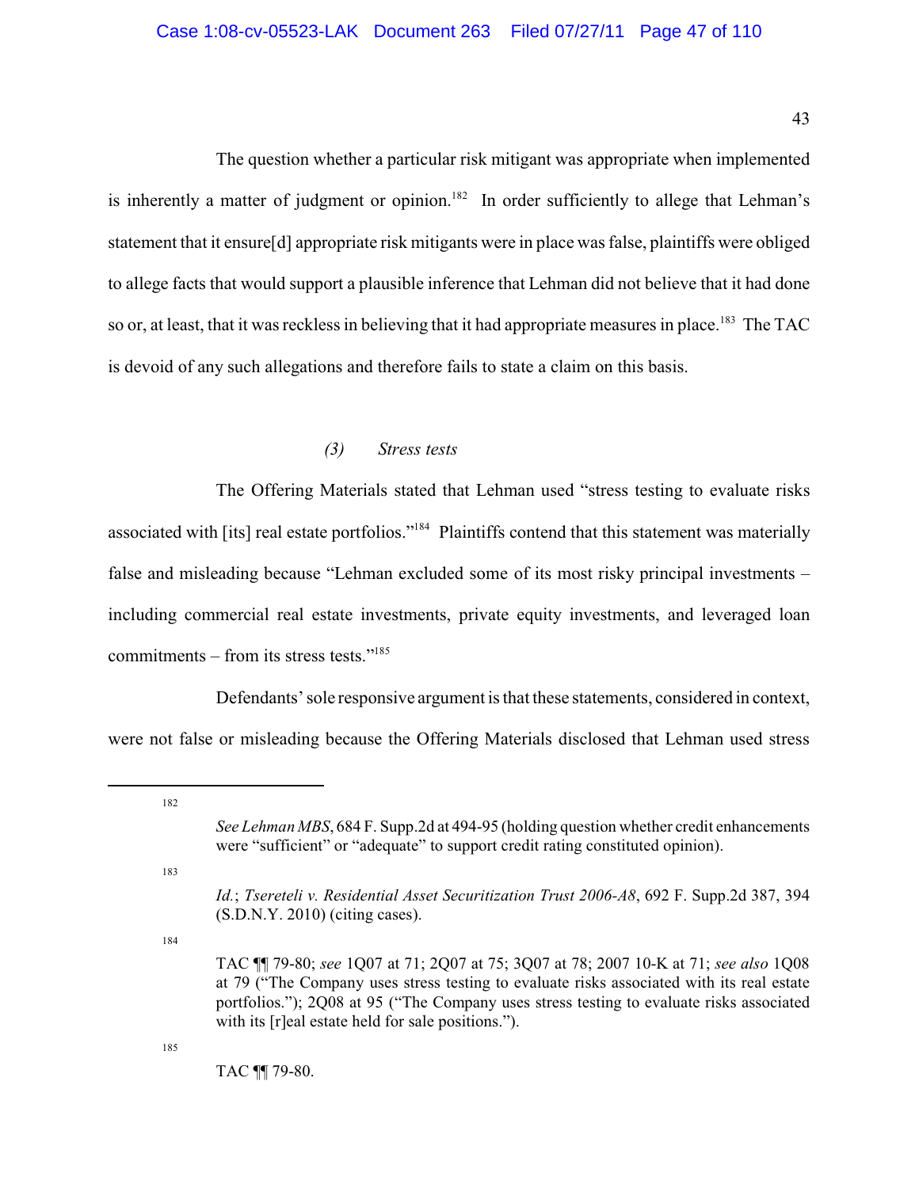The question whether a particular risk mitigant was appropriate when implemented is inherently a matter of judgment or opinion.[182] In order sufficiently to allege that Lehman's statement that it ensure[d] appropriate risk mitigants were in place was false, plaintiffs were obliged to allege facts that would support a plausible inference that Lehman did not believe that it had done so or, at least, that it was reckless in believing that it had appropriate measures in place.[183] The TAC is devoid of any such allegations and therefore fails to state a claim on this basis.

*(3) Stress tests*

The Offering Materials stated that Lehman used "stress testing to evaluate risks associated with [its] real estate portfolios."[184] Plaintiffs contend that this statement was materially false and misleading because "Lehman excluded some of its most risky principal investments – including commercial real estate investments, private equity investments, and leveraged loan commitments – from its stress tests."[185]

Defendants' sole responsive argument is that these statements, considered in context, were not false or misleading because the Offering Materials disclosed that Lehman used stress

---

[182] *See Lehman MBS*, 684 F. Supp.2d at 494-95 (holding question whether credit enhancements were "sufficient" or "adequate" to support credit rating constituted opinion).

[183] *Id.*; *Tsereteli v. Residential Asset Securitization Trust 2006-A8*, 692 F. Supp.2d 387, 394 (S.D.N.Y. 2010) (citing cases).

[184] TAC ¶¶ 79-80; *see* 1Q07 at 71; 2Q07 at 75; 3Q07 at 78; 2007 10-K at 71; *see also* 1Q08 at 79 ("The Company uses stress testing to evaluate risks associated with its real estate portfolios."); 2Q08 at 95 ("The Company uses stress testing to evaluate risks associated with its [r]eal estate held for sale positions.").

[185] TAC ¶¶ 79-80.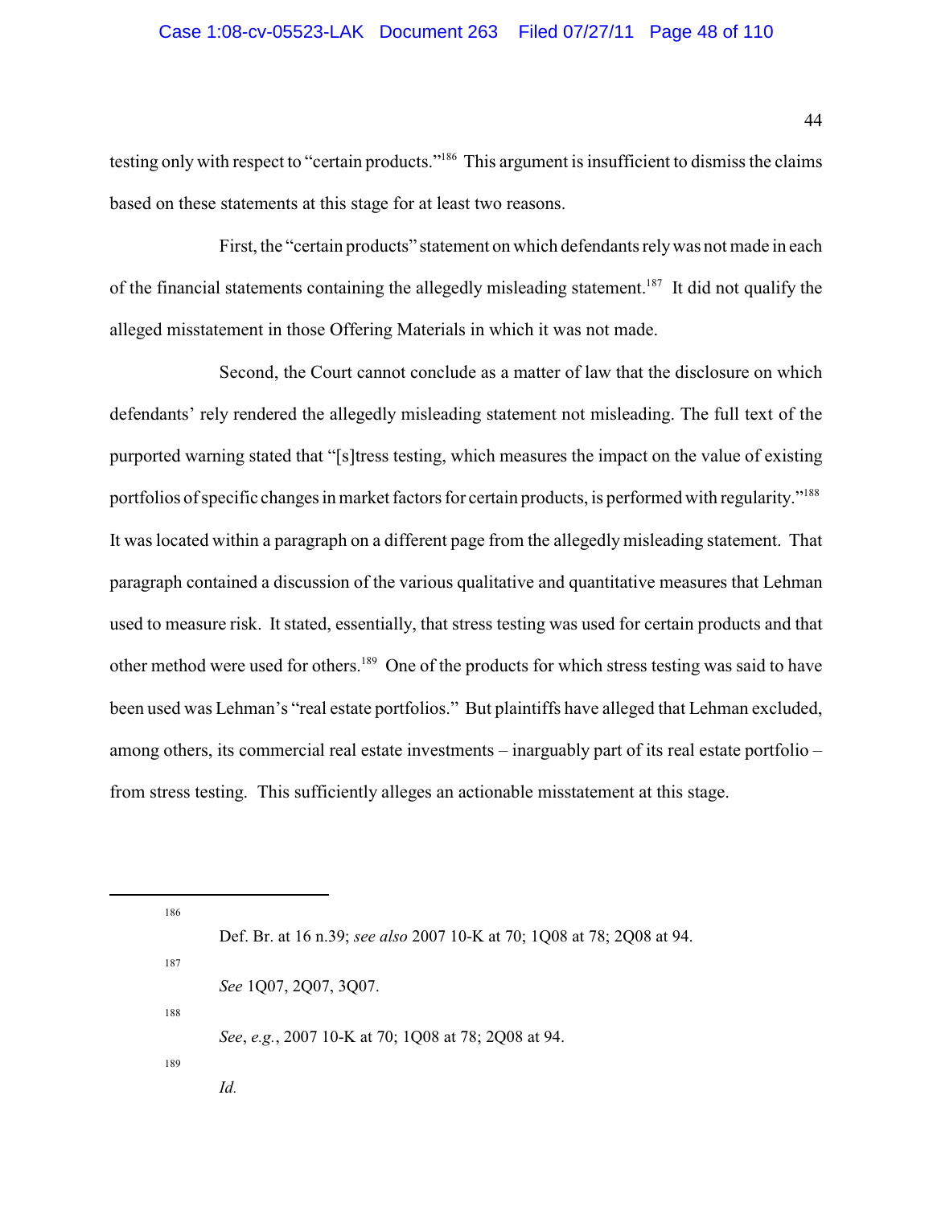testing only with respect to "certain products."[186] This argument is insufficient to dismiss the claims based on these statements at this stage for at least two reasons.

First, the "certain products" statement on which defendants rely was not made in each of the financial statements containing the allegedly misleading statement.[187] It did not qualify the alleged misstatement in those Offering Materials in which it was not made.

Second, the Court cannot conclude as a matter of law that the disclosure on which defendants' rely rendered the allegedly misleading statement not misleading. The full text of the purported warning stated that "[s]tress testing, which measures the impact on the value of existing portfolios of specific changes in market factors for certain products, is performed with regularity."[188] It was located within a paragraph on a different page from the allegedly misleading statement. That paragraph contained a discussion of the various qualitative and quantitative measures that Lehman used to measure risk. It stated, essentially, that stress testing was used for certain products and that other method were used for others.[189] One of the products for which stress testing was said to have been used was Lehman's "real estate portfolios." But plaintiffs have alleged that Lehman excluded, among others, its commercial real estate investments – inarguably part of its real estate portfolio – from stress testing. This sufficiently alleges an actionable misstatement at this stage.

---

[186] Def. Br. at 16 n.39; *see also* 2007 10-K at 70; 1Q08 at 78; 2Q08 at 94.

[187] *See* 1Q07, 2Q07, 3Q07.

[188] *See*, *e.g.*, 2007 10-K at 70; 1Q08 at 78; 2Q08 at 94.

[189] *Id.*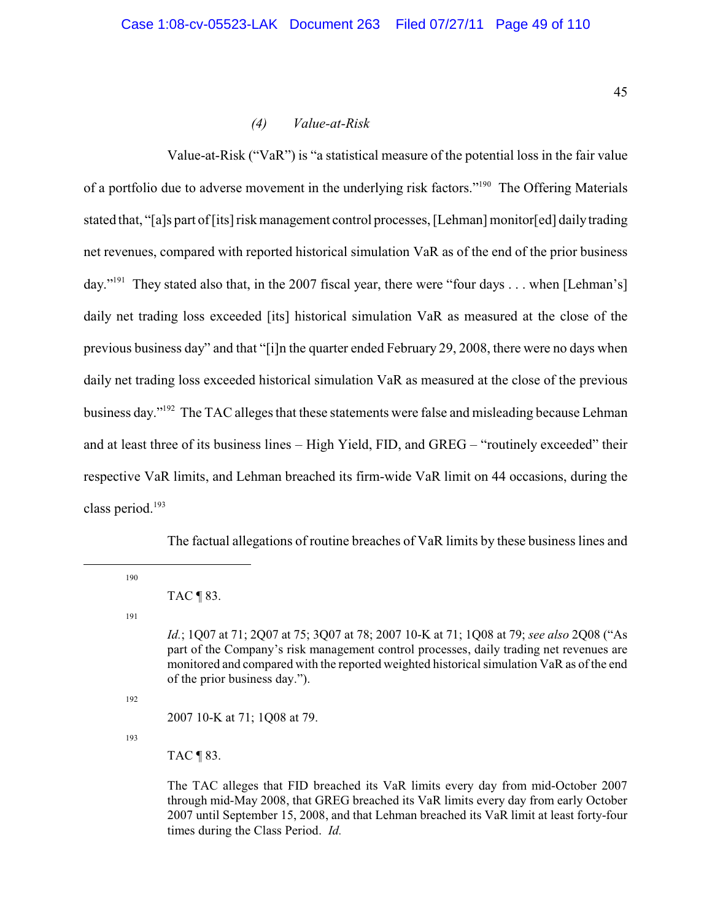### *(4) Value-at-Risk*

Value-at-Risk ("VaR") is "a statistical measure of the potential loss in the fair value of a portfolio due to adverse movement in the underlying risk factors."[190] The Offering Materials stated that, "[a]s part of [its] risk management control processes, [Lehman] monitor[ed] daily trading net revenues, compared with reported historical simulation VaR as of the end of the prior business day."[191] They stated also that, in the 2007 fiscal year, there were "four days . . . when [Lehman's] daily net trading loss exceeded [its] historical simulation VaR as measured at the close of the previous business day" and that "[i]n the quarter ended February 29, 2008, there were no days when daily net trading loss exceeded historical simulation VaR as measured at the close of the previous business day."[192] The TAC alleges that these statements were false and misleading because Lehman and at least three of its business lines – High Yield, FID, and GREG – "routinely exceeded" their respective VaR limits, and Lehman breached its firm-wide VaR limit on 44 occasions, during the class period.[193]

The factual allegations of routine breaches of VaR limits by these business lines and

---

[190] TAC ¶ 83.

[191] *Id.*; 1Q07 at 71; 2Q07 at 75; 3Q07 at 78; 2007 10-K at 71; 1Q08 at 79; *see also* 2Q08 ("As part of the Company's risk management control processes, daily trading net revenues are monitored and compared with the reported weighted historical simulation VaR as of the end of the prior business day.").

[192] 2007 10-K at 71; 1Q08 at 79.

[193] TAC ¶ 83.

The TAC alleges that FID breached its VaR limits every day from mid-October 2007 through mid-May 2008, that GREG breached its VaR limits every day from early October 2007 until September 15, 2008, and that Lehman breached its VaR limit at least forty-four times during the Class Period. *Id.*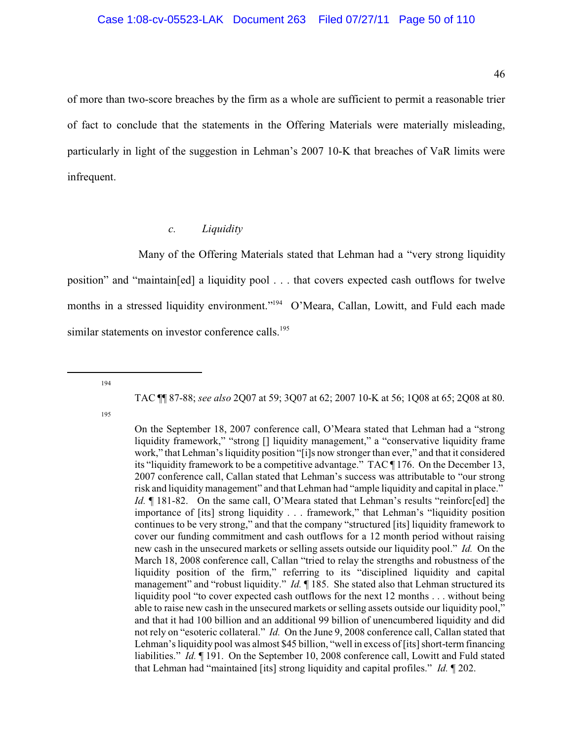of more than two-score breaches by the firm as a whole are sufficient to permit a reasonable trier of fact to conclude that the statements in the Offering Materials were materially misleading, particularly in light of the suggestion in Lehman's 2007 10-K that breaches of VaR limits were infrequent.

#### *c. Liquidity*

Many of the Offering Materials stated that Lehman had a "very strong liquidity position" and "maintain[ed] a liquidity pool . . . that covers expected cash outflows for twelve months in a stressed liquidity environment."[194] O'Meara, Callan, Lowitt, and Fuld each made similar statements on investor conference calls.[195]

---

[194] TAC ¶¶ 87-88; *see also* 2Q07 at 59; 3Q07 at 62; 2007 10-K at 56; 1Q08 at 65; 2Q08 at 80.

[195] On the September 18, 2007 conference call, O'Meara stated that Lehman had a "strong liquidity framework," "strong [] liquidity management," a "conservative liquidity frame work," that Lehman's liquidity position "[i]s now stronger than ever," and that it considered its "liquidity framework to be a competitive advantage." TAC ¶ 176. On the December 13, 2007 conference call, Callan stated that Lehman's success was attributable to "our strong risk and liquidity management" and that Lehman had "ample liquidity and capital in place." *Id.* ¶ 181-82. On the same call, O'Meara stated that Lehman's results "reinforc[ed] the importance of [its] strong liquidity . . . framework," that Lehman's "liquidity position continues to be very strong," and that the company "structured [its] liquidity framework to cover our funding commitment and cash outflows for a 12 month period without raising new cash in the unsecured markets or selling assets outside our liquidity pool." *Id.* On the March 18, 2008 conference call, Callan "tried to relay the strengths and robustness of the liquidity position of the firm," referring to its "disciplined liquidity and capital management" and "robust liquidity." *Id.* ¶ 185. She stated also that Lehman structured its liquidity pool "to cover expected cash outflows for the next 12 months . . . without being able to raise new cash in the unsecured markets or selling assets outside our liquidity pool," and that it had 100 billion and an additional 99 billion of unencumbered liquidity and did not rely on "esoteric collateral." *Id.* On the June 9, 2008 conference call, Callan stated that Lehman's liquidity pool was almost $45 billion, "well in excess of [its] short-term financing liabilities." *Id.* ¶ 191. On the September 10, 2008 conference call, Lowitt and Fuld stated that Lehman had "maintained [its] strong liquidity and capital profiles." *Id.* ¶ 202.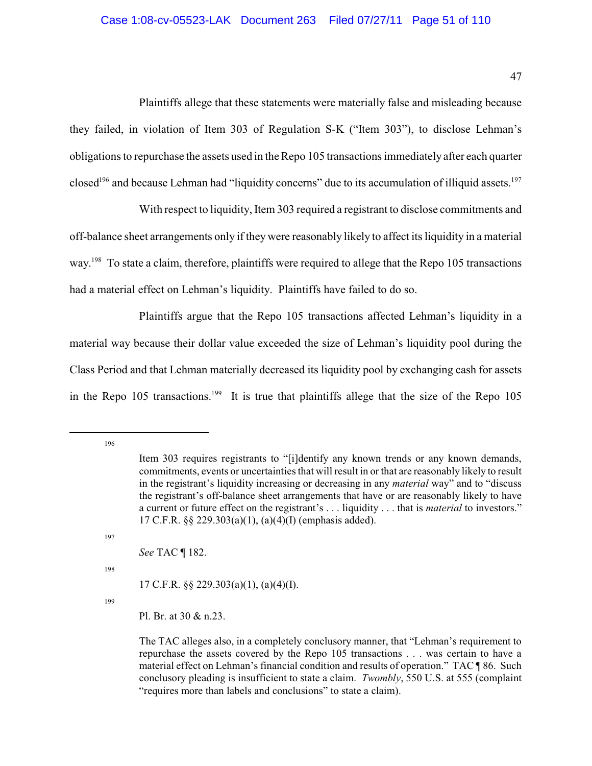Plaintiffs allege that these statements were materially false and misleading because they failed, in violation of Item 303 of Regulation S-K ("Item 303"), to disclose Lehman's obligations to repurchase the assets used in the Repo 105 transactions immediately after each quarter closed[196] and because Lehman had "liquidity concerns" due to its accumulation of illiquid assets.[197]

With respect to liquidity, Item 303 required a registrant to disclose commitments and off-balance sheet arrangements only if they were reasonably likely to affect its liquidity in a material way.[198] To state a claim, therefore, plaintiffs were required to allege that the Repo 105 transactions had a material effect on Lehman's liquidity. Plaintiffs have failed to do so.

Plaintiffs argue that the Repo 105 transactions affected Lehman's liquidity in a material way because their dollar value exceeded the size of Lehman's liquidity pool during the Class Period and that Lehman materially decreased its liquidity pool by exchanging cash for assets in the Repo 105 transactions.[199] It is true that plaintiffs allege that the size of the Repo 105

---

[196] Item 303 requires registrants to "[i]dentify any known trends or any known demands, commitments, events or uncertainties that will result in or that are reasonably likely to result in the registrant's liquidity increasing or decreasing in any *material* way" and to "discuss the registrant's off-balance sheet arrangements that have or are reasonably likely to have a current or future effect on the registrant's . . . liquidity . . . that is *material* to investors." 17 C.F.R. §§ 229.303(a)(1), (a)(4)(I) (emphasis added).

[197] *See* TAC ¶ 182.

[198] 17 C.F.R. §§ 229.303(a)(1), (a)(4)(I).

[199] Pl. Br. at 30 & n.23.

The TAC alleges also, in a completely conclusory manner, that "Lehman's requirement to repurchase the assets covered by the Repo 105 transactions . . . was certain to have a material effect on Lehman's financial condition and results of operation." TAC ¶ 86. Such conclusory pleading is insufficient to state a claim. *Twombly*, 550 U.S. at 555 (complaint "requires more than labels and conclusions" to state a claim).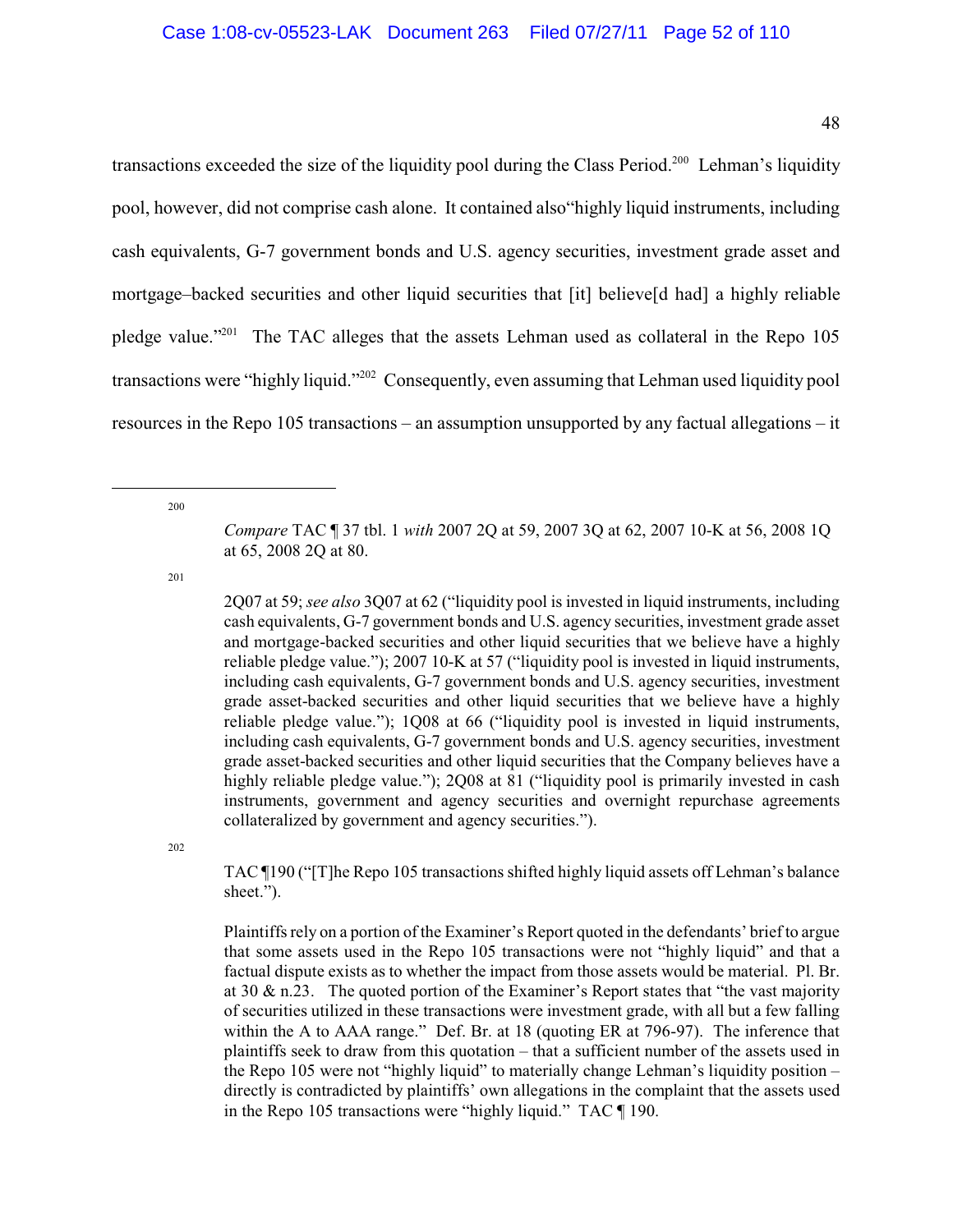transactions exceeded the size of the liquidity pool during the Class Period.[200] Lehman's liquidity pool, however, did not comprise cash alone. It contained also"highly liquid instruments, including cash equivalents, G-7 government bonds and U.S. agency securities, investment grade asset and mortgage–backed securities and other liquid securities that [it] believe[d had] a highly reliable pledge value."[201] The TAC alleges that the assets Lehman used as collateral in the Repo 105 transactions were "highly liquid."[202] Consequently, even assuming that Lehman used liquidity pool resources in the Repo 105 transactions – an assumption unsupported by any factual allegations – it

---

[200] *Compare* TAC ¶ 37 tbl. 1 *with* 2007 2Q at 59, 2007 3Q at 62, 2007 10-K at 56, 2008 1Q at 65, 2008 2Q at 80.

[201] 2Q07 at 59; *see also* 3Q07 at 62 ("liquidity pool is invested in liquid instruments, including cash equivalents, G-7 government bonds and U.S. agency securities, investment grade asset and mortgage-backed securities and other liquid securities that we believe have a highly reliable pledge value."); 2007 10-K at 57 ("liquidity pool is invested in liquid instruments, including cash equivalents, G-7 government bonds and U.S. agency securities, investment grade asset-backed securities and other liquid securities that we believe have a highly reliable pledge value."); 1Q08 at 66 ("liquidity pool is invested in liquid instruments, including cash equivalents, G-7 government bonds and U.S. agency securities, investment grade asset-backed securities and other liquid securities that the Company believes have a highly reliable pledge value."); 2Q08 at 81 ("liquidity pool is primarily invested in cash instruments, government and agency securities and overnight repurchase agreements collateralized by government and agency securities.").

[202] TAC ¶190 ("[T]he Repo 105 transactions shifted highly liquid assets off Lehman's balance sheet.").

Plaintiffs rely on a portion of the Examiner's Report quoted in the defendants' brief to argue that some assets used in the Repo 105 transactions were not "highly liquid" and that a factual dispute exists as to whether the impact from those assets would be material. Pl. Br. at 30 & n.23. The quoted portion of the Examiner's Report states that "the vast majority of securities utilized in these transactions were investment grade, with all but a few falling within the A to AAA range." Def. Br. at 18 (quoting ER at 796-97). The inference that plaintiffs seek to draw from this quotation – that a sufficient number of the assets used in the Repo 105 were not "highly liquid" to materially change Lehman's liquidity position – directly is contradicted by plaintiffs' own allegations in the complaint that the assets used in the Repo 105 transactions were "highly liquid." TAC ¶ 190.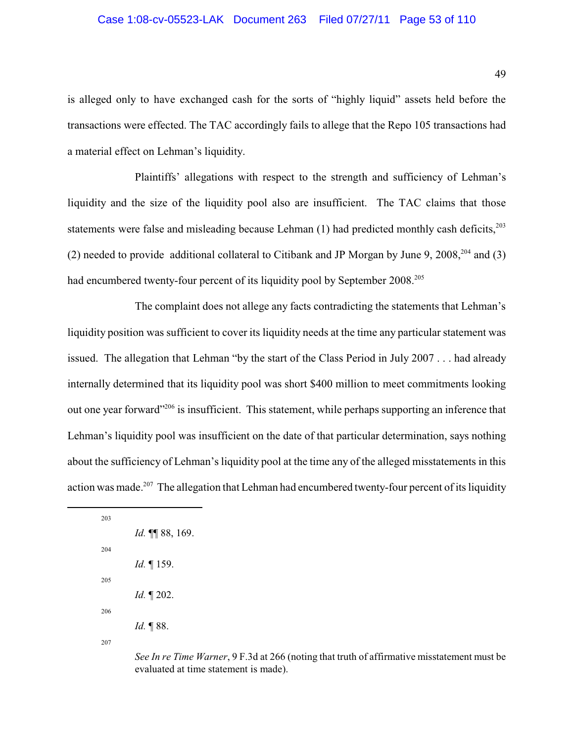is alleged only to have exchanged cash for the sorts of "highly liquid" assets held before the transactions were effected. The TAC accordingly fails to allege that the Repo 105 transactions had a material effect on Lehman's liquidity.

Plaintiffs' allegations with respect to the strength and sufficiency of Lehman's liquidity and the size of the liquidity pool also are insufficient. The TAC claims that those statements were false and misleading because Lehman (1) had predicted monthly cash deficits,[203] (2) needed to provide additional collateral to Citibank and JP Morgan by June 9, 2008,[204] and (3) had encumbered twenty-four percent of its liquidity pool by September 2008.[205]

The complaint does not allege any facts contradicting the statements that Lehman's liquidity position was sufficient to cover its liquidity needs at the time any particular statement was issued. The allegation that Lehman "by the start of the Class Period in July 2007 . . . had already internally determined that its liquidity pool was short $400 million to meet commitments looking out one year forward"[206] is insufficient. This statement, while perhaps supporting an inference that Lehman's liquidity pool was insufficient on the date of that particular determination, says nothing about the sufficiency of Lehman's liquidity pool at the time any of the alleged misstatements in this action was made.[207] The allegation that Lehman had encumbered twenty-four percent of its liquidity

---

[203] *Id.* ¶¶ 88, 169.

[204] *Id.* ¶ 159.

[205] *Id.* ¶ 202.

[206] *Id.* ¶ 88.

[207] *See In re Time Warner*, 9 F.3d at 266 (noting that truth of affirmative misstatement must be evaluated at time statement is made).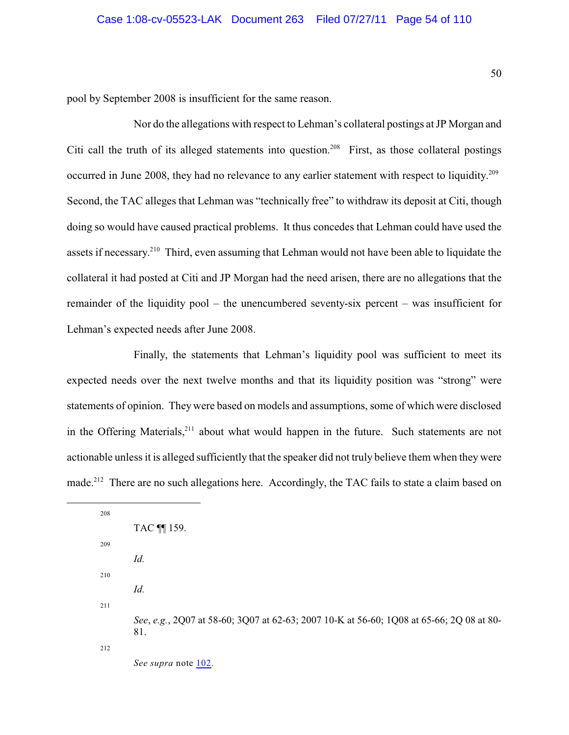pool by September 2008 is insufficient for the same reason.

Nor do the allegations with respect to Lehman's collateral postings at JP Morgan and Citi call the truth of its alleged statements into question.[208] First, as those collateral postings occurred in June 2008, they had no relevance to any earlier statement with respect to liquidity.[209] Second, the TAC alleges that Lehman was "technically free" to withdraw its deposit at Citi, though doing so would have caused practical problems. It thus concedes that Lehman could have used the assets if necessary.[210] Third, even assuming that Lehman would not have been able to liquidate the collateral it had posted at Citi and JP Morgan had the need arisen, there are no allegations that the remainder of the liquidity pool – the unencumbered seventy-six percent – was insufficient for Lehman's expected needs after June 2008.

Finally, the statements that Lehman's liquidity pool was sufficient to meet its expected needs over the next twelve months and that its liquidity position was "strong" were statements of opinion. They were based on models and assumptions, some of which were disclosed in the Offering Materials,[211] about what would happen in the future. Such statements are not actionable unless it is alleged sufficiently that the speaker did not truly believe them when they were made.[212] There are no such allegations here. Accordingly, the TAC fails to state a claim based on

---

[208] TAC ¶¶ 159.

[209] *Id.*

[210] *Id.*

[211] *See*, *e.g.*, 2Q07 at 58-60; 3Q07 at 62-63; 2007 10-K at 56-60; 1Q08 at 65-66; 2Q 08 at 80-81.

[212] *See supra* note 102.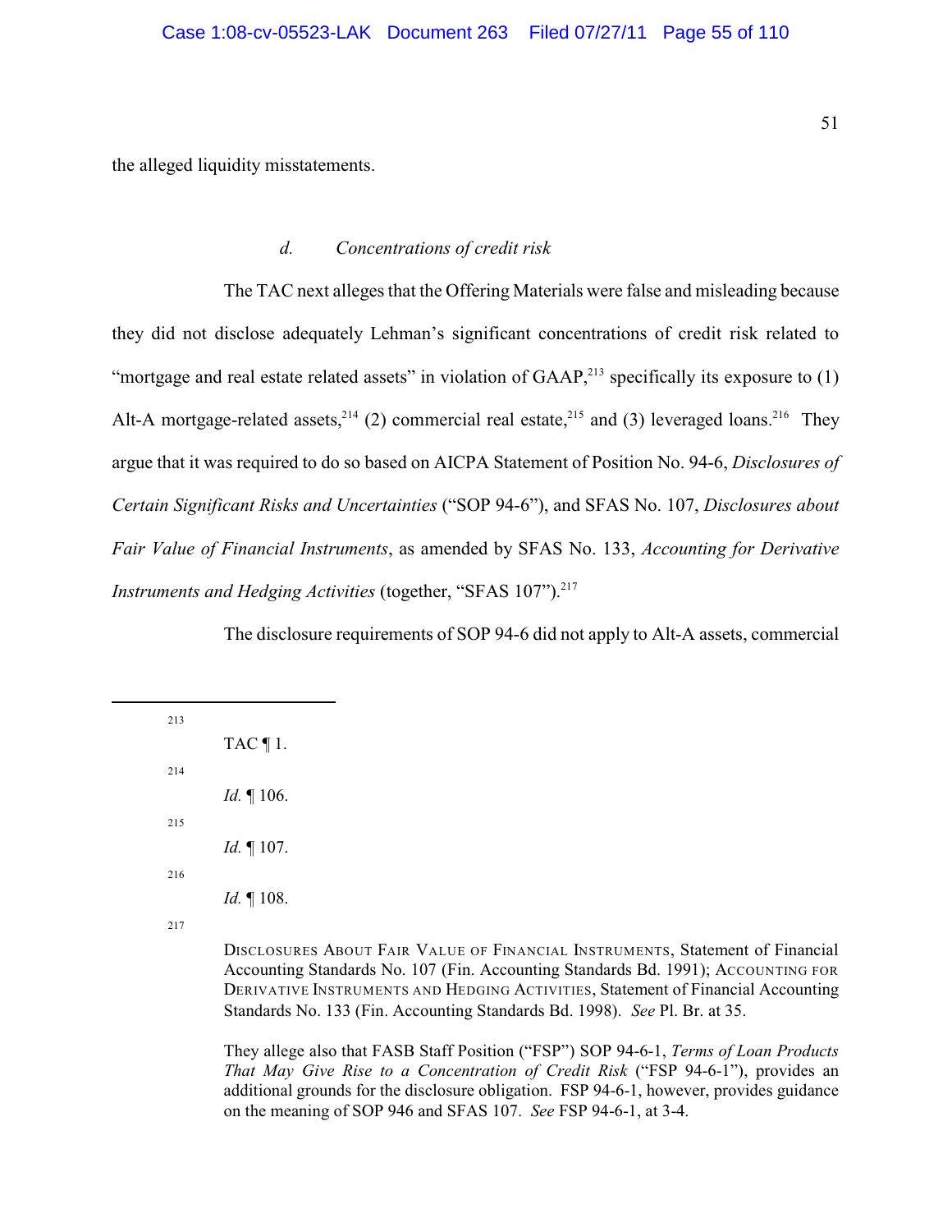the alleged liquidity misstatements.

### *d. Concentrations of credit risk*

The TAC next alleges that the Offering Materials were false and misleading because they did not disclose adequately Lehman's significant concentrations of credit risk related to "mortgage and real estate related assets" in violation of GAAP,[213] specifically its exposure to (1) Alt-A mortgage-related assets,[214] (2) commercial real estate,[215] and (3) leveraged loans.[216] They argue that it was required to do so based on AICPA Statement of Position No. 94-6, *Disclosures of Certain Significant Risks and Uncertainties* ("SOP 94-6"), and SFAS No. 107, *Disclosures about Fair Value of Financial Instruments*, as amended by SFAS No. 133, *Accounting for Derivative Instruments and Hedging Activities* (together, "SFAS 107").[217]

The disclosure requirements of SOP 94-6 did not apply to Alt-A assets, commercial

---

[213] TAC ¶ 1.

[214] *Id.* ¶ 106.

[215] *Id.* ¶ 107.

[216] *Id.* ¶ 108.

[217] DISCLOSURES ABOUT FAIR VALUE OF FINANCIAL INSTRUMENTS, Statement of Financial Accounting Standards No. 107 (Fin. Accounting Standards Bd. 1991); ACCOUNTING FOR DERIVATIVE INSTRUMENTS AND HEDGING ACTIVITIES, Statement of Financial Accounting Standards No. 133 (Fin. Accounting Standards Bd. 1998). *See* Pl. Br. at 35.

They allege also that FASB Staff Position ("FSP") SOP 94-6-1, *Terms of Loan Products That May Give Rise to a Concentration of Credit Risk* ("FSP 94-6-1"), provides an additional grounds for the disclosure obligation. FSP 94-6-1, however, provides guidance on the meaning of SOP 946 and SFAS 107. *See* FSP 94-6-1, at 3-4.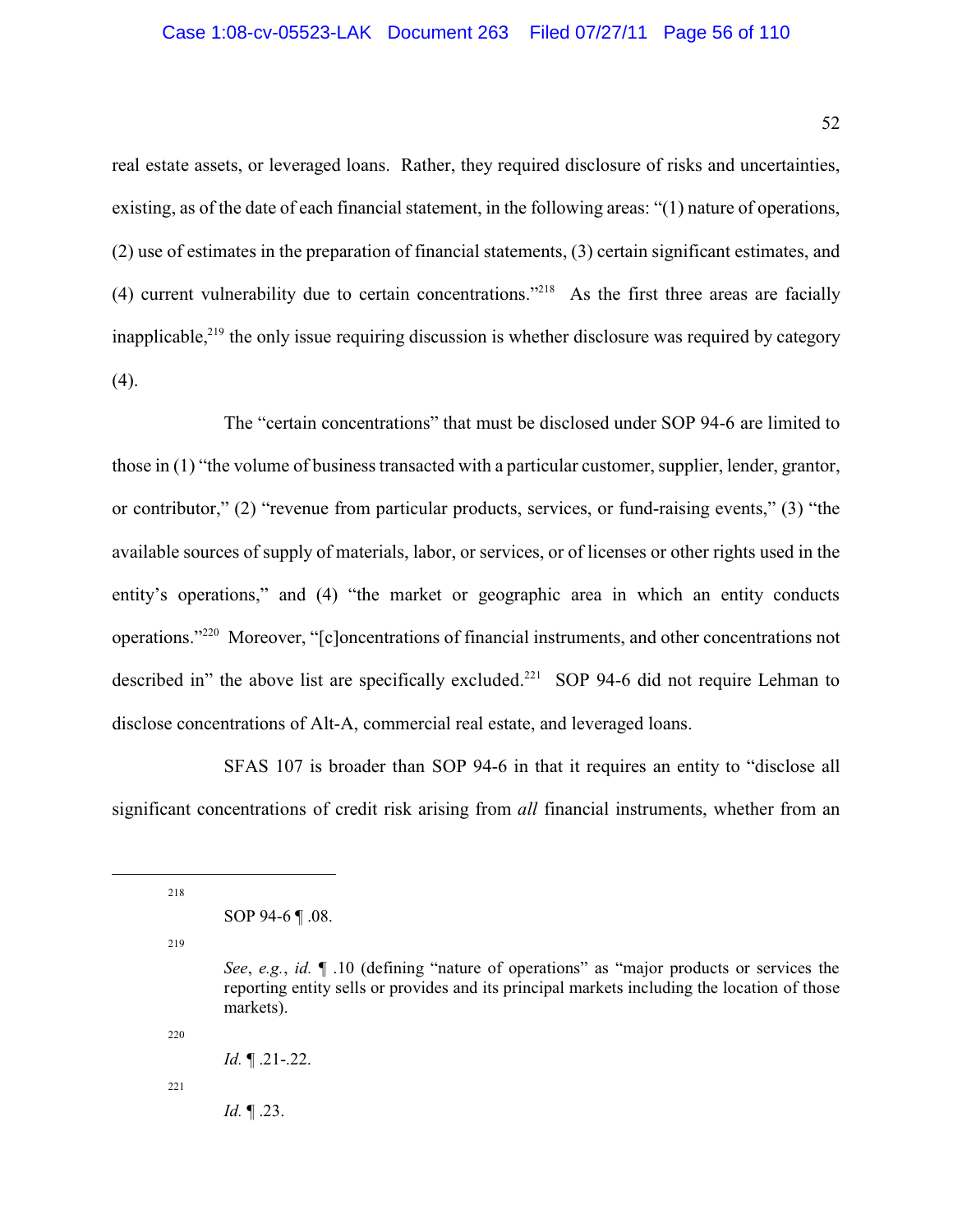real estate assets, or leveraged loans. Rather, they required disclosure of risks and uncertainties, existing, as of the date of each financial statement, in the following areas: "(1) nature of operations, (2) use of estimates in the preparation of financial statements, (3) certain significant estimates, and (4) current vulnerability due to certain concentrations."[218] As the first three areas are facially inapplicable,[219] the only issue requiring discussion is whether disclosure was required by category (4).

The "certain concentrations" that must be disclosed under SOP 94-6 are limited to those in (1) "the volume of business transacted with a particular customer, supplier, lender, grantor, or contributor," (2) "revenue from particular products, services, or fund-raising events," (3) "the available sources of supply of materials, labor, or services, or of licenses or other rights used in the entity's operations," and (4) "the market or geographic area in which an entity conducts operations."[220] Moreover, "[c]oncentrations of financial instruments, and other concentrations not described in" the above list are specifically excluded.[221] SOP 94-6 did not require Lehman to disclose concentrations of Alt-A, commercial real estate, and leveraged loans.

SFAS 107 is broader than SOP 94-6 in that it requires an entity to "disclose all significant concentrations of credit risk arising from *all* financial instruments, whether from an

---

[218] SOP 94-6 ¶ .08.

[219] *See*, *e.g.*, *id.* ¶ .10 (defining "nature of operations" as "major products or services the reporting entity sells or provides and its principal markets including the location of those markets).

[220] *Id.* ¶ .21-.22.

[221] *Id.* ¶ .23.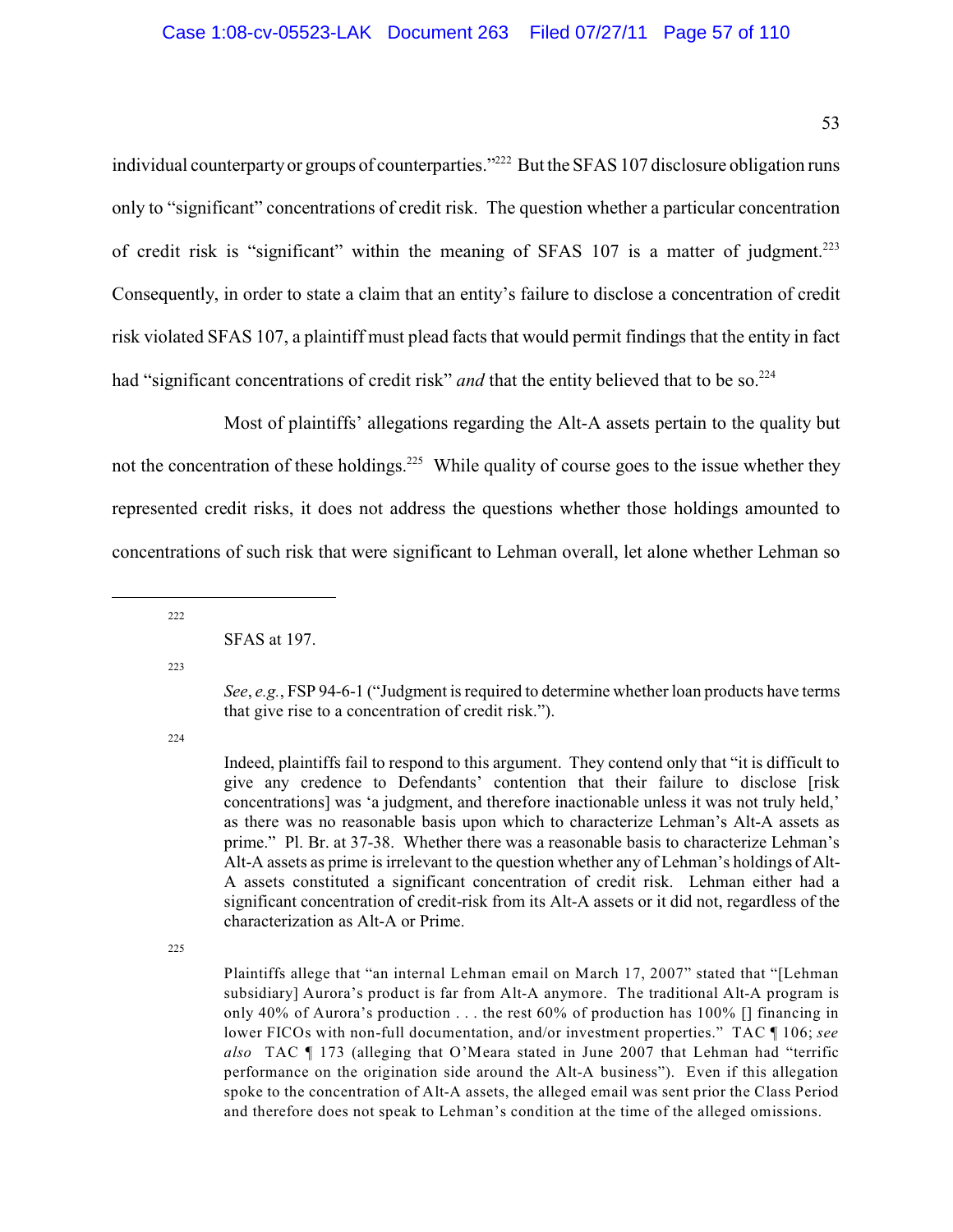individual counterparty or groups of counterparties."[222] But the SFAS 107 disclosure obligation runs only to "significant" concentrations of credit risk. The question whether a particular concentration of credit risk is "significant" within the meaning of SFAS 107 is a matter of judgment.[223] Consequently, in order to state a claim that an entity's failure to disclose a concentration of credit risk violated SFAS 107, a plaintiff must plead facts that would permit findings that the entity in fact had "significant concentrations of credit risk" *and* that the entity believed that to be so.[224]

Most of plaintiffs' allegations regarding the Alt-A assets pertain to the quality but not the concentration of these holdings.[225] While quality of course goes to the issue whether they represented credit risks, it does not address the questions whether those holdings amounted to concentrations of such risk that were significant to Lehman overall, let alone whether Lehman so

---

[222] SFAS at 197.

[223] *See*, *e.g.*, FSP 94-6-1 ("Judgment is required to determine whether loan products have terms that give rise to a concentration of credit risk.").

[224] Indeed, plaintiffs fail to respond to this argument. They contend only that "it is difficult to give any credence to Defendants' contention that their failure to disclose [risk concentrations] was 'a judgment, and therefore inactionable unless it was not truly held,' as there was no reasonable basis upon which to characterize Lehman's Alt-A assets as prime." Pl. Br. at 37-38. Whether there was a reasonable basis to characterize Lehman's Alt-A assets as prime is irrelevant to the question whether any of Lehman's holdings of Alt-A assets constituted a significant concentration of credit risk. Lehman either had a significant concentration of credit-risk from its Alt-A assets or it did not, regardless of the characterization as Alt-A or Prime.

[225] Plaintiffs allege that "an internal Lehman email on March 17, 2007" stated that "[Lehman subsidiary] Aurora's product is far from Alt-A anymore. The traditional Alt-A program is only 40% of Aurora's production . . . the rest 60% of production has 100% [] financing in lower FICOs with non-full documentation, and/or investment properties." TAC ¶ 106; *see also* TAC ¶ 173 (alleging that O'Meara stated in June 2007 that Lehman had "terrific performance on the origination side around the Alt-A business"). Even if this allegation spoke to the concentration of Alt-A assets, the alleged email was sent prior the Class Period and therefore does not speak to Lehman's condition at the time of the alleged omissions.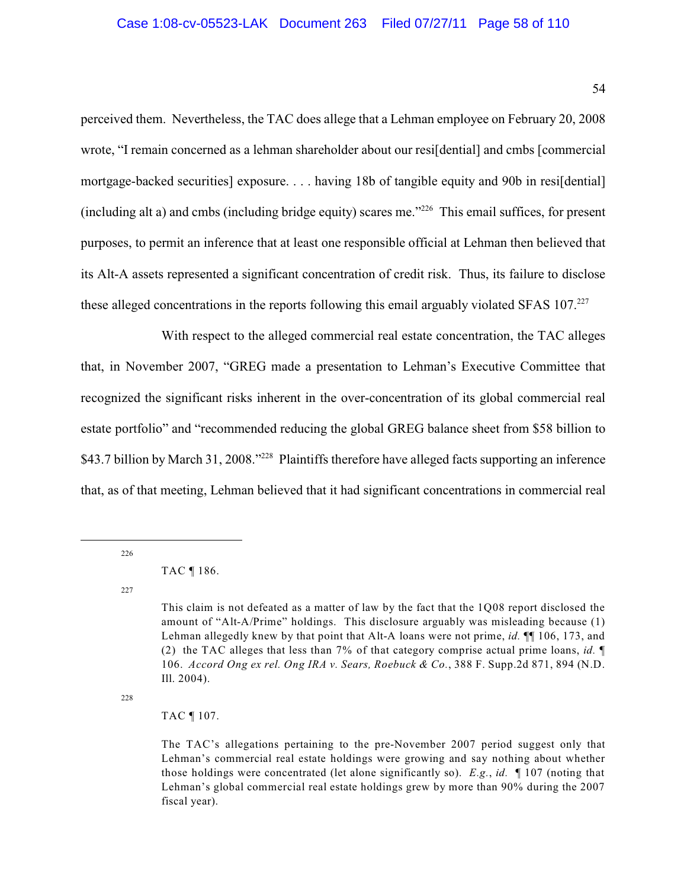perceived them. Nevertheless, the TAC does allege that a Lehman employee on February 20, 2008 wrote, "I remain concerned as a lehman shareholder about our resi[dential] and cmbs [commercial mortgage-backed securities] exposure. . . . having 18b of tangible equity and 90b in resi[dential] (including alt a) and cmbs (including bridge equity) scares me."[226] This email suffices, for present purposes, to permit an inference that at least one responsible official at Lehman then believed that its Alt-A assets represented a significant concentration of credit risk. Thus, its failure to disclose these alleged concentrations in the reports following this email arguably violated SFAS 107.[227]

With respect to the alleged commercial real estate concentration, the TAC alleges that, in November 2007, "GREG made a presentation to Lehman's Executive Committee that recognized the significant risks inherent in the over-concentration of its global commercial real estate portfolio" and "recommended reducing the global GREG balance sheet from $58 billion to $43.7 billion by March 31, 2008."[228] Plaintiffs therefore have alleged facts supporting an inference that, as of that meeting, Lehman believed that it had significant concentrations in commercial real

---

[226] TAC ¶ 186.

[227] This claim is not defeated as a matter of law by the fact that the 1Q08 report disclosed the amount of "Alt-A/Prime" holdings. This disclosure arguably was misleading because (1) Lehman allegedly knew by that point that Alt-A loans were not prime, *id.* ¶¶ 106, 173, and (2) the TAC alleges that less than 7% of that category comprise actual prime loans, *id.* ¶ 106. *Accord Ong ex rel. Ong IRA v. Sears, Roebuck & Co.*, 388 F. Supp.2d 871, 894 (N.D. Ill. 2004).

[228] TAC ¶ 107.

The TAC's allegations pertaining to the pre-November 2007 period suggest only that Lehman's commercial real estate holdings were growing and say nothing about whether those holdings were concentrated (let alone significantly so). *E.g.*, *id.* ¶ 107 (noting that Lehman's global commercial real estate holdings grew by more than 90% during the 2007 fiscal year).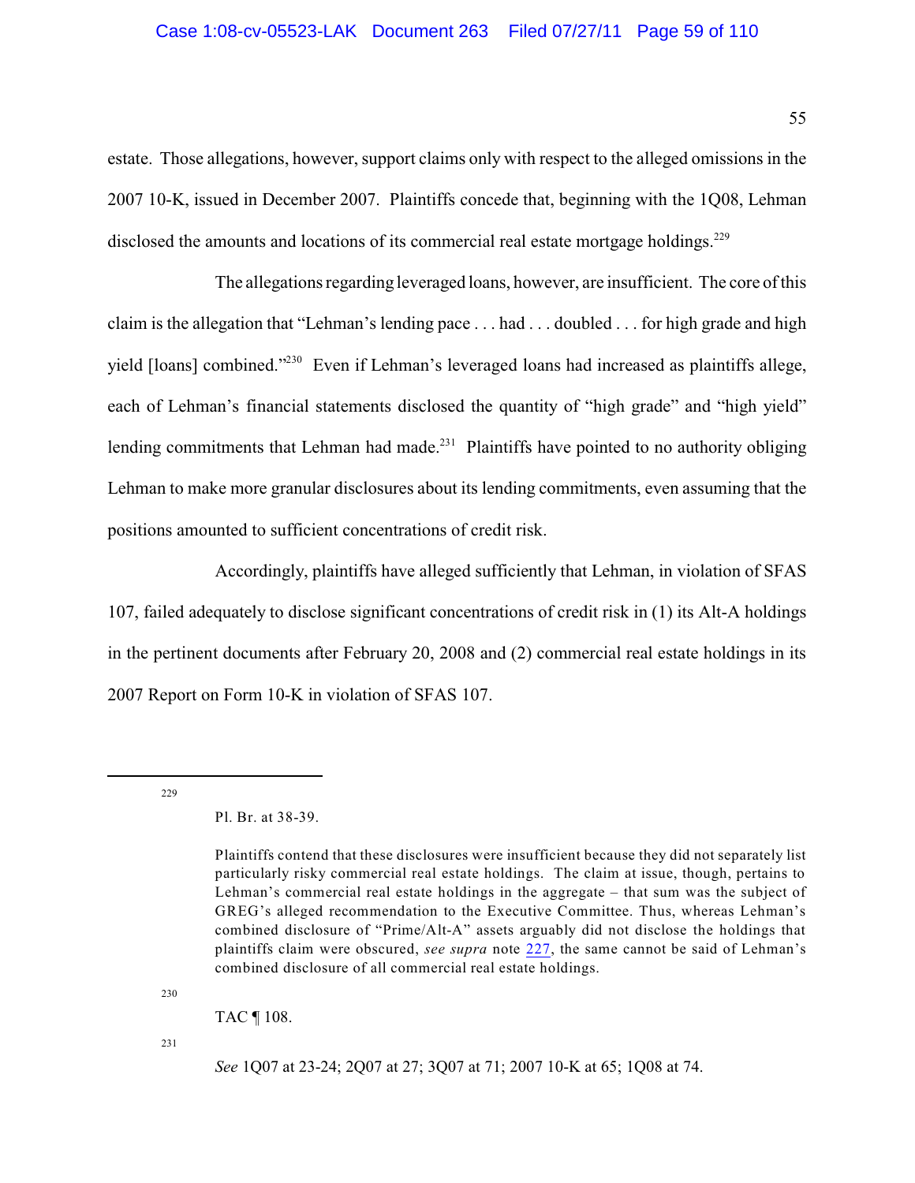estate. Those allegations, however, support claims only with respect to the alleged omissions in the 2007 10-K, issued in December 2007. Plaintiffs concede that, beginning with the 1Q08, Lehman disclosed the amounts and locations of its commercial real estate mortgage holdings.[229]

The allegations regarding leveraged loans, however, are insufficient. The core of this claim is the allegation that "Lehman's lending pace . . . had . . . doubled . . . for high grade and high yield [loans] combined."[230] Even if Lehman's leveraged loans had increased as plaintiffs allege, each of Lehman's financial statements disclosed the quantity of "high grade" and "high yield" lending commitments that Lehman had made.[231] Plaintiffs have pointed to no authority obliging Lehman to make more granular disclosures about its lending commitments, even assuming that the positions amounted to sufficient concentrations of credit risk.

Accordingly, plaintiffs have alleged sufficiently that Lehman, in violation of SFAS 107, failed adequately to disclose significant concentrations of credit risk in (1) its Alt-A holdings in the pertinent documents after February 20, 2008 and (2) commercial real estate holdings in its 2007 Report on Form 10-K in violation of SFAS 107.

---

[229] Pl. Br. at 38-39.

Plaintiffs contend that these disclosures were insufficient because they did not separately list particularly risky commercial real estate holdings. The claim at issue, though, pertains to Lehman's commercial real estate holdings in the aggregate – that sum was the subject of GREG's alleged recommendation to the Executive Committee. Thus, whereas Lehman's combined disclosure of "Prime/Alt-A" assets arguably did not disclose the holdings that plaintiffs claim were obscured, *see supra* note 227, the same cannot be said of Lehman's combined disclosure of all commercial real estate holdings.

[230] TAC ¶ 108.

[231] *See* 1Q07 at 23-24; 2Q07 at 27; 3Q07 at 71; 2007 10-K at 65; 1Q08 at 74.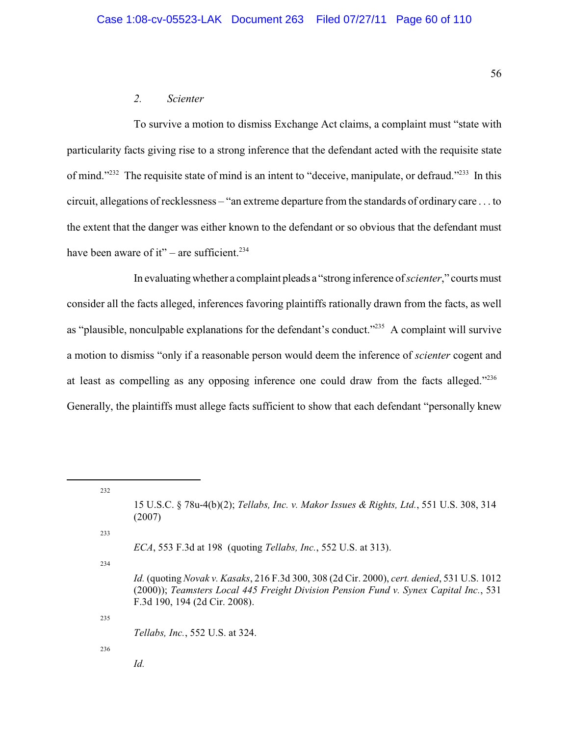### 2. *Scienter*

To survive a motion to dismiss Exchange Act claims, a complaint must "state with particularity facts giving rise to a strong inference that the defendant acted with the requisite state of mind."[232] The requisite state of mind is an intent to "deceive, manipulate, or defraud."[233] In this circuit, allegations of recklessness – "an extreme departure from the standards of ordinary care . . . to the extent that the danger was either known to the defendant or so obvious that the defendant must have been aware of it" – are sufficient.[234]

In evaluating whether a complaint pleads a "strong inference of *scienter*," courts must consider all the facts alleged, inferences favoring plaintiffs rationally drawn from the facts, as well as "plausible, nonculpable explanations for the defendant's conduct."[235] A complaint will survive a motion to dismiss "only if a reasonable person would deem the inference of *scienter* cogent and at least as compelling as any opposing inference one could draw from the facts alleged."[236] Generally, the plaintiffs must allege facts sufficient to show that each defendant "personally knew

---

[232] 15 U.S.C. § 78u-4(b)(2); *Tellabs, Inc. v. Makor Issues & Rights, Ltd.*, 551 U.S. 308, 314 (2007)

[233] *ECA*, 553 F.3d at 198 (quoting *Tellabs, Inc.*, 552 U.S. at 313).

[234] *Id.* (quoting *Novak v. Kasaks*, 216 F.3d 300, 308 (2d Cir. 2000), *cert. denied*, 531 U.S. 1012 (2000)); *Teamsters Local 445 Freight Division Pension Fund v. Synex Capital Inc.*, 531 F.3d 190, 194 (2d Cir. 2008).

[235] *Tellabs, Inc.*, 552 U.S. at 324.

[236] *Id.*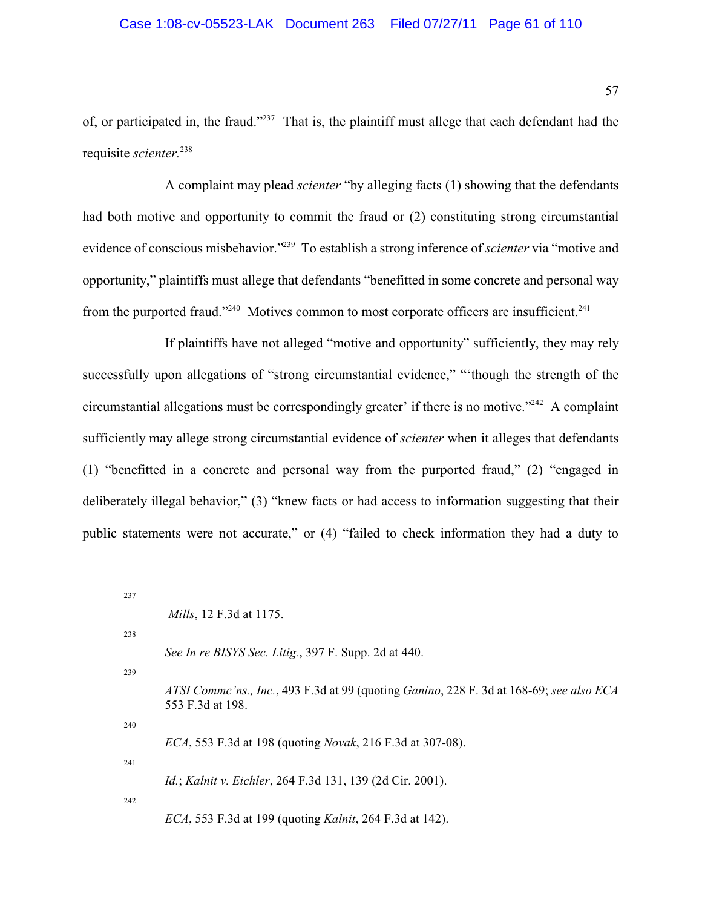of, or participated in, the fraud."[237] That is, the plaintiff must allege that each defendant had the requisite *scienter.*[238]

A complaint may plead *scienter* "by alleging facts (1) showing that the defendants had both motive and opportunity to commit the fraud or (2) constituting strong circumstantial evidence of conscious misbehavior."[239] To establish a strong inference of *scienter* via "motive and opportunity," plaintiffs must allege that defendants "benefitted in some concrete and personal way from the purported fraud."[240] Motives common to most corporate officers are insufficient.[241]

If plaintiffs have not alleged "motive and opportunity" sufficiently, they may rely successfully upon allegations of "strong circumstantial evidence," "'though the strength of the circumstantial allegations must be correspondingly greater' if there is no motive."[242] A complaint sufficiently may allege strong circumstantial evidence of *scienter* when it alleges that defendants (1) "benefitted in a concrete and personal way from the purported fraud," (2) "engaged in deliberately illegal behavior," (3) "knew facts or had access to information suggesting that their public statements were not accurate," or (4) "failed to check information they had a duty to

---

[237] *Mills*, 12 F.3d at 1175.

[238] *See In re BISYS Sec. Litig.*, 397 F. Supp. 2d at 440.

[239] *ATSI Commc'ns., Inc.*, 493 F.3d at 99 (quoting *Ganino*, 228 F. 3d at 168-69; *see also ECA* 553 F.3d at 198.

[240] *ECA*, 553 F.3d at 198 (quoting *Novak*, 216 F.3d at 307-08).

[241] *Id.*; *Kalnit v. Eichler*, 264 F.3d 131, 139 (2d Cir. 2001).

[242] *ECA*, 553 F.3d at 199 (quoting *Kalnit*, 264 F.3d at 142).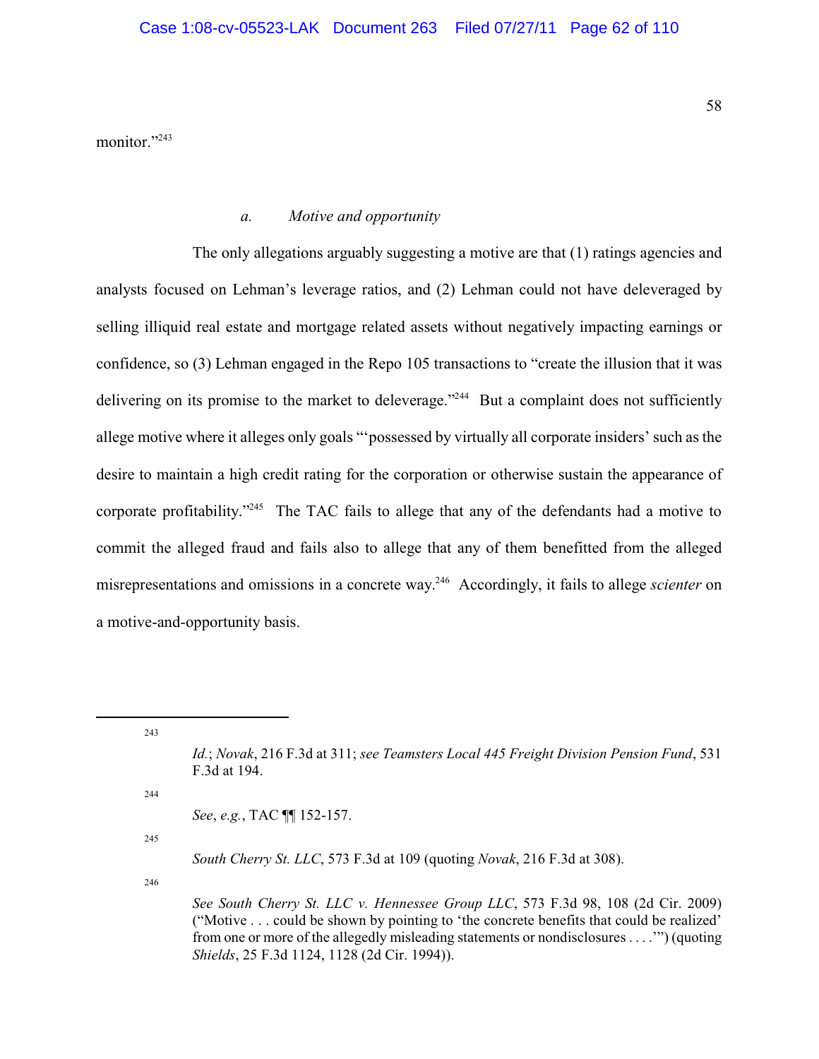monitor."[243]

### *a. Motive and opportunity*

The only allegations arguably suggesting a motive are that (1) ratings agencies and analysts focused on Lehman's leverage ratios, and (2) Lehman could not have deleveraged by selling illiquid real estate and mortgage related assets without negatively impacting earnings or confidence, so (3) Lehman engaged in the Repo 105 transactions to "create the illusion that it was delivering on its promise to the market to deleverage."[244] But a complaint does not sufficiently allege motive where it alleges only goals "'possessed by virtually all corporate insiders' such as the desire to maintain a high credit rating for the corporation or otherwise sustain the appearance of corporate profitability."[245] The TAC fails to allege that any of the defendants had a motive to commit the alleged fraud and fails also to allege that any of them benefitted from the alleged misrepresentations and omissions in a concrete way.[246] Accordingly, it fails to allege *scienter* on a motive-and-opportunity basis.

---

[243] *Id.*; *Novak*, 216 F.3d at 311; *see Teamsters Local 445 Freight Division Pension Fund*, 531 F.3d at 194.

[244] *See*, *e.g.*, TAC ¶¶ 152-157.

[245] *South Cherry St. LLC*, 573 F.3d at 109 (quoting *Novak*, 216 F.3d at 308).

[246] *See South Cherry St. LLC v. Hennessee Group LLC*, 573 F.3d 98, 108 (2d Cir. 2009) ("Motive . . . could be shown by pointing to 'the concrete benefits that could be realized' from one or more of the allegedly misleading statements or nondisclosures . . . .'") (quoting *Shields*, 25 F.3d 1124, 1128 (2d Cir. 1994)).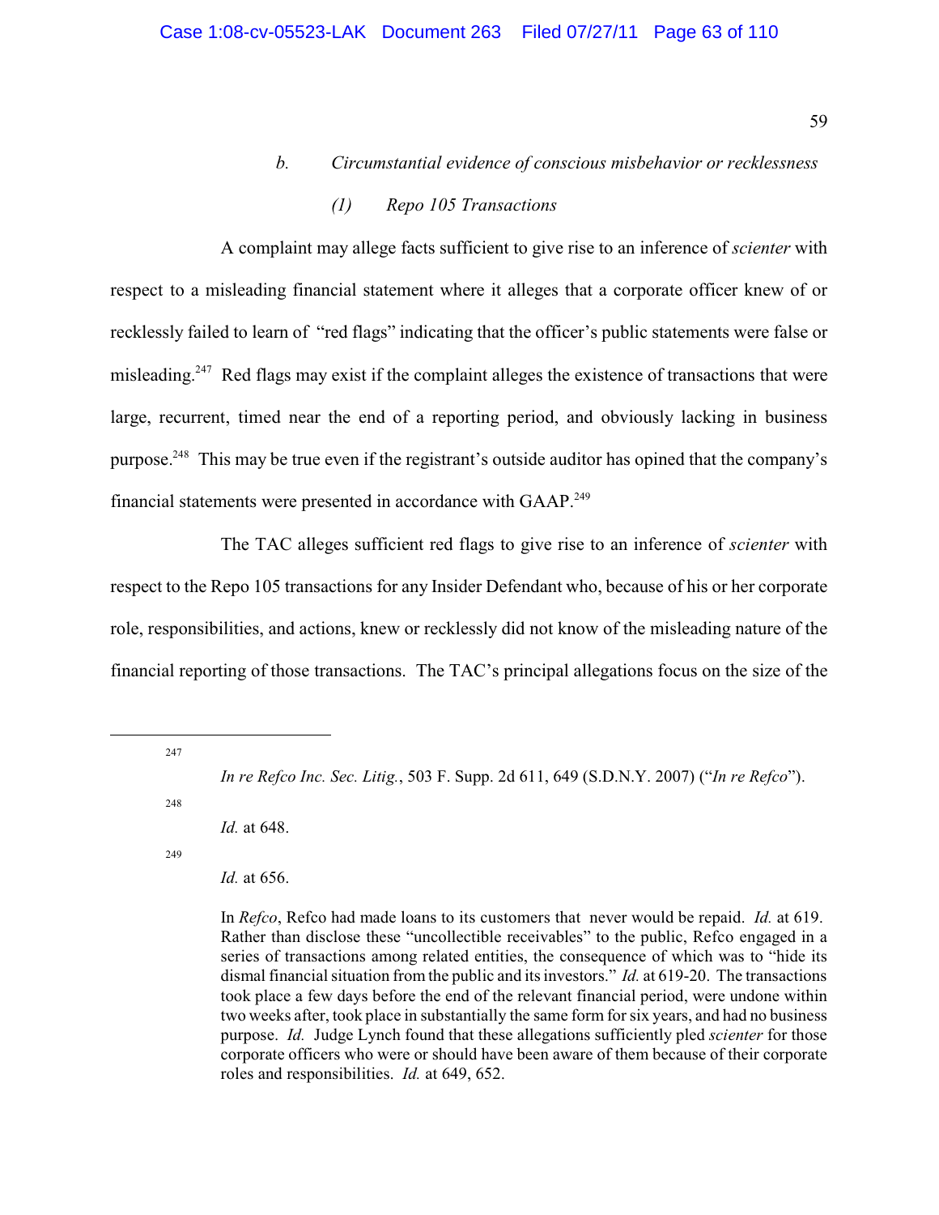*b. Circumstantial evidence of conscious misbehavior or recklessness*

*(1) Repo 105 Transactions*

A complaint may allege facts sufficient to give rise to an inference of *scienter* with respect to a misleading financial statement where it alleges that a corporate officer knew of or recklessly failed to learn of "red flags" indicating that the officer's public statements were false or misleading.[247] Red flags may exist if the complaint alleges the existence of transactions that were large, recurrent, timed near the end of a reporting period, and obviously lacking in business purpose.[248] This may be true even if the registrant's outside auditor has opined that the company's financial statements were presented in accordance with GAAP.[249]

The TAC alleges sufficient red flags to give rise to an inference of *scienter* with respect to the Repo 105 transactions for any Insider Defendant who, because of his or her corporate role, responsibilities, and actions, knew or recklessly did not know of the misleading nature of the financial reporting of those transactions. The TAC's principal allegations focus on the size of the

---

[247] *In re Refco Inc. Sec. Litig.*, 503 F. Supp. 2d 611, 649 (S.D.N.Y. 2007) ("*In re Refco*").

[248] *Id.* at 648.

[249] *Id.* at 656.

In *Refco*, Refco had made loans to its customers that never would be repaid. *Id.* at 619. Rather than disclose these "uncollectible receivables" to the public, Refco engaged in a series of transactions among related entities, the consequence of which was to "hide its dismal financial situation from the public and its investors." *Id.* at 619-20. The transactions took place a few days before the end of the relevant financial period, were undone within two weeks after, took place in substantially the same form for six years, and had no business purpose. *Id.* Judge Lynch found that these allegations sufficiently pled *scienter* for those corporate officers who were or should have been aware of them because of their corporate roles and responsibilities. *Id.* at 649, 652.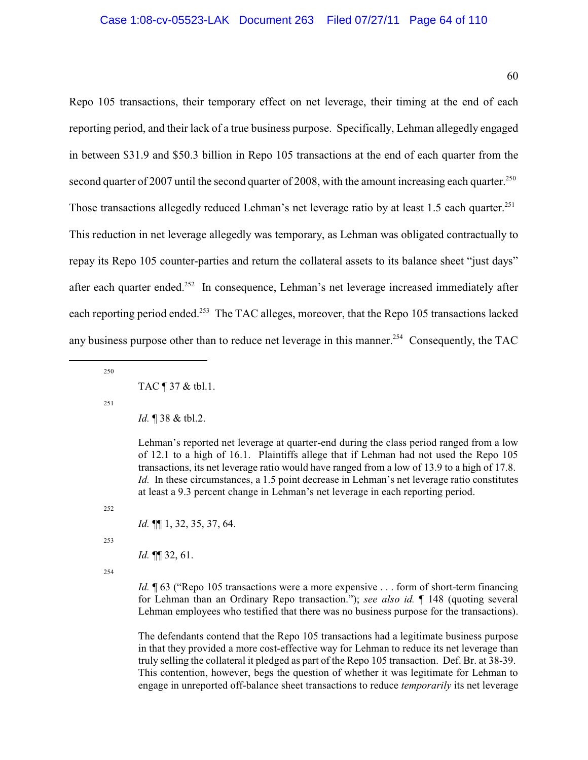Repo 105 transactions, their temporary effect on net leverage, their timing at the end of each reporting period, and their lack of a true business purpose. Specifically, Lehman allegedly engaged in between $31.9 and $50.3 billion in Repo 105 transactions at the end of each quarter from the second quarter of 2007 until the second quarter of 2008, with the amount increasing each quarter.[250] Those transactions allegedly reduced Lehman's net leverage ratio by at least 1.5 each quarter.[251] This reduction in net leverage allegedly was temporary, as Lehman was obligated contractually to repay its Repo 105 counter-parties and return the collateral assets to its balance sheet "just days" after each quarter ended.[252] In consequence, Lehman's net leverage increased immediately after each reporting period ended.[253] The TAC alleges, moreover, that the Repo 105 transactions lacked any business purpose other than to reduce net leverage in this manner.[254] Consequently, the TAC

---

[250] TAC ¶ 37 & tbl.1.

[251] *Id.* ¶ 38 & tbl.2.

Lehman's reported net leverage at quarter-end during the class period ranged from a low of 12.1 to a high of 16.1. Plaintiffs allege that if Lehman had not used the Repo 105 transactions, its net leverage ratio would have ranged from a low of 13.9 to a high of 17.8. *Id.* In these circumstances, a 1.5 point decrease in Lehman's net leverage ratio constitutes at least a 9.3 percent change in Lehman's net leverage in each reporting period.

[252] *Id.* ¶¶ 1, 32, 35, 37, 64.

[253] *Id.* ¶¶ 32, 61.

[254] *Id.* ¶ 63 ("Repo 105 transactions were a more expensive . . . form of short-term financing for Lehman than an Ordinary Repo transaction."); *see also id.* ¶ 148 (quoting several Lehman employees who testified that there was no business purpose for the transactions).

The defendants contend that the Repo 105 transactions had a legitimate business purpose in that they provided a more cost-effective way for Lehman to reduce its net leverage than truly selling the collateral it pledged as part of the Repo 105 transaction. Def. Br. at 38-39. This contention, however, begs the question of whether it was legitimate for Lehman to engage in unreported off-balance sheet transactions to reduce *temporarily* its net leverage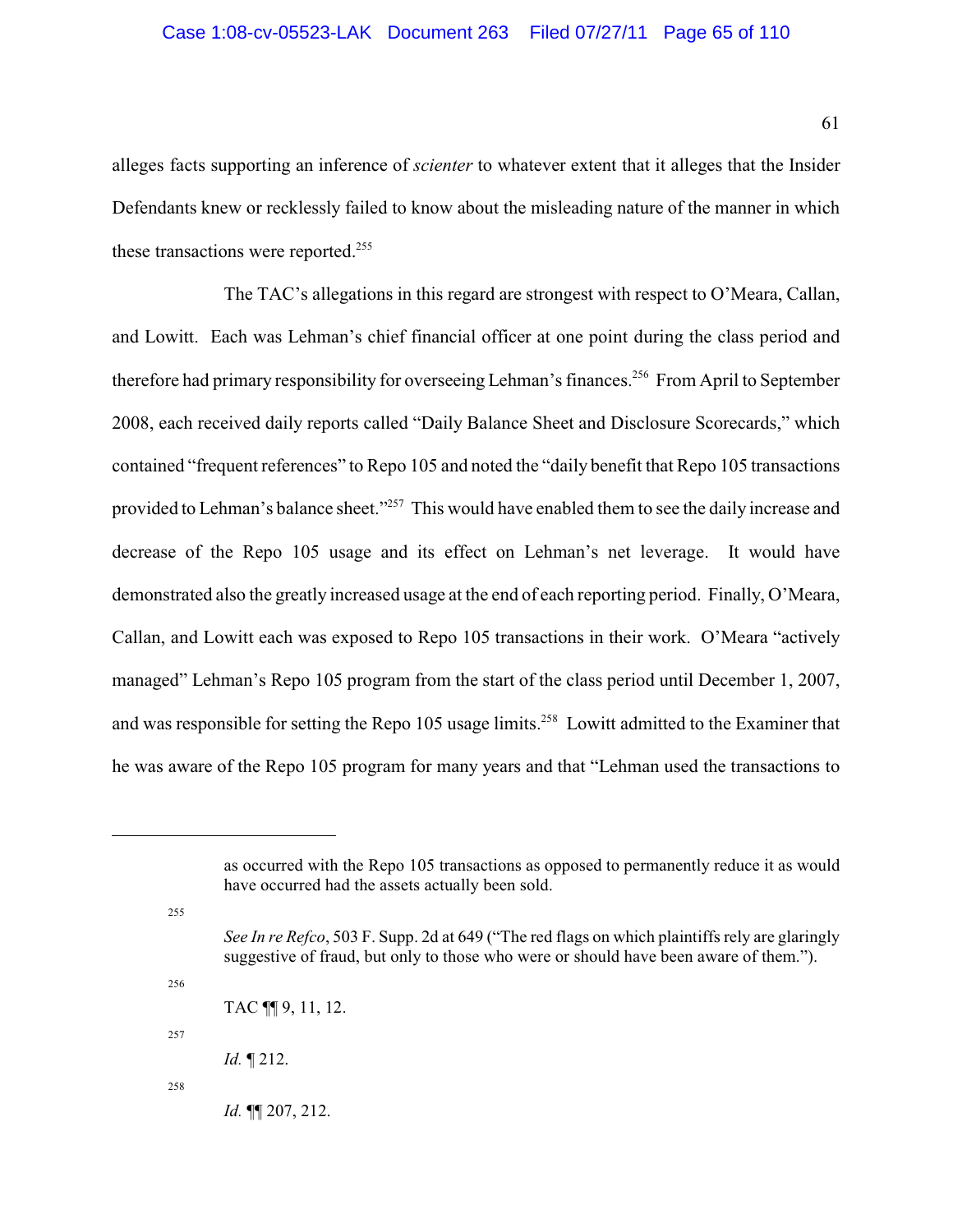alleges facts supporting an inference of *scienter* to whatever extent that it alleges that the Insider Defendants knew or recklessly failed to know about the misleading nature of the manner in which these transactions were reported.[255]

The TAC's allegations in this regard are strongest with respect to O'Meara, Callan, and Lowitt. Each was Lehman's chief financial officer at one point during the class period and therefore had primary responsibility for overseeing Lehman's finances.[256] From April to September 2008, each received daily reports called "Daily Balance Sheet and Disclosure Scorecards," which contained "frequent references" to Repo 105 and noted the "daily benefit that Repo 105 transactions provided to Lehman's balance sheet."[257] This would have enabled them to see the daily increase and decrease of the Repo 105 usage and its effect on Lehman's net leverage. It would have demonstrated also the greatly increased usage at the end of each reporting period. Finally, O'Meara, Callan, and Lowitt each was exposed to Repo 105 transactions in their work. O'Meara "actively managed" Lehman's Repo 105 program from the start of the class period until December 1, 2007, and was responsible for setting the Repo 105 usage limits.[258] Lowitt admitted to the Examiner that he was aware of the Repo 105 program for many years and that "Lehman used the transactions to

---

as occurred with the Repo 105 transactions as opposed to permanently reduce it as would have occurred had the assets actually been sold.

[255] *See In re Refco*, 503 F. Supp. 2d at 649 ("The red flags on which plaintiffs rely are glaringly suggestive of fraud, but only to those who were or should have been aware of them.").

[256] TAC ¶¶ 9, 11, 12.

[257] *Id.* ¶ 212.

[258] *Id.* ¶¶ 207, 212.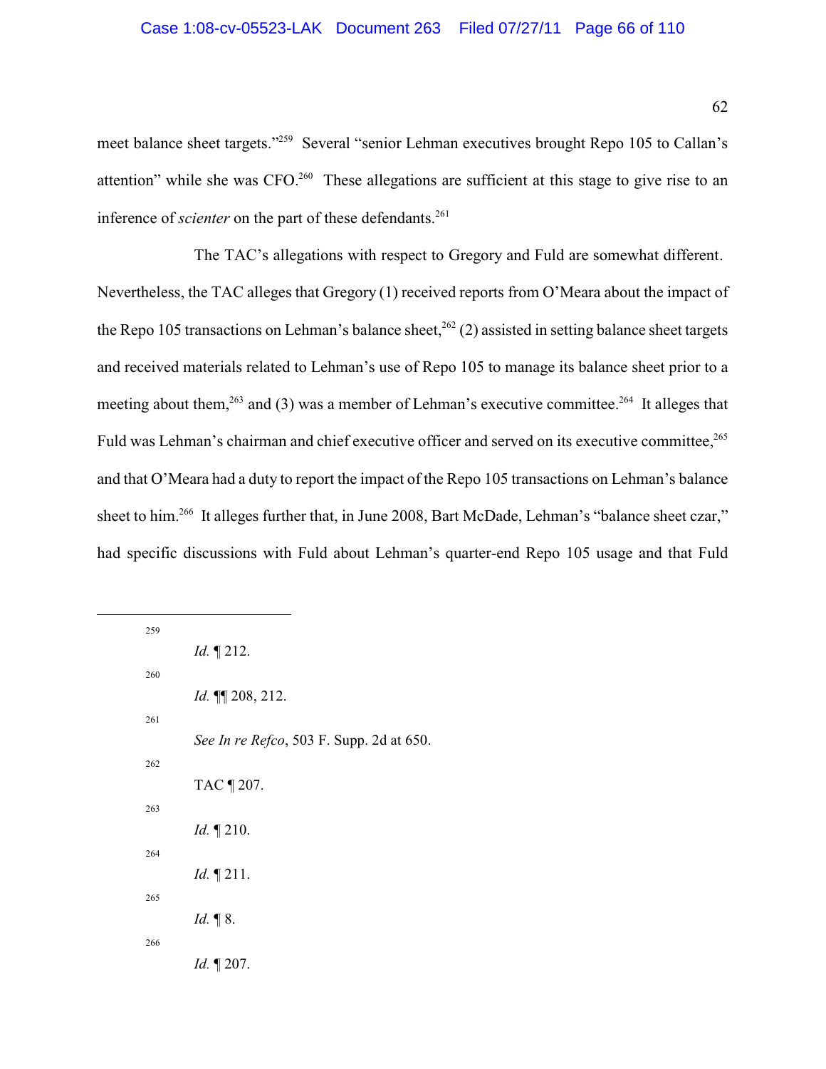meet balance sheet targets."[259] Several "senior Lehman executives brought Repo 105 to Callan's attention" while she was CFO.[260] These allegations are sufficient at this stage to give rise to an inference of *scienter* on the part of these defendants.[261]

The TAC's allegations with respect to Gregory and Fuld are somewhat different. Nevertheless, the TAC alleges that Gregory (1) received reports from O'Meara about the impact of the Repo 105 transactions on Lehman's balance sheet,[262] (2) assisted in setting balance sheet targets and received materials related to Lehman's use of Repo 105 to manage its balance sheet prior to a meeting about them,[263] and (3) was a member of Lehman's executive committee.[264] It alleges that Fuld was Lehman's chairman and chief executive officer and served on its executive committee,[265] and that O'Meara had a duty to report the impact of the Repo 105 transactions on Lehman's balance sheet to him.[266] It alleges further that, in June 2008, Bart McDade, Lehman's "balance sheet czar," had specific discussions with Fuld about Lehman's quarter-end Repo 105 usage and that Fuld

---

[259] *Id.* ¶ 212.

[260] *Id.* ¶¶ 208, 212.

[261] *See In re Refco*, 503 F. Supp. 2d at 650.

[262] TAC ¶ 207.

[263] *Id.* ¶ 210.

[264] *Id.* ¶ 211.

[265] *Id.* ¶ 8.

[266] *Id.* ¶ 207.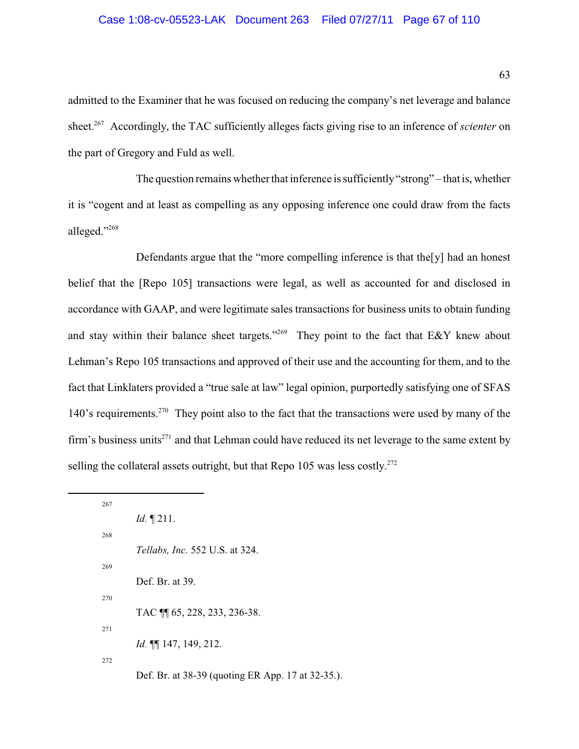admitted to the Examiner that he was focused on reducing the company's net leverage and balance sheet.[267] Accordingly, the TAC sufficiently alleges facts giving rise to an inference of *scienter* on the part of Gregory and Fuld as well.

The question remains whether that inference is sufficiently "strong" – that is, whether it is "cogent and at least as compelling as any opposing inference one could draw from the facts alleged."[268]

Defendants argue that the "more compelling inference is that the[y] had an honest belief that the [Repo 105] transactions were legal, as well as accounted for and disclosed in accordance with GAAP, and were legitimate sales transactions for business units to obtain funding and stay within their balance sheet targets."[269] They point to the fact that E&Y knew about Lehman's Repo 105 transactions and approved of their use and the accounting for them, and to the fact that Linklaters provided a "true sale at law" legal opinion, purportedly satisfying one of SFAS 140's requirements.[270] They point also to the fact that the transactions were used by many of the firm's business units[271] and that Lehman could have reduced its net leverage to the same extent by selling the collateral assets outright, but that Repo 105 was less costly.[272]

---

[267] *Id.* ¶ 211.

[268] *Tellabs, Inc.* 552 U.S. at 324.

[269] Def. Br. at 39.

[270] TAC ¶¶ 65, 228, 233, 236-38.

[271] *Id.* ¶¶ 147, 149, 212.

[272] Def. Br. at 38-39 (quoting ER App. 17 at 32-35.).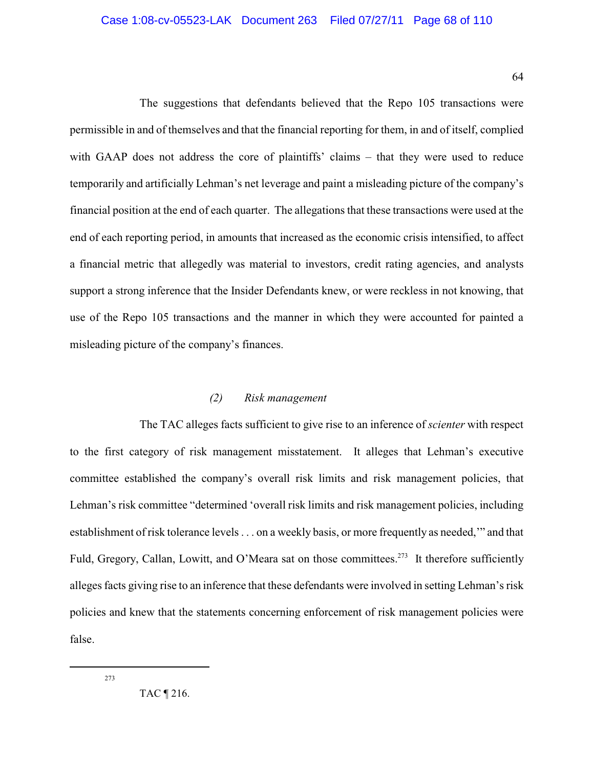The suggestions that defendants believed that the Repo 105 transactions were permissible in and of themselves and that the financial reporting for them, in and of itself, complied with GAAP does not address the core of plaintiffs' claims – that they were used to reduce temporarily and artificially Lehman's net leverage and paint a misleading picture of the company's financial position at the end of each quarter. The allegations that these transactions were used at the end of each reporting period, in amounts that increased as the economic crisis intensified, to affect a financial metric that allegedly was material to investors, credit rating agencies, and analysts support a strong inference that the Insider Defendants knew, or were reckless in not knowing, that use of the Repo 105 transactions and the manner in which they were accounted for painted a misleading picture of the company's finances.

### *(2) Risk management*

The TAC alleges facts sufficient to give rise to an inference of *scienter* with respect to the first category of risk management misstatement. It alleges that Lehman's executive committee established the company's overall risk limits and risk management policies, that Lehman's risk committee "determined 'overall risk limits and risk management policies, including establishment of risk tolerance levels . . . on a weekly basis, or more frequently as needed,'" and that Fuld, Gregory, Callan, Lowitt, and O'Meara sat on those committees.[273] It therefore sufficiently alleges facts giving rise to an inference that these defendants were involved in setting Lehman's risk policies and knew that the statements concerning enforcement of risk management policies were false.

---

[273] TAC ¶ 216.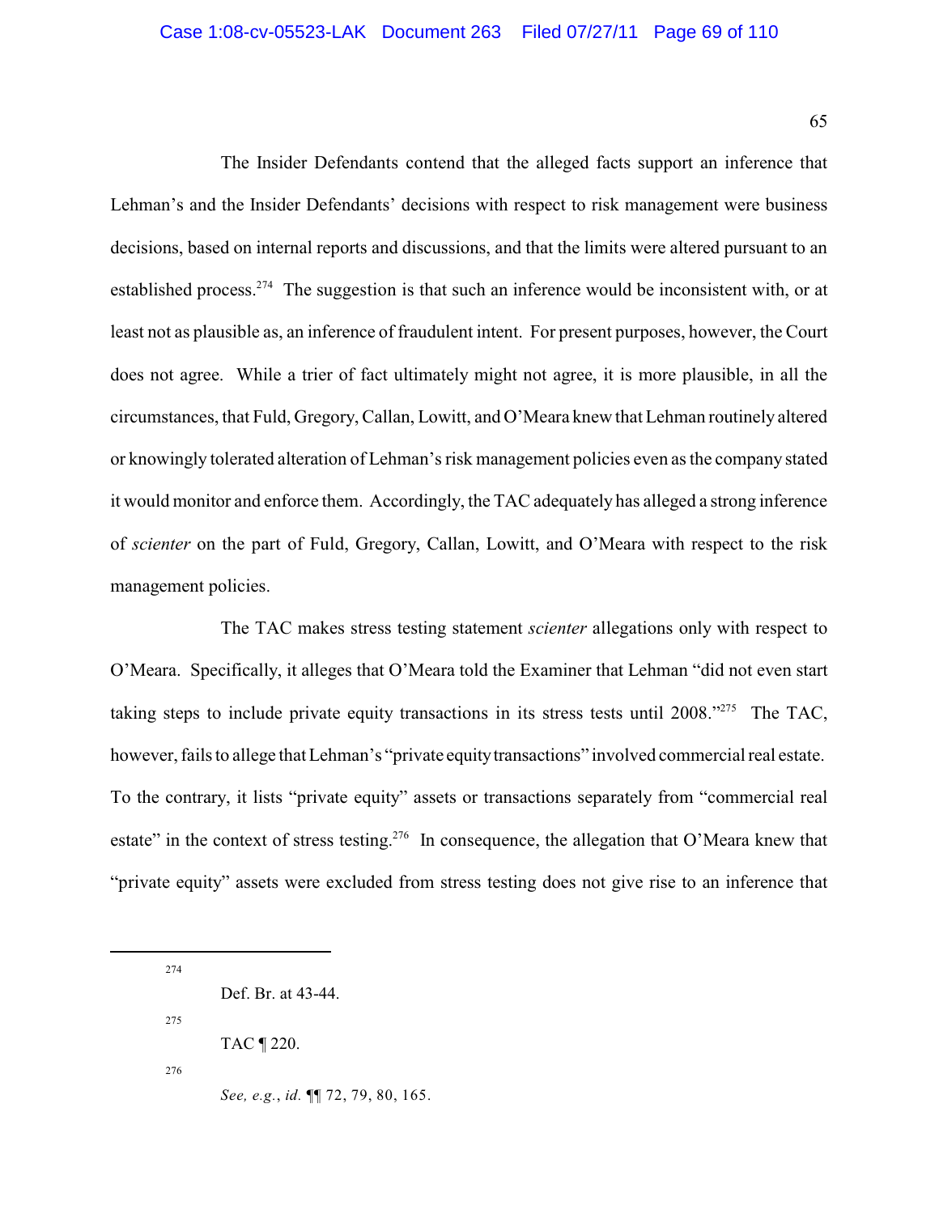The Insider Defendants contend that the alleged facts support an inference that Lehman's and the Insider Defendants' decisions with respect to risk management were business decisions, based on internal reports and discussions, and that the limits were altered pursuant to an established process.[274] The suggestion is that such an inference would be inconsistent with, or at least not as plausible as, an inference of fraudulent intent. For present purposes, however, the Court does not agree. While a trier of fact ultimately might not agree, it is more plausible, in all the circumstances, that Fuld, Gregory, Callan, Lowitt, and O'Meara knew that Lehman routinely altered or knowingly tolerated alteration of Lehman's risk management policies even as the company stated it would monitor and enforce them. Accordingly, the TAC adequately has alleged a strong inference of *scienter* on the part of Fuld, Gregory, Callan, Lowitt, and O'Meara with respect to the risk management policies.

The TAC makes stress testing statement *scienter* allegations only with respect to O'Meara. Specifically, it alleges that O'Meara told the Examiner that Lehman "did not even start taking steps to include private equity transactions in its stress tests until 2008."[275] The TAC, however, fails to allege that Lehman's "private equity transactions" involved commercial real estate. To the contrary, it lists "private equity" assets or transactions separately from "commercial real estate" in the context of stress testing.[276] In consequence, the allegation that O'Meara knew that "private equity" assets were excluded from stress testing does not give rise to an inference that

---

[274] Def. Br. at 43-44.

[275] TAC ¶ 220.

[276] *See, e.g.*, *id.* ¶¶ 72, 79, 80, 165.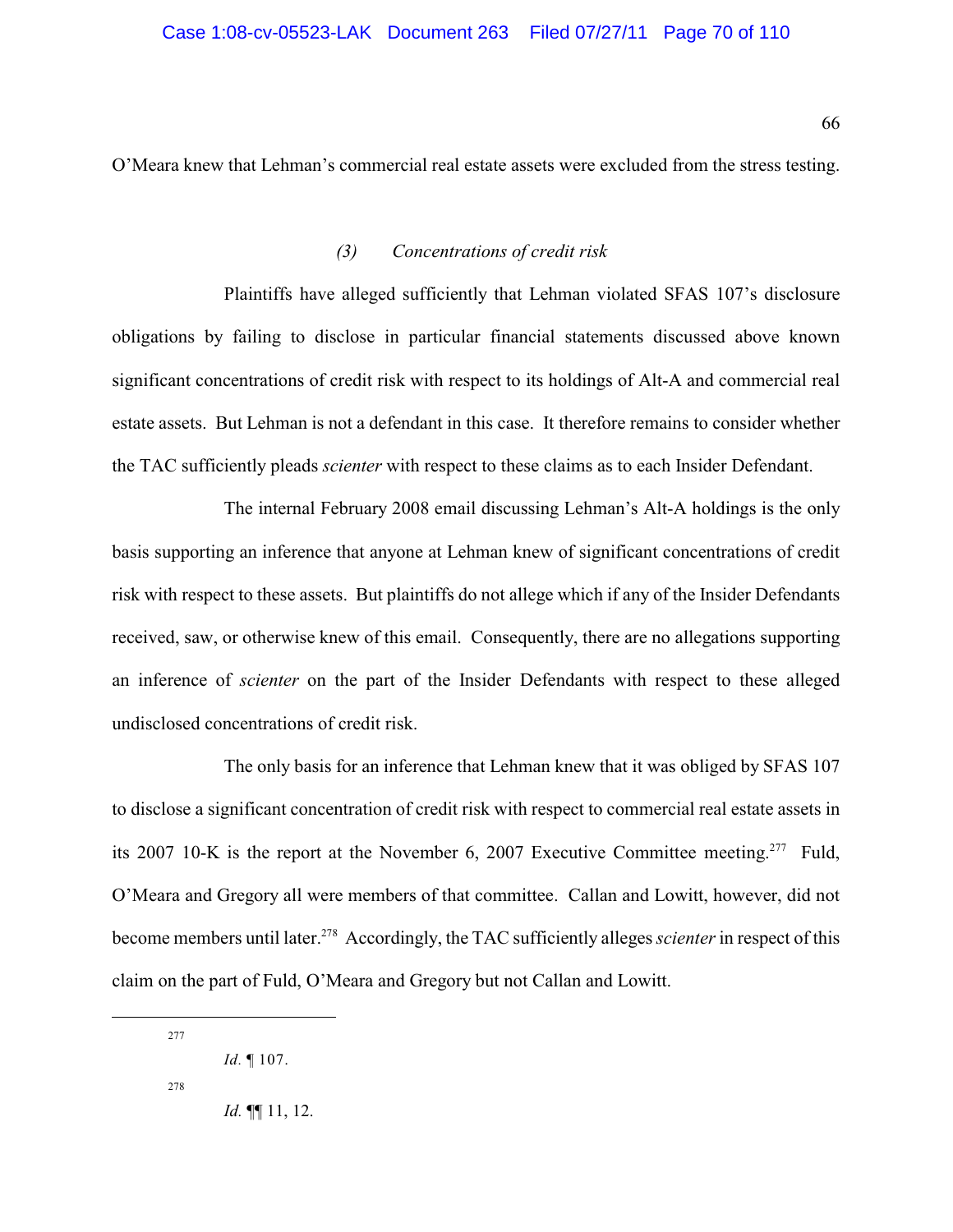O'Meara knew that Lehman's commercial real estate assets were excluded from the stress testing.

### *(3) Concentrations of credit risk*

Plaintiffs have alleged sufficiently that Lehman violated SFAS 107's disclosure obligations by failing to disclose in particular financial statements discussed above known significant concentrations of credit risk with respect to its holdings of Alt-A and commercial real estate assets. But Lehman is not a defendant in this case. It therefore remains to consider whether the TAC sufficiently pleads *scienter* with respect to these claims as to each Insider Defendant.

The internal February 2008 email discussing Lehman's Alt-A holdings is the only basis supporting an inference that anyone at Lehman knew of significant concentrations of credit risk with respect to these assets. But plaintiffs do not allege which if any of the Insider Defendants received, saw, or otherwise knew of this email. Consequently, there are no allegations supporting an inference of *scienter* on the part of the Insider Defendants with respect to these alleged undisclosed concentrations of credit risk.

The only basis for an inference that Lehman knew that it was obliged by SFAS 107 to disclose a significant concentration of credit risk with respect to commercial real estate assets in its 2007 10-K is the report at the November 6, 2007 Executive Committee meeting.[277] Fuld, O'Meara and Gregory all were members of that committee. Callan and Lowitt, however, did not become members until later.[278] Accordingly, the TAC sufficiently alleges *scienter* in respect of this claim on the part of Fuld, O'Meara and Gregory but not Callan and Lowitt.

---

[277] *Id.* ¶ 107.

[278] *Id.* ¶¶ 11, 12.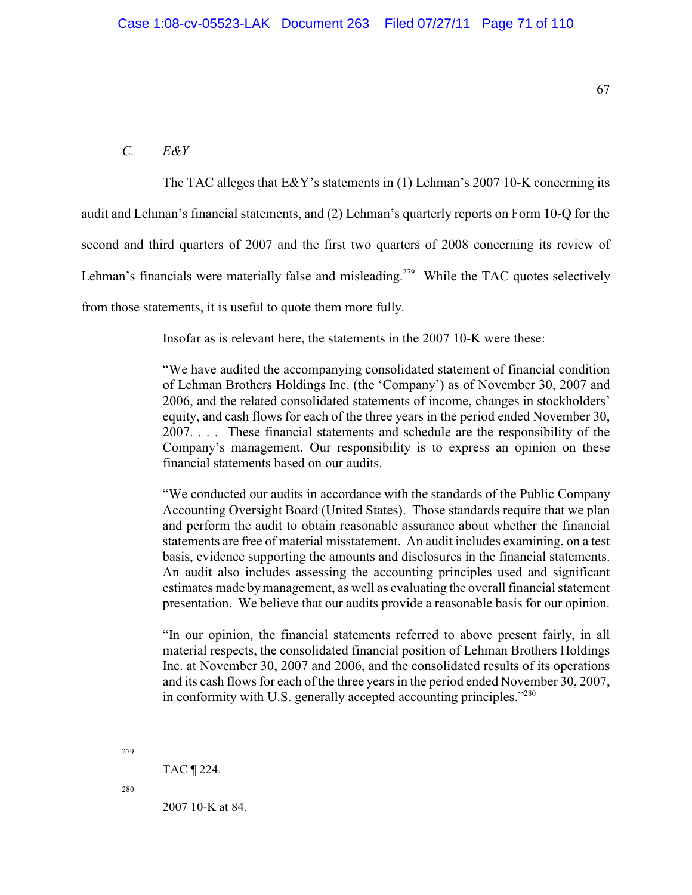### *C. E&Y*

The TAC alleges that E&Y's statements in (1) Lehman's 2007 10-K concerning its audit and Lehman's financial statements, and (2) Lehman's quarterly reports on Form 10-Q for the second and third quarters of 2007 and the first two quarters of 2008 concerning its review of Lehman's financials were materially false and misleading.[279] While the TAC quotes selectively from those statements, it is useful to quote them more fully.

Insofar as is relevant here, the statements in the 2007 10-K were these:

> "We have audited the accompanying consolidated statement of financial condition of Lehman Brothers Holdings Inc. (the 'Company') as of November 30, 2007 and 2006, and the related consolidated statements of income, changes in stockholders' equity, and cash flows for each of the three years in the period ended November 30, 2007. . . . These financial statements and schedule are the responsibility of the Company's management. Our responsibility is to express an opinion on these financial statements based on our audits.
>
> "We conducted our audits in accordance with the standards of the Public Company Accounting Oversight Board (United States). Those standards require that we plan and perform the audit to obtain reasonable assurance about whether the financial statements are free of material misstatement. An audit includes examining, on a test basis, evidence supporting the amounts and disclosures in the financial statements. An audit also includes assessing the accounting principles used and significant estimates made by management, as well as evaluating the overall financial statement presentation. We believe that our audits provide a reasonable basis for our opinion.
>
> "In our opinion, the financial statements referred to above present fairly, in all material respects, the consolidated financial position of Lehman Brothers Holdings Inc. at November 30, 2007 and 2006, and the consolidated results of its operations and its cash flows for each of the three years in the period ended November 30, 2007, in conformity with U.S. generally accepted accounting principles."[280]

---

[279] TAC ¶ 224.

[280] 2007 10-K at 84.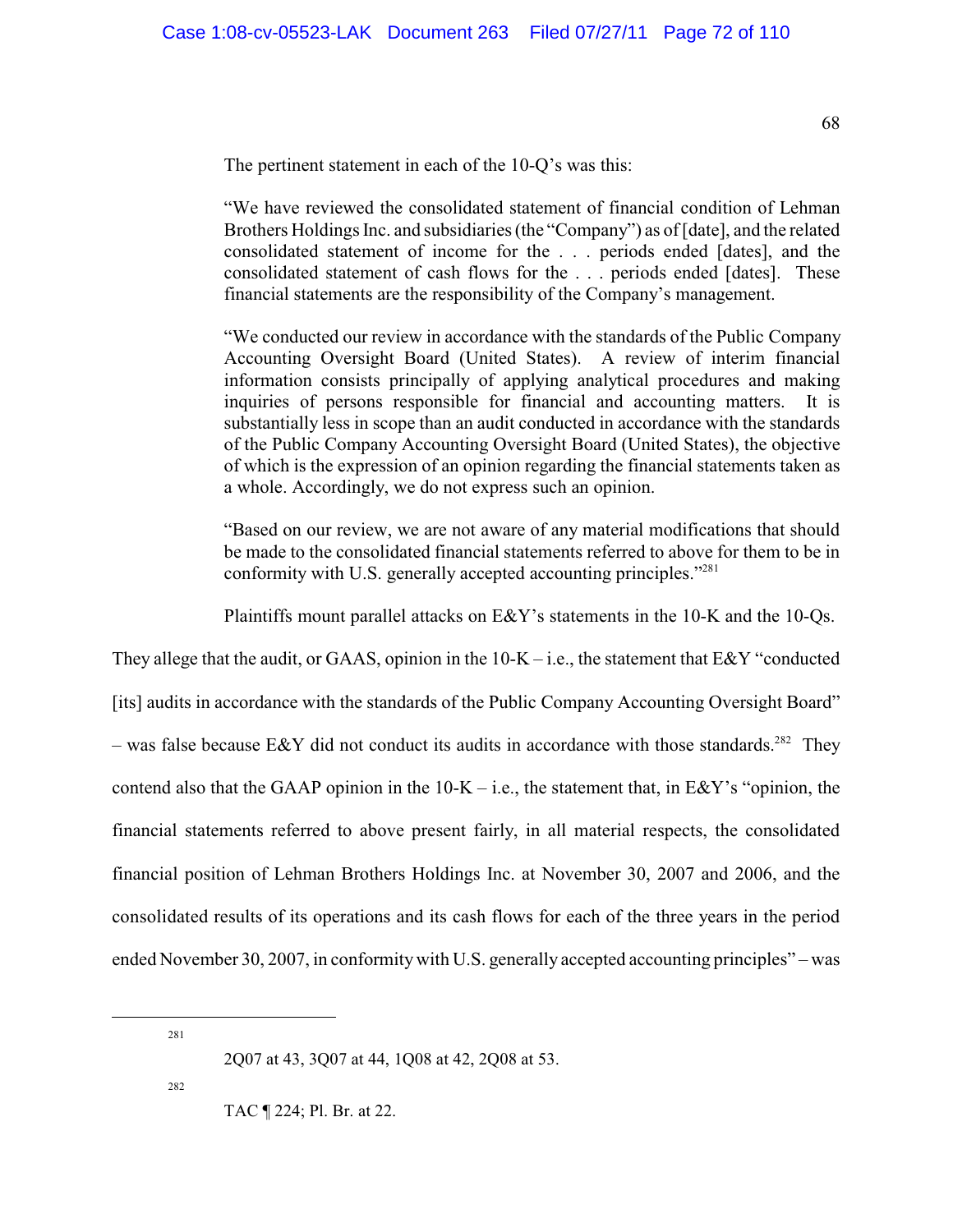The pertinent statement in each of the 10-Q's was this:

> "We have reviewed the consolidated statement of financial condition of Lehman Brothers Holdings Inc. and subsidiaries (the "Company") as of [date], and the related consolidated statement of income for the . . . periods ended [dates], and the consolidated statement of cash flows for the . . . periods ended [dates]. These financial statements are the responsibility of the Company's management.
>
> "We conducted our review in accordance with the standards of the Public Company Accounting Oversight Board (United States). A review of interim financial information consists principally of applying analytical procedures and making inquiries of persons responsible for financial and accounting matters. It is substantially less in scope than an audit conducted in accordance with the standards of the Public Company Accounting Oversight Board (United States), the objective of which is the expression of an opinion regarding the financial statements taken as a whole. Accordingly, we do not express such an opinion.
>
> "Based on our review, we are not aware of any material modifications that should be made to the consolidated financial statements referred to above for them to be in conformity with U.S. generally accepted accounting principles."[281]

Plaintiffs mount parallel attacks on E&Y's statements in the 10-K and the 10-Qs. They allege that the audit, or GAAS, opinion in the 10-K – i.e., the statement that E&Y "conducted [its] audits in accordance with the standards of the Public Company Accounting Oversight Board" – was false because E&Y did not conduct its audits in accordance with those standards.[282] They contend also that the GAAP opinion in the 10-K – i.e., the statement that, in E&Y's "opinion, the financial statements referred to above present fairly, in all material respects, the consolidated financial position of Lehman Brothers Holdings Inc. at November 30, 2007 and 2006, and the consolidated results of its operations and its cash flows for each of the three years in the period ended November 30, 2007, in conformity with U.S. generally accepted accounting principles" – was

---

[281] 2Q07 at 43, 3Q07 at 44, 1Q08 at 42, 2Q08 at 53.

[282] TAC ¶ 224; Pl. Br. at 22.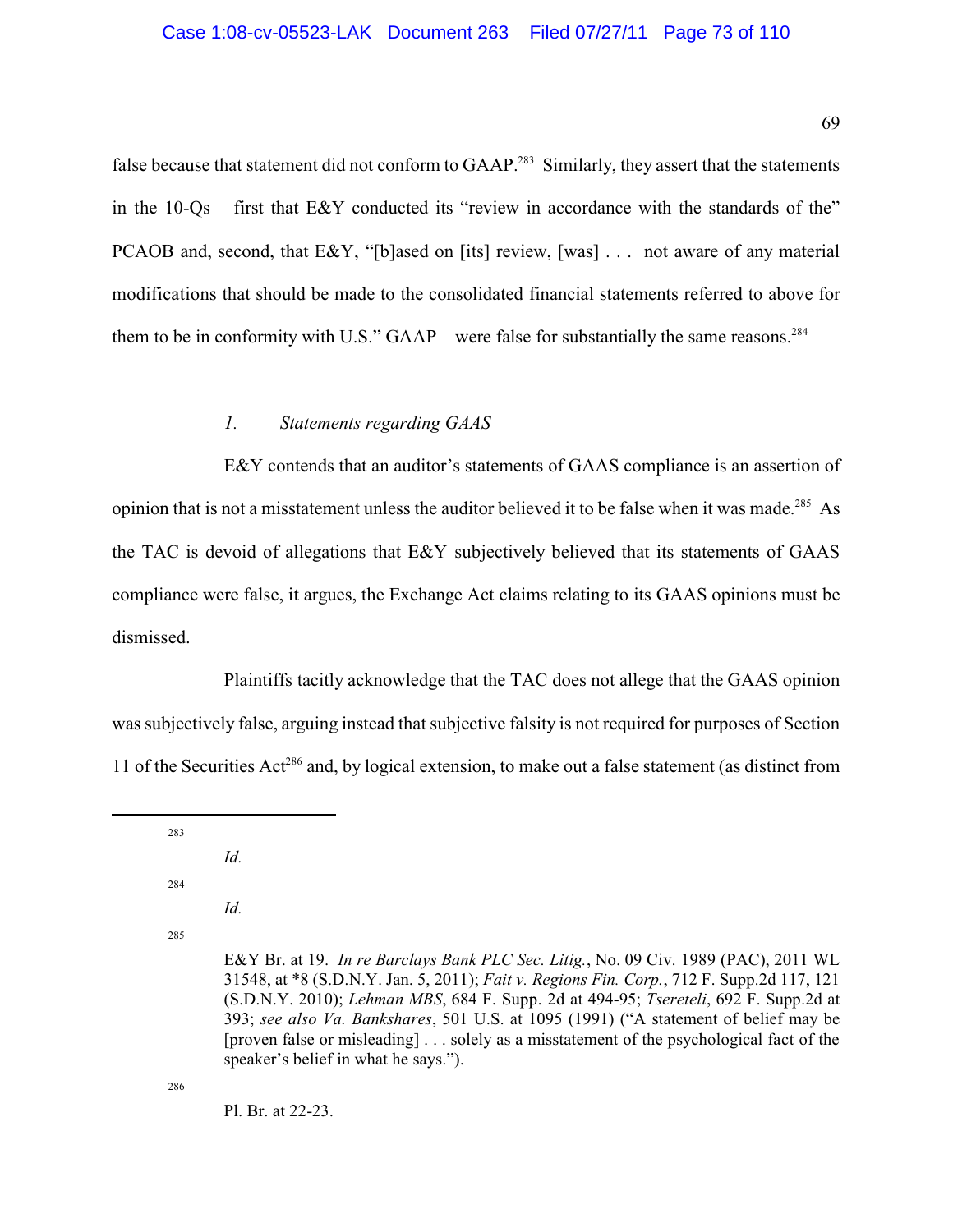false because that statement did not conform to GAAP.[283] Similarly, they assert that the statements in the 10-Qs – first that E&Y conducted its "review in accordance with the standards of the" PCAOB and, second, that E&Y, "[b]ased on [its] review, [was] . . . not aware of any material modifications that should be made to the consolidated financial statements referred to above for them to be in conformity with U.S." GAAP – were false for substantially the same reasons.[284]

### *1. Statements regarding GAAS*

E&Y contends that an auditor's statements of GAAS compliance is an assertion of opinion that is not a misstatement unless the auditor believed it to be false when it was made.[285] As the TAC is devoid of allegations that E&Y subjectively believed that its statements of GAAS compliance were false, it argues, the Exchange Act claims relating to its GAAS opinions must be dismissed.

Plaintiffs tacitly acknowledge that the TAC does not allege that the GAAS opinion was subjectively false, arguing instead that subjective falsity is not required for purposes of Section 11 of the Securities Act[286] and, by logical extension, to make out a false statement (as distinct from

---

[283] *Id.*

[284] *Id.*

[285] E&Y Br. at 19. *In re Barclays Bank PLC Sec. Litig.*, No. 09 Civ. 1989 (PAC), 2011 WL 31548, at *8 (S.D.N.Y. Jan. 5, 2011); *Fait v. Regions Fin. Corp.*, 712 F. Supp.2d 117, 121 (S.D.N.Y. 2010); *Lehman MBS*, 684 F. Supp. 2d at 494-95; *Tsereteli*, 692 F. Supp.2d at 393; *see also Va. Bankshares*, 501 U.S. at 1095 (1991) ("A statement of belief may be [proven false or misleading] . . . solely as a misstatement of the psychological fact of the speaker's belief in what he says.").

[286] Pl. Br. at 22-23.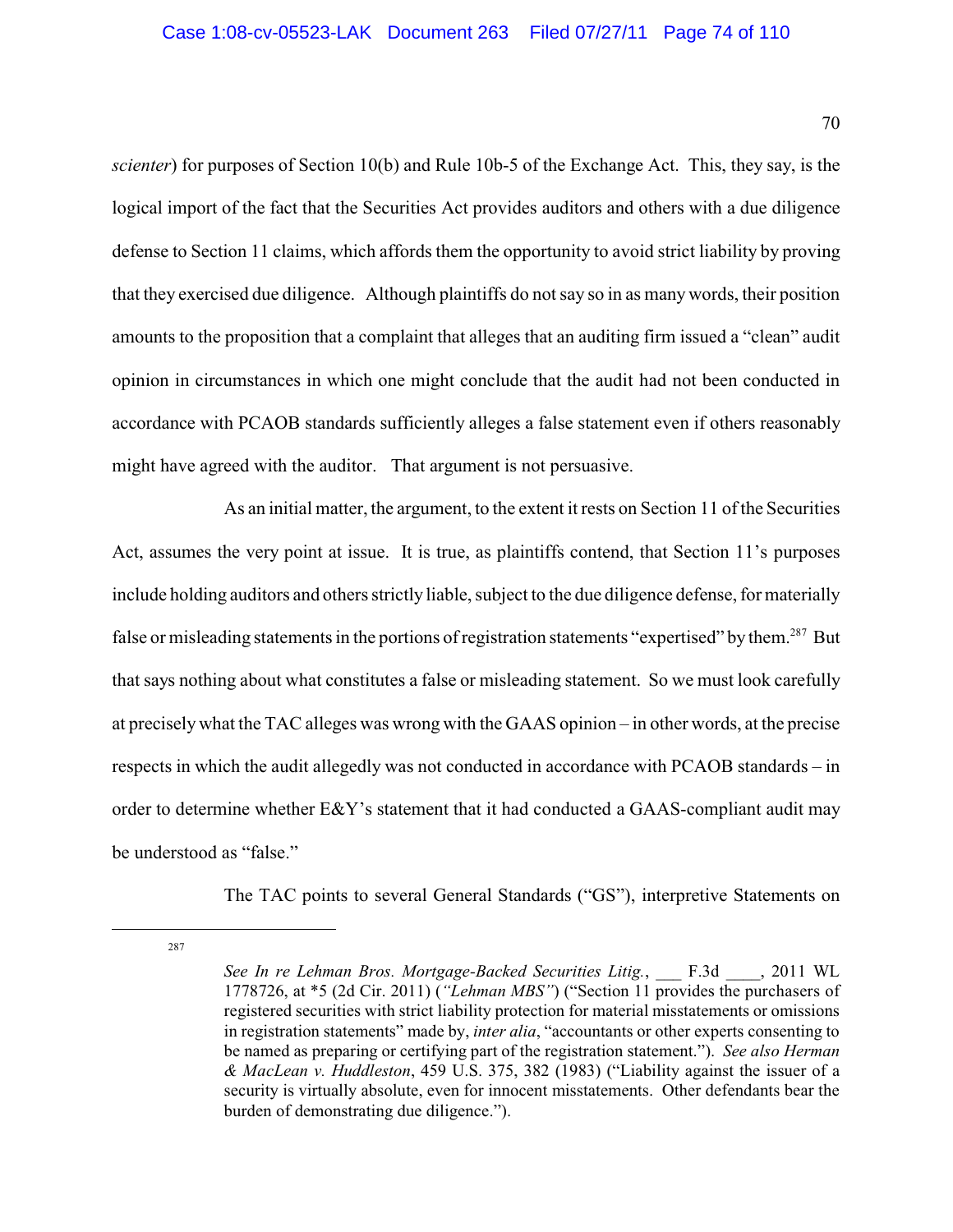*scienter*) for purposes of Section 10(b) and Rule 10b-5 of the Exchange Act. This, they say, is the logical import of the fact that the Securities Act provides auditors and others with a due diligence defense to Section 11 claims, which affords them the opportunity to avoid strict liability by proving that they exercised due diligence. Although plaintiffs do not say so in as many words, their position amounts to the proposition that a complaint that alleges that an auditing firm issued a "clean" audit opinion in circumstances in which one might conclude that the audit had not been conducted in accordance with PCAOB standards sufficiently alleges a false statement even if others reasonably might have agreed with the auditor. That argument is not persuasive.

As an initial matter, the argument, to the extent it rests on Section 11 of the Securities Act, assumes the very point at issue. It is true, as plaintiffs contend, that Section 11's purposes include holding auditors and others strictly liable, subject to the due diligence defense, for materially false or misleading statements in the portions of registration statements "expertised" by them.[287] But that says nothing about what constitutes a false or misleading statement. So we must look carefully at precisely what the TAC alleges was wrong with the GAAS opinion – in other words, at the precise respects in which the audit allegedly was not conducted in accordance with PCAOB standards – in order to determine whether E&Y's statement that it had conducted a GAAS-compliant audit may be understood as "false."

The TAC points to several General Standards ("GS"), interpretive Statements on

---

[287] *See In re Lehman Bros. Mortgage-Backed Securities Litig.*, ___ F.3d ____, 2011 WL 1778726, at *5 (2d Cir. 2011) (*"Lehman MBS"*) ("Section 11 provides the purchasers of registered securities with strict liability protection for material misstatements or omissions in registration statements" made by, *inter alia*, "accountants or other experts consenting to be named as preparing or certifying part of the registration statement."). *See also Herman & MacLean v. Huddleston*, 459 U.S. 375, 382 (1983) ("Liability against the issuer of a security is virtually absolute, even for innocent misstatements. Other defendants bear the burden of demonstrating due diligence.").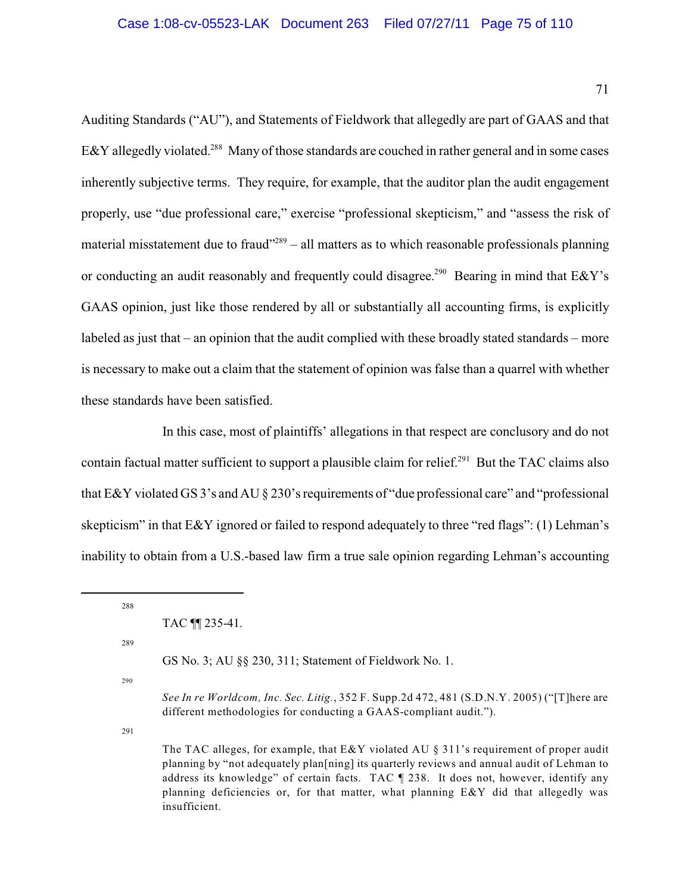Auditing Standards ("AU"), and Statements of Fieldwork that allegedly are part of GAAS and that E&Y allegedly violated.[288] Many of those standards are couched in rather general and in some cases inherently subjective terms. They require, for example, that the auditor plan the audit engagement properly, use "due professional care," exercise "professional skepticism," and "assess the risk of material misstatement due to fraud"[289] – all matters as to which reasonable professionals planning or conducting an audit reasonably and frequently could disagree.[290] Bearing in mind that E&Y's GAAS opinion, just like those rendered by all or substantially all accounting firms, is explicitly labeled as just that – an opinion that the audit complied with these broadly stated standards – more is necessary to make out a claim that the statement of opinion was false than a quarrel with whether these standards have been satisfied.

In this case, most of plaintiffs' allegations in that respect are conclusory and do not contain factual matter sufficient to support a plausible claim for relief.[291] But the TAC claims also that E&Y violated GS 3's and AU § 230's requirements of "due professional care" and "professional skepticism" in that E&Y ignored or failed to respond adequately to three "red flags": (1) Lehman's inability to obtain from a U.S.-based law firm a true sale opinion regarding Lehman's accounting

---

[288] TAC ¶¶ 235-41.

[289] GS No. 3; AU §§ 230, 311; Statement of Fieldwork No. 1.

[290] *See In re Worldcom, Inc. Sec. Litig.*, 352 F. Supp.2d 472, 481 (S.D.N.Y. 2005) ("[T]here are different methodologies for conducting a GAAS-compliant audit.").

[291] The TAC alleges, for example, that E&Y violated AU § 311's requirement of proper audit planning by "not adequately plan[ning] its quarterly reviews and annual audit of Lehman to address its knowledge" of certain facts. TAC ¶ 238. It does not, however, identify any planning deficiencies or, for that matter, what planning E&Y did that allegedly was insufficient.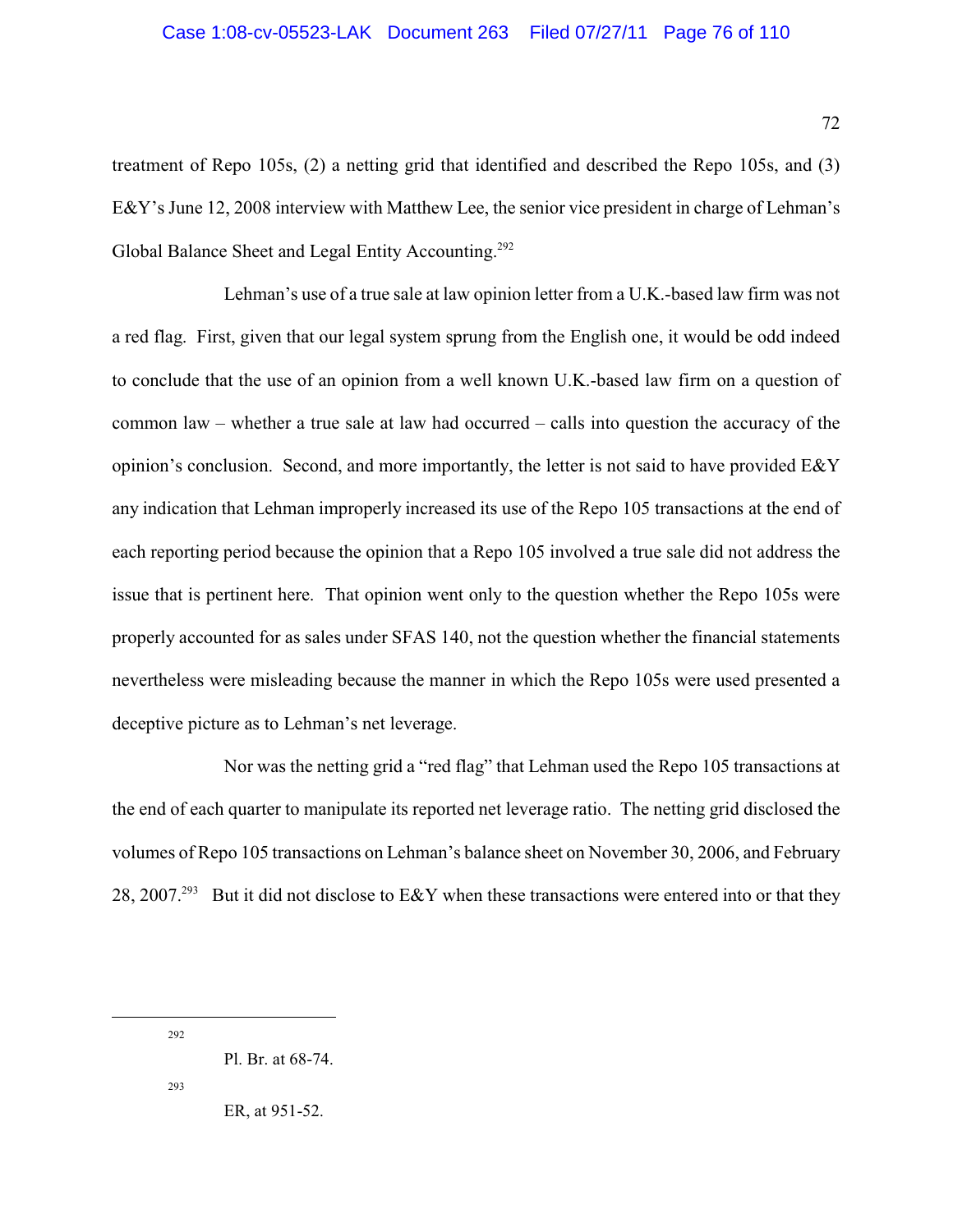treatment of Repo 105s, (2) a netting grid that identified and described the Repo 105s, and (3) E&Y's June 12, 2008 interview with Matthew Lee, the senior vice president in charge of Lehman's Global Balance Sheet and Legal Entity Accounting.[292]

Lehman's use of a true sale at law opinion letter from a U.K.-based law firm was not a red flag. First, given that our legal system sprung from the English one, it would be odd indeed to conclude that the use of an opinion from a well known U.K.-based law firm on a question of common law – whether a true sale at law had occurred – calls into question the accuracy of the opinion's conclusion. Second, and more importantly, the letter is not said to have provided E&Y any indication that Lehman improperly increased its use of the Repo 105 transactions at the end of each reporting period because the opinion that a Repo 105 involved a true sale did not address the issue that is pertinent here. That opinion went only to the question whether the Repo 105s were properly accounted for as sales under SFAS 140, not the question whether the financial statements nevertheless were misleading because the manner in which the Repo 105s were used presented a deceptive picture as to Lehman's net leverage.

Nor was the netting grid a "red flag" that Lehman used the Repo 105 transactions at the end of each quarter to manipulate its reported net leverage ratio. The netting grid disclosed the volumes of Repo 105 transactions on Lehman's balance sheet on November 30, 2006, and February 28, 2007.[293] But it did not disclose to E&Y when these transactions were entered into or that they

---

[292] Pl. Br. at 68-74.

[293] ER, at 951-52.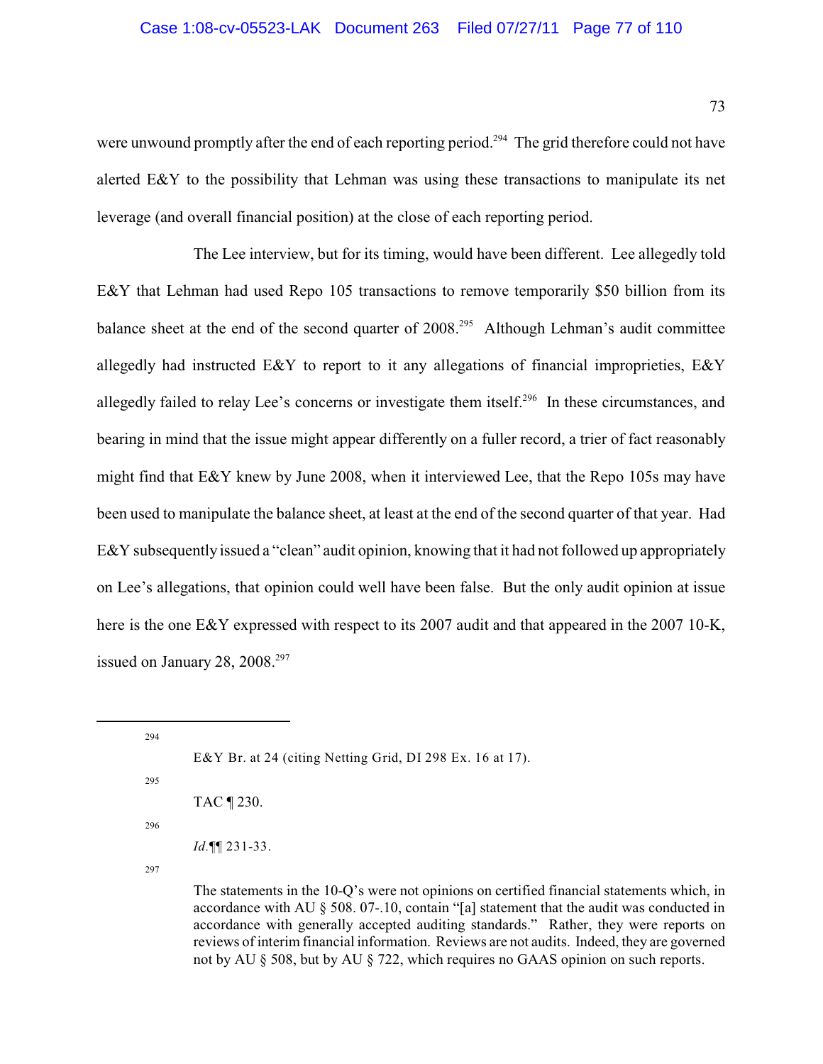were unwound promptly after the end of each reporting period.[294] The grid therefore could not have alerted E&Y to the possibility that Lehman was using these transactions to manipulate its net leverage (and overall financial position) at the close of each reporting period.

The Lee interview, but for its timing, would have been different. Lee allegedly told E&Y that Lehman had used Repo 105 transactions to remove temporarily $50 billion from its balance sheet at the end of the second quarter of 2008.[295] Although Lehman's audit committee allegedly had instructed E&Y to report to it any allegations of financial improprieties, E&Y allegedly failed to relay Lee's concerns or investigate them itself.[296] In these circumstances, and bearing in mind that the issue might appear differently on a fuller record, a trier of fact reasonably might find that E&Y knew by June 2008, when it interviewed Lee, that the Repo 105s may have been used to manipulate the balance sheet, at least at the end of the second quarter of that year. Had E&Y subsequently issued a "clean" audit opinion, knowing that it had not followed up appropriately on Lee's allegations, that opinion could well have been false. But the only audit opinion at issue here is the one E&Y expressed with respect to its 2007 audit and that appeared in the 2007 10-K, issued on January 28, 2008.[297]

---

[294] E&Y Br. at 24 (citing Netting Grid, DI 298 Ex. 16 at 17).

[295] TAC ¶ 230.

[296] *Id.*¶¶ 231-33.

[297] The statements in the 10-Q's were not opinions on certified financial statements which, in accordance with AU § 508. 07-.10, contain "[a] statement that the audit was conducted in accordance with generally accepted auditing standards." Rather, they were reports on reviews of interim financial information. Reviews are not audits. Indeed, they are governed not by AU § 508, but by AU § 722, which requires no GAAS opinion on such reports.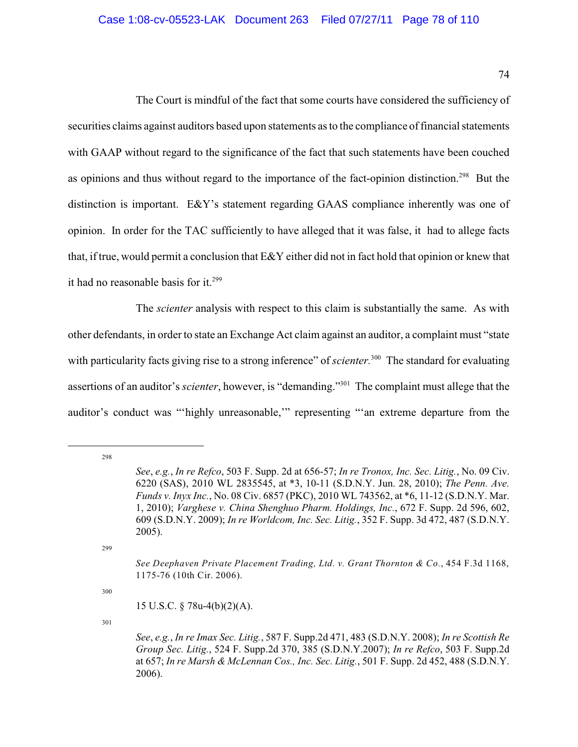The Court is mindful of the fact that some courts have considered the sufficiency of securities claims against auditors based upon statements as to the compliance of financial statements with GAAP without regard to the significance of the fact that such statements have been couched as opinions and thus without regard to the importance of the fact-opinion distinction.[298] But the distinction is important. E&Y's statement regarding GAAS compliance inherently was one of opinion. In order for the TAC sufficiently to have alleged that it was false, it had to allege facts that, if true, would permit a conclusion that E&Y either did not in fact hold that opinion or knew that it had no reasonable basis for it.[299]

The *scienter* analysis with respect to this claim is substantially the same. As with other defendants, in order to state an Exchange Act claim against an auditor, a complaint must "state with particularity facts giving rise to a strong inference" of *scienter.*[300] The standard for evaluating assertions of an auditor's *scienter*, however, is "demanding."[301] The complaint must allege that the auditor's conduct was "'highly unreasonable,'" representing "'an extreme departure from the

---

[298] *See*, *e.g.*, *In re Refco*, 503 F. Supp. 2d at 656-57; *In re Tronox, Inc. Sec. Litig.*, No. 09 Civ. 6220 (SAS), 2010 WL 2835545, at *3, 10-11 (S.D.N.Y. Jun. 28, 2010); *The Penn. Ave. Funds v. Inyx Inc.*, No. 08 Civ. 6857 (PKC), 2010 WL 743562, at *6, 11-12 (S.D.N.Y. Mar. 1, 2010); *Varghese v. China Shenghuo Pharm. Holdings, Inc.*, 672 F. Supp. 2d 596, 602, 609 (S.D.N.Y. 2009); *In re Worldcom, Inc. Sec. Litig.*, 352 F. Supp. 3d 472, 487 (S.D.N.Y. 2005).

[299] *See Deephaven Private Placement Trading, Ltd. v. Grant Thornton & Co.*, 454 F.3d 1168, 1175-76 (10th Cir. 2006).

[300] 15 U.S.C. § 78u-4(b)(2)(A).

[301] *See*, *e.g.*, *In re Imax Sec. Litig.*, 587 F. Supp.2d 471, 483 (S.D.N.Y. 2008); *In re Scottish Re Group Sec. Litig.*, 524 F. Supp.2d 370, 385 (S.D.N.Y.2007); *In re Refco*, 503 F. Supp.2d at 657; *In re Marsh & McLennan Cos., Inc. Sec. Litig.*, 501 F. Supp. 2d 452, 488 (S.D.N.Y. 2006).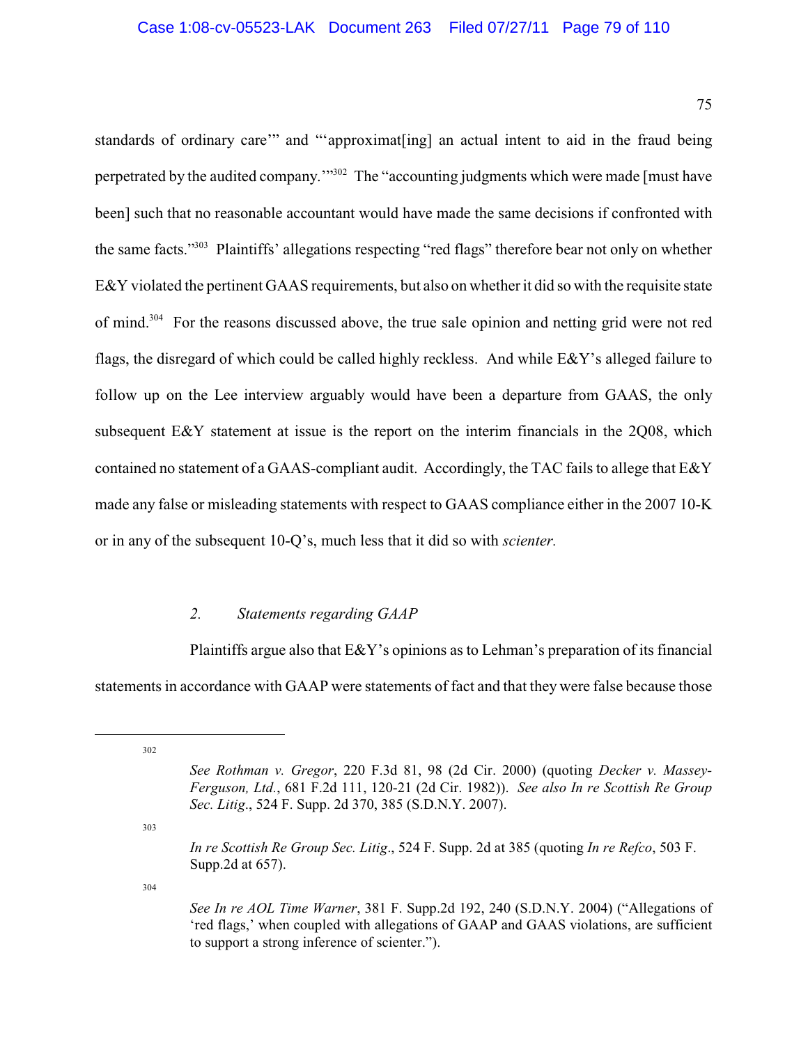standards of ordinary care'" and "'approximat[ing] an actual intent to aid in the fraud being perpetrated by the audited company.'"[302] The "accounting judgments which were made [must have been] such that no reasonable accountant would have made the same decisions if confronted with the same facts."[303] Plaintiffs' allegations respecting "red flags" therefore bear not only on whether E&Y violated the pertinent GAAS requirements, but also on whether it did so with the requisite state of mind.[304] For the reasons discussed above, the true sale opinion and netting grid were not red flags, the disregard of which could be called highly reckless. And while E&Y's alleged failure to follow up on the Lee interview arguably would have been a departure from GAAS, the only subsequent E&Y statement at issue is the report on the interim financials in the 2Q08, which contained no statement of a GAAS-compliant audit. Accordingly, the TAC fails to allege that E&Y made any false or misleading statements with respect to GAAS compliance either in the 2007 10-K or in any of the subsequent 10-Q's, much less that it did so with *scienter.*

### *2. Statements regarding GAAP*

Plaintiffs argue also that E&Y's opinions as to Lehman's preparation of its financial statements in accordance with GAAP were statements of fact and that they were false because those

---

302 *See Rothman v. Gregor*, 220 F.3d 81, 98 (2d Cir. 2000) (quoting *Decker v. Massey-Ferguson, Ltd.*, 681 F.2d 111, 120-21 (2d Cir. 1982)). *See also In re Scottish Re Group Sec. Litig*., 524 F. Supp. 2d 370, 385 (S.D.N.Y. 2007).

303 *In re Scottish Re Group Sec. Litig*., 524 F. Supp. 2d at 385 (quoting *In re Refco*, 503 F. Supp.2d at 657).

304 *See In re AOL Time Warner*, 381 F. Supp.2d 192, 240 (S.D.N.Y. 2004) ("Allegations of 'red flags,' when coupled with allegations of GAAP and GAAS violations, are sufficient to support a strong inference of scienter.").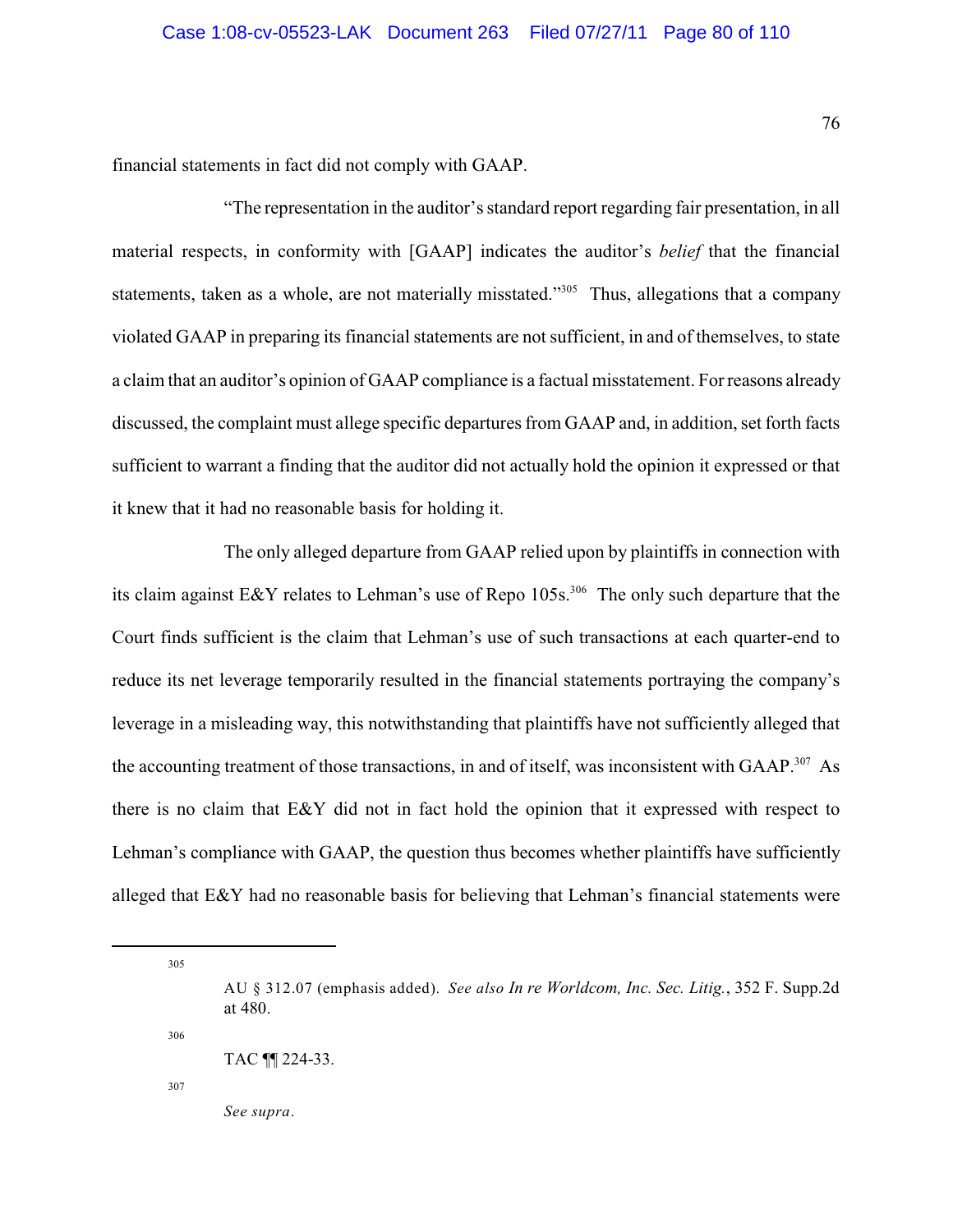financial statements in fact did not comply with GAAP.

"The representation in the auditor's standard report regarding fair presentation, in all material respects, in conformity with [GAAP] indicates the auditor's *belief* that the financial statements, taken as a whole, are not materially misstated."[305] Thus, allegations that a company violated GAAP in preparing its financial statements are not sufficient, in and of themselves, to state a claim that an auditor's opinion of GAAP compliance is a factual misstatement. For reasons already discussed, the complaint must allege specific departures from GAAP and, in addition, set forth facts sufficient to warrant a finding that the auditor did not actually hold the opinion it expressed or that it knew that it had no reasonable basis for holding it.

The only alleged departure from GAAP relied upon by plaintiffs in connection with its claim against E&Y relates to Lehman's use of Repo 105s.[306] The only such departure that the Court finds sufficient is the claim that Lehman's use of such transactions at each quarter-end to reduce its net leverage temporarily resulted in the financial statements portraying the company's leverage in a misleading way, this notwithstanding that plaintiffs have not sufficiently alleged that the accounting treatment of those transactions, in and of itself, was inconsistent with GAAP.[307] As there is no claim that E&Y did not in fact hold the opinion that it expressed with respect to Lehman's compliance with GAAP, the question thus becomes whether plaintiffs have sufficiently alleged that E&Y had no reasonable basis for believing that Lehman's financial statements were

---

[305] AU § 312.07 (emphasis added). *See also In re Worldcom, Inc. Sec. Litig.*, 352 F. Supp.2d at 480.

[306] TAC ¶¶ 224-33.

[307] *See supra*.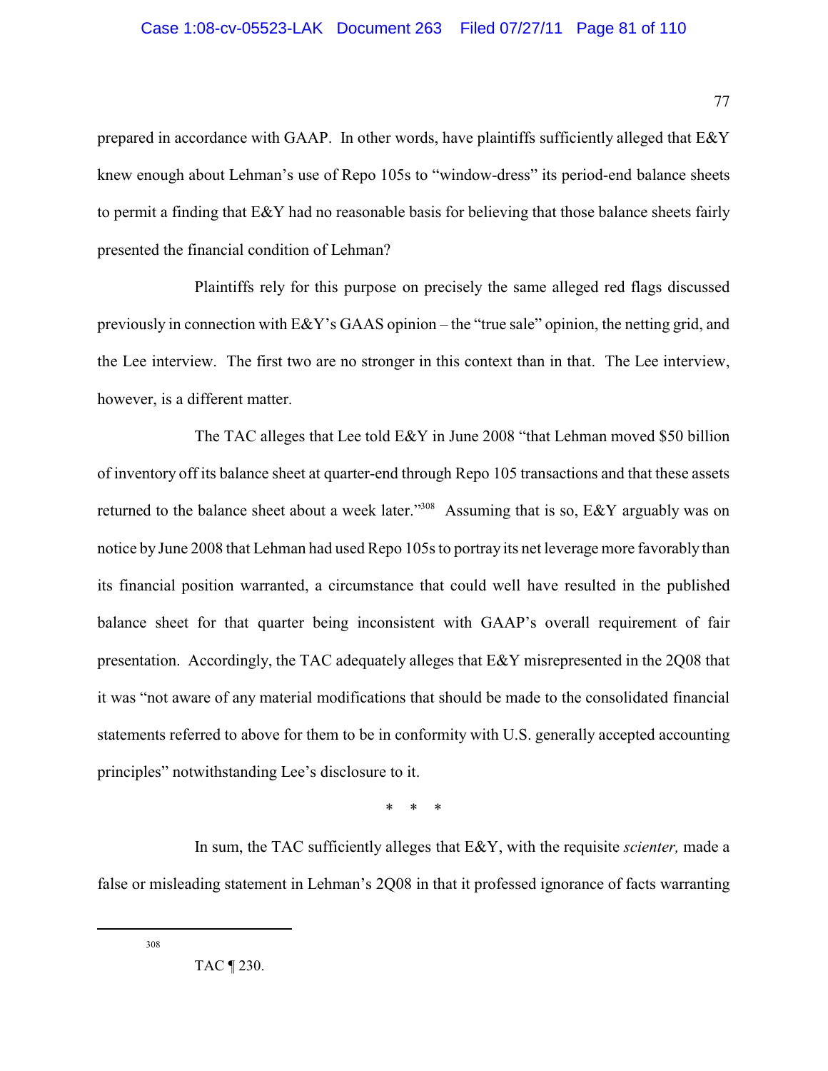prepared in accordance with GAAP. In other words, have plaintiffs sufficiently alleged that E&Y knew enough about Lehman's use of Repo 105s to "window-dress" its period-end balance sheets to permit a finding that E&Y had no reasonable basis for believing that those balance sheets fairly presented the financial condition of Lehman?

Plaintiffs rely for this purpose on precisely the same alleged red flags discussed previously in connection with E&Y's GAAS opinion – the "true sale" opinion, the netting grid, and the Lee interview. The first two are no stronger in this context than in that. The Lee interview, however, is a different matter.

The TAC alleges that Lee told E&Y in June 2008 "that Lehman moved $50 billion of inventory off its balance sheet at quarter-end through Repo 105 transactions and that these assets returned to the balance sheet about a week later."[308] Assuming that is so, E&Y arguably was on notice by June 2008 that Lehman had used Repo 105s to portray its net leverage more favorably than its financial position warranted, a circumstance that could well have resulted in the published balance sheet for that quarter being inconsistent with GAAP's overall requirement of fair presentation. Accordingly, the TAC adequately alleges that E&Y misrepresented in the 2Q08 that it was "not aware of any material modifications that should be made to the consolidated financial statements referred to above for them to be in conformity with U.S. generally accepted accounting principles" notwithstanding Lee's disclosure to it.

\* \* \*

In sum, the TAC sufficiently alleges that E&Y, with the requisite *scienter,* made a false or misleading statement in Lehman's 2Q08 in that it professed ignorance of facts warranting

---

[308] TAC ¶ 230.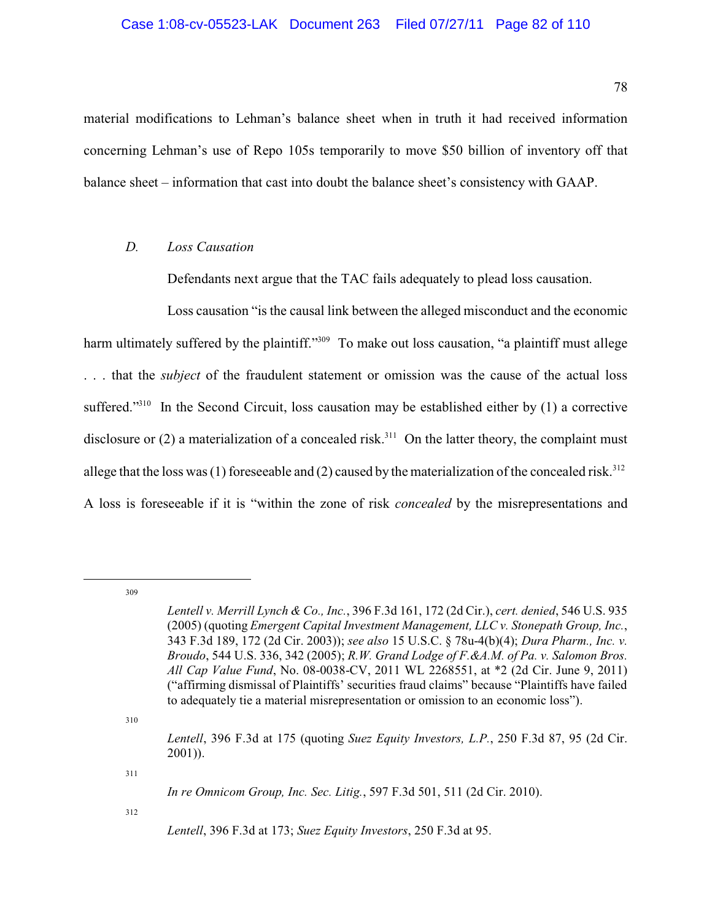material modifications to Lehman's balance sheet when in truth it had received information concerning Lehman's use of Repo 105s temporarily to move $50 billion of inventory off that balance sheet – information that cast into doubt the balance sheet's consistency with GAAP.

### *D. Loss Causation*

Defendants next argue that the TAC fails adequately to plead loss causation.

Loss causation "is the causal link between the alleged misconduct and the economic harm ultimately suffered by the plaintiff."[309] To make out loss causation, "a plaintiff must allege . . . that the *subject* of the fraudulent statement or omission was the cause of the actual loss suffered."[310] In the Second Circuit, loss causation may be established either by (1) a corrective disclosure or (2) a materialization of a concealed risk.[311] On the latter theory, the complaint must allege that the loss was (1) foreseeable and (2) caused by the materialization of the concealed risk.[312] A loss is foreseeable if it is "within the zone of risk *concealed* by the misrepresentations and

---

[309] *Lentell v. Merrill Lynch & Co., Inc.*, 396 F.3d 161, 172 (2d Cir.), *cert. denied*, 546 U.S. 935 (2005) (quoting *Emergent Capital Investment Management, LLC v. Stonepath Group, Inc.*, 343 F.3d 189, 172 (2d Cir. 2003)); *see also* 15 U.S.C. § 78u-4(b)(4); *Dura Pharm., Inc. v. Broudo*, 544 U.S. 336, 342 (2005); *R.W. Grand Lodge of F.&A.M. of Pa. v. Salomon Bros. All Cap Value Fund*, No. 08-0038-CV, 2011 WL 2268551, at *2 (2d Cir. June 9, 2011) ("affirming dismissal of Plaintiffs' securities fraud claims" because "Plaintiffs have failed to adequately tie a material misrepresentation or omission to an economic loss").

[310] *Lentell*, 396 F.3d at 175 (quoting *Suez Equity Investors, L.P.*, 250 F.3d 87, 95 (2d Cir. 2001)).

[311] *In re Omnicom Group, Inc. Sec. Litig.*, 597 F.3d 501, 511 (2d Cir. 2010).

[312] *Lentell*, 396 F.3d at 173; *Suez Equity Investors*, 250 F.3d at 95.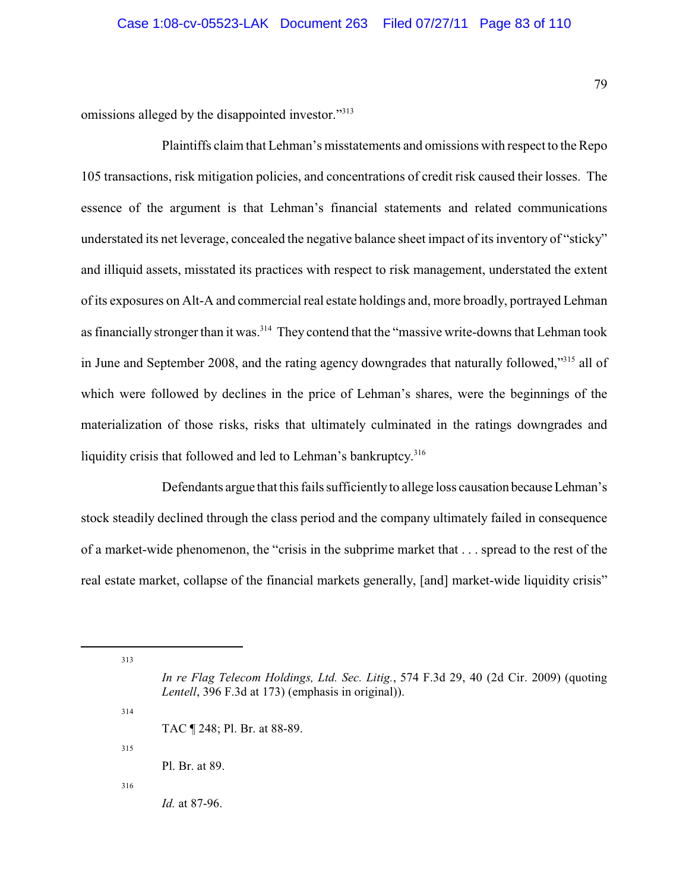omissions alleged by the disappointed investor."[313]

Plaintiffs claim that Lehman's misstatements and omissions with respect to the Repo 105 transactions, risk mitigation policies, and concentrations of credit risk caused their losses. The essence of the argument is that Lehman's financial statements and related communications understated its net leverage, concealed the negative balance sheet impact of its inventory of "sticky" and illiquid assets, misstated its practices with respect to risk management, understated the extent of its exposures on Alt-A and commercial real estate holdings and, more broadly, portrayed Lehman as financially stronger than it was.[314] They contend that the "massive write-downs that Lehman took in June and September 2008, and the rating agency downgrades that naturally followed,"[315] all of which were followed by declines in the price of Lehman's shares, were the beginnings of the materialization of those risks, risks that ultimately culminated in the ratings downgrades and liquidity crisis that followed and led to Lehman's bankruptcy.[316]

Defendants argue that this fails sufficiently to allege loss causation because Lehman's stock steadily declined through the class period and the company ultimately failed in consequence of a market-wide phenomenon, the "crisis in the subprime market that . . . spread to the rest of the real estate market, collapse of the financial markets generally, [and] market-wide liquidity crisis"

---

[313] *In re Flag Telecom Holdings, Ltd. Sec. Litig.*, 574 F.3d 29, 40 (2d Cir. 2009) (quoting *Lentell*, 396 F.3d at 173) (emphasis in original)).

[314] TAC ¶ 248; Pl. Br. at 88-89.

[315] Pl. Br. at 89.

[316] *Id.* at 87-96.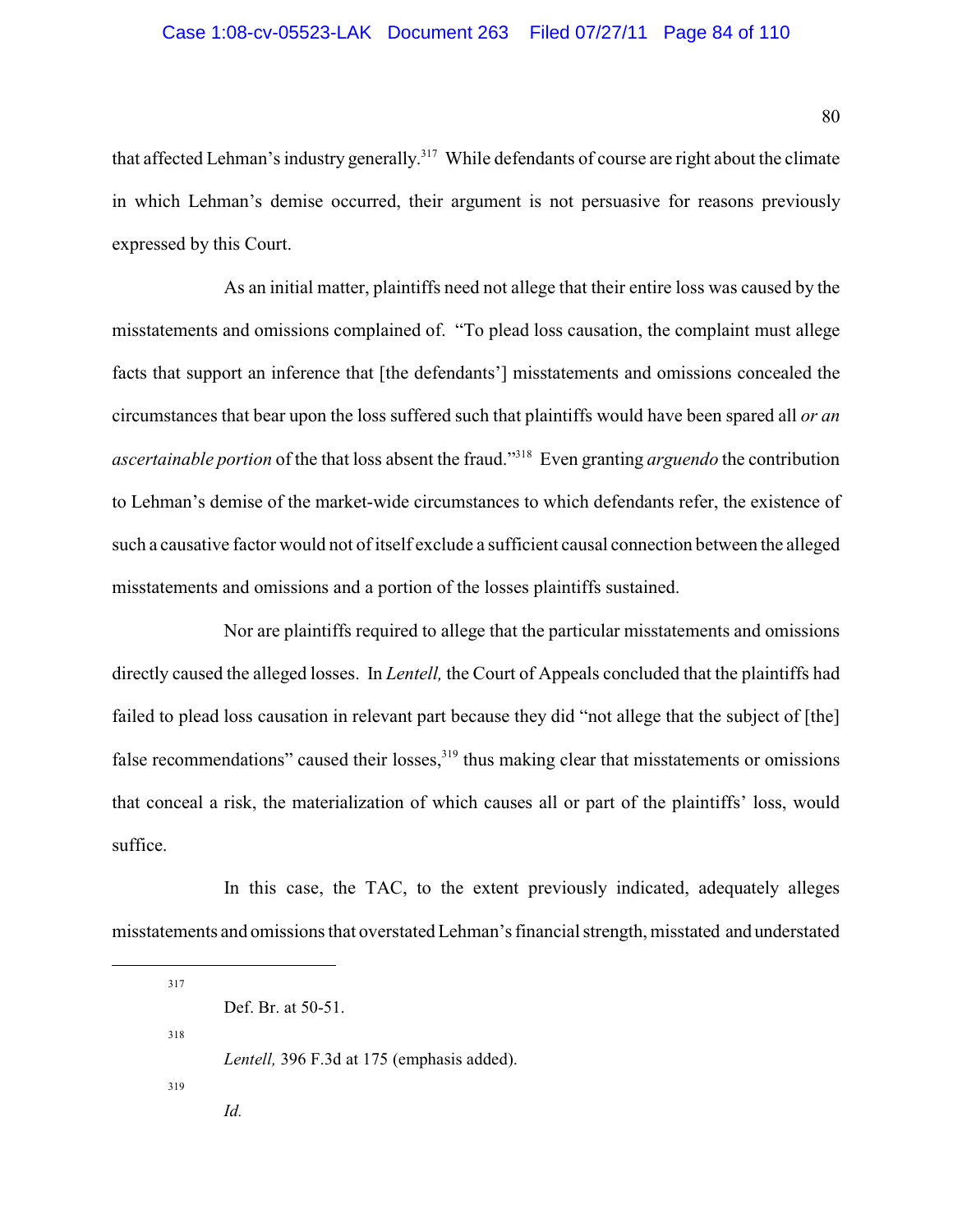that affected Lehman's industry generally.[317] While defendants of course are right about the climate in which Lehman's demise occurred, their argument is not persuasive for reasons previously expressed by this Court.

As an initial matter, plaintiffs need not allege that their entire loss was caused by the misstatements and omissions complained of. "To plead loss causation, the complaint must allege facts that support an inference that [the defendants'] misstatements and omissions concealed the circumstances that bear upon the loss suffered such that plaintiffs would have been spared all *or an ascertainable portion* of the that loss absent the fraud."[318] Even granting *arguendo* the contribution to Lehman's demise of the market-wide circumstances to which defendants refer, the existence of such a causative factor would not of itself exclude a sufficient causal connection between the alleged misstatements and omissions and a portion of the losses plaintiffs sustained.

Nor are plaintiffs required to allege that the particular misstatements and omissions directly caused the alleged losses. In *Lentell,* the Court of Appeals concluded that the plaintiffs had failed to plead loss causation in relevant part because they did "not allege that the subject of [the] false recommendations" caused their losses,[319] thus making clear that misstatements or omissions that conceal a risk, the materialization of which causes all or part of the plaintiffs' loss, would suffice.

In this case, the TAC, to the extent previously indicated, adequately alleges misstatements and omissions that overstated Lehman's financial strength, misstated and understated

---

[317] Def. Br. at 50-51.

[318] *Lentell,* 396 F.3d at 175 (emphasis added).

[319] *Id.*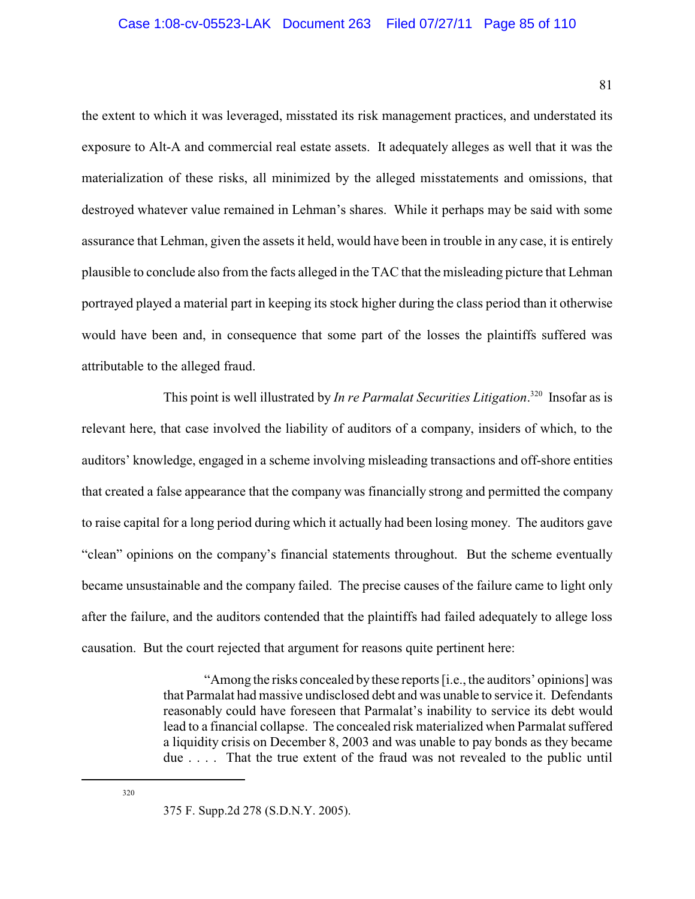the extent to which it was leveraged, misstated its risk management practices, and understated its exposure to Alt-A and commercial real estate assets. It adequately alleges as well that it was the materialization of these risks, all minimized by the alleged misstatements and omissions, that destroyed whatever value remained in Lehman's shares. While it perhaps may be said with some assurance that Lehman, given the assets it held, would have been in trouble in any case, it is entirely plausible to conclude also from the facts alleged in the TAC that the misleading picture that Lehman portrayed played a material part in keeping its stock higher during the class period than it otherwise would have been and, in consequence that some part of the losses the plaintiffs suffered was attributable to the alleged fraud.

This point is well illustrated by *In re Parmalat Securities Litigation*.[320] Insofar as is relevant here, that case involved the liability of auditors of a company, insiders of which, to the auditors' knowledge, engaged in a scheme involving misleading transactions and off-shore entities that created a false appearance that the company was financially strong and permitted the company to raise capital for a long period during which it actually had been losing money. The auditors gave "clean" opinions on the company's financial statements throughout. But the scheme eventually became unsustainable and the company failed. The precise causes of the failure came to light only after the failure, and the auditors contended that the plaintiffs had failed adequately to allege loss causation. But the court rejected that argument for reasons quite pertinent here:

> "Among the risks concealed by these reports [i.e., the auditors' opinions] was that Parmalat had massive undisclosed debt and was unable to service it. Defendants reasonably could have foreseen that Parmalat's inability to service its debt would lead to a financial collapse. The concealed risk materialized when Parmalat suffered a liquidity crisis on December 8, 2003 and was unable to pay bonds as they became due . . . . That the true extent of the fraud was not revealed to the public until

---

[320] 375 F. Supp.2d 278 (S.D.N.Y. 2005).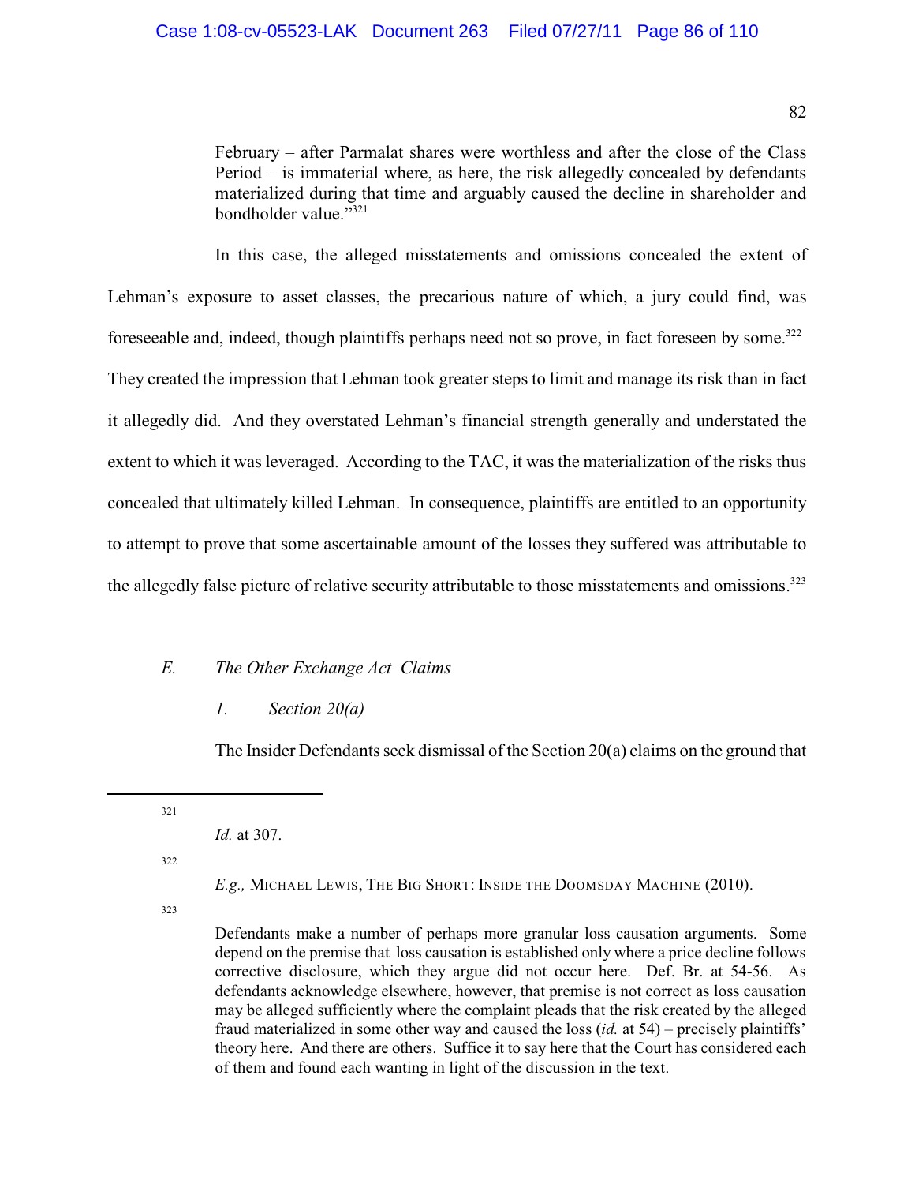February – after Parmalat shares were worthless and after the close of the Class Period – is immaterial where, as here, the risk allegedly concealed by defendants materialized during that time and arguably caused the decline in shareholder and bondholder value."[321]

In this case, the alleged misstatements and omissions concealed the extent of Lehman's exposure to asset classes, the precarious nature of which, a jury could find, was foreseeable and, indeed, though plaintiffs perhaps need not so prove, in fact foreseen by some.[322] They created the impression that Lehman took greater steps to limit and manage its risk than in fact it allegedly did. And they overstated Lehman's financial strength generally and understated the extent to which it was leveraged. According to the TAC, it was the materialization of the risks thus concealed that ultimately killed Lehman. In consequence, plaintiffs are entitled to an opportunity to attempt to prove that some ascertainable amount of the losses they suffered was attributable to the allegedly false picture of relative security attributable to those misstatements and omissions.[323]

### *E. The Other Exchange Act Claims*

#### *1. Section 20(a)*

The Insider Defendants seek dismissal of the Section 20(a) claims on the ground that

---

[321] *Id.* at 307.

[322] *E.g.,* MICHAEL LEWIS, THE BIG SHORT: INSIDE THE DOOMSDAY MACHINE (2010).

[323] Defendants make a number of perhaps more granular loss causation arguments. Some depend on the premise that loss causation is established only where a price decline follows corrective disclosure, which they argue did not occur here. Def. Br. at 54-56. As defendants acknowledge elsewhere, however, that premise is not correct as loss causation may be alleged sufficiently where the complaint pleads that the risk created by the alleged fraud materialized in some other way and caused the loss (*id.* at 54) – precisely plaintiffs' theory here. And there are others. Suffice it to say here that the Court has considered each of them and found each wanting in light of the discussion in the text.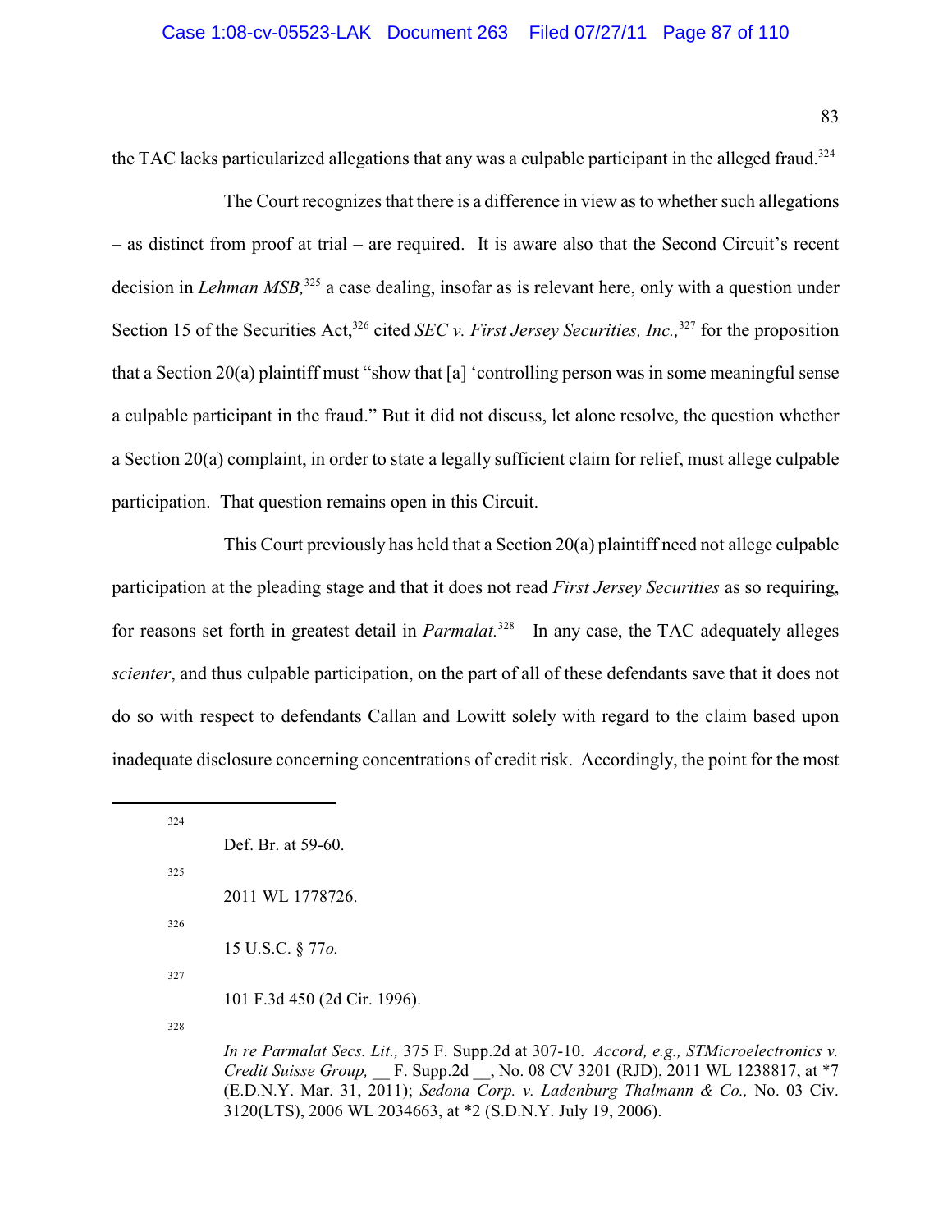the TAC lacks particularized allegations that any was a culpable participant in the alleged fraud.[324]

The Court recognizes that there is a difference in view as to whether such allegations – as distinct from proof at trial – are required. It is aware also that the Second Circuit's recent decision in *Lehman MSB,*[325] a case dealing, insofar as is relevant here, only with a question under Section 15 of the Securities Act,[326] cited *SEC v. First Jersey Securities, Inc.,*[327] for the proposition that a Section 20(a) plaintiff must "show that [a] 'controlling person was in some meaningful sense a culpable participant in the fraud." But it did not discuss, let alone resolve, the question whether a Section 20(a) complaint, in order to state a legally sufficient claim for relief, must allege culpable participation. That question remains open in this Circuit.

This Court previously has held that a Section 20(a) plaintiff need not allege culpable participation at the pleading stage and that it does not read *First Jersey Securities* as so requiring, for reasons set forth in greatest detail in *Parmalat.*[328] In any case, the TAC adequately alleges *scienter*, and thus culpable participation, on the part of all of these defendants save that it does not do so with respect to defendants Callan and Lowitt solely with regard to the claim based upon inadequate disclosure concerning concentrations of credit risk. Accordingly, the point for the most

---

[324] Def. Br. at 59-60.

[325] 2011 WL 1778726.

[326] 15 U.S.C. § 77*o.*

[327] 101 F.3d 450 (2d Cir. 1996).

[328] *In re Parmalat Secs. Lit.,* 375 F. Supp.2d at 307-10. *Accord, e.g., STMicroelectronics v. Credit Suisse Group,* __ F. Supp.2d __, No. 08 CV 3201 (RJD), 2011 WL 1238817, at *7 (E.D.N.Y. Mar. 31, 2011); *Sedona Corp. v. Ladenburg Thalmann & Co.,* No. 03 Civ. 3120(LTS), 2006 WL 2034663, at *2 (S.D.N.Y. July 19, 2006).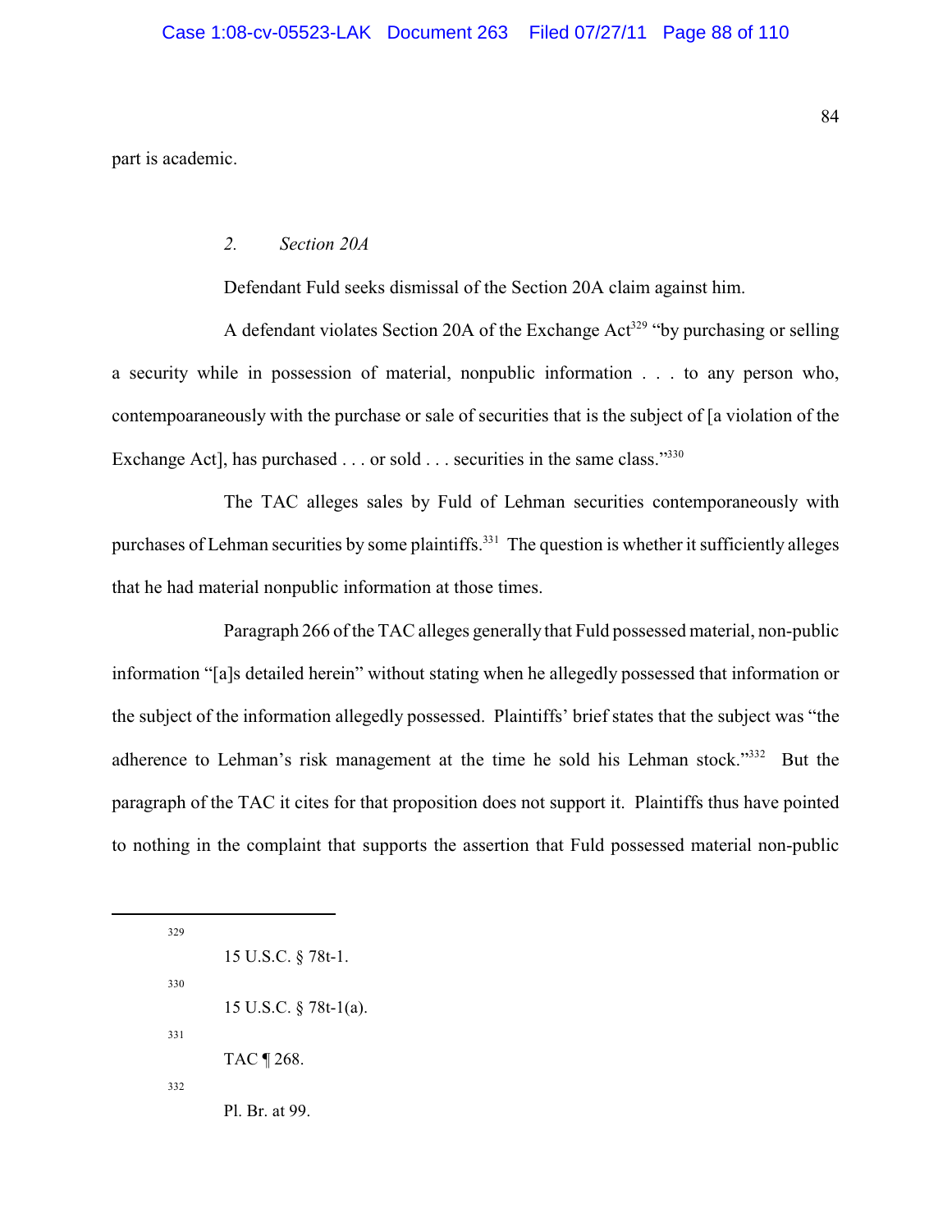part is academic.

### 2. *Section 20A*

Defendant Fuld seeks dismissal of the Section 20A claim against him.

A defendant violates Section 20A of the Exchange Act[329] "by purchasing or selling a security while in possession of material, nonpublic information . . . to any person who, contempoaraneously with the purchase or sale of securities that is the subject of [a violation of the Exchange Act], has purchased . . . or sold . . . securities in the same class."[330]

The TAC alleges sales by Fuld of Lehman securities contemporaneously with purchases of Lehman securities by some plaintiffs.[331] The question is whether it sufficiently alleges that he had material nonpublic information at those times.

Paragraph 266 of the TAC alleges generally that Fuld possessed material, non-public information "[a]s detailed herein" without stating when he allegedly possessed that information or the subject of the information allegedly possessed. Plaintiffs' brief states that the subject was "the adherence to Lehman's risk management at the time he sold his Lehman stock."[332] But the paragraph of the TAC it cites for that proposition does not support it. Plaintiffs thus have pointed to nothing in the complaint that supports the assertion that Fuld possessed material non-public

---

[329] 15 U.S.C. § 78t-1.

[330] 15 U.S.C. § 78t-1(a).

[331] TAC ¶ 268.

[332] Pl. Br. at 99.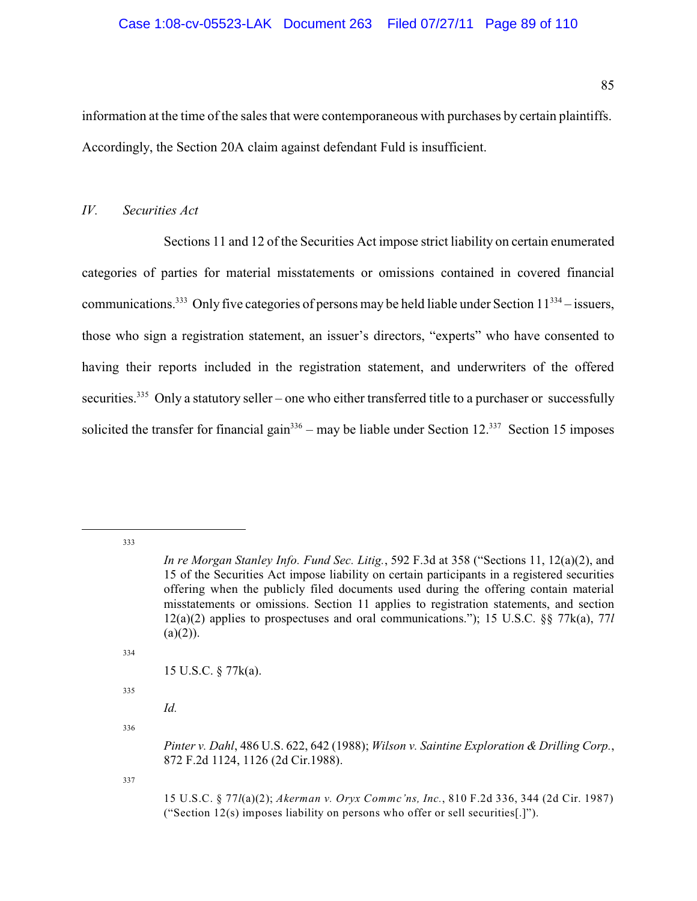information at the time of the sales that were contemporaneous with purchases by certain plaintiffs. Accordingly, the Section 20A claim against defendant Fuld is insufficient.

## *IV. Securities Act*

Sections 11 and 12 of the Securities Act impose strict liability on certain enumerated categories of parties for material misstatements or omissions contained in covered financial communications.[333] Only five categories of persons may be held liable under Section 11[334] – issuers, those who sign a registration statement, an issuer's directors, "experts" who have consented to having their reports included in the registration statement, and underwriters of the offered securities.[335] Only a statutory seller – one who either transferred title to a purchaser or successfully solicited the transfer for financial gain[336] – may be liable under Section 12.[337] Section 15 imposes

---

[333] *In re Morgan Stanley Info. Fund Sec. Litig.*, 592 F.3d at 358 ("Sections 11, 12(a)(2), and 15 of the Securities Act impose liability on certain participants in a registered securities offering when the publicly filed documents used during the offering contain material misstatements or omissions. Section 11 applies to registration statements, and section 12(a)(2) applies to prospectuses and oral communications."); 15 U.S.C. §§ 77k(a), 77*l* (a)(2)).

[334] 15 U.S.C. § 77k(a).

[335] *Id.*

[336] *Pinter v. Dahl*, 486 U.S. 622, 642 (1988); *Wilson v. Saintine Exploration & Drilling Corp.*, 872 F.2d 1124, 1126 (2d Cir.1988).

[337] 15 U.S.C. § 77*l*(a)(2); *Akerman v. Oryx Commc'ns, Inc.*, 810 F.2d 336, 344 (2d Cir. 1987) ("Section 12(s) imposes liability on persons who offer or sell securities[.]").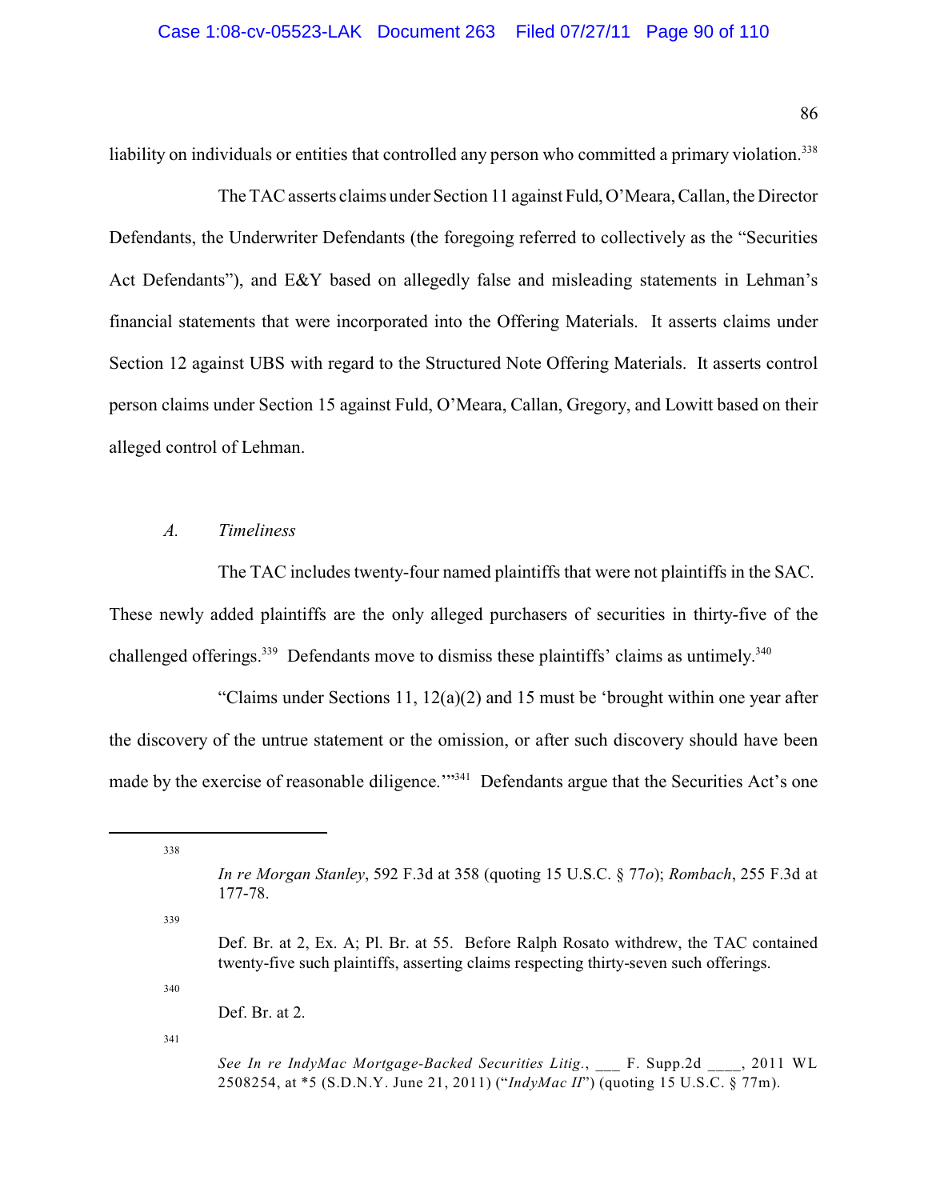liability on individuals or entities that controlled any person who committed a primary violation.[338]

The TAC asserts claims under Section 11 against Fuld, O'Meara, Callan, the Director Defendants, the Underwriter Defendants (the foregoing referred to collectively as the "Securities Act Defendants"), and E&Y based on allegedly false and misleading statements in Lehman's financial statements that were incorporated into the Offering Materials. It asserts claims under Section 12 against UBS with regard to the Structured Note Offering Materials. It asserts control person claims under Section 15 against Fuld, O'Meara, Callan, Gregory, and Lowitt based on their alleged control of Lehman.

### *A. Timeliness*

The TAC includes twenty-four named plaintiffs that were not plaintiffs in the SAC. These newly added plaintiffs are the only alleged purchasers of securities in thirty-five of the challenged offerings.[339] Defendants move to dismiss these plaintiffs' claims as untimely.[340]

"Claims under Sections 11, 12(a)(2) and 15 must be 'brought within one year after the discovery of the untrue statement or the omission, or after such discovery should have been made by the exercise of reasonable diligence.'"[341] Defendants argue that the Securities Act's one

---

338 *In re Morgan Stanley*, 592 F.3d at 358 (quoting 15 U.S.C. § 77*o*); *Rombach*, 255 F.3d at 177-78.

339 Def. Br. at 2, Ex. A; Pl. Br. at 55. Before Ralph Rosato withdrew, the TAC contained twenty-five such plaintiffs, asserting claims respecting thirty-seven such offerings.

340 Def. Br. at 2.

341 *See In re IndyMac Mortgage-Backed Securities Litig.*, ___ F. Supp.2d ____, 2011 WL 2508254, at *5 (S.D.N.Y. June 21, 2011) ("*IndyMac II*") (quoting 15 U.S.C. § 77m).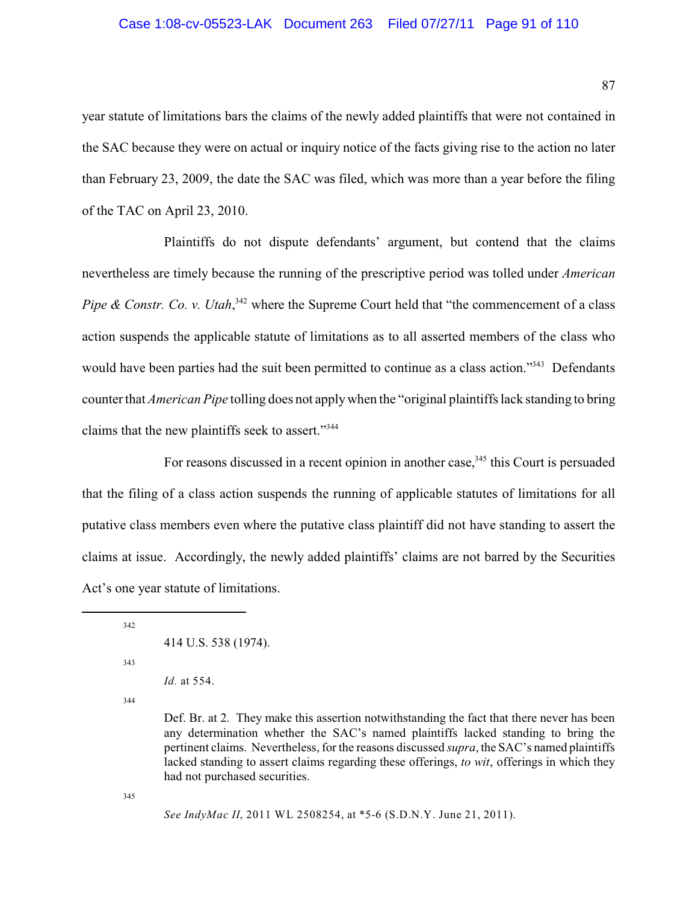year statute of limitations bars the claims of the newly added plaintiffs that were not contained in the SAC because they were on actual or inquiry notice of the facts giving rise to the action no later than February 23, 2009, the date the SAC was filed, which was more than a year before the filing of the TAC on April 23, 2010.

Plaintiffs do not dispute defendants' argument, but contend that the claims nevertheless are timely because the running of the prescriptive period was tolled under *American Pipe & Constr. Co. v. Utah*,[342] where the Supreme Court held that "the commencement of a class action suspends the applicable statute of limitations as to all asserted members of the class who would have been parties had the suit been permitted to continue as a class action."[343] Defendants counter that *American Pipe* tolling does not apply when the "original plaintiffs lack standing to bring claims that the new plaintiffs seek to assert."[344]

For reasons discussed in a recent opinion in another case,[345] this Court is persuaded that the filing of a class action suspends the running of applicable statutes of limitations for all putative class members even where the putative class plaintiff did not have standing to assert the claims at issue. Accordingly, the newly added plaintiffs' claims are not barred by the Securities Act's one year statute of limitations.

---

[342] 414 U.S. 538 (1974).

[343] *Id.* at 554.

[344] Def. Br. at 2. They make this assertion notwithstanding the fact that there never has been any determination whether the SAC's named plaintiffs lacked standing to bring the pertinent claims. Nevertheless, for the reasons discussed *supra*, the SAC's named plaintiffs lacked standing to assert claims regarding these offerings, *to wit*, offerings in which they had not purchased securities.

[345] *See IndyMac II*, 2011 WL 2508254, at *5-6 (S.D.N.Y. June 21, 2011).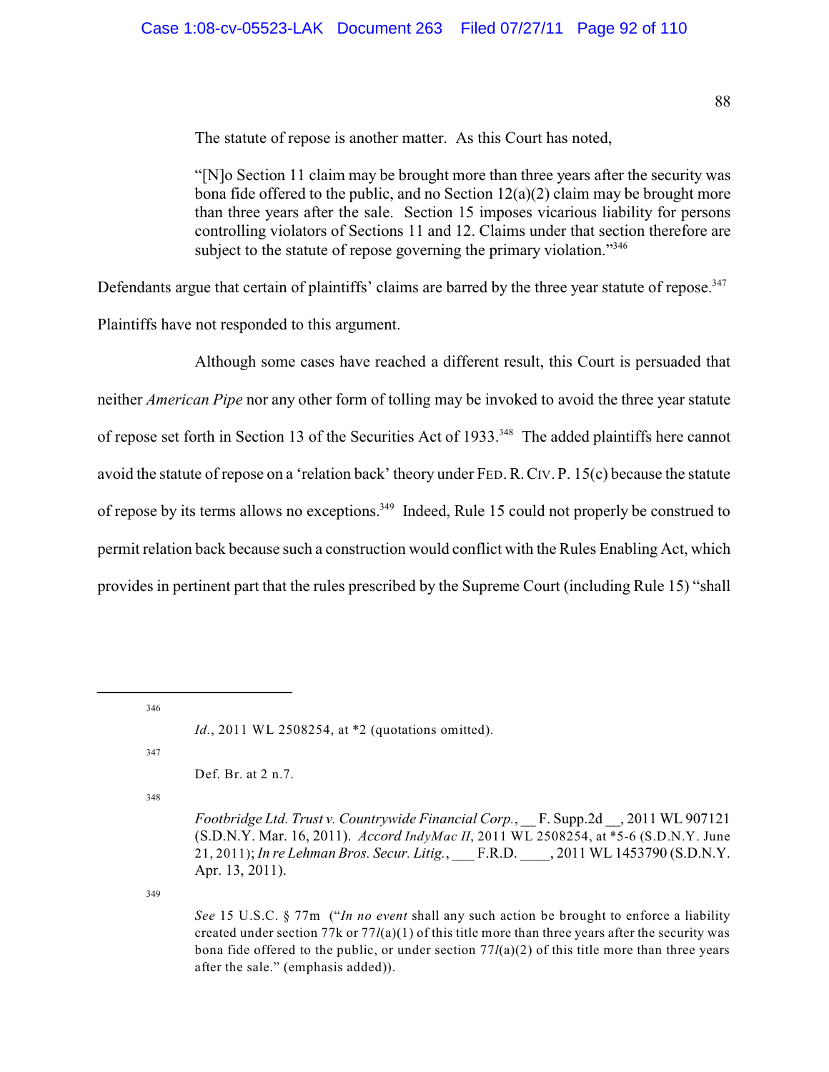The statute of repose is another matter. As this Court has noted,

> "[N]o Section 11 claim may be brought more than three years after the security was bona fide offered to the public, and no Section 12(a)(2) claim may be brought more than three years after the sale. Section 15 imposes vicarious liability for persons controlling violators of Sections 11 and 12. Claims under that section therefore are subject to the statute of repose governing the primary violation."[346]

Defendants argue that certain of plaintiffs' claims are barred by the three year statute of repose.[347] Plaintiffs have not responded to this argument.

Although some cases have reached a different result, this Court is persuaded that neither *American Pipe* nor any other form of tolling may be invoked to avoid the three year statute of repose set forth in Section 13 of the Securities Act of 1933.[348] The added plaintiffs here cannot avoid the statute of repose on a 'relation back' theory under FED. R. CIV. P. 15(c) because the statute of repose by its terms allows no exceptions.[349] Indeed, Rule 15 could not properly be construed to permit relation back because such a construction would conflict with the Rules Enabling Act, which provides in pertinent part that the rules prescribed by the Supreme Court (including Rule 15) "shall

---

[346] *Id.*, 2011 WL 2508254, at *2 (quotations omitted).

[347] Def. Br. at 2 n.7.

[348] *Footbridge Ltd. Trust v. Countrywide Financial Corp.*, __ F. Supp.2d __, 2011 WL 907121 (S.D.N.Y. Mar. 16, 2011). *Accord IndyMac II*, 2011 WL 2508254, at *5-6 (S.D.N.Y. June 21, 2011); *In re Lehman Bros. Secur. Litig.*, ___ F.R.D. ____, 2011 WL 1453790 (S.D.N.Y. Apr. 13, 2011).

[349] *See* 15 U.S.C. § 77m ("*In no event* shall any such action be brought to enforce a liability created under section 77k or 77*l*(a)(1) of this title more than three years after the security was bona fide offered to the public, or under section 77*l*(a)(2) of this title more than three years after the sale." (emphasis added)).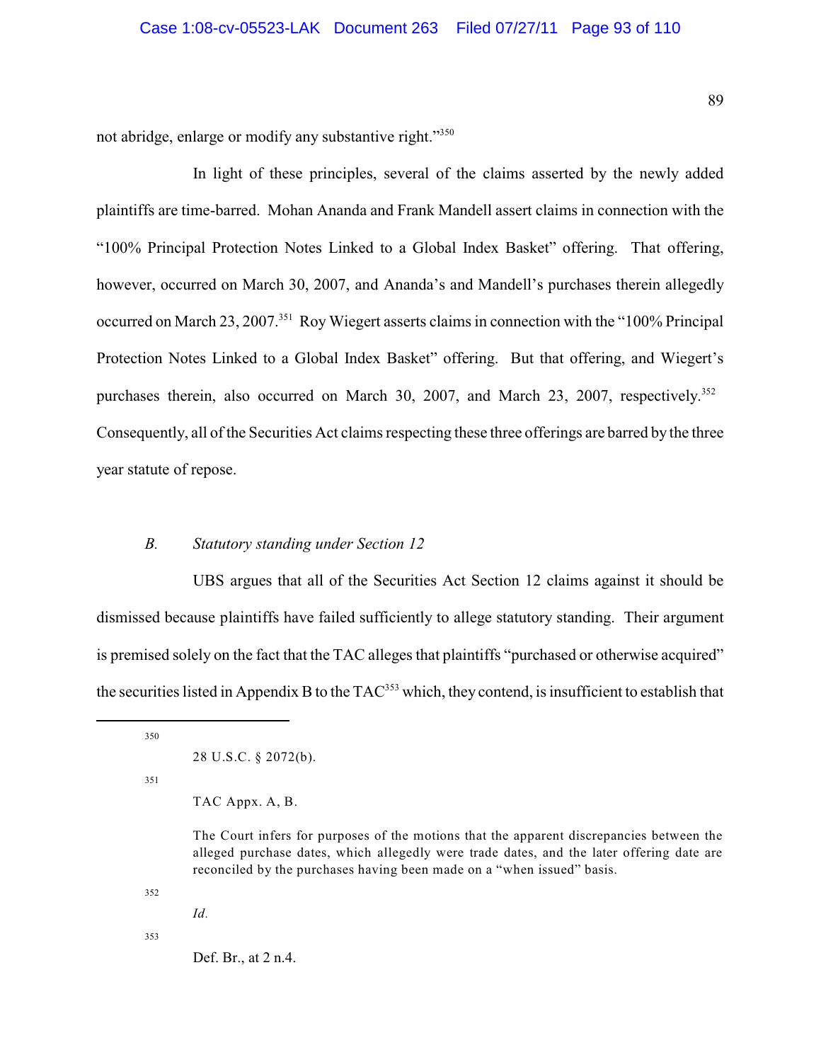not abridge, enlarge or modify any substantive right."[350]

In light of these principles, several of the claims asserted by the newly added plaintiffs are time-barred. Mohan Ananda and Frank Mandell assert claims in connection with the "100% Principal Protection Notes Linked to a Global Index Basket" offering. That offering, however, occurred on March 30, 2007, and Ananda's and Mandell's purchases therein allegedly occurred on March 23, 2007.[351] Roy Wiegert asserts claims in connection with the "100% Principal Protection Notes Linked to a Global Index Basket" offering. But that offering, and Wiegert's purchases therein, also occurred on March 30, 2007, and March 23, 2007, respectively.[352] Consequently, all of the Securities Act claims respecting these three offerings are barred by the three year statute of repose.

### *B. Statutory standing under Section 12*

UBS argues that all of the Securities Act Section 12 claims against it should be dismissed because plaintiffs have failed sufficiently to allege statutory standing. Their argument is premised solely on the fact that the TAC alleges that plaintiffs "purchased or otherwise acquired" the securities listed in Appendix B to the TAC[353] which, they contend, is insufficient to establish that

---

[350] 28 U.S.C. § 2072(b).

[351] TAC Appx. A, B.

The Court infers for purposes of the motions that the apparent discrepancies between the alleged purchase dates, which allegedly were trade dates, and the later offering date are reconciled by the purchases having been made on a "when issued" basis.

[352] *Id.*

[353] Def. Br., at 2 n.4.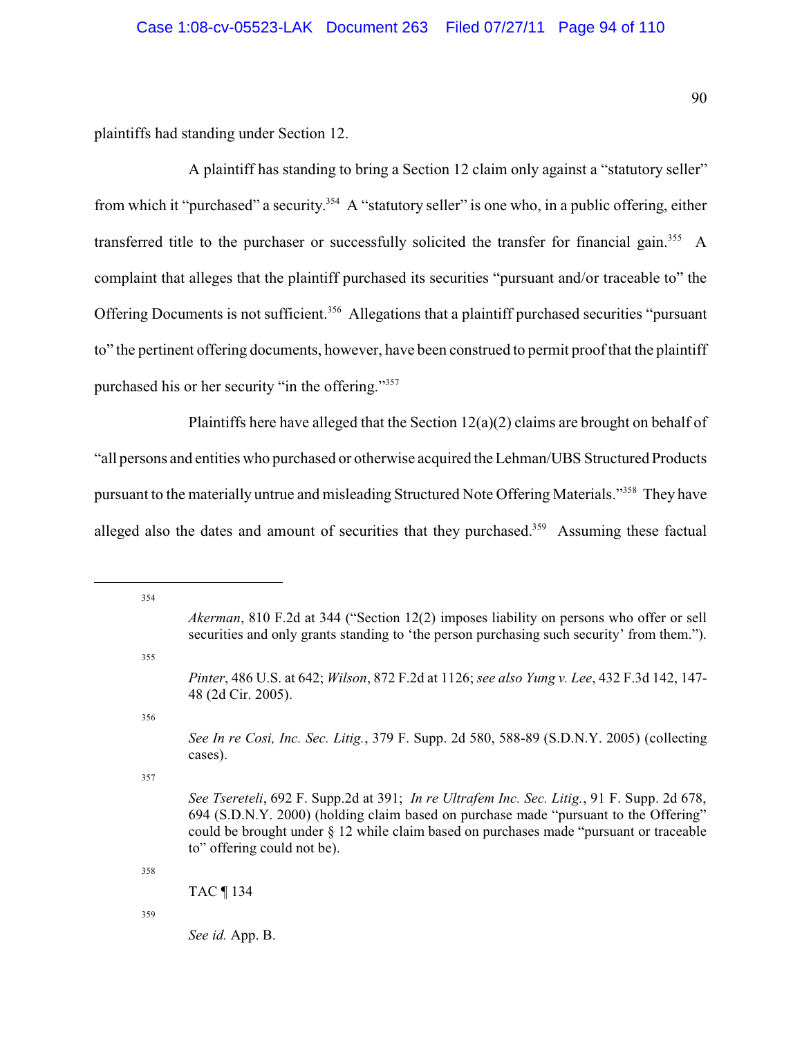plaintiffs had standing under Section 12.

A plaintiff has standing to bring a Section 12 claim only against a "statutory seller" from which it "purchased" a security.[354] A "statutory seller" is one who, in a public offering, either transferred title to the purchaser or successfully solicited the transfer for financial gain.[355] A complaint that alleges that the plaintiff purchased its securities "pursuant and/or traceable to" the Offering Documents is not sufficient.[356] Allegations that a plaintiff purchased securities "pursuant to" the pertinent offering documents, however, have been construed to permit proof that the plaintiff purchased his or her security "in the offering."[357]

Plaintiffs here have alleged that the Section 12(a)(2) claims are brought on behalf of "all persons and entities who purchased or otherwise acquired the Lehman/UBS Structured Products pursuant to the materially untrue and misleading Structured Note Offering Materials."[358] They have alleged also the dates and amount of securities that they purchased.[359] Assuming these factual

---

[354] *Akerman*, 810 F.2d at 344 ("Section 12(2) imposes liability on persons who offer or sell securities and only grants standing to 'the person purchasing such security' from them.").

[355] *Pinter*, 486 U.S. at 642; *Wilson*, 872 F.2d at 1126; *see also Yung v. Lee*, 432 F.3d 142, 147-48 (2d Cir. 2005).

[356] *See In re Cosi, Inc. Sec. Litig.*, 379 F. Supp. 2d 580, 588-89 (S.D.N.Y. 2005) (collecting cases).

[357] *See Tsereteli*, 692 F. Supp.2d at 391; *In re Ultrafem Inc. Sec. Litig.*, 91 F. Supp. 2d 678, 694 (S.D.N.Y. 2000) (holding claim based on purchase made "pursuant to the Offering" could be brought under § 12 while claim based on purchases made "pursuant or traceable to" offering could not be).

[358] TAC ¶ 134

[359] *See id.* App. B.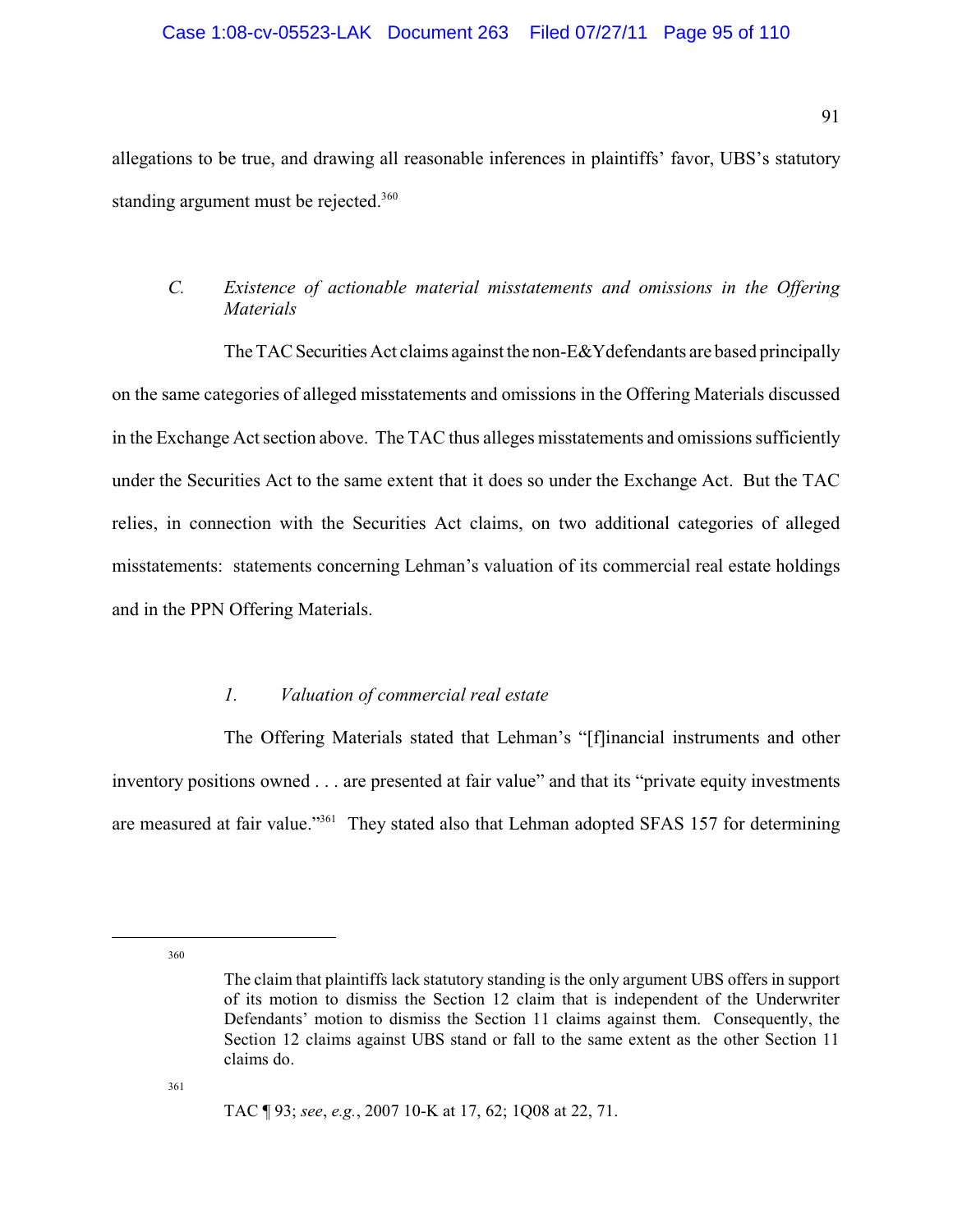allegations to be true, and drawing all reasonable inferences in plaintiffs' favor, UBS's statutory standing argument must be rejected.[360]

### *C. Existence of actionable material misstatements and omissions in the Offering Materials*

The TAC Securities Act claims against the non-E&Y defendants are based principally on the same categories of alleged misstatements and omissions in the Offering Materials discussed in the Exchange Act section above. The TAC thus alleges misstatements and omissions sufficiently under the Securities Act to the same extent that it does so under the Exchange Act. But the TAC relies, in connection with the Securities Act claims, on two additional categories of alleged misstatements: statements concerning Lehman's valuation of its commercial real estate holdings and in the PPN Offering Materials.

#### *1. Valuation of commercial real estate*

The Offering Materials stated that Lehman's "[f]inancial instruments and other inventory positions owned . . . are presented at fair value" and that its "private equity investments are measured at fair value."[361] They stated also that Lehman adopted SFAS 157 for determining

---

[360] The claim that plaintiffs lack statutory standing is the only argument UBS offers in support of its motion to dismiss the Section 12 claim that is independent of the Underwriter Defendants' motion to dismiss the Section 11 claims against them. Consequently, the Section 12 claims against UBS stand or fall to the same extent as the other Section 11 claims do.

[361] TAC ¶ 93; *see*, *e.g.*, 2007 10-K at 17, 62; 1Q08 at 22, 71.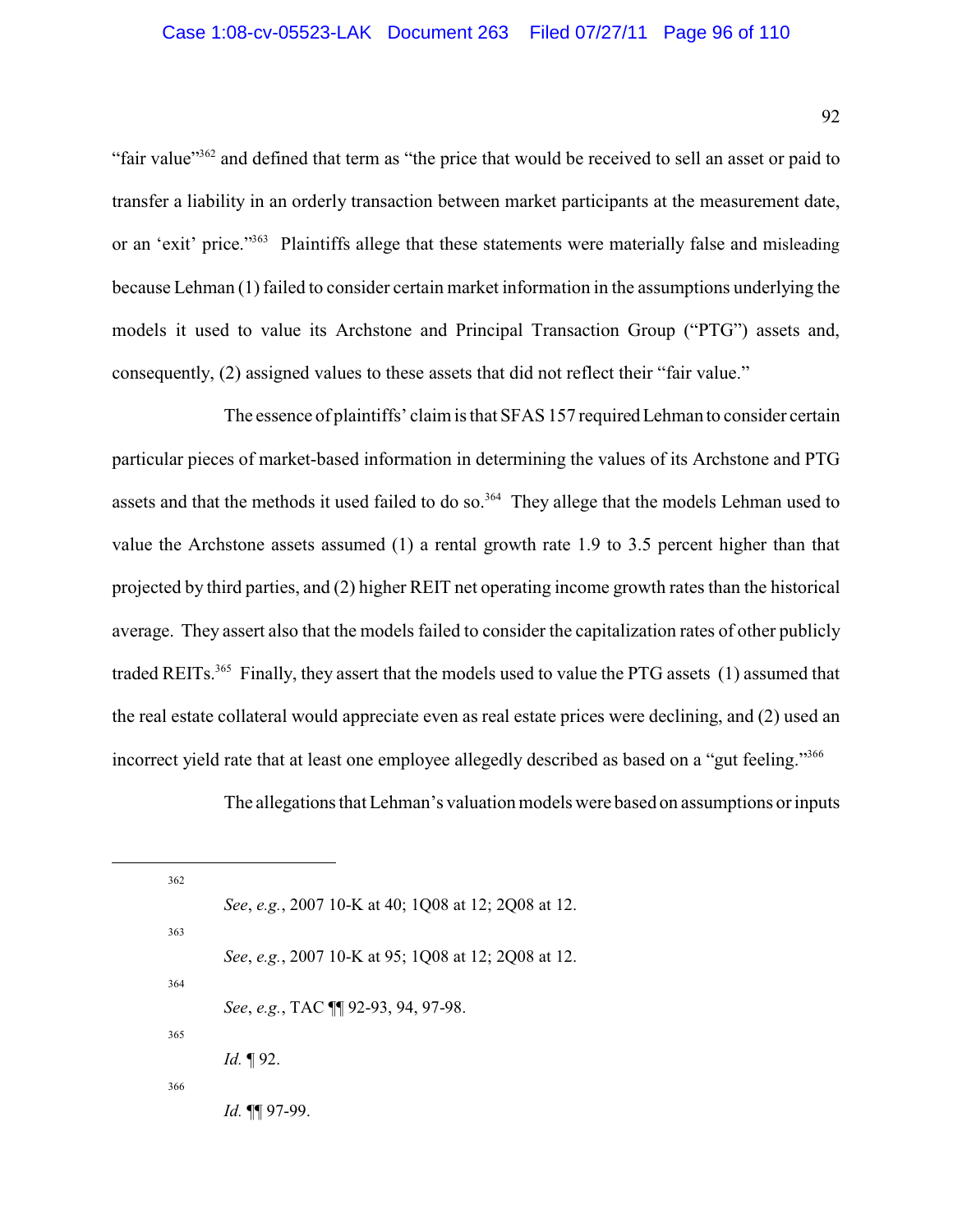"fair value"[362] and defined that term as "the price that would be received to sell an asset or paid to transfer a liability in an orderly transaction between market participants at the measurement date, or an 'exit' price."[363] Plaintiffs allege that these statements were materially false and misleading because Lehman (1) failed to consider certain market information in the assumptions underlying the models it used to value its Archstone and Principal Transaction Group ("PTG") assets and, consequently, (2) assigned values to these assets that did not reflect their "fair value."

The essence of plaintiffs' claim is that SFAS 157 required Lehman to consider certain particular pieces of market-based information in determining the values of its Archstone and PTG assets and that the methods it used failed to do so.[364] They allege that the models Lehman used to value the Archstone assets assumed (1) a rental growth rate 1.9 to 3.5 percent higher than that projected by third parties, and (2) higher REIT net operating income growth rates than the historical average. They assert also that the models failed to consider the capitalization rates of other publicly traded REITs.[365] Finally, they assert that the models used to value the PTG assets (1) assumed that the real estate collateral would appreciate even as real estate prices were declining, and (2) used an incorrect yield rate that at least one employee allegedly described as based on a "gut feeling."[366]

The allegations that Lehman's valuation models were based on assumptions or inputs

---

[362] *See*, *e.g.*, 2007 10-K at 40; 1Q08 at 12; 2Q08 at 12.

[363] *See*, *e.g.*, 2007 10-K at 95; 1Q08 at 12; 2Q08 at 12.

[364] *See*, *e.g.*, TAC ¶¶ 92-93, 94, 97-98.

[365] *Id.* ¶ 92.

[366] *Id.* ¶¶ 97-99.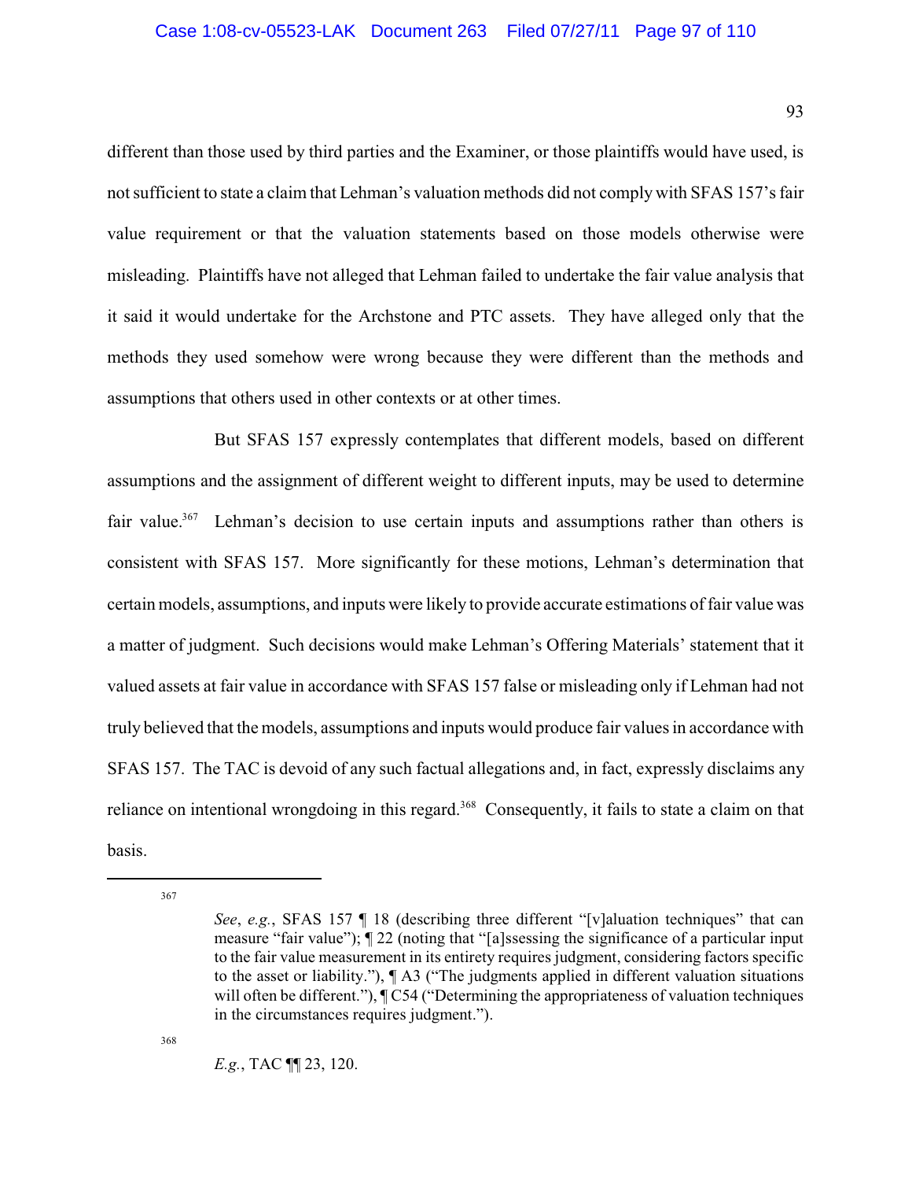different than those used by third parties and the Examiner, or those plaintiffs would have used, is not sufficient to state a claim that Lehman's valuation methods did not comply with SFAS 157's fair value requirement or that the valuation statements based on those models otherwise were misleading. Plaintiffs have not alleged that Lehman failed to undertake the fair value analysis that it said it would undertake for the Archstone and PTC assets. They have alleged only that the methods they used somehow were wrong because they were different than the methods and assumptions that others used in other contexts or at other times.

But SFAS 157 expressly contemplates that different models, based on different assumptions and the assignment of different weight to different inputs, may be used to determine fair value.[367] Lehman's decision to use certain inputs and assumptions rather than others is consistent with SFAS 157. More significantly for these motions, Lehman's determination that certain models, assumptions, and inputs were likely to provide accurate estimations of fair value was a matter of judgment. Such decisions would make Lehman's Offering Materials' statement that it valued assets at fair value in accordance with SFAS 157 false or misleading only if Lehman had not truly believed that the models, assumptions and inputs would produce fair values in accordance with SFAS 157. The TAC is devoid of any such factual allegations and, in fact, expressly disclaims any reliance on intentional wrongdoing in this regard.[368] Consequently, it fails to state a claim on that basis.

---

[367] *See*, *e.g.*, SFAS 157 ¶ 18 (describing three different "[v]aluation techniques" that can measure "fair value"); ¶ 22 (noting that "[a]ssessing the significance of a particular input to the fair value measurement in its entirety requires judgment, considering factors specific to the asset or liability."), ¶ A3 ("The judgments applied in different valuation situations will often be different."), ¶ C54 ("Determining the appropriateness of valuation techniques in the circumstances requires judgment.").

[368] *E.g.*, TAC ¶¶ 23, 120.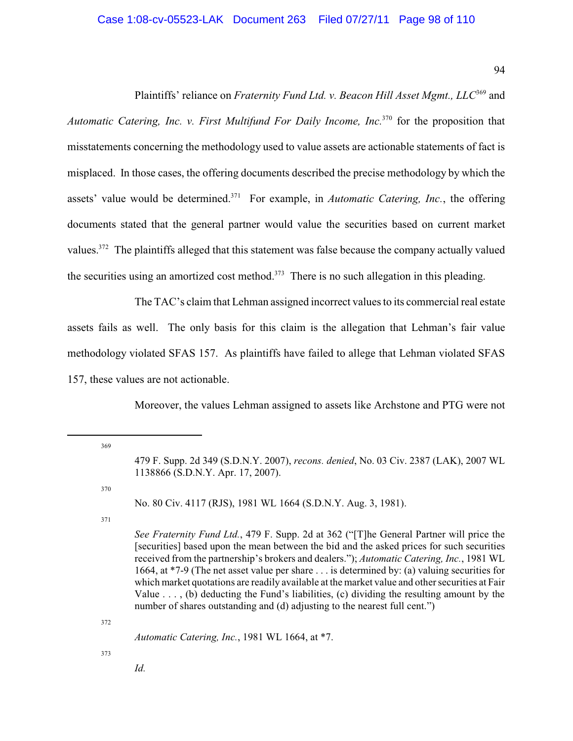Plaintiffs' reliance on *Fraternity Fund Ltd. v. Beacon Hill Asset Mgmt., LLC*[369] and *Automatic Catering, Inc. v. First Multifund For Daily Income, Inc.*[370] for the proposition that misstatements concerning the methodology used to value assets are actionable statements of fact is misplaced. In those cases, the offering documents described the precise methodology by which the assets' value would be determined.[371] For example, in *Automatic Catering, Inc.*, the offering documents stated that the general partner would value the securities based on current market values.[372] The plaintiffs alleged that this statement was false because the company actually valued the securities using an amortized cost method.[373] There is no such allegation in this pleading.

The TAC's claim that Lehman assigned incorrect values to its commercial real estate assets fails as well. The only basis for this claim is the allegation that Lehman's fair value methodology violated SFAS 157. As plaintiffs have failed to allege that Lehman violated SFAS 157, these values are not actionable.

Moreover, the values Lehman assigned to assets like Archstone and PTG were not

---

[369] 479 F. Supp. 2d 349 (S.D.N.Y. 2007), *recons. denied*, No. 03 Civ. 2387 (LAK), 2007 WL 1138866 (S.D.N.Y. Apr. 17, 2007).

[370] No. 80 Civ. 4117 (RJS), 1981 WL 1664 (S.D.N.Y. Aug. 3, 1981).

[371] *See Fraternity Fund Ltd.*, 479 F. Supp. 2d at 362 ("[T]he General Partner will price the [securities] based upon the mean between the bid and the asked prices for such securities received from the partnership's brokers and dealers."); *Automatic Catering, Inc.*, 1981 WL 1664, at *7-9 (The net asset value per share . . . is determined by: (a) valuing securities for which market quotations are readily available at the market value and other securities at Fair Value . . . , (b) deducting the Fund's liabilities, (c) dividing the resulting amount by the number of shares outstanding and (d) adjusting to the nearest full cent.")

[372] *Automatic Catering, Inc.*, 1981 WL 1664, at *7.

[373] *Id.*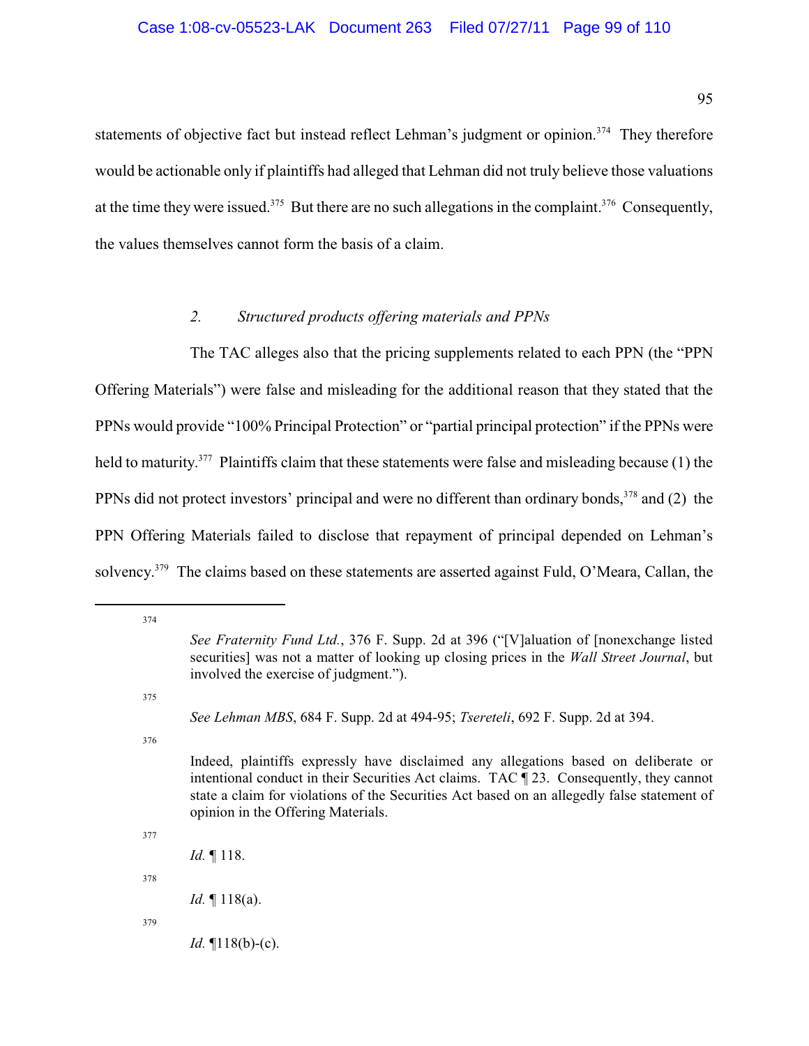statements of objective fact but instead reflect Lehman's judgment or opinion.[374] They therefore would be actionable only if plaintiffs had alleged that Lehman did not truly believe those valuations at the time they were issued.[375] But there are no such allegations in the complaint.[376] Consequently, the values themselves cannot form the basis of a claim.

*2. Structured products offering materials and PPNs*

The TAC alleges also that the pricing supplements related to each PPN (the "PPN Offering Materials") were false and misleading for the additional reason that they stated that the PPNs would provide "100% Principal Protection" or "partial principal protection" if the PPNs were held to maturity.[377] Plaintiffs claim that these statements were false and misleading because (1) the PPNs did not protect investors' principal and were no different than ordinary bonds,[378] and (2) the PPN Offering Materials failed to disclose that repayment of principal depended on Lehman's solvency.[379] The claims based on these statements are asserted against Fuld, O'Meara, Callan, the

---

[374] *See Fraternity Fund Ltd.*, 376 F. Supp. 2d at 396 ("[V]aluation of [nonexchange listed securities] was not a matter of looking up closing prices in the *Wall Street Journal*, but involved the exercise of judgment.").

[375] *See Lehman MBS*, 684 F. Supp. 2d at 494-95; *Tsereteli*, 692 F. Supp. 2d at 394.

[376] Indeed, plaintiffs expressly have disclaimed any allegations based on deliberate or intentional conduct in their Securities Act claims. TAC ¶ 23. Consequently, they cannot state a claim for violations of the Securities Act based on an allegedly false statement of opinion in the Offering Materials.

[377] *Id.* ¶ 118.

[378] *Id.* ¶ 118(a).

[379] *Id.* ¶118(b)-(c).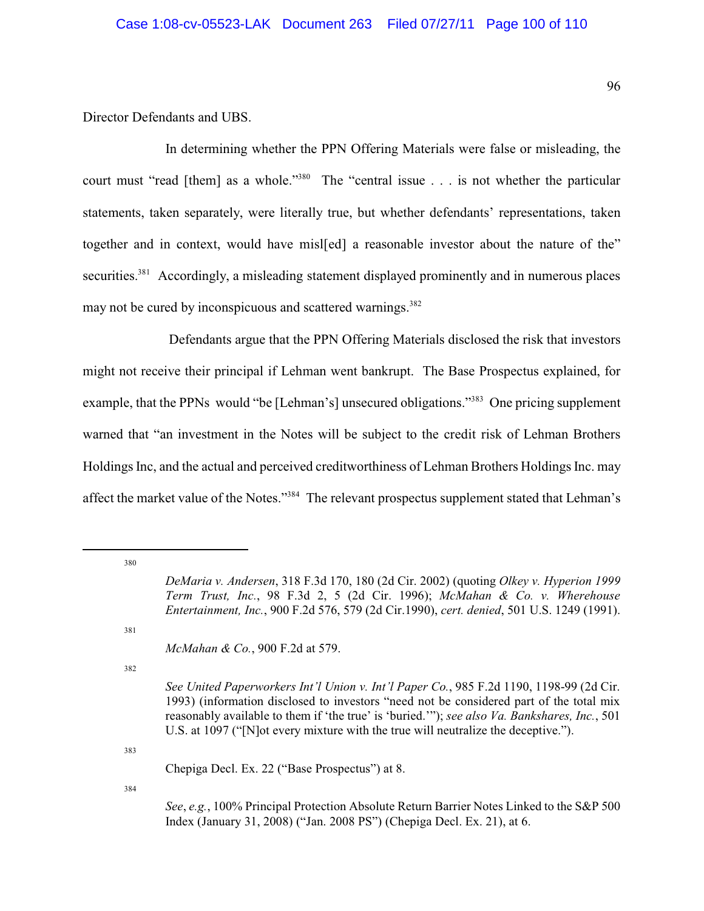Director Defendants and UBS.

In determining whether the PPN Offering Materials were false or misleading, the court must "read [them] as a whole."[380] The "central issue . . . is not whether the particular statements, taken separately, were literally true, but whether defendants' representations, taken together and in context, would have misl[ed] a reasonable investor about the nature of the" securities.[381] Accordingly, a misleading statement displayed prominently and in numerous places may not be cured by inconspicuous and scattered warnings.[382]

Defendants argue that the PPN Offering Materials disclosed the risk that investors might not receive their principal if Lehman went bankrupt. The Base Prospectus explained, for example, that the PPNs would "be [Lehman's] unsecured obligations."[383] One pricing supplement warned that "an investment in the Notes will be subject to the credit risk of Lehman Brothers Holdings Inc, and the actual and perceived creditworthiness of Lehman Brothers Holdings Inc. may affect the market value of the Notes."[384] The relevant prospectus supplement stated that Lehman's

---

[380] *DeMaria v. Andersen*, 318 F.3d 170, 180 (2d Cir. 2002) (quoting *Olkey v. Hyperion 1999 Term Trust, Inc.*, 98 F.3d 2, 5 (2d Cir. 1996); *McMahan & Co. v. Wherehouse Entertainment, Inc.*, 900 F.2d 576, 579 (2d Cir.1990), *cert. denied*, 501 U.S. 1249 (1991).

[381] *McMahan & Co.*, 900 F.2d at 579.

[382] *See United Paperworkers Int'l Union v. Int'l Paper Co.*, 985 F.2d 1190, 1198-99 (2d Cir. 1993) (information disclosed to investors "need not be considered part of the total mix reasonably available to them if 'the true' is 'buried.'"); *see also Va. Bankshares, Inc.*, 501 U.S. at 1097 ("[N]ot every mixture with the true will neutralize the deceptive.").

[383] Chepiga Decl. Ex. 22 ("Base Prospectus") at 8.

[384] *See*, *e.g.*, 100% Principal Protection Absolute Return Barrier Notes Linked to the S&P 500 Index (January 31, 2008) ("Jan. 2008 PS") (Chepiga Decl. Ex. 21), at 6.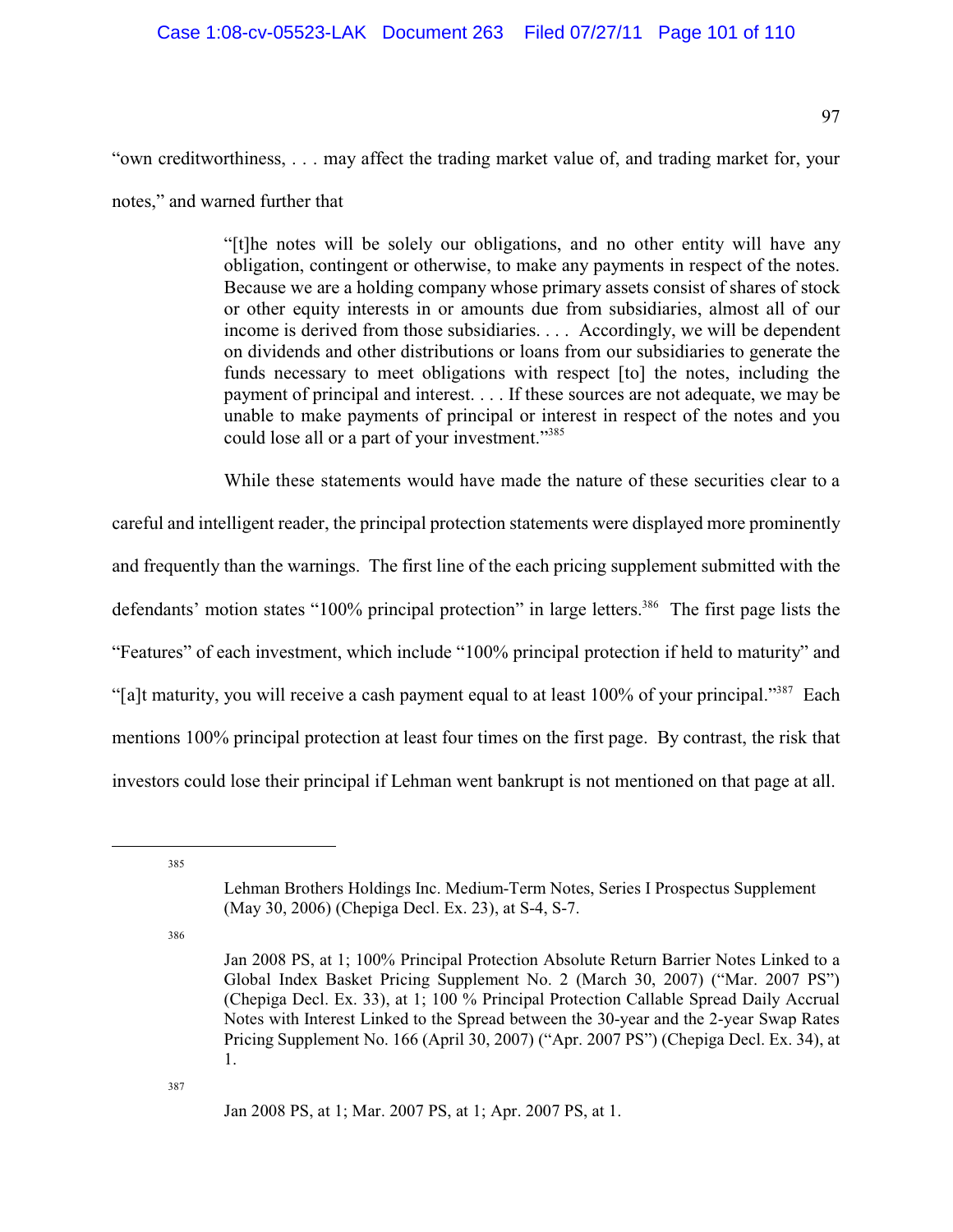"own creditworthiness, . . . may affect the trading market value of, and trading market for, your notes," and warned further that

> "[t]he notes will be solely our obligations, and no other entity will have any obligation, contingent or otherwise, to make any payments in respect of the notes. Because we are a holding company whose primary assets consist of shares of stock or other equity interests in or amounts due from subsidiaries, almost all of our income is derived from those subsidiaries. . . . Accordingly, we will be dependent on dividends and other distributions or loans from our subsidiaries to generate the funds necessary to meet obligations with respect [to] the notes, including the payment of principal and interest. . . . If these sources are not adequate, we may be unable to make payments of principal or interest in respect of the notes and you could lose all or a part of your investment."[385]

While these statements would have made the nature of these securities clear to a careful and intelligent reader, the principal protection statements were displayed more prominently and frequently than the warnings. The first line of the each pricing supplement submitted with the defendants' motion states "100% principal protection" in large letters.[386] The first page lists the "Features" of each investment, which include "100% principal protection if held to maturity" and "[a]t maturity, you will receive a cash payment equal to at least 100% of your principal."[387] Each mentions 100% principal protection at least four times on the first page. By contrast, the risk that investors could lose their principal if Lehman went bankrupt is not mentioned on that page at all.

---

[385] Lehman Brothers Holdings Inc. Medium-Term Notes, Series I Prospectus Supplement (May 30, 2006) (Chepiga Decl. Ex. 23), at S-4, S-7.

[386] Jan 2008 PS, at 1; 100% Principal Protection Absolute Return Barrier Notes Linked to a Global Index Basket Pricing Supplement No. 2 (March 30, 2007) ("Mar. 2007 PS") (Chepiga Decl. Ex. 33), at 1; 100 % Principal Protection Callable Spread Daily Accrual Notes with Interest Linked to the Spread between the 30-year and the 2-year Swap Rates Pricing Supplement No. 166 (April 30, 2007) ("Apr. 2007 PS") (Chepiga Decl. Ex. 34), at 1.

[387] Jan 2008 PS, at 1; Mar. 2007 PS, at 1; Apr. 2007 PS, at 1.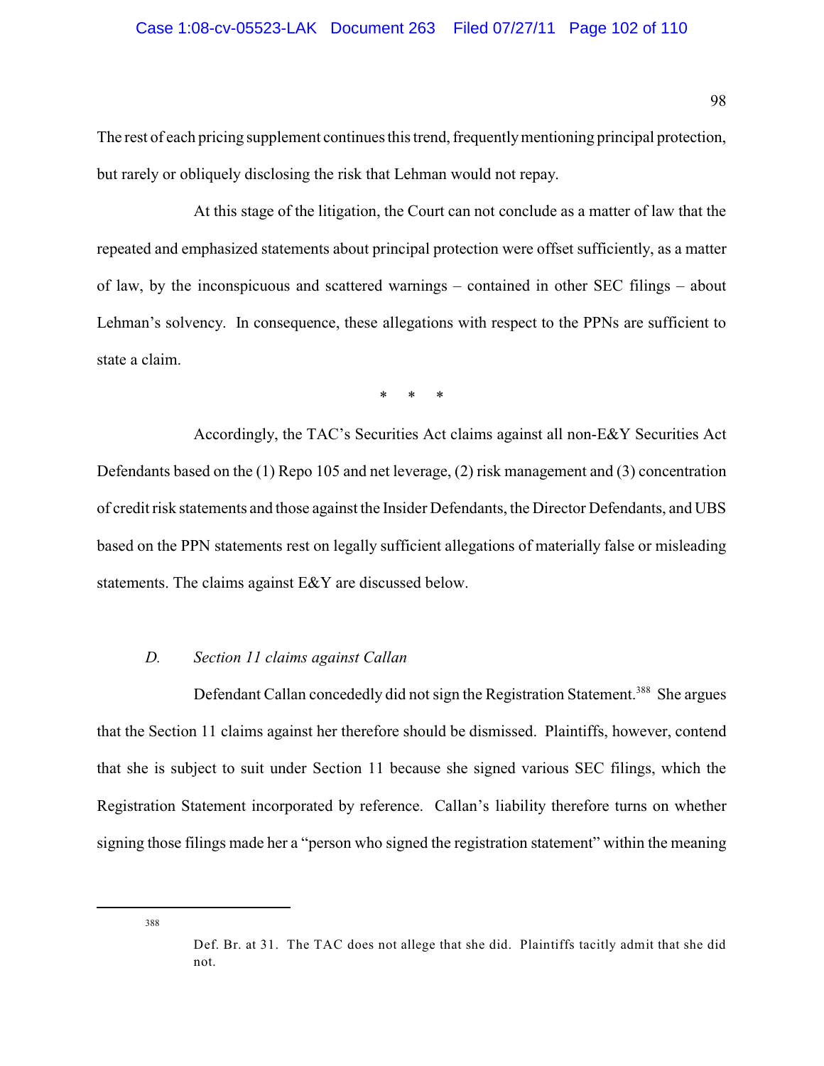The rest of each pricing supplement continues this trend, frequently mentioning principal protection, but rarely or obliquely disclosing the risk that Lehman would not repay.

At this stage of the litigation, the Court can not conclude as a matter of law that the repeated and emphasized statements about principal protection were offset sufficiently, as a matter of law, by the inconspicuous and scattered warnings – contained in other SEC filings – about Lehman's solvency. In consequence, these allegations with respect to the PPNs are sufficient to state a claim.

\* \* \*

Accordingly, the TAC's Securities Act claims against all non-E&Y Securities Act Defendants based on the (1) Repo 105 and net leverage, (2) risk management and (3) concentration of credit risk statements and those against the Insider Defendants, the Director Defendants, and UBS based on the PPN statements rest on legally sufficient allegations of materially false or misleading statements. The claims against E&Y are discussed below.

### *D. Section 11 claims against Callan*

Defendant Callan concededly did not sign the Registration Statement.[388] She argues that the Section 11 claims against her therefore should be dismissed. Plaintiffs, however, contend that she is subject to suit under Section 11 because she signed various SEC filings, which the Registration Statement incorporated by reference. Callan's liability therefore turns on whether signing those filings made her a "person who signed the registration statement" within the meaning

---

[388] Def. Br. at 31. The TAC does not allege that she did. Plaintiffs tacitly admit that she did not.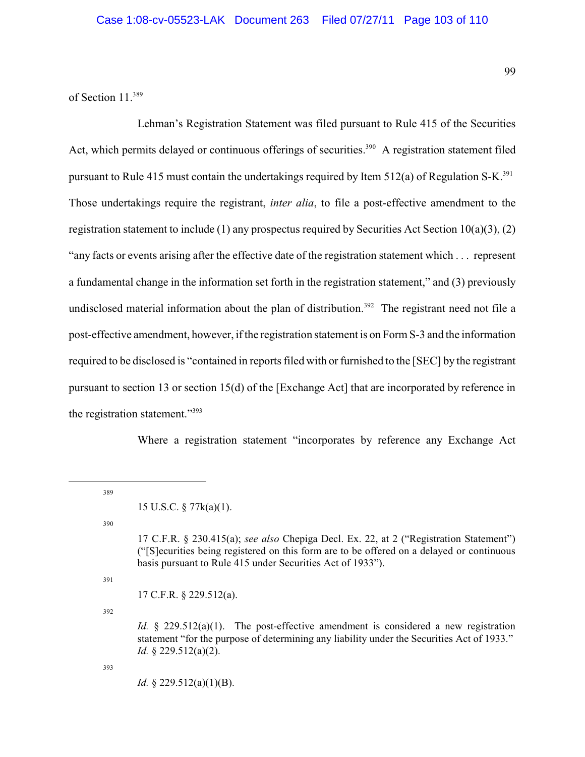of Section 11.[389]

Lehman's Registration Statement was filed pursuant to Rule 415 of the Securities Act, which permits delayed or continuous offerings of securities.[390] A registration statement filed pursuant to Rule 415 must contain the undertakings required by Item 512(a) of Regulation S-K.[391] Those undertakings require the registrant, *inter alia*, to file a post-effective amendment to the registration statement to include (1) any prospectus required by Securities Act Section 10(a)(3), (2) "any facts or events arising after the effective date of the registration statement which . . . represent a fundamental change in the information set forth in the registration statement," and (3) previously undisclosed material information about the plan of distribution.[392] The registrant need not file a post-effective amendment, however, if the registration statement is on Form S-3 and the information required to be disclosed is "contained in reports filed with or furnished to the [SEC] by the registrant pursuant to section 13 or section 15(d) of the [Exchange Act] that are incorporated by reference in the registration statement."[393]

Where a registration statement "incorporates by reference any Exchange Act

---

[389] 15 U.S.C. § 77k(a)(1).

[390] 17 C.F.R. § 230.415(a); *see also* Chepiga Decl. Ex. 22, at 2 ("Registration Statement") ("[S]ecurities being registered on this form are to be offered on a delayed or continuous basis pursuant to Rule 415 under Securities Act of 1933").

[391] 17 C.F.R. § 229.512(a).

[392] *Id.* § 229.512(a)(1). The post-effective amendment is considered a new registration statement "for the purpose of determining any liability under the Securities Act of 1933." *Id.* § 229.512(a)(2).

[393] *Id.* § 229.512(a)(1)(B).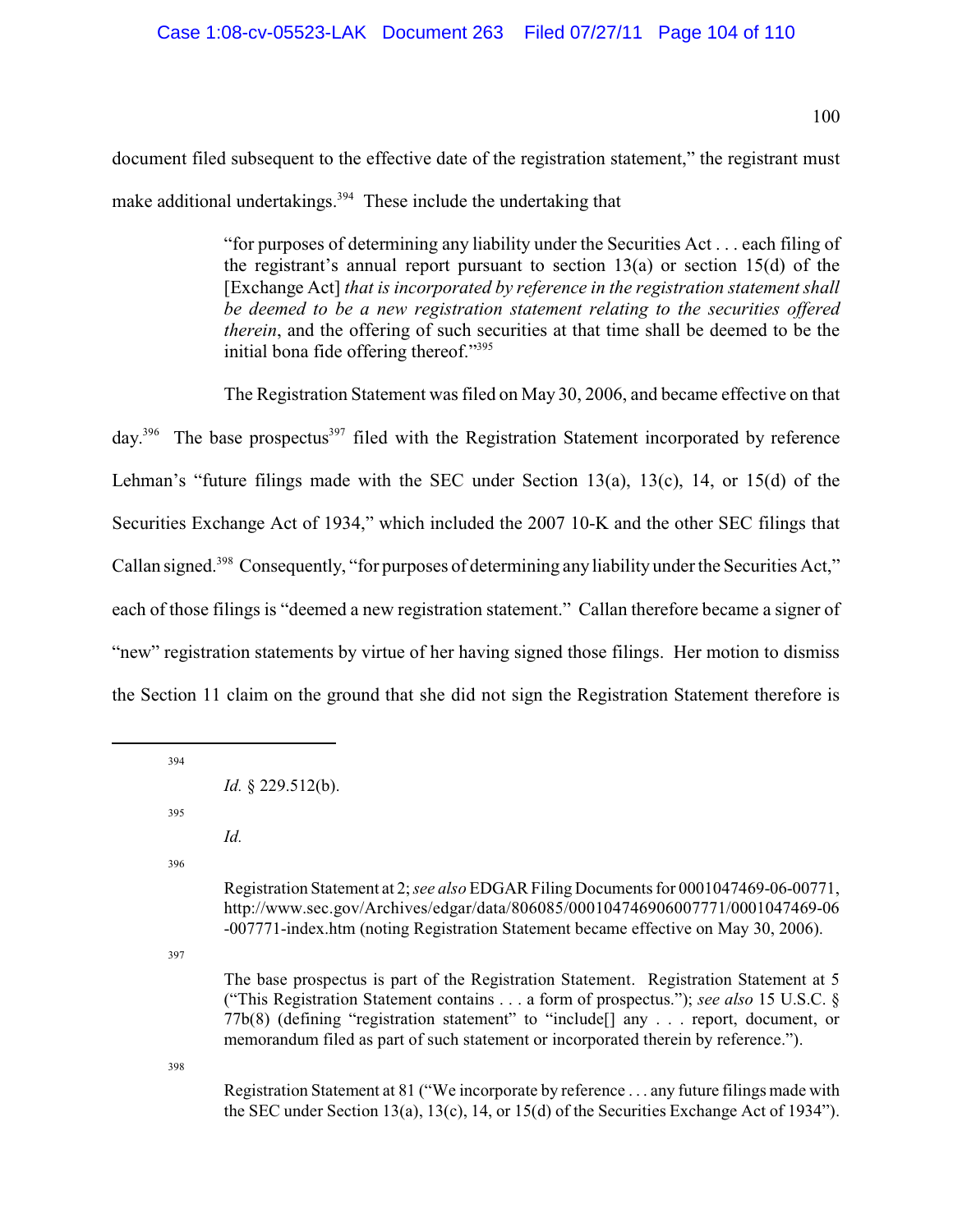document filed subsequent to the effective date of the registration statement," the registrant must make additional undertakings.[394] These include the undertaking that

> "for purposes of determining any liability under the Securities Act . . . each filing of the registrant's annual report pursuant to section 13(a) or section 15(d) of the [Exchange Act] *that is incorporated by reference in the registration statement shall be deemed to be a new registration statement relating to the securities offered therein*, and the offering of such securities at that time shall be deemed to be the initial bona fide offering thereof."[395]

The Registration Statement was filed on May 30, 2006, and became effective on that day.[396] The base prospectus[397] filed with the Registration Statement incorporated by reference Lehman's "future filings made with the SEC under Section 13(a), 13(c), 14, or 15(d) of the Securities Exchange Act of 1934," which included the 2007 10-K and the other SEC filings that Callan signed.[398] Consequently, "for purposes of determining any liability under the Securities Act," each of those filings is "deemed a new registration statement." Callan therefore became a signer of "new" registration statements by virtue of her having signed those filings. Her motion to dismiss the Section 11 claim on the ground that she did not sign the Registration Statement therefore is

---

[394] *Id.* § 229.512(b).

[395] *Id.*

[396] Registration Statement at 2; *see also* EDGAR Filing Documents for 0001047469-06-00771, http://www.sec.gov/Archives/edgar/data/806085/000104746906007771/0001047469-06-007771-index.htm (noting Registration Statement became effective on May 30, 2006).

[397] The base prospectus is part of the Registration Statement. Registration Statement at 5 ("This Registration Statement contains . . . a form of prospectus."); *see also* 15 U.S.C. § 77b(8) (defining "registration statement" to "include[] any . . . report, document, or memorandum filed as part of such statement or incorporated therein by reference.").

[398] Registration Statement at 81 ("We incorporate by reference . . . any future filings made with the SEC under Section 13(a), 13(c), 14, or 15(d) of the Securities Exchange Act of 1934").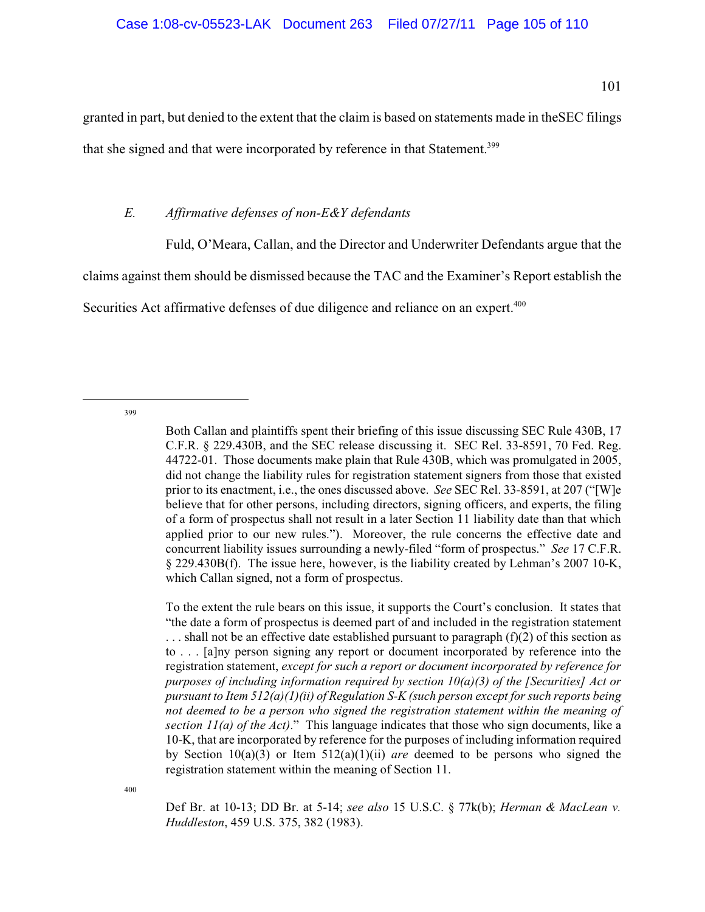granted in part, but denied to the extent that the claim is based on statements made in theSEC filings that she signed and that were incorporated by reference in that Statement.[399]

### *E. Affirmative defenses of non-E&Y defendants*

Fuld, O'Meara, Callan, and the Director and Underwriter Defendants argue that the claims against them should be dismissed because the TAC and the Examiner's Report establish the Securities Act affirmative defenses of due diligence and reliance on an expert.[400]

---

[399] Both Callan and plaintiffs spent their briefing of this issue discussing SEC Rule 430B, 17 C.F.R. § 229.430B, and the SEC release discussing it. SEC Rel. 33-8591, 70 Fed. Reg. 44722-01. Those documents make plain that Rule 430B, which was promulgated in 2005, did not change the liability rules for registration statement signers from those that existed prior to its enactment, i.e., the ones discussed above. *See* SEC Rel. 33-8591, at 207 ("[W]e believe that for other persons, including directors, signing officers, and experts, the filing of a form of prospectus shall not result in a later Section 11 liability date than that which applied prior to our new rules."). Moreover, the rule concerns the effective date and concurrent liability issues surrounding a newly-filed "form of prospectus." *See* 17 C.F.R. § 229.430B(f). The issue here, however, is the liability created by Lehman's 2007 10-K, which Callan signed, not a form of prospectus.

To the extent the rule bears on this issue, it supports the Court's conclusion. It states that "the date a form of prospectus is deemed part of and included in the registration statement . . . shall not be an effective date established pursuant to paragraph (f)(2) of this section as to . . . [a]ny person signing any report or document incorporated by reference into the registration statement, *except for such a report or document incorporated by reference for purposes of including information required by section 10(a)(3) of the [Securities] Act or pursuant to Item 512(a)(1)(ii) of Regulation S-K (such person except for such reports being not deemed to be a person who signed the registration statement within the meaning of section 11(a) of the Act)*." This language indicates that those who sign documents, like a 10-K, that are incorporated by reference for the purposes of including information required by Section 10(a)(3) or Item 512(a)(1)(ii) *are* deemed to be persons who signed the registration statement within the meaning of Section 11.

[400] Def Br. at 10-13; DD Br. at 5-14; *see also* 15 U.S.C. § 77k(b); *Herman & MacLean v. Huddleston*, 459 U.S. 375, 382 (1983).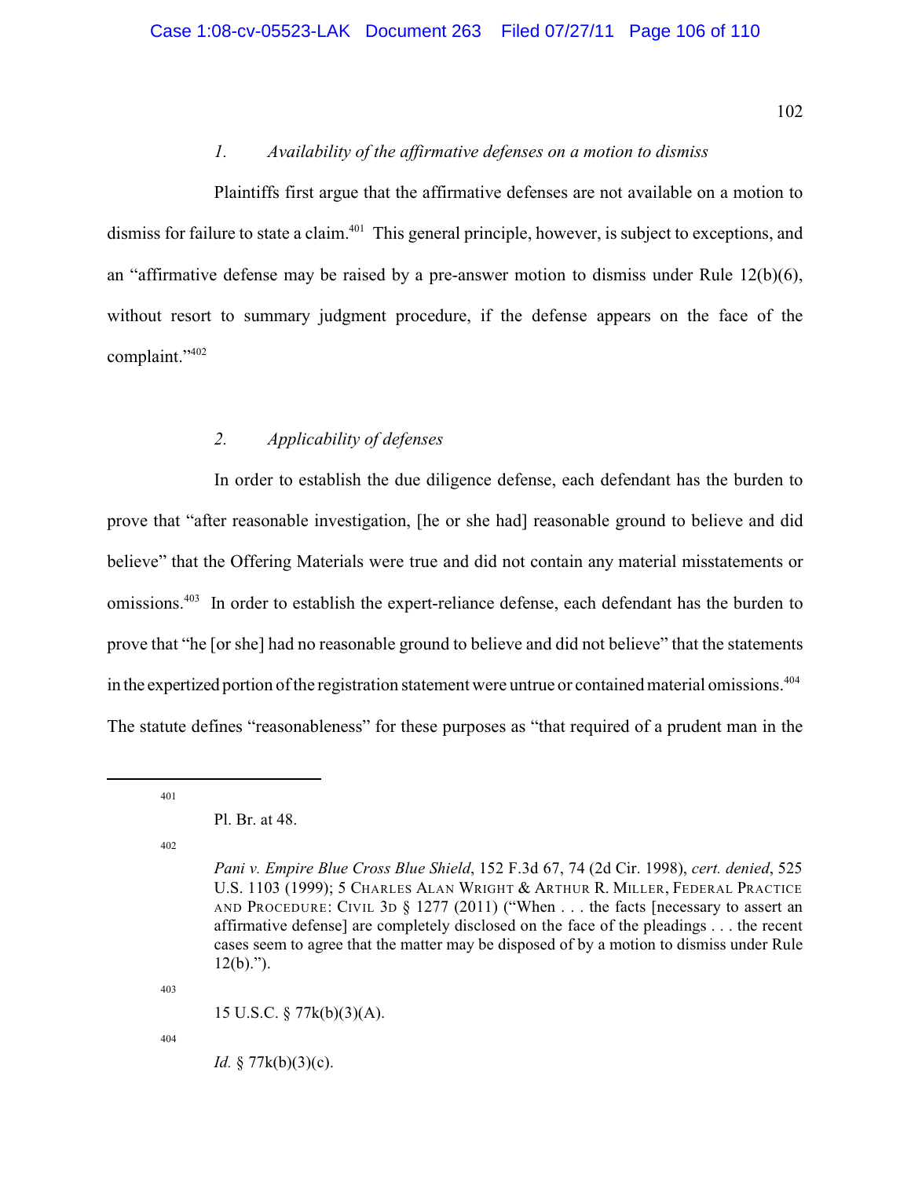### *1. Availability of the affirmative defenses on a motion to dismiss*

Plaintiffs first argue that the affirmative defenses are not available on a motion to dismiss for failure to state a claim.[401] This general principle, however, is subject to exceptions, and an "affirmative defense may be raised by a pre-answer motion to dismiss under Rule 12(b)(6), without resort to summary judgment procedure, if the defense appears on the face of the complaint."[402]

### *2. Applicability of defenses*

In order to establish the due diligence defense, each defendant has the burden to prove that "after reasonable investigation, [he or she had] reasonable ground to believe and did believe" that the Offering Materials were true and did not contain any material misstatements or omissions.[403] In order to establish the expert-reliance defense, each defendant has the burden to prove that "he [or she] had no reasonable ground to believe and did not believe" that the statements in the expertized portion of the registration statement were untrue or contained material omissions.[404] The statute defines "reasonableness" for these purposes as "that required of a prudent man in the

---

[401] Pl. Br. at 48.

[402] *Pani v. Empire Blue Cross Blue Shield*, 152 F.3d 67, 74 (2d Cir. 1998), *cert. denied*, 525 U.S. 1103 (1999); 5 CHARLES ALAN WRIGHT & ARTHUR R. MILLER, FEDERAL PRACTICE AND PROCEDURE: CIVIL 3D § 1277 (2011) ("When . . . the facts [necessary to assert an affirmative defense] are completely disclosed on the face of the pleadings . . . the recent cases seem to agree that the matter may be disposed of by a motion to dismiss under Rule 12(b).").

[403] 15 U.S.C. § 77k(b)(3)(A).

[404] *Id.* § 77k(b)(3)(c).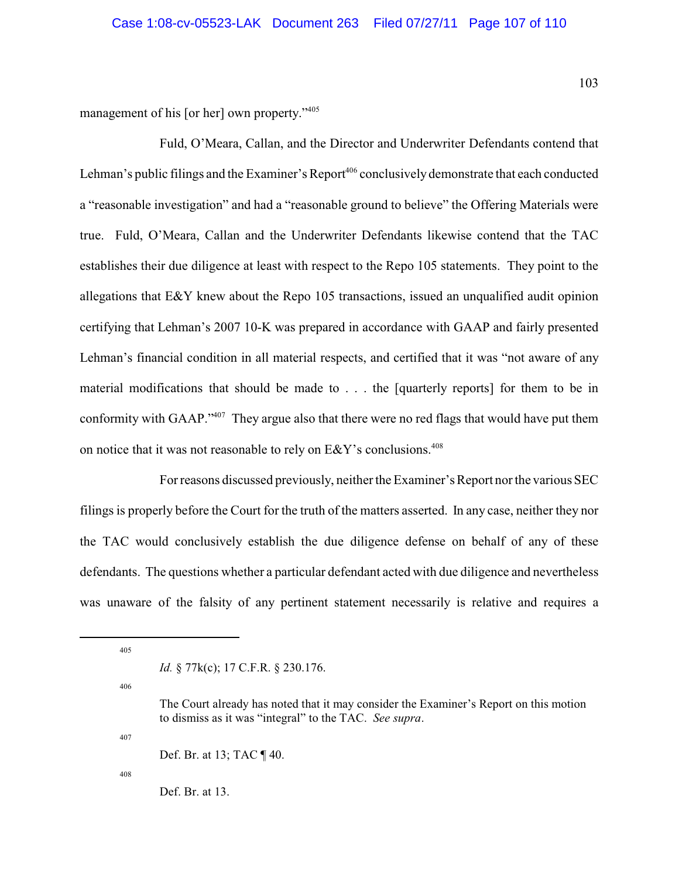management of his [or her] own property."[405]

Fuld, O'Meara, Callan, and the Director and Underwriter Defendants contend that Lehman's public filings and the Examiner's Report[406] conclusively demonstrate that each conducted a "reasonable investigation" and had a "reasonable ground to believe" the Offering Materials were true. Fuld, O'Meara, Callan and the Underwriter Defendants likewise contend that the TAC establishes their due diligence at least with respect to the Repo 105 statements. They point to the allegations that E&Y knew about the Repo 105 transactions, issued an unqualified audit opinion certifying that Lehman's 2007 10-K was prepared in accordance with GAAP and fairly presented Lehman's financial condition in all material respects, and certified that it was "not aware of any material modifications that should be made to . . . the [quarterly reports] for them to be in conformity with GAAP."[407] They argue also that there were no red flags that would have put them on notice that it was not reasonable to rely on E&Y's conclusions.[408]

For reasons discussed previously, neither the Examiner's Report nor the various SEC filings is properly before the Court for the truth of the matters asserted. In any case, neither they nor the TAC would conclusively establish the due diligence defense on behalf of any of these defendants. The questions whether a particular defendant acted with due diligence and nevertheless was unaware of the falsity of any pertinent statement necessarily is relative and requires a

---

405. *Id.* § 77k(c); 17 C.F.R. § 230.176.

406. The Court already has noted that it may consider the Examiner's Report on this motion to dismiss as it was "integral" to the TAC. *See supra*.

407. Def. Br. at 13; TAC ¶ 40.

408. Def. Br. at 13.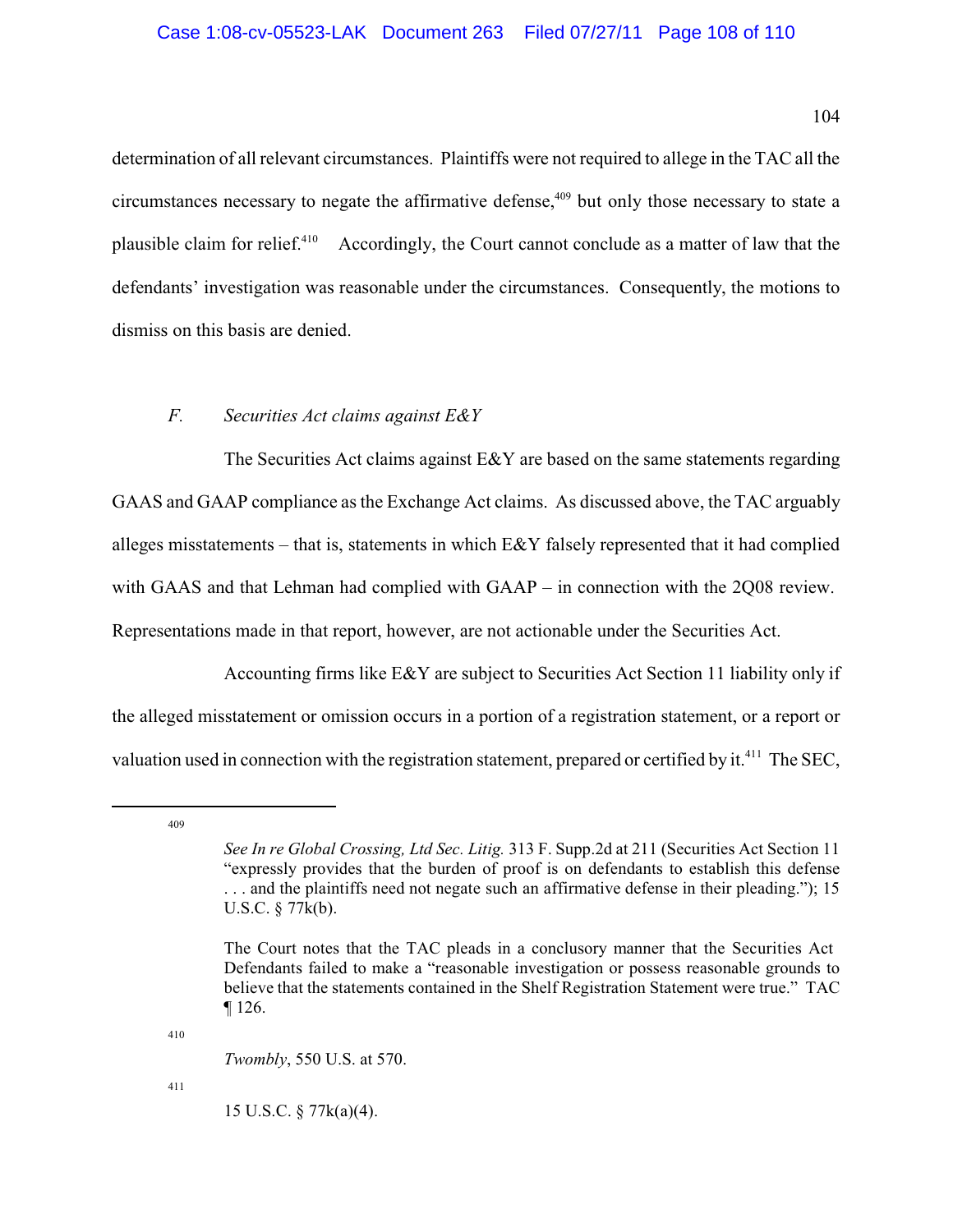determination of all relevant circumstances. Plaintiffs were not required to allege in the TAC all the circumstances necessary to negate the affirmative defense,[409] but only those necessary to state a plausible claim for relief.[410] Accordingly, the Court cannot conclude as a matter of law that the defendants' investigation was reasonable under the circumstances. Consequently, the motions to dismiss on this basis are denied.

### *F. Securities Act claims against E&Y*

The Securities Act claims against E&Y are based on the same statements regarding GAAS and GAAP compliance as the Exchange Act claims. As discussed above, the TAC arguably alleges misstatements – that is, statements in which E&Y falsely represented that it had complied with GAAS and that Lehman had complied with GAAP – in connection with the 2Q08 review. Representations made in that report, however, are not actionable under the Securities Act.

Accounting firms like E&Y are subject to Securities Act Section 11 liability only if the alleged misstatement or omission occurs in a portion of a registration statement, or a report or valuation used in connection with the registration statement, prepared or certified by it.[411] The SEC,

---

409

*See In re Global Crossing, Ltd Sec. Litig.* 313 F. Supp.2d at 211 (Securities Act Section 11 "expressly provides that the burden of proof is on defendants to establish this defense . . . and the plaintiffs need not negate such an affirmative defense in their pleading."); 15 U.S.C. § 77k(b).

The Court notes that the TAC pleads in a conclusory manner that the Securities Act Defendants failed to make a "reasonable investigation or possess reasonable grounds to believe that the statements contained in the Shelf Registration Statement were true." TAC ¶ 126.

410

*Twombly*, 550 U.S. at 570.

411

15 U.S.C. § 77k(a)(4).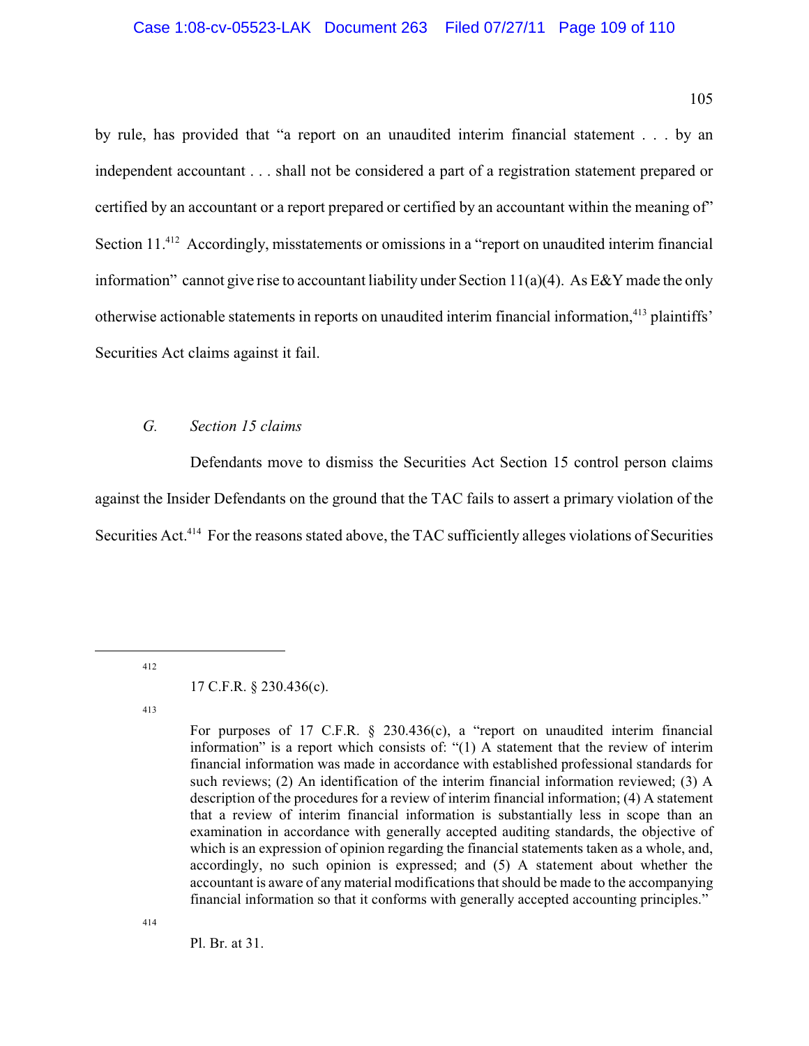by rule, has provided that "a report on an unaudited interim financial statement . . . by an independent accountant . . . shall not be considered a part of a registration statement prepared or certified by an accountant or a report prepared or certified by an accountant within the meaning of" Section 11.[412] Accordingly, misstatements or omissions in a "report on unaudited interim financial information" cannot give rise to accountant liability under Section 11(a)(4). As E&Y made the only otherwise actionable statements in reports on unaudited interim financial information,[413] plaintiffs' Securities Act claims against it fail.

### *G. Section 15 claims*

Defendants move to dismiss the Securities Act Section 15 control person claims against the Insider Defendants on the ground that the TAC fails to assert a primary violation of the Securities Act.[414] For the reasons stated above, the TAC sufficiently alleges violations of Securities

---

[412] 17 C.F.R. § 230.436(c).

[413] For purposes of 17 C.F.R. § 230.436(c), a "report on unaudited interim financial information" is a report which consists of: "(1) A statement that the review of interim financial information was made in accordance with established professional standards for such reviews; (2) An identification of the interim financial information reviewed; (3) A description of the procedures for a review of interim financial information; (4) A statement that a review of interim financial information is substantially less in scope than an examination in accordance with generally accepted auditing standards, the objective of which is an expression of opinion regarding the financial statements taken as a whole, and, accordingly, no such opinion is expressed; and (5) A statement about whether the accountant is aware of any material modifications that should be made to the accompanying financial information so that it conforms with generally accepted accounting principles."

[414] Pl. Br. at 31.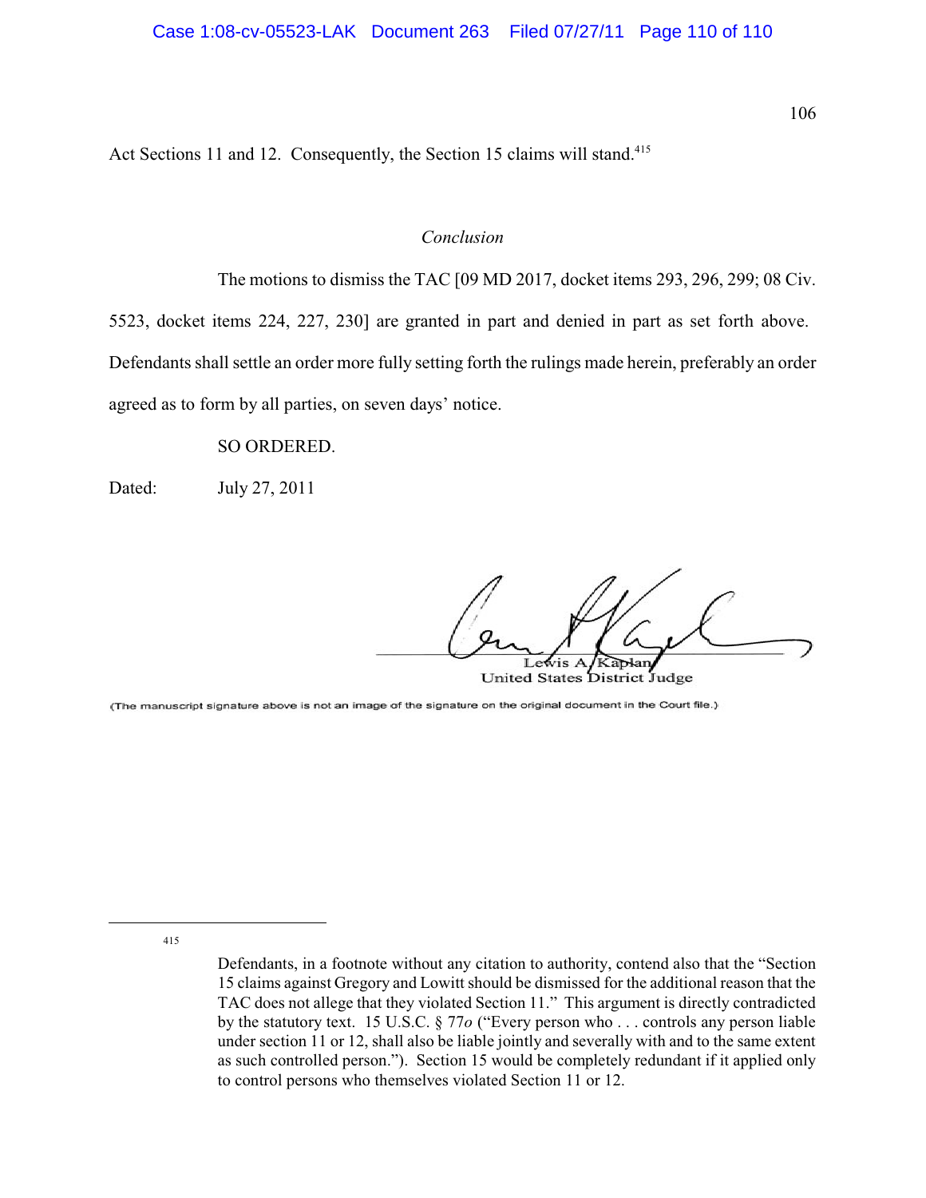Act Sections 11 and 12. Consequently, the Section 15 claims will stand.[415]

*Conclusion*

The motions to dismiss the TAC [09 MD 2017, docket items 293, 296, 299; 08 Civ. 5523, docket items 224, 227, 230] are granted in part and denied in part as set forth above. Defendants shall settle an order more fully setting forth the rulings made herein, preferably an order agreed as to form by all parties, on seven days' notice.

SO ORDERED.

Dated: July 27, 2011

Lewis A. Kaplan
United States District Judge

(The manuscript signature above is not an image of the signature on the original document in the Court file.)

---

415 Defendants, in a footnote without any citation to authority, contend also that the "Section 15 claims against Gregory and Lowitt should be dismissed for the additional reason that the TAC does not allege that they violated Section 11." This argument is directly contradicted by the statutory text. 15 U.S.C. § 77*o* ("Every person who . . . controls any person liable under section 11 or 12, shall also be liable jointly and severally with and to the same extent as such controlled person."). Section 15 would be completely redundant if it applied only to control persons who themselves violated Section 11 or 12.